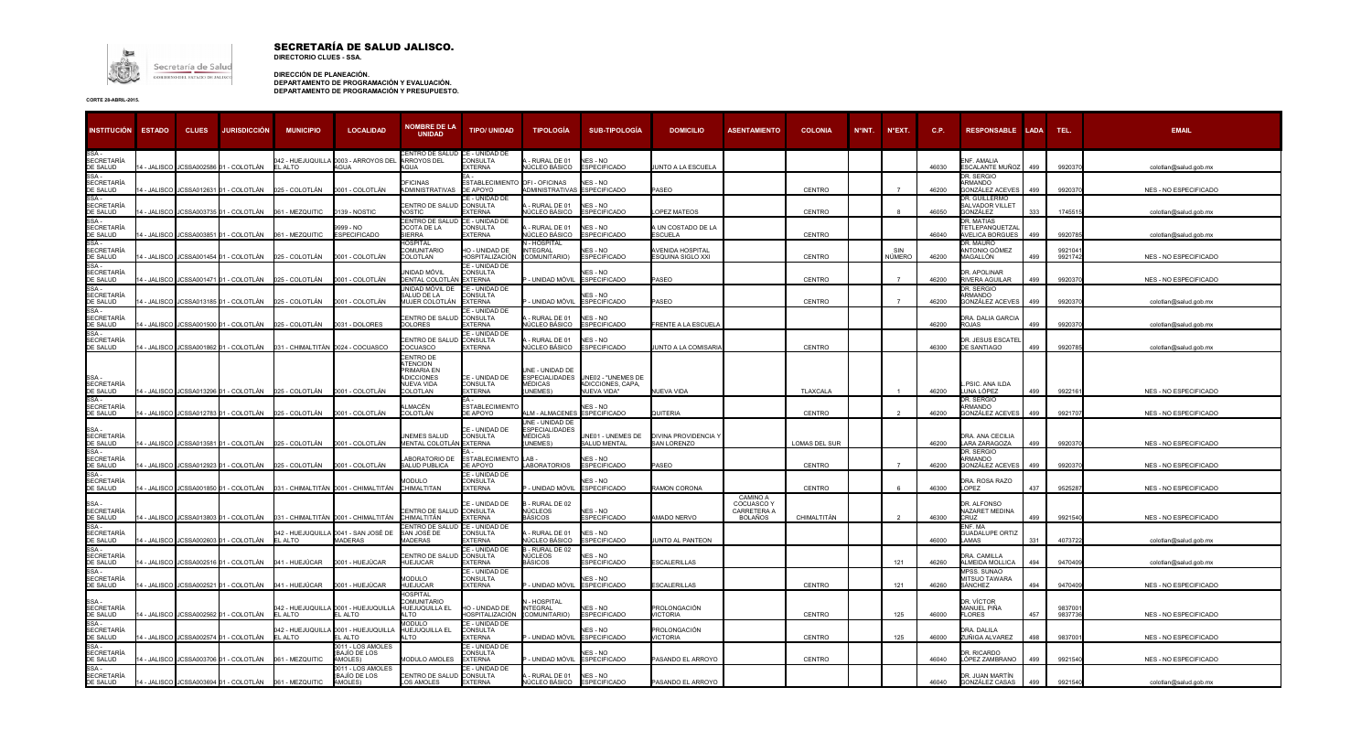# SECRETARÍA DE SALUD JALISCO.

**DIRECTORIO CLUES - SSA.**

**DIRECCIÓN DE PLANEACIÓN.**
**DEPARTAMENTO DE PROGRAMACIÓN Y EVALUACIÓN.**
**DEPARTAMENTO DE PROGRAMACIÓN Y PRESUPUESTO.**

CORTE 28-ABRIL-2015.

| INSTITUCIÓN | ESTADO | CLUES | JURISDICCIÓN | MUNICIPIO | LOCALIDAD | NOMBRE DE LA UNIDAD | TIPO/ UNIDAD | TIPOLOGÍA | SUB-TIPOLOGÍA | DOMICILIO | ASENTAMIENTO | COLONIA | N°INT. | N°EXT. | C.P. | RESPONSABLE | LADA | TEL. | EMAIL |
|---|---|---|---|---|---|---|---|---|---|---|---|---|---|---|---|---|---|---|---|
| SSA - SECRETARÍA DE SALUD | 14 - JALISCO | JCSSA002586 | 01 - COLOTLÁN | 042 - HUEJUQUILLA EL ALTO | 0003 - ARROYOS DEL AGUA | CENTRO DE SALUD ARROYOS DEL AGUA | CE - UNIDAD DE CONSULTA EXTERNA | A - RURAL DE 01 NÚCLEO BÁSICO | NES - NO ESPECIFICADO | JUNTO A LA ESCUELA | | | | | 46030 | ENF. AMALIA ESCALANTE MUÑOZ | 499 | 9920370 | colotlan@salud.gob.mx |
| SSA - SECRETARÍA DE SALUD | 14 - JALISCO | JCSSA012631 | 01 - COLOTLÁN | 025 - COLOTLÁN | 0001 - COLOTLÁN | OFICINAS ADMINISTRATIVAS | EA - ESTABLECIMIENTO DE APOYO | OFI - OFICINAS ADMINISTRATIVAS | NES - NO ESPECIFICADO | PASEO | | CENTRO | | 7 | 46200 | DR. SERGIO ARMANDO GONZÁLEZ ACEVES | 499 | 9920370 | NES - NO ESPECIFICADO |
| SSA - SECRETARÍA DE SALUD | 14 - JALISCO | JCSSA003735 | 01 - COLOTLÁN | 061 - MEZQUITIC | 0139 - NOSTIC | CENTRO DE SALUD NOSTIC | CE - UNIDAD DE CONSULTA EXTERNA | A - RURAL DE 01 NÚCLEO BÁSICO | NES - NO ESPECIFICADO | LOPEZ MATEOS | | CENTRO | | 8 | 46050 | DR. GUILLERMO SALVADOR VILLET GONZÁLEZ | 333 | 1745515 | colotlan@salud.gob.mx |
| SSA - SECRETARÍA DE SALUD | 14 - JALISCO | JCSSA003851 | 01 - COLOTLÁN | 061 - MEZQUITIC | 9999 - NO ESPECIFICADO | CENTRO DE SALUD OCOTA DE LA SIERRA | CE - UNIDAD DE CONSULTA EXTERNA | A - RURAL DE 01 NÚCLEO BÁSICO | NES - NO ESPECIFICADO | A UN COSTADO DE LA ESCUELA | | CENTRO | | | 46040 | DR. MATIAS TETLEPANQUETZAL AVELICA BORGUES | 499 | 9920785 | colotlan@salud.gob.mx |
| SSA - SECRETARÍA DE SALUD | 14 - JALISCO | JCSSA001454 | 01 - COLOTLÁN | 025 - COLOTLÁN | 0001 - COLOTLÁN | HOSPITAL COMUNITARIO COLOTLAN | HO - UNIDAD DE HOSPITALIZACIÓN | N - HOSPITAL INTEGRAL (COMUNITARIO) | NES - NO ESPECIFICADO | AVENIDA HOSPITAL ESQUINA SIGLO XXI | | CENTRO | | SIN NÚMERO | 46200 | DR. MAURO ANTONIO GÓMEZ MAGALLÓN | 499 | 9921041 9921742 | NES - NO ESPECIFICADO |
| SSA - SECRETARÍA DE SALUD | 14 - JALISCO | JCSSA001471 | 01 - COLOTLÁN | 025 - COLOTLÁN | 0001 - COLOTLÁN | UNIDAD MÓVIL DENTAL COLOTLÁN | CE - UNIDAD DE CONSULTA EXTERNA | P - UNIDAD MÓVIL | NES - NO ESPECIFICADO | PASEO | | CENTRO | | 7 | 46200 | DR. APOLINAR RIVERA AGUILAR | 499 | 9920370 | NES - NO ESPECIFICADO |
| SSA - SECRETARÍA DE SALUD | 14 - JALISCO | JCSSA013185 | 01 - COLOTLÁN | 025 - COLOTLÁN | 0001 - COLOTLÁN | UNIDAD MÓVIL DE SALUD DE LA MUJER COLOTLÁN | CE - UNIDAD DE CONSULTA EXTERNA | P - UNIDAD MÓVIL | NES - NO ESPECIFICADO | PASEO | | CENTRO | | 7 | 46200 | DR. SERGIO ARMANDO GONZÁLEZ ACEVES | 499 | 9920370 | colotlan@salud.gob.mx |
| SSA - SECRETARÍA DE SALUD | 14 - JALISCO | JCSSA001500 | 01 - COLOTLÁN | 025 - COLOTLÁN | 0031 - DOLORES | CENTRO DE SALUD DOLORES | CE - UNIDAD DE CONSULTA EXTERNA | A - RURAL DE 01 NÚCLEO BÁSICO | NES - NO ESPECIFICADO | FRENTE A LA ESCUELA | | | | | 46200 | DRA. DALIA GARCIA ROJAS | 499 | 9920370 | colotlan@salud.gob.mx |
| SSA - SECRETARÍA DE SALUD | 14 - JALISCO | JCSSA001862 | 01 - COLOTLÁN | 031 - CHIMALTITÁN | 0024 - COCUASCO | CENTRO DE SALUD COCUASCO | CE - UNIDAD DE CONSULTA EXTERNA | A - RURAL DE 01 NÚCLEO BÁSICO | NES - NO ESPECIFICADO | JUNTO A LA COMISARIA | | CENTRO | | | 46300 | DR. JESUS ESCATEL DE SANTIAGO | 499 | 9920785 | colotlan@salud.gob.mx |
| SSA - SECRETARÍA DE SALUD | 14 - JALISCO | JCSSA013296 | 01 - COLOTLÁN | 025 - COLOTLÁN | 0001 - COLOTLÁN | CENTRO DE ATENCIÓN PRIMARIA EN ADICCIONES NUEVA VIDA COLOTLAN | CE - UNIDAD DE CONSULTA EXTERNA | UNE - UNIDAD DE ESPECIALIDADES MÉDICAS (UNEMES) | UNE02 - "UNEMES DE ADICCIONES, CAPA, NUEVA VIDA" | NUEVA VIDA | | TLAXCALA | | 1 | 46200 | L.PSIC. ANA ILDA LUNA LÓPEZ | 499 | 9922161 | NES - NO ESPECIFICADO |
| SSA - SECRETARÍA DE SALUD | 14 - JALISCO | JCSSA012783 | 01 - COLOTLÁN | 025 - COLOTLÁN | 0001 - COLOTLÁN | ALMACÉN COLOTLÁN | EA - ESTABLECIMIENTO DE APOYO | ALM - ALMACENES | NES - NO ESPECIFICADO | QUITERIA | | CENTRO | | 2 | 46200 | DR. SERGIO ARMANDO GONZÁLEZ ACEVES | 499 | 9921707 | NES - NO ESPECIFICADO |
| SSA - SECRETARÍA DE SALUD | 14 - JALISCO | JCSSA013581 | 01 - COLOTLÁN | 025 - COLOTLÁN | 0001 - COLOTLÁN | UNEMES SALUD MENTAL COLOTLÁN | CE - UNIDAD DE CONSULTA EXTERNA | UNE - UNIDAD DE ESPECIALIDADES MÉDICAS (UNEMES) | UNE01 - UNEMES DE SALUD MENTAL | DIVINA PROVIDENCIA Y SAN LORENZO | | LOMAS DEL SUR | | | 46200 | DRA. ANA CECILIA LARA ZARAGOZA | 499 | 9920370 | NES - NO ESPECIFICADO |
| SSA - SECRETARÍA DE SALUD | 14 - JALISCO | JCSSA012923 | 01 - COLOTLÁN | 025 - COLOTLÁN | 0001 - COLOTLÁN | LABORATORIO DE SALUD PUBLICA | EA - ESTABLECIMIENTO DE APOYO | LAB - LABORATORIOS | NES - NO ESPECIFICADO | PASEO | | CENTRO | | 7 | 46200 | DR. SERGIO ARMANDO GONZÁLEZ ACEVES | 499 | 9920370 | NES - NO ESPECIFICADO |
| SSA - SECRETARÍA DE SALUD | 14 - JALISCO | JCSSA001850 | 01 - COLOTLÁN | 031 - CHIMALTITÁN | 0001 - CHIMALTITÁN | MODULO CHIMALTITAN | CE - UNIDAD DE CONSULTA EXTERNA | P - UNIDAD MÓVIL | NES - NO ESPECIFICADO | RAMON CORONA | | CENTRO | | 6 | 46300 | DRA. ROSA RAZO LOPEZ | 437 | 9525287 | NES - NO ESPECIFICADO |
| SSA - SECRETARÍA DE SALUD | 14 - JALISCO | JCSSA013803 | 01 - COLOTLÁN | 031 - CHIMALTITÁN | 0001 - CHIMALTITÁN | CENTRO DE SALUD CHIMALTITAN | CE - UNIDAD DE CONSULTA EXTERNA | B - RURAL DE 02 NÚCLEOS BÁSICOS | NES - NO ESPECIFICADO | AMADO NERVO | CAMINO A COCUASCO Y CARRETERA A BOLAÑOS | CHIMALTITÁN | | 2 | 46300 | DR. ALFONSO NAZARET MEDINA CRUZ | 499 | 9921540 | NES - NO ESPECIFICADO |
| SSA - SECRETARÍA DE SALUD | 14 - JALISCO | JCSSA002603 | 01 - COLOTLÁN | 042 - HUEJUQUILLA EL ALTO | 0041 - SAN JOSÉ DE MADERAS | CENTRO DE SALUD SAN JOSÉ DE MADERAS | CE - UNIDAD DE CONSULTA EXTERNA | A - RURAL DE 01 NÚCLEO BÁSICO | NES - NO ESPECIFICADO | JUNTO AL PANTEON | | | | | 46000 | ENF. MA. GUADALUPE ORTIZ LAMAS | 331 | 4073722 | colotlan@salud.gob.mx |
| SSA - SECRETARÍA DE SALUD | 14 - JALISCO | JCSSA002516 | 01 - COLOTLÁN | 041 - HUEJÚCAR | 0001 - HUEJÚCAR | CENTRO DE SALUD HUEJUCAR | CE - UNIDAD DE CONSULTA EXTERNA | B - RURAL DE 02 NÚCLEOS BÁSICOS | NES - NO ESPECIFICADO | ESCALERILLAS | | | | 121 | 46260 | DRA. CAMILLA ALMEIDA MOLLICA | 494 | 9470409 | colotlan@salud.gob.mx |
| SSA - SECRETARÍA DE SALUD | 14 - JALISCO | JCSSA002521 | 01 - COLOTLÁN | 041 - HUEJÚCAR | 0001 - HUEJÚCAR | MODULO HUEJUCAR | CE - UNIDAD DE CONSULTA EXTERNA | P - UNIDAD MÓVIL | NES - NO ESPECIFICADO | ESCALERILLAS | | CENTRO | | 121 | 46260 | MPSS. SUNAO MITSUO TAWARA SÁNCHEZ | 494 | 9470409 | NES - NO ESPECIFICADO |
| SSA - SECRETARÍA DE SALUD | 14 - JALISCO | JCSSA002562 | 01 - COLOTLÁN | 042 - HUEJUQUILLA EL ALTO | 0001 - HUEJUQUILLA EL ALTO | HOSPITAL COMUNITARIO HUEJUQUILLA EL ALTO | HO - UNIDAD DE HOSPITALIZACIÓN | N - HOSPITAL INTEGRAL (COMUNITARIO) | NES - NO ESPECIFICADO | PROLONGACIÓN VICTORIA | | CENTRO | | 125 | 46000 | DR. VÍCTOR MANUEL PIÑA FLORES | 457 | 9837001 9837736 | NES - NO ESPECIFICADO |
| SSA - SECRETARÍA DE SALUD | 14 - JALISCO | JCSSA002574 | 01 - COLOTLÁN | 042 - HUEJUQUILLA EL ALTO | 0001 - HUEJUQUILLA EL ALTO | MODULO HUEJUQUILLA EL ALTO | CE - UNIDAD DE CONSULTA EXTERNA | P - UNIDAD MÓVIL | NES - NO ESPECIFICADO | PROLONGACIÓN VICTORIA | | CENTRO | | 125 | 46000 | DRA. DALILA ZÚÑIGA ALVAREZ | 498 | 9837001 | NES - NO ESPECIFICADO |
| SSA - SECRETARÍA DE SALUD | 14 - JALISCO | JCSSA003706 | 01 - COLOTLÁN | 061 - MEZQUITIC | 0011 - LOS AMOLES (BAJÍO DE LOS AMOLES) | MODULO AMOLES | CE - UNIDAD DE CONSULTA EXTERNA | P - UNIDAD MÓVIL | NES - NO ESPECIFICADO | PASANDO EL ARROYO | | CENTRO | | | 46040 | DR. RICARDO LÓPEZ ZAMBRANO | 499 | 9921540 | NES - NO ESPECIFICADO |
| SSA - SECRETARÍA DE SALUD | 14 - JALISCO | JCSSA003694 | 01 - COLOTLÁN | 061 - MEZQUITIC | 0011 - LOS AMOLES (BAJÍO DE LOS AMOLES) | CENTRO DE SALUD LOS AMOLES | CE - UNIDAD DE CONSULTA EXTERNA | A - RURAL DE 01 NÚCLEO BÁSICO | NES - NO ESPECIFICADO | PASANDO EL ARROYO | | | | | 46040 | DR. JUAN MARTÍN GONZÁLEZ CASAS | 499 | 9921540 | colotlan@salud.gob.mx |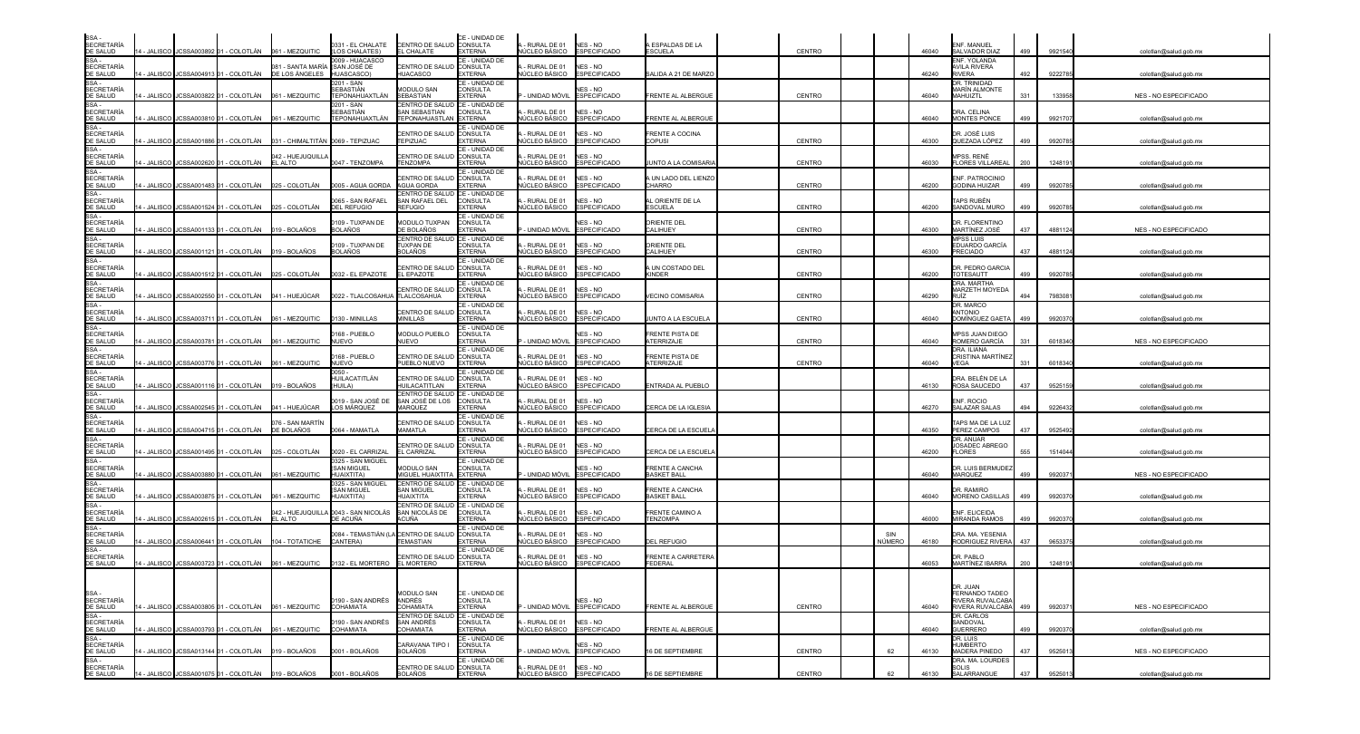| | | | | | | | | | | | | | | | | | | | |
|---|---|---|---|---|---|---|---|---|---|---|---|---|---|---|---|---|---|---|---|
| SSA - SECRETARÍA DE SALUD | 14 - JALISCO | JCSSA003892 | 01 - COLOTLÁN | 061 - MEZQUITIC | 0331 - EL CHALATE (LOS CHALATES) | CENTRO DE SALUD EL CHALATE | CE - UNIDAD DE CONSULTA EXTERNA | A - RURAL DE 01 NÚCLEO BÁSICO | NES - NO ESPECIFICADO | A ESPALDAS DE LA ESCUELA | | CENTRO | | | 46040 | ENF. MANUEL SALVADOR DIAZ | 499 | 9921540 | | colotlan@salud.gob.mx |
| SSA - SECRETARÍA DE SALUD | 14 - JALISCO | JCSSA004913 | 01 - COLOTLÁN | 081 - SANTA MARÍA DE LOS ÁNGELES | 0009 - HUACASCO (SAN JOSÉ DE HUASCASCO) | CENTRO DE SALUD HUACASCO | CE - UNIDAD DE CONSULTA EXTERNA | A - RURAL DE 01 NÚCLEO BÁSICO | NES - NO ESPECIFICADO | SALIDA A 21 DE MARZO | | | | | 46240 | ENF. YOLANDA AVILA RIVERA RIVERA | 492 | 9222785 | | colotlan@salud.gob.mx |
| SSA - SECRETARÍA DE SALUD | 14 - JALISCO | JCSSA003822 | 01 - COLOTLÁN | 061 - MEZQUITIC | 0201 - SAN SEBASTIÁN TEPONAHUAXTLÁN | MODULO SAN SEBASTIAN | CE - UNIDAD DE CONSULTA EXTERNA | P - UNIDAD MÓVIL | NES - NO ESPECIFICADO | FRENTE AL ALBERGUE | | CENTRO | | | 46040 | DR. TRINIDAD MARÍN ALMONTE MAHUIZTL | 331 | 133958 | | NES - NO ESPECIFICADO |
| SSA - SECRETARÍA DE SALUD | 14 - JALISCO | JCSSA003810 | 01 - COLOTLÁN | 061 - MEZQUITIC | 0201 - SAN SEBASTIÁN TEPONAHUAXTLÁN | CENTRO DE SALUD SAN SEBASTIAN TEPONAHUASTLAN | CE - UNIDAD DE CONSULTA EXTERNA | A - RURAL DE 01 NÚCLEO BÁSICO | NES - NO ESPECIFICADO | FRENTE AL ALBERGUE | | | | | 46040 | DRA. CELINA MONTES PONCE | 499 | 9921707 | | colotlan@salud.gob.mx |
| SSA - SECRETARÍA DE SALUD | 14 - JALISCO | JCSSA001886 | 01 - COLOTLÁN | 031 - CHIMALTITÁN | 0069 - TEPIZUAC | CENTRO DE SALUD TEPIZUAC | CE - UNIDAD DE CONSULTA EXTERNA | A - RURAL DE 01 NÚCLEO BÁSICO | NES - NO ESPECIFICADO | FRENTE A COCINA COPUSI | | CENTRO | | | 46300 | DR. JOSÉ LUIS QUEZADA LÓPEZ | 499 | 9920785 | | colotlan@salud.gob.mx |
| SSA - SECRETARÍA DE SALUD | 14 - JALISCO | JCSSA002620 | 01 - COLOTLÁN | 042 - HUEJUQUILLA EL ALTO | 0047 - TENZOMPA | CENTRO DE SALUD TENZOMPA | CE - UNIDAD DE CONSULTA EXTERNA | A - RURAL DE 01 NÚCLEO BÁSICO | NES - NO ESPECIFICADO | JUNTO A LA COMISARIA | | CENTRO | | | 46030 | MPSS. RENÉ FLORES VILLAREAL | 200 | 1248191 | | colotlan@salud.gob.mx |
| SSA - SECRETARÍA DE SALUD | 14 - JALISCO | JCSSA001483 | 01 - COLOTLÁN | 025 - COLOTLÁN | 0005 - AGUA GORDA | CENTRO DE SALUD AGUA GORDA | CE - UNIDAD DE CONSULTA EXTERNA | A - RURAL DE 01 NÚCLEO BÁSICO | NES - NO ESPECIFICADO | A UN LADO DEL LIENZO CHARRO | | CENTRO | | | 46200 | ENF. PATROCINIO GODINA HUIZAR | 499 | 9920785 | | colotlan@salud.gob.mx |
| SSA - SECRETARÍA DE SALUD | 14 - JALISCO | JCSSA001524 | 01 - COLOTLÁN | 025 - COLOTLÁN | 0065 - SAN RAFAEL DEL REFUGIO | CENTRO DE SALUD SAN RAFAEL DEL REFUGIO | CE - UNIDAD DE CONSULTA EXTERNA | A - RURAL DE 01 NÚCLEO BÁSICO | NES - NO ESPECIFICADO | AL ORIENTE DE LA ESCUELA | | CENTRO | | | 46200 | TAPS RUBÉN SANDOVAL MURO | 499 | 9920785 | | colotlan@salud.gob.mx |
| SSA - SECRETARÍA DE SALUD | 14 - JALISCO | JCSSA001133 | 01 - COLOTLÁN | 019 - BOLAÑOS | 0109 - TUXPAN DE BOLAÑOS | MODULO TUXPAN DE BOLAÑOS | CE - UNIDAD DE CONSULTA EXTERNA | P - UNIDAD MÓVIL | NES - NO ESPECIFICADO | ORIENTE DEL CALIHUEY | | CENTRO | | | 46300 | DR. FLORENTINO MARTÍNEZ JOSÉ | 437 | 4881124 | | NES - NO ESPECIFICADO |
| SSA - SECRETARÍA DE SALUD | 14 - JALISCO | JCSSA001121 | 01 - COLOTLÁN | 019 - BOLAÑOS | 0109 - TUXPAN DE BOLAÑOS | CENTRO DE SALUD TUXPAN DE BOLAÑOS | CE - UNIDAD DE CONSULTA EXTERNA | A - RURAL DE 01 NÚCLEO BÁSICO | NES - NO ESPECIFICADO | ORIENTE DEL CALIHUEY | | CENTRO | | | 46300 | MPSS LUIS EDUARDO GARCÍA PRECIADO | 437 | 4881124 | | colotlan@salud.gob.mx |
| SSA - SECRETARÍA DE SALUD | 14 - JALISCO | JCSSA001512 | 01 - COLOTLÁN | 025 - COLOTLÁN | 0032 - EL EPAZOTE | CENTRO DE SALUD EL EPAZOTE | CE - UNIDAD DE CONSULTA EXTERNA | A - RURAL DE 01 NÚCLEO BÁSICO | NES - NO ESPECIFICADO | A UN COSTADO DEL KINDER | | CENTRO | | | 46200 | DR. PEDRO GARCIA TOTESAUTT | 499 | 9920785 | | colotlan@salud.gob.mx |
| SSA - SECRETARÍA DE SALUD | 14 - JALISCO | JCSSA002550 | 01 - COLOTLÁN | 041 - HUEJÚCAR | 0022 - TLALCOSAHUA | CENTRO DE SALUD TLALCOSAHUA | CE - UNIDAD DE CONSULTA EXTERNA | A - RURAL DE 01 NÚCLEO BÁSICO | NES - NO ESPECIFICADO | VECINO COMISARIA | | CENTRO | | | 46290 | DRA. MARTHA MARZETH MOYEDA RUIZ | 494 | 7983081 | | colotlan@salud.gob.mx |
| SSA - SECRETARÍA DE SALUD | 14 - JALISCO | JCSSA003711 | 01 - COLOTLÁN | 061 - MEZQUITIC | 0130 - MINILLAS | CENTRO DE SALUD MINILLAS | CE - UNIDAD DE CONSULTA EXTERNA | A - RURAL DE 01 NÚCLEO BÁSICO | NES - NO ESPECIFICADO | JUNTO A LA ESCUELA | | CENTRO | | | 46040 | DR. MARCO ANTONIO DOMÍNGUEZ GAETA | 499 | 9920370 | | colotlan@salud.gob.mx |
| SSA - SECRETARÍA DE SALUD | 14 - JALISCO | JCSSA003781 | 01 - COLOTLÁN | 061 - MEZQUITIC | 0168 - PUEBLO NUEVO | MODULO PUEBLO NUEVO | CE - UNIDAD DE CONSULTA EXTERNA | P - UNIDAD MÓVIL | NES - NO ESPECIFICADO | FRENTE PISTA DE ATERRIZAJE | | CENTRO | | | 46040 | MPSS JUAN DIEGO ROMERO GARCÍA | 331 | 6018340 | | NES - NO ESPECIFICADO |
| SSA - SECRETARÍA DE SALUD | 14 - JALISCO | JCSSA003776 | 01 - COLOTLÁN | 061 - MEZQUITIC | 0168 - PUEBLO NUEVO | CENTRO DE SALUD PUEBLO NUEVO | CE - UNIDAD DE CONSULTA EXTERNA | A - RURAL DE 01 NÚCLEO BÁSICO | NES - NO ESPECIFICADO | FRENTE PISTA DE ATERRIZAJE | | CENTRO | | | 46040 | DRA. ILIANA CRISTINA MARTÍNEZ VEGA | 331 | 6018340 | | colotlan@salud.gob.mx |
| SSA - SECRETARÍA DE SALUD | 14 - JALISCO | JCSSA001116 | 01 - COLOTLÁN | 019 - BOLAÑOS | 0050 - HUILACATITLÁN (HUILA) | CENTRO DE SALUD HUILACATITLAN | CE - UNIDAD DE CONSULTA EXTERNA | A - RURAL DE 01 NÚCLEO BÁSICO | NES - NO ESPECIFICADO | ENTRADA AL PUEBLO | | | | | 46130 | DRA. BELÉN DE LA ROSA SAUCEDO | 437 | 9525159 | | colotlan@salud.gob.mx |
| SSA - SECRETARÍA DE SALUD | 14 - JALISCO | JCSSA002545 | 01 - COLOTLÁN | 041 - HUEJÚCAR | 0019 - SAN JOSÉ DE LOS MÁRQUEZ | CENTRO DE SALUD SAN JOSÉ DE LOS MARQUEZ | CE - UNIDAD DE CONSULTA EXTERNA | A - RURAL DE 01 NÚCLEO BÁSICO | NES - NO ESPECIFICADO | CERCA DE LA IGLESIA | | | | | 46270 | ENF. ROCIO SALAZAR SALAS | 494 | 9226432 | | colotlan@salud.gob.mx |
| SSA - SECRETARÍA DE SALUD | 14 - JALISCO | JCSSA004715 | 01 - COLOTLÁN | 076 - SAN MARTÍN DE BOLAÑOS | 0064 - MAMATLA | CENTRO DE SALUD MAMATLA | CE - UNIDAD DE CONSULTA EXTERNA | A - RURAL DE 01 NÚCLEO BÁSICO | NES - NO ESPECIFICADO | CERCA DE LA ESCUELA | | | | | 46350 | TAPS MA DE LA LUZ PEREZ CAMPOS | 437 | 9525492 | | colotlan@salud.gob.mx |
| SSA - SECRETARÍA DE SALUD | 14 - JALISCO | JCSSA001495 | 01 - COLOTLÁN | 025 - COLOTLÁN | 0020 - EL CARRIZAL | CENTRO DE SALUD EL CARRIZAL | CE - UNIDAD DE CONSULTA EXTERNA | A - RURAL DE 01 NÚCLEO BÁSICO | NES - NO ESPECIFICADO | CERCA DE LA ESCUELA | | | | | 46200 | DR. ANUAR JOSADEC ABREGO FLORES | 555 | 1514044 | | colotlan@salud.gob.mx |
| SSA - SECRETARÍA DE SALUD | 14 - JALISCO | JCSSA003880 | 01 - COLOTLÁN | 061 - MEZQUITIC | 0325 - SAN MIGUEL (SAN MIGUEL HUAIXTITA) | MODULO SAN MIGUEL HUAIXTITA | CE - UNIDAD DE CONSULTA EXTERNA | P - UNIDAD MÓVIL | NES - NO ESPECIFICADO | FRENTE A CANCHA BASKET BALL | | | | | 46040 | DR. LUIS BERMUDEZ MARQUEZ | 499 | 9920371 | | NES - NO ESPECIFICADO |
| SSA - SECRETARÍA DE SALUD | 14 - JALISCO | JCSSA003875 | 01 - COLOTLÁN | 061 - MEZQUITIC | 0325 - SAN MIGUEL (SAN MIGUEL HUAIXTITA) | CENTRO DE SALUD SAN MIGUEL HUAIXTITA | CE - UNIDAD DE CONSULTA EXTERNA | A - RURAL DE 01 NÚCLEO BÁSICO | NES - NO ESPECIFICADO | FRENTE A CANCHA BASKET BALL | | | | | 46040 | DR. RAMIRO MORENO CASILLAS | 499 | 9920370 | | colotlan@salud.gob.mx |
| SSA - SECRETARÍA DE SALUD | 14 - JALISCO | JCSSA002615 | 01 - COLOTLÁN | 042 - HUEJUQUILLA EL ALTO | 0043 - SAN NICOLÁS DE ACUÑA | CENTRO DE SALUD SAN NICOLÁS DE ACUÑA | CE - UNIDAD DE CONSULTA EXTERNA | A - RURAL DE 01 NÚCLEO BÁSICO | NES - NO ESPECIFICADO | FRENTE CAMINO A TENZOMPA | | | | | 46000 | ENF. ELICEIDA MIRANDA RAMOS | 499 | 9920370 | | colotlan@salud.gob.mx |
| SSA - SECRETARÍA DE SALUD | 14 - JALISCO | JCSSA006441 | 01 - COLOTLÁN | 104 - TOTATICHE | 0084 - TEMASTIÁN (LA CANTERA) | CENTRO DE SALUD TEMASTIAN | CE - UNIDAD DE CONSULTA EXTERNA | A - RURAL DE 01 NÚCLEO BÁSICO | NES - NO ESPECIFICADO | DEL REFUGIO | | | SIN NÚMERO | | 46180 | DRA. MA. YESENIA RODRIGUEZ RIVERA | 437 | 9653375 | | colotlan@salud.gob.mx |
| SSA - SECRETARÍA DE SALUD | 14 - JALISCO | JCSSA003723 | 01 - COLOTLÁN | 061 - MEZQUITIC | 0132 - EL MORTERO | CENTRO DE SALUD EL MORTERO | CE - UNIDAD DE CONSULTA EXTERNA | A - RURAL DE 01 NÚCLEO BÁSICO | NES - NO ESPECIFICADO | FRENTE A CARRETERA FEDERAL | | | | | 46053 | DR. PABLO MARTÍNEZ IBARRA | 200 | 1248191 | | colotlan@salud.gob.mx |
| SSA - SECRETARÍA DE SALUD | 14 - JALISCO | JCSSA003805 | 01 - COLOTLÁN | 061 - MEZQUITIC | 0190 - SAN ANDRÉS COHAMIATA | MODULO SAN ANDRÉS COHAMIATA | CE - UNIDAD DE CONSULTA EXTERNA | P - UNIDAD MÓVIL | NES - NO ESPECIFICADO | FRENTE AL ALBERGUE | | CENTRO | | | 46040 | DR. JUAN FERNANDO TADEO RIVERA RUVALCABA RIVERA RUVALCABA | 499 | 9920371 | | NES - NO ESPECIFICADO |
| SSA - SECRETARÍA DE SALUD | 14 - JALISCO | JCSSA003793 | 01 - COLOTLÁN | 061 - MEZQUITIC | 0190 - SAN ANDRÉS COHAMIATA | CENTRO DE SALUD SAN ANDRÉS COHAMIATA | CE - UNIDAD DE CONSULTA EXTERNA | A - RURAL DE 01 NÚCLEO BÁSICO | NES - NO ESPECIFICADO | FRENTE AL ALBERGUE | | | | | 46040 | DR. CARLOS SANDOVAL GUERRERO | 499 | 9920370 | | colotlan@salud.gob.mx |
| SSA - SECRETARÍA DE SALUD | 14 - JALISCO | JCSSA013144 | 01 - COLOTLÁN | 019 - BOLAÑOS | 0001 - BOLAÑOS | CARAVANA TIPO I BOLAÑOS | CE - UNIDAD DE CONSULTA EXTERNA | P - UNIDAD MÓVIL | NES - NO ESPECIFICADO | 16 DE SEPTIEMBRE | | CENTRO | 62 | | 46130 | DR. LUIS HUMBERTO MADERA PINEDO | 437 | 9525013 | | NES - NO ESPECIFICADO |
| SSA - SECRETARÍA DE SALUD | 14 - JALISCO | JCSSA001075 | 01 - COLOTLÁN | 019 - BOLAÑOS | 0001 - BOLAÑOS | CENTRO DE SALUD BOLAÑOS | CE - UNIDAD DE CONSULTA EXTERNA | A - RURAL DE 01 NÚCLEO BÁSICO | NES - NO ESPECIFICADO | 16 DE SEPTIEMBRE | | CENTRO | 62 | | 46130 | DRA. MA. LOURDES SOLIS SALARRANGUE | 437 | 9525013 | | colotlan@salud.gob.mx |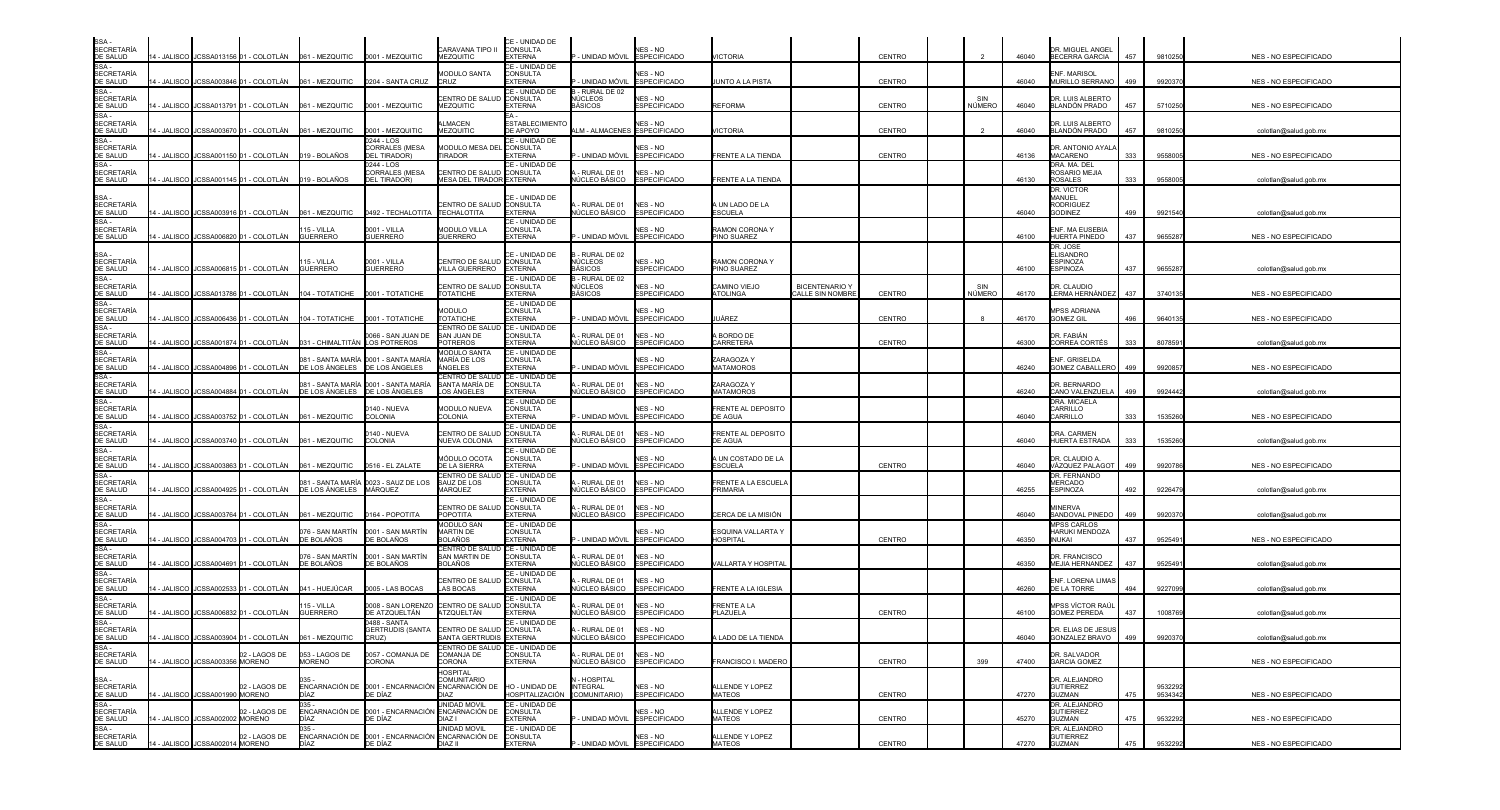| | | | | | | | | | | | | | | | | | | | |
|---|---|---|---|---|---|---|---|---|---|---|---|---|---|---|---|---|---|---|---|
| SSA - SECRETARÍA DE SALUD | 14 - JALISCO | JCSSA013156 | 01 - COLOTLÁN | 061 - MEZQUITIC | 0001 - MEZQUITIC | CARAVANA TIPO II MEZQUITIC | CE - UNIDAD DE CONSULTA EXTERNA | P - UNIDAD MÓVIL | NES - NO ESPECIFICADO | VICTORIA | | CENTRO | | 2 | 46040 | DR. MIGUEL ANGEL BECERRA GARCIA | 457 | 9810250 | NES - NO ESPECIFICADO |
| SSA - SECRETARÍA DE SALUD | 14 - JALISCO | JCSSA003846 | 01 - COLOTLÁN | 061 - MEZQUITIC | 0204 - SANTA CRUZ | MODULO SANTA CRUZ | CE - UNIDAD DE CONSULTA EXTERNA | P - UNIDAD MÓVIL | NES - NO ESPECIFICADO | JUNTO A LA PISTA | | CENTRO | | | 46040 | ENF. MARISOL MURILLO SERRANO | 499 | 9920370 | NES - NO ESPECIFICADO |
| SSA - SECRETARÍA DE SALUD | 14 - JALISCO | JCSSA013791 | 01 - COLOTLÁN | 061 - MEZQUITIC | 0001 - MEZQUITIC | CENTRO DE SALUD MEZQUITIC | CE - UNIDAD DE CONSULTA EXTERNA | B - RURAL DE 02 NÚCLEOS BÁSICOS | NES - NO ESPECIFICADO | REFORMA | | CENTRO | | SIN NÚMERO | 46040 | DR. LUIS ALBERTO BLANDÓN PRADO | 457 | 5710250 | NES - NO ESPECIFICADO |
| SSA - SECRETARÍA DE SALUD | 14 - JALISCO | JCSSA003670 | 01 - COLOTLÁN | 061 - MEZQUITIC | 0001 - MEZQUITIC | ALMACEN MEZQUITIC | EA - ESTABLECIMIENTO DE APOYO | ALM - ALMACENES | NES - NO ESPECIFICADO | VICTORIA | | CENTRO | | 2 | 46040 | DR. LUIS ALBERTO BLANDÓN PRADO | 457 | 9810250 | colotlan@salud.gob.mx |
| SSA - SECRETARÍA DE SALUD | 14 - JALISCO | JCSSA001150 | 01 - COLOTLÁN | 019 - BOLAÑOS | 0244 - LOS CORRALES (MESA DEL TIRADOR) | MODULO MESA DEL TIRADOR | CE - UNIDAD DE CONSULTA EXTERNA | P - UNIDAD MÓVIL | NES - NO ESPECIFICADO | FRENTE A LA TIENDA | | CENTRO | | | 46136 | DR. ANTONIO AYALA MACARENO | 333 | 9558005 | NES - NO ESPECIFICADO |
| SSA - SECRETARÍA DE SALUD | 14 - JALISCO | JCSSA001145 | 01 - COLOTLÁN | 019 - BOLAÑOS | 0244 - LOS CORRALES (MESA DEL TIRADOR) | CENTRO DE SALUD MESA DEL TIRADOR | CE - UNIDAD DE CONSULTA EXTERNA | A - RURAL DE 01 NÚCLEO BÁSICO | NES - NO ESPECIFICADO | FRENTE A LA TIENDA | | | | | 46130 | DRA. MA. DEL ROSARIO MEJIA ROSALES | 333 | 9558005 | colotlan@salud.gob.mx |
| SSA - SECRETARÍA DE SALUD | 14 - JALISCO | JCSSA003916 | 01 - COLOTLÁN | 061 - MEZQUITIC | 0492 - TECHALOTITA | CENTRO DE SALUD TECHALOTITA | CE - UNIDAD DE CONSULTA EXTERNA | A - RURAL DE 01 NÚCLEO BÁSICO | NES - NO ESPECIFICADO | A UN LADO DE LA ESCUELA | | | | | 46040 | DR. VICTOR MANUEL RODRIGUEZ GODINEZ | 499 | 9921540 | colotlan@salud.gob.mx |
| SSA - SECRETARÍA DE SALUD | 14 - JALISCO | JCSSA006820 | 01 - COLOTLÁN | 115 - VILLA GUERRERO | 0001 - VILLA GUERRERO | MODULO VILLA GUERRERO | CE - UNIDAD DE CONSULTA EXTERNA | P - UNIDAD MÓVIL | NES - NO ESPECIFICADO | RAMON CORONA Y PINO SUAREZ | | | | | 46100 | ENF. MA EUSEBIA HUERTA PINEDO | 437 | 9655287 | NES - NO ESPECIFICADO |
| SSA - SECRETARÍA DE SALUD | 14 - JALISCO | JCSSA006815 | 01 - COLOTLÁN | 115 - VILLA GUERRERO | 0001 - VILLA GUERRERO | CENTRO DE SALUD VILLA GUERRERO | CE - UNIDAD DE CONSULTA EXTERNA | B - RURAL DE 02 NÚCLEOS BÁSICOS | NES - NO ESPECIFICADO | RAMON CORONA Y PINO SUAREZ | | | | | 46100 | DR. JOSE ELISANDRO ESPINOZA ESPINOZA | 437 | 9655287 | colotlan@salud.gob.mx |
| SSA - SECRETARÍA DE SALUD | 14 - JALISCO | JCSSA013786 | 01 - COLOTLÁN | 104 - TOTATICHE | 0001 - TOTATICHE | CENTRO DE SALUD TOTATICHE | CE - UNIDAD DE CONSULTA EXTERNA | B - RURAL DE 02 NÚCLEOS BÁSICOS | NES - NO ESPECIFICADO | CAMINO VIEJO ATOLINGA | BICENTENARIO Y CALLE SIN NOMBRE | CENTRO | | SIN NÚMERO | 46170 | DR. CLAUDIO LERMA HERNÁNDEZ | 437 | 3740135 | NES - NO ESPECIFICADO |
| SSA - SECRETARÍA DE SALUD | 14 - JALISCO | JCSSA006436 | 01 - COLOTLÁN | 104 - TOTATICHE | 0001 - TOTATICHE | MODULO TOTATICHE | CE - UNIDAD DE CONSULTA EXTERNA | P - UNIDAD MÓVIL | NES - NO ESPECIFICADO | JUÁREZ | | CENTRO | | 8 | 46170 | MPSS ADRIANA GOMEZ GIL | 496 | 9640135 | NES - NO ESPECIFICADO |
| SSA - SECRETARÍA DE SALUD | 14 - JALISCO | JCSSA001874 | 01 - COLOTLÁN | 031 - CHIMALTITÁN | 0066 - SAN JUAN DE LOS POTREROS | CENTRO DE SALUD SAN JUAN DE POTREROS | CE - UNIDAD DE CONSULTA EXTERNA | A - RURAL DE 01 NÚCLEO BÁSICO | NES - NO ESPECIFICADO | A BORDO DE CARRETERA | | CENTRO | | | 46300 | DR. FABIÁN CORREA CORTÉS | 333 | 8078591 | colotlan@salud.gob.mx |
| SSA - SECRETARÍA DE SALUD | 14 - JALISCO | JCSSA004896 | 01 - COLOTLÁN | 081 - SANTA MARÍA DE LOS ÁNGELES | 0001 - SANTA MARÍA DE LOS ÁNGELES | MODULO SANTA MARÍA DE LOS ÁNGELES | CE - UNIDAD DE CONSULTA EXTERNA | P - UNIDAD MÓVIL | NES - NO ESPECIFICADO | ZARAGOZA Y MATAMOROS | | | | | 46240 | ENF. GRISELDA GOMEZ CABALLERO | 499 | 9920857 | NES - NO ESPECIFICADO |
| SSA - SECRETARÍA DE SALUD | 14 - JALISCO | JCSSA004884 | 01 - COLOTLÁN | 081 - SANTA MARÍA DE LOS ÁNGELES | 0001 - SANTA MARÍA DE LOS ÁNGELES | CENTRO DE SALUD SANTA MARÍA DE LOS ÁNGELES | CE - UNIDAD DE CONSULTA EXTERNA | A - RURAL DE 01 NÚCLEO BÁSICO | NES - NO ESPECIFICADO | ZARAGOZA Y MATAMOROS | | | | | 46240 | DR. BERNARDO CANO VALENZUELA | 499 | 9924442 | colotlan@salud.gob.mx |
| SSA - SECRETARÍA DE SALUD | 14 - JALISCO | JCSSA003752 | 01 - COLOTLÁN | 061 - MEZQUITIC | 0140 - NUEVA COLONIA | MODULO NUEVA COLONIA | CE - UNIDAD DE CONSULTA EXTERNA | P - UNIDAD MÓVIL | NES - NO ESPECIFICADO | FRENTE AL DEPOSITO DE AGUA | | | | | 46040 | DRA. MICAELA CARRILLO CARRILLO | 333 | 1535260 | NES - NO ESPECIFICADO |
| SSA - SECRETARÍA DE SALUD | 14 - JALISCO | JCSSA003740 | 01 - COLOTLÁN | 061 - MEZQUITIC | 0140 - NUEVA COLONIA | CENTRO DE SALUD NUEVA COLONIA | CE - UNIDAD DE CONSULTA EXTERNA | A - RURAL DE 01 NÚCLEO BÁSICO | NES - NO ESPECIFICADO | FRENTE AL DEPOSITO DE AGUA | | | | | 46040 | DRA. CARMEN HUERTA ESTRADA | 333 | 1535260 | colotlan@salud.gob.mx |
| SSA - SECRETARÍA DE SALUD | 14 - JALISCO | JCSSA003863 | 01 - COLOTLÁN | 061 - MEZQUITIC | 0516 - EL ZALATE | MÓDULO OCOTA DE LA SIERRA | CE - UNIDAD DE CONSULTA EXTERNA | P - UNIDAD MÓVIL | NES - NO ESPECIFICADO | A UN COSTADO DE LA ESCUELA | | CENTRO | | | 46040 | DR. CLAUDIO A. VÁZQUEZ PALAGOT | 499 | 9920786 | NES - NO ESPECIFICADO |
| SSA - SECRETARÍA DE SALUD | 14 - JALISCO | JCSSA004925 | 01 - COLOTLÁN | 081 - SANTA MARÍA DE LOS ÁNGELES | 0023 - SAUZ DE LOS MÁRQUEZ | CENTRO DE SALUD SAUZ DE LOS MARQUEZ | CE - UNIDAD DE CONSULTA EXTERNA | A - RURAL DE 01 NÚCLEO BÁSICO | NES - NO ESPECIFICADO | FRENTE A LA ESCUELA PRIMARIA | | | | | 46255 | DR. FERNANDO MERCADO ESPINOZA | 492 | 9226479 | colotlan@salud.gob.mx |
| SSA - SECRETARÍA DE SALUD | 14 - JALISCO | JCSSA003764 | 01 - COLOTLÁN | 061 - MEZQUITIC | 0164 - POPOTITA | CENTRO DE SALUD POPOTITA | CE - UNIDAD DE CONSULTA EXTERNA | A - RURAL DE 01 NÚCLEO BÁSICO | NES - NO ESPECIFICADO | CERCA DE LA MISIÓN | | | | | 46040 | MINERVA SANDOVAL PINEDO | 499 | 9920370 | colotlan@salud.gob.mx |
| SSA - SECRETARÍA DE SALUD | 14 - JALISCO | JCSSA004703 | 01 - COLOTLÁN | 076 - SAN MARTÍN DE BOLAÑOS | 0001 - SAN MARTÍN DE BOLAÑOS | MODULO SAN MARTIN DE BOLAÑOS | CE - UNIDAD DE CONSULTA EXTERNA | P - UNIDAD MÓVIL | NES - NO ESPECIFICADO | ESQUINA VALLARTA Y HOSPITAL | | CENTRO | | | 46350 | MPSS CARLOS HARUKI MENDOZA INUKAI | 437 | 9525491 | NES - NO ESPECIFICADO |
| SSA - SECRETARÍA DE SALUD | 14 - JALISCO | JCSSA004691 | 01 - COLOTLÁN | 076 - SAN MARTÍN DE BOLAÑOS | 0001 - SAN MARTÍN DE BOLAÑOS | CENTRO DE SALUD SAN MARTIN DE BOLAÑOS | CE - UNIDAD DE CONSULTA EXTERNA | A - RURAL DE 01 NÚCLEO BÁSICO | NES - NO ESPECIFICADO | VALLARTA Y HOSPITAL | | | | | 46350 | DR. FRANCISCO MEJÍA HERNANDEZ | 437 | 9525491 | colotlan@salud.gob.mx |
| SSA - SECRETARÍA DE SALUD | 14 - JALISCO | JCSSA002533 | 01 - COLOTLÁN | 041 - HUEJÚCAR | 0005 - LAS BOCAS | CENTRO DE SALUD LAS BOCAS | CE - UNIDAD DE CONSULTA EXTERNA | A - RURAL DE 01 NÚCLEO BÁSICO | NES - NO ESPECIFICADO | FRENTE A LA IGLESIA | | | | | 46260 | ENF. LORENA LIMAS DE LA TORRE | 494 | 9227099 | colotlan@salud.gob.mx |
| SSA - SECRETARÍA DE SALUD | 14 - JALISCO | JCSSA006832 | 01 - COLOTLÁN | 115 - VILLA GUERRERO | 0008 - SAN LORENZO DE ATZQUELTÁN | CENTRO DE SALUD ATZQUELTÁN | CE - UNIDAD DE CONSULTA EXTERNA | A - RURAL DE 01 NÚCLEO BÁSICO | NES - NO ESPECIFICADO | FRENTE A LA PLAZUELA | | CENTRO | | | 46100 | MPSS VÍCTOR RAÚL GOMEZ PEREDA | 437 | 1008769 | colotlan@salud.gob.mx |
| SSA - SECRETARÍA DE SALUD | 14 - JALISCO | JCSSA003904 | 01 - COLOTLÁN | 061 - MEZQUITIC | 0488 - SANTA GERTRUDIS (SANTA CRUZ) | CENTRO DE SALUD SANTA GERTRUDIS | CE - UNIDAD DE CONSULTA EXTERNA | A - RURAL DE 01 NÚCLEO BÁSICO | NES - NO ESPECIFICADO | A LADO DE LA TIENDA | | | | | 46040 | DR. ELIAS DE JESUS GONZALEZ BRAVO | 499 | 9920370 | colotlan@salud.gob.mx |
| SSA - SECRETARÍA DE SALUD | 14 - JALISCO | JCSSA003356 | 02 - LAGOS DE MORENO | 053 - LAGOS DE MORENO | 0057 - COMANJA DE CORONA | CENTRO DE SALUD COMANJA DE CORONA | CE - UNIDAD DE CONSULTA EXTERNA | A - RURAL DE 01 NÚCLEO BÁSICO | NES - NO ESPECIFICADO | FRANCISCO I. MADERO | | CENTRO | | 399 | 47400 | DR. SALVADOR GARCIA GOMEZ | | | NES - NO ESPECIFICADO |
| SSA - SECRETARÍA DE SALUD | 14 - JALISCO | JCSSA001990 | 02 - LAGOS DE MORENO | 035 - ENCARNACIÓN DE DÍAZ | 0001 - ENCARNACIÓN DE DÍAZ | HOSPITAL COMUNITARIO ENCARNACIÓN DE DÍAZ | HO - UNIDAD DE HOSPITALIZACIÓN | N - HOSPITAL INTEGRAL (COMUNITARIO) | NES - NO ESPECIFICADO | ALLENDE Y LOPEZ MATEOS | | CENTRO | | | 47270 | DR. ALEJANDRO GUTIERREZ GUZMAN | 475 | 9532292 9534342 | NES - NO ESPECIFICADO |
| SSA - SECRETARÍA DE SALUD | 14 - JALISCO | JCSSA002002 | 02 - LAGOS DE MORENO | 035 - ENCARNACIÓN DE DÍAZ | 0001 - ENCARNACIÓN DE DÍAZ | UNIDAD MOVIL ENCARNACIÓN DE DIAZ I | CE - UNIDAD DE CONSULTA EXTERNA | P - UNIDAD MÓVIL | NES - NO ESPECIFICADO | ALLENDE Y LOPEZ MATEOS | | CENTRO | | | 45270 | DR. ALEJANDRO GUTIERREZ GUZMAN | 475 | 9532292 | NES - NO ESPECIFICADO |
| SSA - SECRETARÍA DE SALUD | 14 - JALISCO | JCSSA002014 | 02 - LAGOS DE MORENO | 035 - ENCARNACIÓN DE DÍAZ | 0001 - ENCARNACIÓN DE DÍAZ | UNIDAD MOVIL ENCARNACIÓN DE DIAZ II | CE - UNIDAD DE CONSULTA EXTERNA | P - UNIDAD MÓVIL | NES - NO ESPECIFICADO | ALLENDE Y LOPEZ MATEOS | | CENTRO | | | 47270 | DR. ALEJANDRO GUTIERREZ GUZMAN | 475 | 9532292 | NES - NO ESPECIFICADO |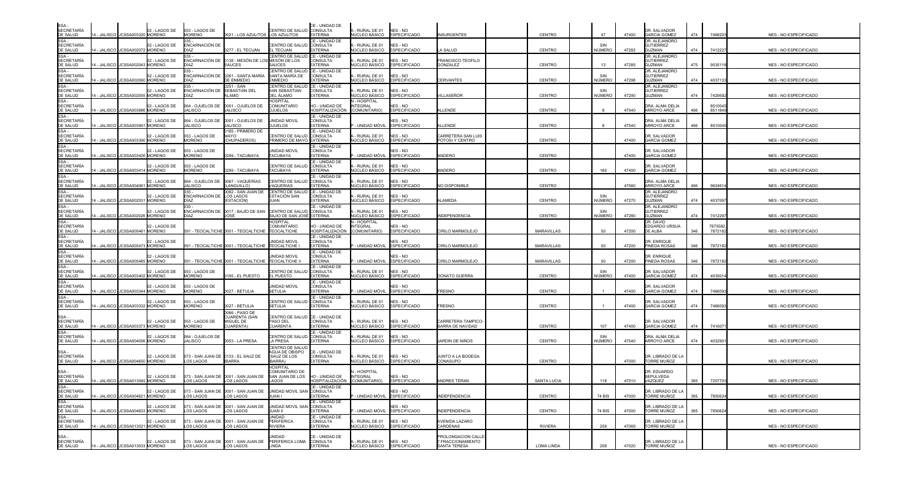| | | | | | | | | | | | | | | | | | | |
|---|---|---|---|---|---|---|---|---|---|---|---|---|---|---|---|---|---|---|
| SSA - SECRETARÍA DE SALUD | 14 - JALISCO | JCSSA003320 | 02 - LAGOS DE MORENO | 053 - LAGOS DE MORENO | 0021 - LOS AZULITOS | CENTRO DE SALUD LOS AZULITOS | CE - UNIDAD DE CONSULTA EXTERNA | A - RURAL DE 01 NÚCLEO BÁSICO | NES - NO ESPECIFICADO | INSURGENTES | CENTRO | 47 | 47400 | DR. SALVADOR GARCIA GOMEZ | 474 | 7468203 | | NES - NO ESPECIFICADO |
| SSA - SECRETARÍA DE SALUD | 14 - JALISCO | JCSSA002072 | 02 - LAGOS DE MORENO | 035 - ENCARNACIÓN DE DÍAZ | 0277 - EL TECUÁN | CENTRO DE SALUD EL TECUAN | CE - UNIDAD DE CONSULTA EXTERNA | A - RURAL DE 01 NÚCLEO BÁSICO | NES - NO ESPECIFICADO | LA SALUD | CENTRO | SIN NÚMERO | 47282 | DR. ALEJANDRO GUTIERREZ GUZMAN | 474 | 7412227 | | NES - NO ESPECIFICADO |
| SSA - SECRETARÍA DE SALUD | 14 - JALISCO | JCSSA002043 | 02 - LAGOS DE MORENO | 035 - ENCARNACIÓN DE DÍAZ | 0138 - MESÓN DE LOS SAUCES | CENTRO DE SALUD MESÓN DE LOS SAUCES | CE - UNIDAD DE CONSULTA EXTERNA | A - RURAL DE 01 NÚCLEO BÁSICO | NES - NO ESPECIFICADO | FRANCISCO TEOFILO GONZALEZ | CENTRO | 13 | 47285 | DR. ALEJANDRO GUTIERREZ GUZMAN | 475 | 9535118 | | NES - NO ESPECIFICADO |
| SSA - SECRETARÍA DE SALUD | 14 - JALISCO | JCSSA002060 | 02 - LAGOS DE MORENO | 035 - ENCARNACIÓN DE DÍAZ | 0261 - SANTA MARÍA DE ENMEDIO | CENTRO DE SALUD SANTA MARÍA DE ENMEDIO | CE - UNIDAD DE CONSULTA EXTERNA | A - RURAL DE 01 NÚCLEO BÁSICO | NES - NO ESPECIFICADO | CERVANTES | CENTRO | SIN NÚMERO | 47298 | DR. ALEJANDRO GUTIERREZ GUZMAN | 474 | 4037133 | | NES - NO ESPECIFICADO |
| SSA - SECRETARÍA DE SALUD | 14 - JALISCO | JCSSA002055 | 02 - LAGOS DE MORENO | 035 - ENCARNACIÓN DE DÍAZ | 0251 - SAN SEBASTIÁN DEL ÁLAMO | CENTRO DE SALUD SAN SEBASTIAN DEL ÁLAMO | CE - UNIDAD DE CONSULTA EXTERNA | A - RURAL DE 01 NÚCLEO BÁSICO | NES - NO ESPECIFICADO | VILLASEÑOR | CENTRO | SIN NÚMERO | 47290 | DR. ALEJANDRO GUTIERREZ GUZMAN | 474 | 7429592 | | NES - NO ESPECIFICADO |
| SSA - SECRETARÍA DE SALUD | 14 - JALISCO | JCSSA003986 | 02 - LAGOS DE MORENO | 064 - OJUELOS DE JALISCO | 0001 - OJUELOS DE JALISCO | HOSPITAL COMUNITARIO OJUELOS | HO - UNIDAD DE HOSPITALIZACIÓN | N - HOSPITAL INTEGRAL (COMUNITARIO) | NES - NO ESPECIFICADO | ALLENDE | CENTRO | 8 | 47540 | DRA. ALMA DELIA ARROYO ARCE | 496 | 8510045 8511849 | | NES - NO ESPECIFICADO |
| SSA - SECRETARÍA DE SALUD | 14 - JALISCO | JCSSA003991 | 02 - LAGOS DE MORENO | 064 - OJUELOS DE JALISCO | 0001 - OJUELOS DE JALISCO | UNIDAD MOVIL OJUELOS | CE - UNIDAD DE CONSULTA EXTERNA | P - UNIDAD MÓVIL | NES - NO ESPECIFICADO | ALLENDE | CENTRO | 8 | 47540 | DRA. ALMA DELIA ARROYO ARCE | 496 | 8510045 | | NES - NO ESPECIFICADO |
| SSA - SECRETARÍA DE SALUD | 14 - JALISCO | JCSSA003390 | 02 - LAGOS DE MORENO | 053 - LAGOS DE MORENO | 0185 - PRIMERO DE MAYO (CHUPADEROS) | CENTRO DE SALUD PRIMERO DE MAYO | CE - UNIDAD DE CONSULTA EXTERNA | A - RURAL DE 01 NÚCLEO BÁSICO | NES - NO ESPECIFICADO | CARRETERA SAN LUIS POTOSI Y CENTRO | CENTRO | | 47400 | DR. SALVADOR GARCIA GOMEZ | | | | NES - NO ESPECIFICADO |
| SSA - SECRETARÍA DE SALUD | 14 - JALISCO | JCSSA003426 | 02 - LAGOS DE MORENO | 053 - LAGOS DE MORENO | 0299 - TACUBAYA | UNIDAD MOVIL TACUBAYA | CE - UNIDAD DE CONSULTA EXTERNA | P - UNIDAD MÓVIL | NES - NO ESPECIFICADO | MADERO | CENTRO | | 47400 | DR. SALVADOR GARCIA GOMEZ | | | | NES - NO ESPECIFICADO |
| SSA - SECRETARÍA DE SALUD | 14 - JALISCO | JCSSA003414 | 02 - LAGOS DE MORENO | 053 - LAGOS DE MORENO | 0299 - TACUBAYA | CENTRO DE SALUD TACUBAYA | CE - UNIDAD DE CONSULTA EXTERNA | A - RURAL DE 01 NÚCLEO BÁSICO | NES - NO ESPECIFICADO | MADERO | CENTRO | 160 | 47400 | DR. SALVADOR GARCIA GOMEZ | | | | NES - NO ESPECIFICADO |
| SSA - SECRETARÍA DE SALUD | 14 - JALISCO | JCSSA004061 | 02 - LAGOS DE MORENO | 064 - OJUELOS DE JALISCO | 0067 - VAQUERÍAS (LANGUILLO) | CENTRO DE SALUD VAQUERIAS | CE - UNIDAD DE CONSULTA EXTERNA | A - RURAL DE 01 NÚCLEO BÁSICO | NES - NO ESPECIFICADO | NO DISPONIBLE | CENTRO | | 47560 | DRA. ALMA DELIA ARROYO ARCE | 496 | 9624614 | | NES - NO ESPECIFICADO |
| SSA - SECRETARÍA DE SALUD | 14 - JALISCO | JCSSA002031 | 02 - LAGOS DE MORENO | 035 - ENCARNACIÓN DE DÍAZ | 0082 - SAN JUAN DE LOS LAGOS (ESTACIÓN) | CENTRO DE SALUD ESTACIÓN SAN JUAN | CE - UNIDAD DE CONSULTA EXTERNA | A - RURAL DE 01 NÚCLEO BÁSICO | NES - NO ESPECIFICADO | ALAMEDA | CENTRO | SIN NÚMERO | 47270 | DR. ALEJANDRO GUTIERREZ GUZMAN | 474 | 4037097 | | NES - NO ESPECIFICADO |
| SSA - SECRETARÍA DE SALUD | 14 - JALISCO | JCSSA002026 | 02 - LAGOS DE MORENO | 035 - ENCARNACIÓN DE DÍAZ | 0017 - BAJÍO DE SAN JOSÉ | CENTRO DE SALUD BAJÍO DE SAN JOSÉ | CE - UNIDAD DE CONSULTA EXTERNA | A - RURAL DE 01 NÚCLEO BÁSICO | NES - NO ESPECIFICADO | INDEPENDENCIA | CENTRO | SIN NÚMERO | 47280 | DR. ALEJANDRO GUTIERREZ GUZMAN | 474 | 7412297 | | NES - NO ESPECIFICADO |
| SSA - SECRETARÍA DE SALUD | 14 - JALISCO | JCSSA005461 | 02 - LAGOS DE MORENO | 091 - TEOCALTICHE | 0001 - TEOCALTICHE | HOSPITAL COMUNITARIO TEOCALTICHE | HO - UNIDAD DE HOSPITALIZACIÓN | N - HOSPITAL INTEGRAL (COMUNITARIO) | NES - NO ESPECIFICADO | CIRILO MARMOLEJO | MARAVILLAS | 50 | 47200 | DR. DAVID EDGARDO URSUA DE ALBA | 346 | 7875582 7872182 | | NES - NO ESPECIFICADO |
| SSA - SECRETARÍA DE SALUD | 14 - JALISCO | JCSSA005473 | 02 - LAGOS DE MORENO | 091 - TEOCALTICHE | 0001 - TEOCALTICHE | UNIDAD MOVIL TEOCALTICHE I | CE - UNIDAD DE CONSULTA EXTERNA | P - UNIDAD MÓVIL | NES - NO ESPECIFICADO | CIRILO MARMOLEJO | MARAVILLAS | 50 | 47200 | DR. ENRIQUE PINEDA ROSAS | 346 | 7872182 | | NES - NO ESPECIFICADO |
| SSA - SECRETARÍA DE SALUD | 14 - JALISCO | JCSSA005485 | 02 - LAGOS DE MORENO | 091 - TEOCALTICHE | 0001 - TEOCALTICHE | UNIDAD MOVIL TEOCALTICHE II | CE - UNIDAD DE CONSULTA EXTERNA | P - UNIDAD MÓVIL | NES - NO ESPECIFICADO | CIRILO MARMOLEJO | MARAVILLAS | 50 | 47200 | DR. ENRIQUE PINEDA ROSAS | 346 | 7872182 | | NES - NO ESPECIFICADO |
| SSA - SECRETARÍA DE SALUD | 14 - JALISCO | JCSSA003402 | 02 - LAGOS DE MORENO | 053 - LAGOS DE MORENO | 0195 - EL PUESTO | CENTRO DE SALUD EL PUESTO | CE - UNIDAD DE CONSULTA EXTERNA | A - RURAL DE 01 NÚCLEO BÁSICO | NES - NO ESPECIFICADO | DONATO GUERRA | CENTRO | SIN NÚMERO | 47400 | DR. SALVADOR GARCIA GOMEZ | 474 | 4035014 | | NES - NO ESPECIFICADO |
| SSA - SECRETARÍA DE SALUD | 14 - JALISCO | JCSSA003344 | 02 - LAGOS DE MORENO | 053 - LAGOS DE MORENO | 0027 - BETULIA | UNIDAD MOVIL BETULIA | CE - UNIDAD DE CONSULTA EXTERNA | P - UNIDAD MÓVIL | NES - NO ESPECIFICADO | FRESNO | CENTRO | 1 | 47400 | DR. SALVADOR GARCIA GOMEZ | 474 | 7466093 | | NES - NO ESPECIFICADO |
| SSA - SECRETARÍA DE SALUD | 14 - JALISCO | JCSSA003332 | 02 - LAGOS DE MORENO | 053 - LAGOS DE MORENO | 0027 - BETULIA | CENTRO DE SALUD BETULIA | CE - UNIDAD DE CONSULTA EXTERNA | A - RURAL DE 01 NÚCLEO BÁSICO | NES - NO ESPECIFICADO | FRESNO | CENTRO | 1 | 47400 | DR. SALVADOR GARCIA GOMEZ | 474 | 7466093 | | NES - NO ESPECIFICADO |
| SSA - SECRETARÍA DE SALUD | 14 - JALISCO | JCSSA003373 | 02 - LAGOS DE MORENO | 053 - LAGOS DE MORENO | 0066 - PASO DE CUARENTA (SAN MIGUEL DE CUARENTA) | CENTRO DE SALUD PASO DEL CUARENTA | CE - UNIDAD DE CONSULTA EXTERNA | A - RURAL DE 01 NÚCLEO BÁSICO | NES - NO ESPECIFICADO | CARRETERA TAMPICO-BARRA DE NAVIDAD | CENTRO | 107 | 47400 | DR. SALVADOR GARCIA GOMEZ | 474 | 7416071 | | NES - NO ESPECIFICADO |
| SSA - SECRETARÍA DE SALUD | 14 - JALISCO | JCSSA004056 | 02 - LAGOS DE MORENO | 064 - OJUELOS DE JALISCO | 0053 - LA PRESA | CENTRO DE SALUD LA PRESA | CE - UNIDAD DE CONSULTA EXTERNA | A - RURAL DE 01 NÚCLEO BÁSICO | NES - NO ESPECIFICADO | JARDIN DE NIÑOS | CENTRO | SIN NÚMERO | 47540 | DRA. ALMA DELIA ARROYO ARCE | 474 | 4032901 | | NES - NO ESPECIFICADO |
| SSA - SECRETARÍA DE SALUD | 14 - JALISCO | JCSSA004650 | 02 - LAGOS DE MORENO | 073 - SAN JUAN DE LOS LAGOS | 0133 - EL SAUZ DE IBARRA | CENTRO DE SALUD AGUA DE OBISPO (SAUZ DE LOS BARRA) | CE - UNIDAD DE CONSULTA EXTERNA | A - RURAL DE 01 NÚCLEO BÁSICO | NES - NO ESPECIFICADO | JUNTO A LA BODEGA CONASUPO | CENTRO | | 47000 | DR. LIBRADO DE LA TORRE MUÑOZ | | | | NES - NO ESPECIFICADO |
| SSA - SECRETARÍA DE SALUD | 14 - JALISCO | JCSSA013045 | 02 - LAGOS DE MORENO | 073 - SAN JUAN DE LOS LAGOS | 0001 - SAN JUAN DE LOS LAGOS | HOSPITAL COMUNITARIO DE SAN JUAN DE LOS LAGOS | HO - UNIDAD DE HOSPITALIZACIÓN | N - HOSPITAL INTEGRAL (COMUNITARIO) | NES - NO ESPECIFICADO | ANDRES TERAN | SANTA LUCIA | 118 | 47010 | DR. EDUARDO SEPULVEDA VAZQUEZ | 395 | 7257703 | | NES - NO ESPECIFICADO |
| SSA - SECRETARÍA DE SALUD | 14 - JALISCO | JCSSA004621 | 02 - LAGOS DE MORENO | 073 - SAN JUAN DE LOS LAGOS | 0001 - SAN JUAN DE LOS LAGOS | UNIDAD MOVIL SAN JUAN I | CE - UNIDAD DE CONSULTA EXTERNA | P - UNIDAD MÓVIL | NES - NO ESPECIFICADO | INDEPENDENCIA | CENTRO | 74 BIS | 47000 | DR. LIBRADO DE LA TORRE MUÑOZ | 395 | 7850624 | | NES - NO ESPECIFICADO |
| SSA - SECRETARÍA DE SALUD | 14 - JALISCO | JCSSA004633 | 02 - LAGOS DE MORENO | 073 - SAN JUAN DE LOS LAGOS | 0001 - SAN JUAN DE LOS LAGOS | UNIDAD MOVIL SAN JUAN II | CE - UNIDAD DE CONSULTA EXTERNA | P - UNIDAD MÓVIL | NES - NO ESPECIFICADO | INDEPENDENCIA | CENTRO | 74 BIS | 47000 | DR. LIBRADO DE LA TORRE MUÑOZ | 395 | 7850624 | | NES - NO ESPECIFICADO |
| SSA - SECRETARÍA DE SALUD | 14 - JALISCO | JCSSA013021 | 02 - LAGOS DE MORENO | 073 - SAN JUAN DE LOS LAGOS | 0001 - SAN JUAN DE LOS LAGOS | UNIDAD PERIFERICA RIVIERA | CE - UNIDAD DE CONSULTA EXTERNA | A - RURAL DE 01 NÚCLEO BÁSICO | NES - NO ESPECIFICADO | AVENIDA LAZARO CARDENAS | RIVIERA | 259 | 47069 | DR. LIBRADO DE LA TORRE MUÑOZ | | | | NES - NO ESPECIFICADO |
| SSA - SECRETARÍA DE SALUD | 14 - JALISCO | JCSSA013033 | 02 - LAGOS DE MORENO | 073 - SAN JUAN DE LOS LAGOS | 0001 - SAN JUAN DE LOS LAGOS | UNIDAD PERIFERICA LOMA LINDA | CE - UNIDAD DE CONSULTA EXTERNA | A - RURAL DE 01 NÚCLEO BÁSICO | NES - NO ESPECIFICADO | PROLONGACION CALLE 7 FRACCIONAMIENTO SANTA TERESA | LOMA LINDA | 208 | 47020 | DR. LIBRADO DE LA TORRE MUÑOZ | | | | NES - NO ESPECIFICADO |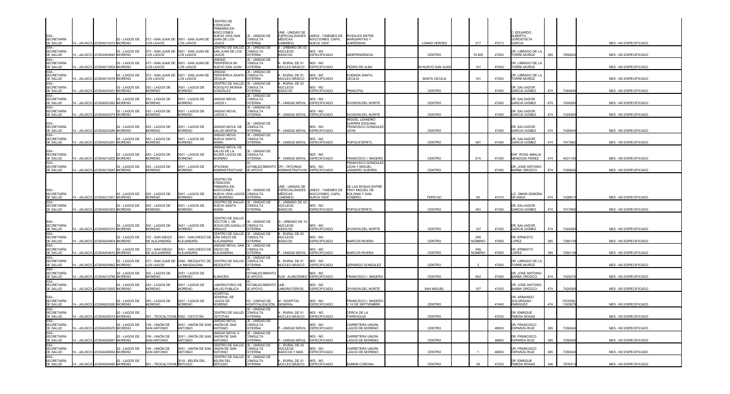| | | | | | | | | | | | | | | | | | | |
|---|---|---|---|---|---|---|---|---|---|---|---|---|---|---|---|---|---|---|
| SSA - SECRETARÍA DE SALUD | 14 - JALISCO | JCSSA013313 | 02 - LAGOS DE MORENO | 073 - SAN JUAN DE LOS LAGOS | 0001 - SAN JUAN DE LOS LAGOS | CENTRO DE ATENCION PRIMARIA EN ADICCIONES NUEVA VIDA SAN JUAN DE LOS LAGOS | CE - UNIDAD DE CONSULTA EXTERNA | UNE - UNIDAD DE ESPECIALIDADES MÉDICAS (UNEMES) | UNE02 - "UNEMES DE ADICCIONES, CAPA, NUEVA VIDA" | ROSALES ENTRE MARGARITAS Y GARDENIAS | LOMAS VERDES | | 217 | 47013 | C. EDUARDO ALBERTO GOROSTIETA GARCIA | | | NES - NO ESPECIFICADO |
| SSA - SECRETARÍA DE SALUD | 14 - JALISCO | JCSSA004645 | 02 - LAGOS DE MORENO | 073 - SAN JUAN DE LOS LAGOS | 0001 - SAN JUAN DE LOS LAGOS | CENTRO DE SALUD SAN JUAN DE LOS LAGOS | CE - UNIDAD DE CONSULTA EXTERNA | E - URBANO DE 02 NÚCLEOS BÁSICOS | NES - NO ESPECIFICADO | INDEPENDENCIA | CENTRO | | 74 BIS | 47000 | DR. LIBRADO DE LA TORRE MUÑOZ | 395 | 7850624 | NES - NO ESPECIFICADO |
| SSA - SECRETARÍA DE SALUD | 14 - JALISCO | JCSSA013004 | 02 - LAGOS DE MORENO | 073 - SAN JUAN DE LOS LAGOS | 0001 - SAN JUAN DE LOS LAGOS | UNIDAD PERIFERICA MI NUEVO SAN JUAN | CE - UNIDAD DE CONSULTA EXTERNA | A - RURAL DE 01 NÚCLEO BÁSICO | NES - NO ESPECIFICADO | PEDRO DE ALBA | MI NUEVO SAN JUAN | | 101 | 47040 | DR. LIBRADO DE LA TORRE MUÑOZ | | | NES - NO ESPECIFICADO |
| SSA - SECRETARÍA DE SALUD | 14 - JALISCO | JCSSA013016 | 02 - LAGOS DE MORENO | 073 - SAN JUAN DE LOS LAGOS | 0001 - SAN JUAN DE LOS LAGOS | UNIDAD PERIFERICA SANTA CECILIA | CE - UNIDAD DE CONSULTA EXTERNA | A - RURAL DE 01 NÚCLEO BÁSICO | NES - NO ESPECIFICADO | AVENIDA SANTA CECILIA | SANTA CECILIA | | 101 | 47020 | DR. LIBRADO DE LA TORRE MUÑOZ | | | NES - NO ESPECIFICADO |
| SSA - SECRETARÍA DE SALUD | 14 - JALISCO | JCSSA003431 | 02 - LAGOS DE MORENO | 053 - LAGOS DE MORENO | 0001 - LAGOS DE MORENO | CENTRO DE SALUD RODOLFO MORAN GONZÁLEZ | CE - UNIDAD DE CONSULTA EXTERNA | B - RURAL DE 02 NÚCLEOS BÁSICOS | NES - NO ESPECIFICADO | PRINCIPAL | CENTRO | | | 47400 | DR. SALVADOR GARCIA GOMEZ | 474 | 7464949 | NES - NO ESPECIFICADO |
| SSA - SECRETARÍA DE SALUD | 14 - JALISCO | JCSSA003262 | 02 - LAGOS DE MORENO | 053 - LAGOS DE MORENO | 0001 - LAGOS DE MORENO | UNIDAD MOVIL LAGOS I | CE - UNIDAD DE CONSULTA EXTERNA | P - UNIDAD MÓVIL | NES - NO ESPECIFICADO | DIVISION DEL NORTE | CENTRO | | | 47400 | DR. SALVADOR GARCIA GOMEZ | 474 | 7424260 | NES - NO ESPECIFICADO |
| SSA - SECRETARÍA DE SALUD | 14 - JALISCO | JCSSA003274 | 02 - LAGOS DE MORENO | 053 - LAGOS DE MORENO | 0001 - LAGOS DE MORENO | UNIDAD MOVIL LAGOS II | CE - UNIDAD DE CONSULTA EXTERNA | P - UNIDAD MÓVIL | NES - NO ESPECIFICADO | DIVISION DEL NORTE | CENTRO | | | 47400 | DR. SALVADOR GARCIA GOMEZ | 474 | 7424260 | NES - NO ESPECIFICADO |
| SSA - SECRETARÍA DE SALUD | 14 - JALISCO | JCSSA003286 | 02 - LAGOS DE MORENO | 053 - LAGOS DE MORENO | 0001 - LAGOS DE MORENO | UNIDAD MOVIL DE SALUD DENTAL | CE - UNIDAD DE CONSULTA EXTERNA | P - UNIDAD MÓVIL | NES - NO ESPECIFICADO | MIGUEL LEANDRO GUERRA ESQUINA FRANCISCO GONZALEZ LEON | CENTRO | | | 47400 | DR. SALVADOR GARCIA GOMEZ | 474 | 7420624 | NES - NO ESPECIFICADO |
| SSA - SECRETARÍA DE SALUD | 14 - JALISCO | JCSSA003291 | 02 - LAGOS DE MORENO | 053 - LAGOS DE MORENO | 0001 - LAGOS DE MORENO | UNIDAD MOVIL NUEVA SANTA MARÍA | CE - UNIDAD DE CONSULTA EXTERNA | P - UNIDAD MÓVIL | NES - NO ESPECIFICADO | POPOCATEPETL | CENTRO | | 481 | 47400 | DR. SALVADOR GARCIA GOMEZ | 474 | 7417962 | NES - NO ESPECIFICADO |
| SSA - SECRETARÍA DE SALUD | 14 - JALISCO | JCSSA013202 | 02 - LAGOS DE MORENO | 053 - LAGOS DE MORENO | 0001 - LAGOS DE MORENO | UNIDAD MOVIL DE SALUD DE LA MUJER LAGOS DE MORENO | CE - UNIDAD DE CONSULTA EXTERNA | P - UNIDAD MÓVIL | NES - NO ESPECIFICADO | FRANCISCO I. MADERO | CENTRO | | 815 | 47400 | ENF. ROSA AMALIA MENDOZA PEREZ | 474 | 4031129 | NES - NO ESPECIFICADO |
| SSA - SECRETARÍA DE SALUD | 14 - JALISCO | JCSSA012643 | 02 - LAGOS DE MORENO | 053 - LAGOS DE MORENO | 0001 - LAGOS DE MORENO | OFICINAS ADMINISTRATIVAS | EA - ESTABLECIMIENTO DE APOYO | OFI - OFICINAS ADMINISTRATIVAS | NES - NO ESPECIFICADO | FRANCISCO GONZALEZ LEON Y MIGUEL LEANDRO GUERRA | CENTRO | | | 47400 | DR. JOSE ANTONIO BARBA OROZCO | 474 | 7420624 | NES - NO ESPECIFICADO |
| SSA - SECRETARÍA DE SALUD | 14 - JALISCO | JCSSA013301 | 02 - LAGOS DE MORENO | 053 - LAGOS DE MORENO | 0001 - LAGOS DE MORENO | CENTRO DE ATENCION PRIMARIA EN ADICCIONES NUEVA VIDA LAGOS DE MORENO | CE - UNIDAD DE CONSULTA EXTERNA | UNE - UNIDAD DE ESPECIALIDADES MÉDICAS (UNEMES) | UNE02 - "UNEMES DE ADICCIONES, CAPA, NUEVA VIDA" | DE LAS ROSAS ENTRE FRAY MIGUEL DE BOLONIA Y SAN HOMERO | TEPEYAC | | 90 | 47410 | LIC. OMAR ZAMORA DE ANDA | 474 | 7428813 | NES - NO ESPECIFICADO |
| SSA - SECRETARÍA DE SALUD | 14 - JALISCO | JCSSA003303 | 02 - LAGOS DE MORENO | 053 - LAGOS DE MORENO | 0001 - LAGOS DE MORENO | CENTRO DE SALUD NUEVA SANTA MARÍA | CE - UNIDAD DE CONSULTA EXTERNA | E - URBANO DE 02 NÚCLEOS BÁSICOS | NES - NO ESPECIFICADO | POPOCATEPETL | CENTRO | | 481 | 47400 | DR. SALVADOR GARCIA GOMEZ | 474 | 7417962 | NES - NO ESPECIFICADO |
| SSA - SECRETARÍA DE SALUD | 14 - JALISCO | JCSSA003315 | 02 - LAGOS DE MORENO | 053 - LAGOS DE MORENO | 0001 - LAGOS DE MORENO | CENTRO DE SALUD DOCTOR J. DE JESÚS DELGADILLO ARAUJO | CE - UNIDAD DE CONSULTA EXTERNA | G - URBANO DE 10 NÚCLEOS BÁSICOS | NES - NO ESPECIFICADO | DIVISION DEL NORTE | CENTRO | | 107 | 47420 | DR. SALVADOR GARCIA GOMEZ | 474 | 7424260 | NES - NO ESPECIFICADO |
| SSA - SECRETARÍA DE SALUD | 14 - JALISCO | JCSSA004804 | 02 - LAGOS DE MORENO | 072 - SAN DIEGO DE ALEJANDRÍA | 0001 - SAN DIEGO DE ALEJANDRÍA | CENTRO DE SALUD SAN DIEGO DE ALEJANDRIA | CE - UNIDAD DE CONSULTA EXTERNA | B - RURAL DE 02 NÚCLEOS BÁSICOS | NES - NO ESPECIFICADO | MARCOS RIVERA | CENTRO | | SIN NÚMERO | 47950 | DR. ERNESTO LOPEZ | 395 | 7260139 | NES - NO ESPECIFICADO |
| SSA - SECRETARÍA DE SALUD | 14 - JALISCO | JCSSA004616 | 02 - LAGOS DE MORENO | 072 - SAN DIEGO DE ALEJANDRÍA | 0001 - SAN DIEGO DE ALEJANDRÍA | UNIDAD MOVIL SAN DIEGO DE ALEJANDRIA | CE - UNIDAD DE CONSULTA EXTERNA | P - UNIDAD MÓVIL | NES - NO ESPECIFICADO | MARCOS RIVERA | CENTRO | | SIN NÚMERO | 47950 | DR. ERNESTO LOPEZ | 395 | 7260139 | NES - NO ESPECIFICADO |
| SSA - SECRETARÍA DE SALUD | 14 - JALISCO | JCSSA004662 | 02 - LAGOS DE MORENO | 073 - SAN JUAN DE LOS LAGOS | 0298 - MEZQUITIC DE LA MAGDALENA | CENTRO DE SALUD MEZQUITIC | CE - UNIDAD DE CONSULTA EXTERNA | A - RURAL DE 01 NÚCLEO BÁSICO | NES - NO ESPECIFICADO | GERARDO GONZALEZ | CENTRO | | 2 | 47000 | DR. LIBRADO DE LA TORRE MUÑOZ | | | NES - NO ESPECIFICADO |
| SSA - SECRETARÍA DE SALUD | 14 - JALISCO | JCSSA012795 | 02 - LAGOS DE MORENO | 053 - LAGOS DE MORENO | 0001 - LAGOS DE MORENO | ALMACÉN | EA - ESTABLECIMIENTO DE APOYO | ALM - ALMACENES | NES - NO ESPECIFICADO | FRANCISCO I. MADERO | CENTRO | | 802 | 47400 | DR. JOSE ANTONIO BARBA OROZCO | 474 | 7425274 | NES - NO ESPECIFICADO |
| SSA - SECRETARÍA DE SALUD | 14 - JALISCO | JCSSA012935 | 02 - LAGOS DE MORENO | 053 - LAGOS DE MORENO | 0001 - LAGOS DE MORENO | LABORATORIO DE SALUD PUBLICA | EA - ESTABLECIMIENTO DE APOYO | LAB - LABORATORIOS | NES - NO ESPECIFICADO | DIVISION DEL NORTE | SAN MIGUEL | | 107 | 47420 | DR. JOSE ANTONIO BARBA OROZCO | 474 | 7424260 | NES - NO ESPECIFICADO |
| SSA - SECRETARÍA DE SALUD | 14 - JALISCO | JCSSA003250 | 02 - LAGOS DE MORENO | 053 - LAGOS DE MORENO | 0001 - LAGOS DE MORENO | HOSPITAL GENERAL DE LAGOS DE MORENO | HO - UNIDAD DE HOSPITALIZACIÓN | M - HOSPITAL GENERAL | NES - NO ESPECIFICADO | FRANCISCO I. MADERO Y 16 DE SEPTIEMBRE | CENTRO | | | 47440 | DR. ARMANDO SOLORZANO ENRIQUEZ | 474 | 7423508, 7423879 | NES - NO ESPECIFICADO |
| SSA - SECRETARÍA DE SALUD | 14 - JALISCO | JCSSA005514 | 02 - LAGOS DE MORENO | 091 - TEOCALTICHE | 0092 - OSTOTÁN | CENTRO DE SALUD OSTOTAN | CE - UNIDAD DE CONSULTA EXTERNA | A - RURAL DE 01 NÚCLEO BÁSICO | NES - NO ESPECIFICADO | CERCA DE LA PARROQUIA | CENTRO | | | 47230 | DR. ENRIQUE PINEDA ROSAS | | | NES - NO ESPECIFICADO |
| SSA - SECRETARÍA DE SALUD | 14 - JALISCO | JCSSA006576 | 02 - LAGOS DE MORENO | 109 - UNIÓN DE SAN ANTONIO | 0001 - UNIÓN DE SAN ANTONIO | UNIDAD MOVIL UNION DE SAN ANTONIO | CE - UNIDAD DE CONSULTA EXTERNA | P - UNIDAD MÓVIL | NES - NO ESPECIFICADO | CARRETERA UNION-LAGOS DE MORENO | CENTRO | | | 48800 | DR. FRANCISCO ESPARZA RUIZ | 395 | 7250040 | NES - NO ESPECIFICADO |
| SSA - SECRETARÍA DE SALUD | 14 - JALISCO | JCSSA006581 | 02 - LAGOS DE MORENO | 109 - UNIÓN DE SAN ANTONIO | 0001 - UNIÓN DE SAN ANTONIO | UNIDAD MOVIL II UNION DE SAN ANTONIO | CE - UNIDAD DE CONSULTA EXTERNA | P - UNIDAD MÓVIL | NES - NO ESPECIFICADO | CARRETERA UNION LAGOS DE MORENO | CENTRO | | | 48800 | DR. FRANCISCO ESPARZA RUIZ | 395 | 7250040 | NES - NO ESPECIFICADO |
| SSA - SECRETARÍA DE SALUD | 14 - JALISCO | JCSSA006564 | 02 - LAGOS DE MORENO | 109 - UNIÓN DE SAN ANTONIO | 0001 - UNIÓN DE SAN ANTONIO | CENTRO DE SALUD UNION DE SAN ANTONIO | CE - UNIDAD DE CONSULTA EXTERNA | C - RURAL DE 03 NÚCLEOS BÁSICOS Y MÁS | NES - NO ESPECIFICADO | CARRETERA UNION-LAGOS DE MORENO | CENTRO | | 1 | 48800 | DR. FRANCISCO ESPARZA RUIZ | 395 | 7250040 | NES - NO ESPECIFICADO |
| SSA - SECRETARÍA DE SALUD | 14 - JALISCO | JCSSA005490 | 02 - LAGOS DE MORENO | 091 - TEOCALTICHE | 0016 - BELÉN DEL REFUGIO | CENTRO DE SALUD BELÉN DEL REFUGIO | CE - UNIDAD DE CONSULTA EXTERNA | A - RURAL DE 01 NÚCLEO BÁSICO | NES - NO ESPECIFICADO | RAMON CORONA | CENTRO | | 56 | 47220 | DR. ENRIQUE PINEDA ROSAS | 346 | 7876313 | NES - NO ESPECIFICADO |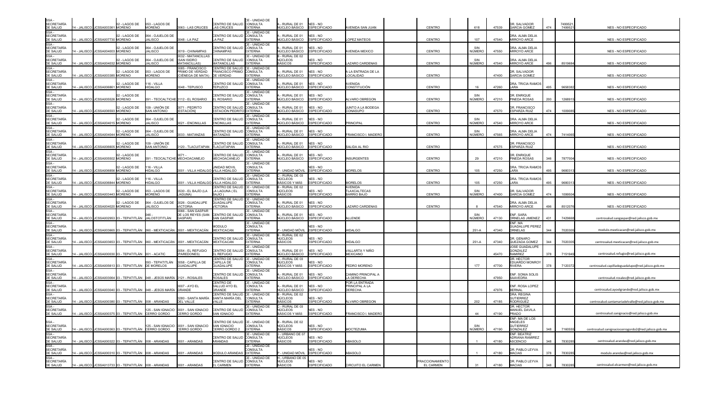| | | | | | | | | | | | | | | | | | | | |
|---|---|---|---|---|---|---|---|---|---|---|---|---|---|---|---|---|---|---|---|
| SSA - SECRETARÍA DE SALUD | 14 - JALISCO | JCSSA003361 | 02 - LAGOS DE MORENO | 053 - LAGOS DE MORENO | 0063 - LAS CRUCES | CENTRO DE SALUD LAS CRUCES | CE - UNIDAD DE CONSULTA EXTERNA | A - RURAL DE 01 NÚCLEO BÁSICO | NES - NO ESPECIFICADO | AVENIDA SAN JUAN | CENTRO | 618 | 47539 | DR. SALVADOR GARCIA GOMEZ | 474 | 7499521, 7499521 | NES - NO ESPECIFICADO |
| SSA - SECRETARÍA DE SALUD | 14 - JALISCO | JCSSA007730 | 02 - LAGOS DE MORENO | 064 - OJUELOS DE JALISCO | 0048 - LA PAZ | CENTRO DE SALUD LA PAZ | CE - UNIDAD DE CONSULTA EXTERNA | A - RURAL DE 01 NÚCLEO BÁSICO | NES - NO ESPECIFICADO | LOPEZ MATEOS | CENTRO | 107 | 47540 | DRA. ALMA DELIA ARROYO ARCE | | | NES - NO ESPECIFICADO |
| SSA - SECRETARÍA DE SALUD | 14 - JALISCO | JCSSA004003 | 02 - LAGOS DE MORENO | 064 - OJUELOS DE JALISCO | 0019 - CHINAMPAS | CENTRO DE SALUD CHINAMPAS | CE - UNIDAD DE CONSULTA EXTERNA | A - RURAL DE 01 NÚCLEO BÁSICO | NES - NO ESPECIFICADO | AVENIDA MEXICO | CENTRO | SIN NÚMERO | 47550 | DRA. ALMA DELIA ARROYO ARCE | | | NES - NO ESPECIFICADO |
| SSA - SECRETARÍA DE SALUD | 14 - JALISCO | JCSSA004032 | 02 - LAGOS DE MORENO | 064 - OJUELOS DE JALISCO | 0032 - MATANCILLAS (SAN ISIDRO MATANCILLAS) | CENTRO DE SALUD MATANCILLAS | CE - UNIDAD DE CONSULTA EXTERNA | B - RURAL DE 02 NÚCLEOS BÁSICOS | NES - NO ESPECIFICADO | LAZARO CARDENAS | CENTRO | SIN NÚMERO | 47540 | DRA. ALMA DELIA ARROYO ARCE | 496 | 8519684 | NES - NO ESPECIFICADO |
| SSA - SECRETARÍA DE SALUD | 14 - JALISCO | JCSSA003385 | 02 - LAGOS DE MORENO | 053 - LAGOS DE MORENO | 0085 - FRANCISCO PRIMO DE VERDAD (CIÉNEGA DE MATA) | CENTRO DE SALUD FRANCISCO PRIMO DE VERDAD | CE - UNIDAD DE CONSULTA EXTERNA | A - RURAL DE 01 NÚCLEO BÁSICO | NES - NO ESPECIFICADO | A LA ENTRADA DE LA LOCALIDAD | CENTRO | | 47400 | DR. SALVADOR GARCIA GOMEZ | | | NES - NO ESPECIFICADO |
| SSA - SECRETARÍA DE SALUD | 14 - JALISCO | JCSSA006861 | 02 - LAGOS DE MORENO | 116 - VILLA HIDALGO | 0048 - TEPUSCO | CENTRO DE SALUD TEPUZCO | CE - UNIDAD DE CONSULTA EXTERNA | A - RURAL DE 01 NÚCLEO BÁSICO | NES - NO ESPECIFICADO | AVENIDA CONSTITUCIÓN | CENTRO | 16 | 47260 | DRA. TRICIA RAMOS LARA | 495 | 9658382 | NES - NO ESPECIFICADO |
| SSA - SECRETARÍA DE SALUD | 14 - JALISCO | JCSSA005526 | 02 - LAGOS DE MORENO | 091 - TEOCALTICHE | 0112 - EL ROSARIO | CENTRO DE SALUD EL ROSARIO | CE - UNIDAD DE CONSULTA EXTERNA | A - RURAL DE 01 NÚCLEO BÁSICO | NES - NO ESPECIFICADO | ALVARO OBREGON | CENTRO | SIN NÚMERO | 47210 | DR. ENRIQUE PINEDA ROSAS | 200 | 1268915 | NES - NO ESPECIFICADO |
| SSA - SECRETARÍA DE SALUD | 14 - JALISCO | JCSSA006593 | 02 - LAGOS DE MORENO | 109 - UNIÓN DE SAN ANTONIO | 0071 - PEDRITO (ESTACIÓN) | CENTRO DE SALUD ESTACIÓN PEDRITO | CE - UNIDAD DE CONSULTA EXTERNA | A - RURAL DE 01 NÚCLEO BÁSICO | NES - NO ESPECIFICADO | JUNTO A LA BODEGA CONASUPO | CENTRO | | 47570 | DR. FRANCISCO ESPARZA RUIZ | 474 | 1009085 | NES - NO ESPECIFICADO |
| SSA - SECRETARÍA DE SALUD | 14 - JALISCO | JCSSA004015 | 02 - LAGOS DE MORENO | 064 - OJUELOS DE JALISCO | 0021 - ENCINILLAS | CENTRO DE SALUD ENCINILLAS | CE - UNIDAD DE CONSULTA EXTERNA | A - RURAL DE 01 NÚCLEO BÁSICO | NES - NO ESPECIFICADO | PRINCIPAL | CENTRO | SIN NÚMERO | 47540 | DRA. ALMA DELIA ARROYO ARCE | | | NES - NO ESPECIFICADO |
| SSA - SECRETARÍA DE SALUD | 14 - JALISCO | JCSSA004044 | 02 - LAGOS DE MORENO | 064 - OJUELOS DE JALISCO | 0033 - MATANZAS | CENTRO DE SALUD MATANZAS | CE - UNIDAD DE CONSULTA EXTERNA | A - RURAL DE 01 NÚCLEO BÁSICO | NES - NO ESPECIFICADO | FRANCISCO I. MADERO | CENTRO | SIN NÚMERO | 47565 | DRA. ALMA DELIA ARROYO ARCE | 474 | 7414065 | NES - NO ESPECIFICADO |
| SSA - SECRETARÍA DE SALUD | 14 - JALISCO | JCSSA006605 | 02 - LAGOS DE MORENO | 109 - UNIÓN DE SAN ANTONIO | 0120 - TLACUITAPAN | CENTRO DE SALUD TLACUITAPAN | CE - UNIDAD DE CONSULTA EXTERNA | A - RURAL DE 01 NÚCLEO BÁSICO | NES - NO ESPECIFICADO | SALIDA AL RIO | CENTRO | | 47575 | DR. FRANCISCO ESPARZA RUIZ | | | NES - NO ESPECIFICADO |
| SSA - SECRETARÍA DE SALUD | 14 - JALISCO | JCSSA005502 | 02 - LAGOS DE MORENO | 091 - TEOCALTICHE | 0071 - MECHOACANEJO | CENTRO DE SALUD MECHOACANEJO | CE - UNIDAD DE CONSULTA EXTERNA | A - RURAL DE 01 NÚCLEO BÁSICO | NES - NO ESPECIFICADO | INSURGENTES | CENTRO | 29 | 47210 | DR. ENRIQUE PINEDA ROSAS | 346 | 7877004 | NES - NO ESPECIFICADO |
| SSA - SECRETARÍA DE SALUD | 14 - JALISCO | JCSSA006856 | 02 - LAGOS DE MORENO | 116 - VILLA HIDALGO | 0001 - VILLA HIDALGO | UNIDAD MOVIL VILLA HIDALGO | CE - UNIDAD DE CONSULTA EXTERNA | P - UNIDAD MÓVIL | NES - NO ESPECIFICADO | MORELOS | CENTRO | 105 | 47250 | DRA. TRICIA RAMOS LARA | 495 | 9680313 | NES - NO ESPECIFICADO |
| SSA - SECRETARÍA DE SALUD | 14 - JALISCO | JCSSA006844 | 02 - LAGOS DE MORENO | 116 - VILLA HIDALGO | 0001 - VILLA HIDALGO | CENTRO DE SALUD VILLA HIDALGO | CE - UNIDAD DE CONSULTA EXTERNA | C - RURAL DE 03 NÚCLEOS BÁSICOS Y MÁS | NES - NO ESPECIFICADO | MORELOS | CENTRO | 105 | 47250 | DRA. TRICIA RAMOS LARA | 495 | 9680313 | NES - NO ESPECIFICADO |
| SSA - SECRETARÍA DE SALUD | 14 - JALISCO | JCSSA003443 | 02 - LAGOS DE MORENO | 053 - LAGOS DE MORENO | 0530 - EL BAJÍO (LA LAGUNA) | CENTRO DE SALUD LA LAGUNA ( EL BAJIO ) | CE - UNIDAD DE CONSULTA EXTERNA | B - RURAL DE 02 NÚCLEOS BÁSICOS | NES - NO ESPECIFICADO | AVENIDA TLAXCALTECAS BARRIO BAJO | CENTRO | SIN NÚMERO | 47400 | DR. SALVADOR GARCIA GOMEZ | 474 | 1099504 | NES - NO ESPECIFICADO |
| SSA - SECRETARÍA DE SALUD | 14 - JALISCO | JCSSA004020 | 02 - LAGOS DE MORENO | 064 - OJUELOS DE JALISCO | 0026 - GUADALUPE VICTORIA | CENTRO DE SALUD GUADALUPE VICTORIA | CE - UNIDAD DE CONSULTA EXTERNA | A - RURAL DE 01 NÚCLEO BÁSICO | NES - NO ESPECIFICADO | LAZARO CARDENAS | CENTRO | 8 | 47540 | DRA. ALMA DELIA ARROYO ARCE | 496 | 8512076 | NES - NO ESPECIFICADO |
| SSA - SECRETARÍA DE SALUD | 14 - JALISCO | JCSSA002953 | 03 - TEPATITLÁN | 046 - JALOSTOTITLÁN | 0066 - SAN GASPAR DE LOS REYES (SAN GASPAR) | CENTRO DE SALUD SAN GASPAR | CE - UNIDAD DE CONSULTA EXTERNA | A - RURAL DE 01 NÚCLEO BÁSICO | NES - NO ESPECIFICADO | ALLENDE | | SIN NÚMERO | 47130 | ENF. SARA ORNELAS JIMENEZ | 431 | 7429668 | centrosalud.sangaspar@red.jalisco.gob.mx |
| SSA - SECRETARÍA DE SALUD | 14 - JALISCO | JCSSA003665 | 03 - TEPATITLÁN | 060 - MEXTICACÁN | 0001 - MEXTICACÁN | MODULO MEXTICACAN | CE - UNIDAD DE CONSULTA EXTERNA | P - UNIDAD MÓVIL | NES - NO ESPECIFICADO | HIDALGO | | 251-A | 47340 | ENF. MA GUADALUPE PEREZ ORNELAS | 344 | 7020305 | modulo.mexticacan@red.jalisco.gob.mx |
| SSA - SECRETARÍA DE SALUD | 14 - JALISCO | JCSSA003653 | 03 - TEPATITLÁN | 060 - MEXTICACÁN | 0001 - MEXTICACÁN | CENTRO DE SALUD MEXTICACAN | CE - UNIDAD DE CONSULTA EXTERNA | B - RURAL DE 02 NÚCLEOS BÁSICOS | NES - NO ESPECIFICADO | HIDALGO | | 251-A | 47340 | DR. GENARO QUEZADA GOMEZ | 344 | 7020305 | centrosalud.mexticacan@red.jalisco.gob.mx |
| SSA - SECRETARÍA DE SALUD | 14 - JALISCO | JCSSA000030 | 03 - TEPATITLÁN | 001 - ACATIC | 0054 - EL REFUGIO (PAREDONES) | CENTRO DE SALUD EL REFUGIO | CE - UNIDAD DE CONSULTA EXTERNA | A - RURAL DE 01 NÚCLEO BÁSICO | NES - NO ESPECIFICADO | VALLARTA Y NIÑO MEXICANO | | | 45470 | JOSE GUADALUPE GONZALEZ RAMIREZ | 378 | 7151949 | centrosalud.refugio@red.jalisco.gob.mx |
| SSA - SECRETARÍA DE SALUD | 14 - JALISCO | JCSSA005613 | 03 - TEPATITLÁN | 093 - TEPATITLÁN DE MORELOS | 0058 - CAPILLA DE GUADALUPE | CENTRO DE SALUD CAPILLA DE GUADALUPE | CE - UNIDAD DE CONSULTA EXTERNA | C - RURAL DE 03 NÚCLEOS BÁSICOS Y MÁS | NES - NO ESPECIFICADO | PEDRO MORENO | | 177 | 47700 | DR. HECTOR EDUARDO MONROY RIVERA | 378 | 7120372 | centrosalud.capilladeguadalupe@red.jalisco.gob.mx |
| SSA - SECRETARÍA DE SALUD | 14 - JALISCO | JCSSA003064 | 03 - TEPATITLÁN | 048 - JESÚS MARÍA | 0121 - ROSALES | CENTRO DE SALUD ROSALES | CE - UNIDAD DE CONSULTA EXTERNA | A - RURAL DE 01 NÚCLEO BÁSICO | NES - NO ESPECIFICADO | CAMINO PRINCIPAL A LA DERECHA | | | 47950 | ENF. SONIA SOLIS SAAVEDRA | | | centrosalud.rosales@red.jalisco.gob.mx |
| SSA - SECRETARÍA DE SALUD | 14 - JALISCO | JCSSA003040 | 03 - TEPATITLÁN | 048 - JESÚS MARÍA | 0007 - AYO EL GRANDE | CENTRO DE SALUD AYO EL GRANDE | CE - UNIDAD DE CONSULTA EXTERNA | A - RURAL DE 01 NÚCLEO BÁSICO | NES - NO ESPECIFICADO | POR LA ENTRADA PRINCIPAL A LA DERECHA | | | 47976 | ENF. ROSA LOPEZ BERNAL | | | centrosalud.ayoelgrande@red.jalisco.gob.mx |
| SSA - SECRETARÍA DE SALUD | 14 - JALISCO | JCSSA000380 | 03 - TEPATITLÁN | 008 - ARANDAS | 0280 - SANTA MARÍA DEL VALLE | CENTRO DE SALUD SANTA MARÍA DEL VALLE | CE - UNIDAD DE CONSULTA EXTERNA | B - RURAL DE 02 NÚCLEOS BÁSICOS | NES - NO ESPECIFICADO | ÁLVARO OBREGON | | 202 | 47185 | DRA. REGINA GUTIERREZ RODRIGUEZ | | | centrosalud.santamariadelvalle@red.jalisco.gob.mx |
| SSA - SECRETARÍA DE SALUD | 14 - JALISCO | JCSSA000375 | 03 - TEPATITLÁN | 125 - SAN IGNACIO CERRO GORDO | 0001 - SAN IGNACIO CERRO GORDO | CENTRO DE SALUD SAN IGNACIO | CE - UNIDAD DE CONSULTA EXTERNA | C - RURAL DE 03 NÚCLEOS BÁSICOS Y MÁS | NES - NO ESPECIFICADO | FRANCISCO I. MADERO | | 44 | 47190 | DR. HECTOR MANUEL DAVILA PRADO | | | centrosalud.sanignacio@red.jalisco.gob.mx |
| SSA - SECRETARÍA DE SALUD | 14 - JALISCO | JCSSA000363 | 03 - TEPATITLÁN | 125 - SAN IGNACIO CERRO GORDO | 0001 - SAN IGNACIO CERRO GORDO | CENTRO DE SALUD SAN IGNACIO CERRO GORDO 2 | CE - UNIDAD DE CONSULTA EXTERNA | B - RURAL DE 02 NÚCLEOS BÁSICOS | NES - NO ESPECIFICADO | MOCTEZUMA | | SIN NÚMERO | 47190 | ENF. MA DE LOS ANGELES GUTIERREZ GONZALEZ | 348 | 7160555 | centrosalud.sanignaciocerrogordo2@red.jalisco.gob.mx |
| SSA - SECRETARÍA DE SALUD | 14 - JALISCO | JCSSA000322 | 03 - TEPATITLÁN | 008 - ARANDAS | 0001 - ARANDAS | CENTRO DE SALUD ARANDAS | CE - UNIDAD DE CONSULTA EXTERNA | J - URBANO DE 07 NÚCLEOS BÁSICOS | NES - NO ESPECIFICADO | ABASOLO | | 1 | 47180 | ENF. BEATRIZ ADRIANA RAMIREZ ASCENCIO | 348 | 7830285 | centrosalud.arandas@red.jalisco.gob.mx |
| SSA - SECRETARÍA DE SALUD | 14 - JALISCO | JCSSA000310 | 03 - TEPATITLÁN | 008 - ARANDAS | 0001 - ARANDAS | MODULO ARANDAS | CE - UNIDAD DE CONSULTA EXTERNA | P - UNIDAD MÓVIL | NES - NO ESPECIFICADO | ABASOLO | | 1 | 47180 | DR. PABLO LEYVA MACIAS | 378 | 7830285 | modulo.arandas@red.jalisco.gob.mx |
| SSA - SECRETARÍA DE SALUD | 14 - JALISCO | JCSSA013733 | 03 - TEPATITLÁN | 008 - ARANDAS | 0001 - ARANDAS | CENTRO DE SALUD EL CARMEN | CE - UNIDAD DE CONSULTA EXTERNA | H - URBANO DE 05 NÚCLEOS BÁSICOS | NES - NO ESPECIFICADO | CIRCUITO EL CARMEN | FRACCIONAMIENTO EL CARMEN | 31 | 47180 | DR. PABLO LEYVA MACIAS | 348 | 7830285 | centrosalud.elcarmen@red.jalisco.gob.mx |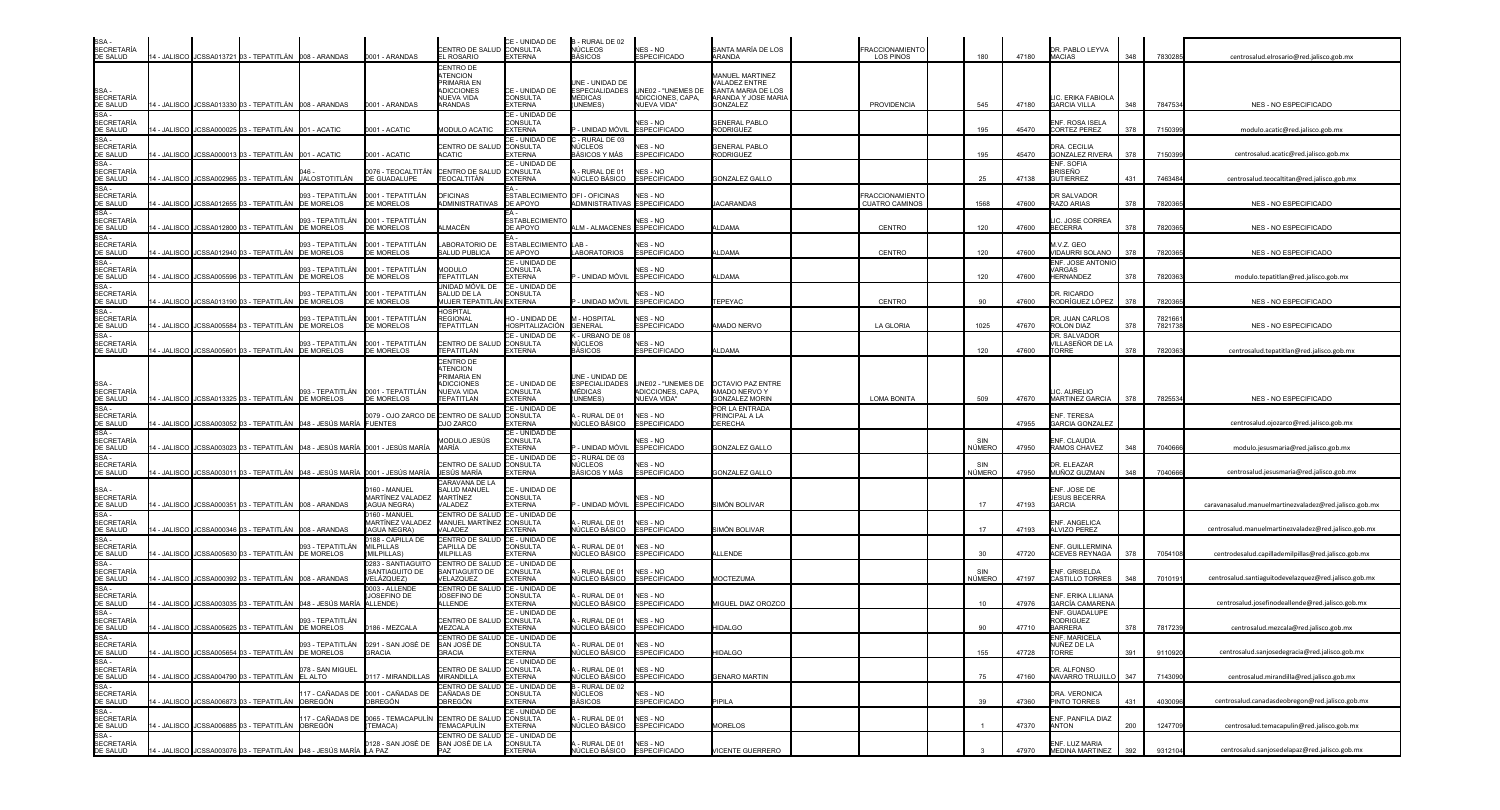| | | | | | | | | | | | | | | | | | | | |
|---|---|---|---|---|---|---|---|---|---|---|---|---|---|---|---|---|---|---|---|
| SSA - SECRETARÍA DE SALUD | 14 - JALISCO | JCSSA013721 | 03 - TEPATITLÁN | 008 - ARANDAS | 0001 - ARANDAS | CENTRO DE SALUD EL ROSARIO | CE - UNIDAD DE CONSULTA EXTERNA | B - RURAL DE 02 NÚCLEOS BÁSICOS | NES - NO ESPECIFICADO | SANTA MARÍA DE LOS ARANDA | | FRACCIONAMIENTO LOS PINOS | 180 | 47180 | DR. PABLO LEYVA MACIAS | 348 | 7830285 | centrosalud.elrosario@red.jalisco.gob.mx |
| SSA - SECRETARÍA DE SALUD | 14 - JALISCO | JCSSA013330 | 03 - TEPATITLÁN | 008 - ARANDAS | 0001 - ARANDAS | CENTRO DE ATENCION PRIMARIA EN ADICCIONES NUEVA VIDA ARANDAS | CE - UNIDAD DE CONSULTA EXTERNA | UNE - UNIDAD DE ESPECIALIDADES MÉDICAS (UNEMES) | UNE02 - "UNEMES DE ADICCIONES, CAPA, NUEVA VIDA" | MANUEL MARTINEZ VALADEZ ENTRE SANTA MARIA DE LOS ARANDA Y JOSE MARIA GONZALEZ | | PROVIDENCIA | 545 | 47180 | LIC. ERIKA FABIOLA GARCIA VILLA | 348 | 7847534 | NES - NO ESPECIFICADO |
| SSA - SECRETARÍA DE SALUD | 14 - JALISCO | JCSSA000025 | 03 - TEPATITLÁN | 001 - ACATIC | 0001 - ACATIC | MODULO ACATIC | CE - UNIDAD DE CONSULTA EXTERNA | P - UNIDAD MÓVIL | NES - NO ESPECIFICADO | GENERAL PABLO RODRIGUEZ | | | 195 | 45470 | ENF. ROSA ISELA CORTEZ PEREZ | 378 | 7150399 | modulo.acatic@red.jalisco.gob.mx |
| SSA - SECRETARÍA DE SALUD | 14 - JALISCO | JCSSA000013 | 03 - TEPATITLÁN | 001 - ACATIC | 0001 - ACATIC | CENTRO DE SALUD ACATIC | CE - UNIDAD DE CONSULTA EXTERNA | C - RURAL DE 03 NÚCLEOS BÁSICOS Y MÁS | NES - NO ESPECIFICADO | GENERAL PABLO RODRIGUEZ | | | 195 | 45470 | DRA. CECILIA GONZALEZ RIVERA | 378 | 7150399 | centrosalud.acatic@red.jalisco.gob.mx |
| SSA - SECRETARÍA DE SALUD | 14 - JALISCO | JCSSA002965 | 03 - TEPATITLÁN | 046 - JALOSTOTITLÁN | 0076 - TEOCALTITÁN DE GUADALUPE | CENTRO DE SALUD TEOCALTITÁN | CE - UNIDAD DE CONSULTA EXTERNA | A - RURAL DE 01 NÚCLEO BÁSICO | NES - NO ESPECIFICADO | GONZALEZ GALLO | | | 25 | 47138 | ENF. SOFIA BRISEÑO GUTIERREZ | 431 | 7463484 | centrosalud.teocaltitan@red.jalisco.gob.mx |
| SSA - SECRETARÍA DE SALUD | 14 - JALISCO | JCSSA012655 | 03 - TEPATITLÁN | 093 - TEPATITLÁN DE MORELOS | 0001 - TEPATITLÁN DE MORELOS | OFICINAS ADMINISTRATIVAS | EA - ESTABLECIMIENTO DE APOYO | OFI - OFICINAS ADMINISTRATIVAS | NES - NO ESPECIFICADO | JACARANDAS | | FRACCIONAMIENTO CUATRO CAMINOS | 1568 | 47600 | DR SALVADOR RAZO ARIAS | 378 | 7820365 | NES - NO ESPECIFICADO |
| SSA - SECRETARÍA DE SALUD | 14 - JALISCO | JCSSA012800 | 03 - TEPATITLÁN | 093 - TEPATITLÁN DE MORELOS | 0001 - TEPATITLÁN DE MORELOS | ALMACÉN | EA - ESTABLECIMIENTO DE APOYO | ALM - ALMACENES | NES - NO ESPECIFICADO | ALDAMA | | CENTRO | 120 | 47600 | LIC. JOSE CORREA BECERRA | 378 | 7820365 | NES - NO ESPECIFICADO |
| SSA - SECRETARÍA DE SALUD | 14 - JALISCO | JCSSA012940 | 03 - TEPATITLÁN | 093 - TEPATITLÁN DE MORELOS | 0001 - TEPATITLÁN DE MORELOS | LABORATORIO DE SALUD PUBLICA | EA - ESTABLECIMIENTO DE APOYO | LAB - LABORATORIOS | NES - NO ESPECIFICADO | ALDAMA | | CENTRO | 120 | 47600 | M.V.Z. GEO VIDAURRI SOLANO | 378 | 7820365 | NES - NO ESPECIFICADO |
| SSA - SECRETARÍA DE SALUD | 14 - JALISCO | JCSSA005596 | 03 - TEPATITLÁN | 093 - TEPATITLÁN DE MORELOS | 0001 - TEPATITLÁN DE MORELOS | MÓDULO TEPATITLAN | CE - UNIDAD DE CONSULTA EXTERNA | P - UNIDAD MÓVIL | NES - NO ESPECIFICADO | ALDAMA | | | 120 | 47600 | ENF. JOSE ANTONIO VARGAS HERNANDEZ | 378 | 7820363 | modulo.tepatitlan@red.jalisco.gob.mx |
| SSA - SECRETARÍA DE SALUD | 14 - JALISCO | JCSSA013190 | 03 - TEPATITLÁN | 093 - TEPATITLÁN DE MORELOS | 0001 - TEPATITLÁN DE MORELOS | UNIDAD MÓVIL DE SALUD DE LA MUJER TEPATITLÁN | CE - UNIDAD DE CONSULTA EXTERNA | P - UNIDAD MÓVIL | NES - NO ESPECIFICADO | TEPEYAC | | CENTRO | 90 | 47600 | DR. RICARDO RODRÍGUEZ LÓPEZ | 378 | 7820365 | NES - NO ESPECIFICADO |
| SSA - SECRETARÍA DE SALUD | 14 - JALISCO | JCSSA005584 | 03 - TEPATITLÁN | 093 - TEPATITLÁN DE MORELOS | 0001 - TEPATITLÁN DE MORELOS | HOSPITAL REGIONAL TEPATITLAN | HO - UNIDAD DE HOSPITALIZACIÓN | M - HOSPITAL GENERAL | NES - NO ESPECIFICADO | AMADO NERVO | | LA GLORIA | 1025 | 47670 | DR. JUAN CARLOS ROLON DIAZ | 378 | 7821661 7821738 | NES - NO ESPECIFICADO |
| SSA - SECRETARÍA DE SALUD | 14 - JALISCO | JCSSA005601 | 03 - TEPATITLÁN | 093 - TEPATITLÁN DE MORELOS | 0001 - TEPATITLÁN DE MORELOS | CENTRO DE SALUD TEPATITLAN | CE - UNIDAD DE CONSULTA EXTERNA | K - URBANO DE 08 NÚCLEOS BÁSICOS | NES - NO ESPECIFICADO | ALDAMA | | | 120 | 47600 | DR. SALVADOR VILLASEÑOR DE LA TORRE | 378 | 7820363 | centrosalud.tepatitlan@red.jalisco.gob.mx |
| SSA - SECRETARÍA DE SALUD | 14 - JALISCO | JCSSA013325 | 03 - TEPATITLÁN | 093 - TEPATITLÁN DE MORELOS | 0001 - TEPATITLÁN DE MORELOS | CENTRO DE ATENCION PRIMARIA EN ADICCIONES NUEVA VIDA TEPATITLAN | CE - UNIDAD DE CONSULTA EXTERNA | UNE - UNIDAD DE ESPECIALIDADES MÉDICAS (UNEMES) | UNE02 - "UNEMES DE ADICCIONES, CAPA, NUEVA VIDA" | OCTAVIO PAZ ENTRE AMADO NERVO Y GONZALEZ MORIN | | LOMA BONITA | 509 | 47670 | LIC. AURELIO MARTINEZ GARCIA | 378 | 7825534 | NES - NO ESPECIFICADO |
| SSA - SECRETARÍA DE SALUD | 14 - JALISCO | JCSSA003052 | 03 - TEPATITLÁN | 048 - JESÚS MARÍA | 0079 - OJO ZARCO DE FUENTES | CENTRO DE SALUD OJO ZARCO | CE - UNIDAD DE CONSULTA EXTERNA | A - RURAL DE 01 NÚCLEO BÁSICO | NES - NO ESPECIFICADO | POR LA ENTRADA PRINCIPAL A LA DERECHA | | | | 47955 | ENF. TERESA GARCIA GONZALEZ | | | centrosalud.ojozarco@red.jalisco.gob.mx |
| SSA - SECRETARÍA DE SALUD | 14 - JALISCO | JCSSA003023 | 03 - TEPATITLÁN | 048 - JESÚS MARÍA | 0001 - JESÚS MARÍA | MODULO JESÚS MARÍA | CE - UNIDAD DE CONSULTA EXTERNA | P - UNIDAD MÓVIL | NES - NO ESPECIFICADO | GONZALEZ GALLO | | | SIN NÚMERO | 47950 | ENF. CLAUDIA RAMOS CHAVEZ | 348 | 7040666 | modulo.jesusmaria@red.jalisco.gob.mx |
| SSA - SECRETARÍA DE SALUD | 14 - JALISCO | JCSSA003011 | 03 - TEPATITLÁN | 048 - JESÚS MARÍA | 0001 - JESÚS MARÍA | CENTRO DE SALUD JESÚS MARÍA | CE - UNIDAD DE CONSULTA EXTERNA | C - RURAL DE 03 NÚCLEOS BÁSICOS Y MÁS | NES - NO ESPECIFICADO | GONZALEZ GALLO | | | SIN NÚMERO | 47950 | DR. ELEAZAR MUÑOZ GUZMAN | 348 | 7040666 | centrosalud.jesusmaria@red.jalisco.gob.mx |
| SSA - SECRETARÍA DE SALUD | 14 - JALISCO | JCSSA000351 | 03 - TEPATITLÁN | 008 - ARANDAS | 0160 - MANUEL MARTÍNEZ VALADEZ (AGUA NEGRA) | CARAVANA DE LA SALUD MANUEL MARTÍNEZ VALADEZ | CE - UNIDAD DE CONSULTA EXTERNA | P - UNIDAD MÓVIL | NES - NO ESPECIFICADO | SIMÓN BOLIVAR | | | 17 | 47193 | ENF. JOSE DE JESUS BECERRA GARCIA | | | caravanasalud.manuelmartinezvaladez@red.jalisco.gob.mx |
| SSA - SECRETARÍA DE SALUD | 14 - JALISCO | JCSSA000346 | 03 - TEPATITLÁN | 008 - ARANDAS | 0160 - MANUEL MARTÍNEZ VALADEZ (AGUA NEGRA) | CENTRO DE SALUD MANUEL MARTÍNEZ VALADEZ | CE - UNIDAD DE CONSULTA EXTERNA | A - RURAL DE 01 NÚCLEO BÁSICO | NES - NO ESPECIFICADO | SIMÓN BOLIVAR | | | 17 | 47193 | ENF. ANGELICA ALVIZO PEREZ | | | centrosalud.manuelmartinezvaladez@red.jalisco.gob.mx |
| SSA - SECRETARÍA DE SALUD | 14 - JALISCO | JCSSA005630 | 03 - TEPATITLÁN | 093 - TEPATITLÁN DE MORELOS | 0188 - CAPILLA DE MILPILLAS (MILPILLAS) | CENTRO DE SALUD CAPILLA DE MILPILLAS | CE - UNIDAD DE CONSULTA EXTERNA | A - RURAL DE 01 NÚCLEO BÁSICO | NES - NO ESPECIFICADO | ALLENDE | | | 30 | 47720 | ENF. GUILLERMINA ACEVES REYNAGA | 378 | 7054108 | centrodesalud.capillademilpillas@red.jalisco.gob.mx |
| SSA - SECRETARÍA DE SALUD | 14 - JALISCO | JCSSA000392 | 03 - TEPATITLÁN | 008 - ARANDAS | 0283 - SANTIAGUITO DE VELÁZQUEZ) | CENTRO DE SALUD SANTIAGUITO DE VELAZQUEZ | CE - UNIDAD DE CONSULTA EXTERNA | A - RURAL DE 01 NÚCLEO BÁSICO | NES - NO ESPECIFICADO | MOCTEZUMA | | | SIN NÚMERO | 47197 | ENF. GRISELDA CASTILLO TORRES | 348 | 7010191 | centrosalud.santiaguitodevelazquez@red.jalisco.gob.mx |
| SSA - SECRETARÍA DE SALUD | 14 - JALISCO | JCSSA003035 | 03 - TEPATITLÁN | 048 - JESÚS MARÍA | 0003 - ALLENDE (JOSEFINO DE ALLENDE) | CENTRO DE SALUD JOSEFINO DE ALLENDE | CE - UNIDAD DE CONSULTA EXTERNA | A - RURAL DE 01 NÚCLEO BÁSICO | NES - NO ESPECIFICADO | MIGUEL DIAZ OROZCO | | | 10 | 47976 | ENF. ERIKA LILIANA GARCÍA CAMARENA | | | centrosalud.josefinodeallende@red.jalisco.gob.mx |
| SSA - SECRETARÍA DE SALUD | 14 - JALISCO | JCSSA005625 | 03 - TEPATITLÁN | 093 - TEPATITLÁN DE MORELOS | 0186 - MEZCALA | CENTRO DE SALUD MEZCALA | CE - UNIDAD DE CONSULTA EXTERNA | A - RURAL DE 01 NÚCLEO BÁSICO | NES - NO ESPECIFICADO | HIDALGO | | | 90 | 47710 | ENF. GUADALUPE RODRIGUEZ BARRERA | 378 | 7817239 | centrosalud.mezcala@red.jalisco.gob.mx |
| SSA - SECRETARÍA DE SALUD | 14 - JALISCO | JCSSA005654 | 03 - TEPATITLÁN | 093 - TEPATITLÁN DE MORELOS | 0291 - SAN JOSÉ DE GRACIA | CENTRO DE SALUD SAN JOSÉ DE GRACIA | CE - UNIDAD DE CONSULTA EXTERNA | A - RURAL DE 01 NÚCLEO BÁSICO | NES - NO ESPECIFICADO | HIDALGO | | | 155 | 47728 | ENF. MARICELA NUÑEZ DE LA TORRE | 391 | 9110920 | centrosalud.sanjosedegracia@red.jalisco.gob.mx |
| SSA - SECRETARÍA DE SALUD | 14 - JALISCO | JCSSA004790 | 03 - TEPATITLÁN | 078 - SAN MIGUEL EL ALTO | 0117 - MIRANDILLAS | CENTRO DE SALUD MIRANDILLA | CE - UNIDAD DE CONSULTA EXTERNA | A - RURAL DE 01 NÚCLEO BÁSICO | NES - NO ESPECIFICADO | GENARO MARTIN | | | 75 | 47160 | DR. ALFONSO NAVARRO TRUJILLO | 347 | 7143090 | centrosalud.mirandilla@red.jalisco.gob.mx |
| SSA - SECRETARÍA DE SALUD | 14 - JALISCO | JCSSA006873 | 03 - TEPATITLÁN | 117 - CAÑADAS DE OBREGÓN | 0001 - CAÑADAS DE OBREGÓN | CENTRO DE SALUD CAÑADAS DE OBREGÓN | CE - UNIDAD DE CONSULTA EXTERNA | B - RURAL DE 02 NÚCLEOS BÁSICOS | NES - NO ESPECIFICADO | PIPILA | | | 39 | 47360 | DRA. VERONICA PINTO TORRES | 431 | 4030096 | centrosalud.canadasdeobregon@red.jalisco.gob.mx |
| SSA - SECRETARÍA DE SALUD | 14 - JALISCO | JCSSA006885 | 03 - TEPATITLÁN | 117 - CAÑADAS DE OBREGÓN | 0065 - TEMACAPULÍN (TEMACA) | CENTRO DE SALUD TEMACAPULÍN | CE - UNIDAD DE CONSULTA EXTERNA | A - RURAL DE 01 NÚCLEO BÁSICO | NES - NO ESPECIFICADO | MORELOS | | | 1 | 47370 | ENF. PANFILA DIAZ ANTON | 200 | 1247709 | centrosalud.temacapulin@red.jalisco.gob.mx |
| SSA - SECRETARÍA DE SALUD | 14 - JALISCO | JCSSA003076 | 03 - TEPATITLÁN | 048 - JESÚS MARÍA | 0128 - SAN JOSÉ DE LA PAZ | CENTRO DE SALUD SAN JOSÉ DE LA PAZ | CE - UNIDAD DE CONSULTA EXTERNA | A - RURAL DE 01 NÚCLEO BÁSICO | NES - NO ESPECIFICADO | VICENTE GUERRERO | | | 3 | 47970 | ENF. LUZ MARIA MEDINA MARTINEZ | 392 | 9312104 | centrosalud.sanjosedelapaz@red.jalisco.gob.mx |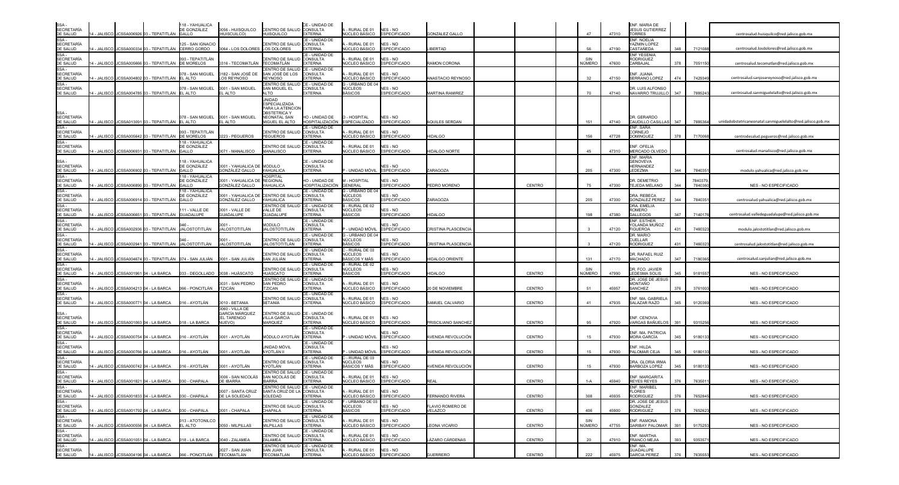| | | | | | | | | | | | | | | | | | | | | |
|---|---|---|---|---|---|---|---|---|---|---|---|---|---|---|---|---|---|---|---|---|
| SSA - SECRETARÍA DE SALUD | 14 - JALISCO | JCSSA006926 | 03 - TEPATITLÁN | 118 - YAHUALICA DE GONZÁLEZ GALLO | 0056 - HUISQUILCO (HUISCUILCO) | CENTRO DE SALUD HUISQUILCO | CE - UNIDAD DE CONSULTA EXTERNA | A - RURAL DE 01 NÚCLEO BÁSICO | NES - NO ESPECIFICADO | GONZALEZ GALLO | | | | 47 | 47310 | ENF. MARIA DE JESUS GUTIERREZ TORRES | | | | centrosalud.huisquilco@red.jalisco.gob.mx |
| SSA - SECRETARÍA DE SALUD | 14 - JALISCO | JCSSA000334 | 03 - TEPATITLÁN | 125 - SAN IGNACIO CERRO GORDO | 0064 - LOS DOLORES | CENTRO DE SALUD LOS DOLORES | CE - UNIDAD DE CONSULTA EXTERNA | A - RURAL DE 01 NÚCLEO BÁSICO | NES - NO ESPECIFICADO | LIBERTAD | | | | 56 | 47190 | ENF. NOELIA YAZMIN LOPEZ CASTAÑEDA | 348 | 7121088 | | centrosalud.losdolores@red.jalisco.gob.mx |
| SSA - SECRETARÍA DE SALUD | 14 - JALISCO | JCSSA005666 | 03 - TEPATITLÁN | 093 - TEPATITLÁN DE MORELOS | 0316 - TECOMATLÁN | CENTRO DE SALUD TECOMATLÁN | CE - UNIDAD DE CONSULTA EXTERNA | A - RURAL DE 01 NÚCLEO BÁSICO | NES - NO ESPECIFICADO | RAMON CORONA | | | | SIN NÚMERO | 47600 | ENF. YESENIA RODRIGUEZ CARBAJAL | 378 | 7051150 | | centrosalud.tecomatlan@red.jalisco.gob.mx |
| SSA - SECRETARÍA DE SALUD | 14 - JALISCO | JCSSA004802 | 03 - TEPATITLÁN | 078 - SAN MIGUEL EL ALTO | 0182 - SAN JOSÉ DE LOS REYNOSO | CENTRO DE SALUD SAN JOSÉ DE LOS REYNOSO | CE - UNIDAD DE CONSULTA EXTERNA | A - RURAL DE 01 NÚCLEO BÁSICO | NES - NO ESPECIFICADO | ANASTACIO REYNOSO | | | | 32 | 47150 | ENF. JUANA SERRANO LOPEZ | 474 | 7429349 | | centrosalud.sanjosereynoso@red.jalisco.gob.mx |
| SSA - SECRETARÍA DE SALUD | 14 - JALISCO | JCSSA004785 | 03 - TEPATITLÁN | 078 - SAN MIGUEL EL ALTO | 0001 - SAN MIGUEL EL ALTO | CENTRO DE SALUD SAN MIGUEL EL ALTO | CE - UNIDAD DE CONSULTA EXTERNA | G - URBANO DE 04 NÚCLEOS BÁSICOS | NES - NO ESPECIFICADO | MARTINA RAMIREZ | | | | 70 | 47140 | DR. LUIS ALFONSO NAVARRO TRUJILLO | 347 | 7885243 | | centrosalud.sanmiguelelalto@red.jalisco.gob.mx |
| SSA - SECRETARÍA DE SALUD | 14 - JALISCO | JCSSA013091 | 03 - TEPATITLÁN | 078 - SAN MIGUEL EL ALTO | 0001 - SAN MIGUEL EL ALTO | UNIDAD ESPECIALIZADA PARA LA ATENCION OBSTETRICA Y NEONATAL SAN MIGUEL EL ALTO | HO - UNIDAD DE HOSPITALIZACIÓN | O - HOSPITAL ESPECIALIZADO | NES - NO ESPECIFICADO | AQUILES SERDAN | | | | 151 | 47140 | DR. GERARDO CAUDILLO CASILLAS | 347 | 7885364 | | unidadobstetricaneonatal.sanmiguelelalto@red.jalisco.gob.mx |
| SSA - SECRETARÍA DE SALUD | 14 - JALISCO | JCSSA005642 | 03 - TEPATITLÁN | 093 - TEPATITLÁN DE MORELOS | 0223 - PEGUEROS | CENTRO DE SALUD PEGUEROS | CE - UNIDAD DE CONSULTA EXTERNA | A - RURAL DE 01 NÚCLEO BÁSICO | NES - NO ESPECIFICADO | HIDALGO | | | | 156 | 47728 | ENF. SARA CORNEJO DOMINGUEZ | 378 | 7170068 | | centrodesalud.pegueros@red.jalisco.gob.mx |
| SSA - SECRETARÍA DE SALUD | 14 - JALISCO | JCSSA006931 | 03 - TEPATITLÁN | 118 - YAHUALICA DE GONZÁLEZ GALLO | 0071 - MANALISCO | CENTRO DE SALUD MANALISCO | CE - UNIDAD DE CONSULTA EXTERNA | A - RURAL DE 01 NÚCLEO BÁSICO | NES - NO ESPECIFICADO | HIDALGO NORTE | | | | 45 | 47310 | ENF. OFELIA MERCADO OLVEDO | | | | centrosalud.manalisco@red.jalisco.gob.mx |
| SSA - SECRETARÍA DE SALUD | 14 - JALISCO | JCSSA006902 | 03 - TEPATITLÁN | 118 - YAHUALICA DE GONZÁLEZ GALLO | 0001 - YAHUALICA DE GONZÁLEZ GALLO | MODULO YAHUALICA | CE - UNIDAD DE CONSULTA EXTERNA | P - UNIDAD MÓVIL | NES - NO ESPECIFICADO | ZARAGOZA | | | | 205 | 47300 | ENF. MARIA GENOVEVA HERNANDEZ LEDEZMA | 344 | 7840351 | | modulo.yahualica@red.jalisco.gob.mx |
| SSA - SECRETARÍA DE SALUD | 14 - JALISCO | JCSSA006890 | 03 - TEPATITLÁN | 118 - YAHUALICA DE GONZÁLEZ GALLO | 0001 - YAHUALICA DE GONZÁLEZ GALLO | HOSPITAL REGIONAL YAHUALICA | HO - UNIDAD DE HOSPITALIZACIÓN | M - HOSPITAL GENERAL | NES - NO ESPECIFICADO | PEDRO MORENO | | CENTRO | | 75 | 47300 | DR. DEMETRIO TEJEDA MELANO | 344 | 7840379, 7840360 | | NES - NO ESPECIFICADO |
| SSA - SECRETARÍA DE SALUD | 14 - JALISCO | JCSSA006914 | 03 - TEPATITLÁN | 118 - YAHUALICA DE GONZÁLEZ GALLO | 0001 - YAHUALICA DE GONZÁLEZ GALLO | CENTRO DE SALUD YAHUALICA | CE - UNIDAD DE CONSULTA EXTERNA | G - URBANO DE 04 NÚCLEOS BÁSICOS | NES - NO ESPECIFICADO | ZARAGOZA | | | | 205 | 47300 | DRA. REBECA GONZALEZ PEREZ | 344 | 7840351 | | centrosalud.yahualica@red.jalisco.gob.mx |
| SSA - SECRETARÍA DE SALUD | 14 - JALISCO | JCSSA006651 | 03 - TEPATITLÁN | 111 - VALLE DE GUADALUPE | 0001 - VALLE DE GUADALUPE | CENTRO DE SALUD VALLE DE GUADALUPE | CE - UNIDAD DE CONSULTA EXTERNA | B - RURAL DE 02 NÚCLEOS BÁSICOS | NES - NO ESPECIFICADO | HIDALGO | | | | 198 | 47380 | DRA. EMELIA ROMERO GALLEGOS | 347 | 7140176 | | centrosalud.valledeguadalupe@red.jalisco.gob.mx |
| SSA - SECRETARÍA DE SALUD | 14 - JALISCO | JCSSA002936 | 03 - TEPATITLÁN | 046 - JALOSTOTITLÁN | 0001 - JALOSTOTITLÁN | MODULO JALOSTOTITLÁN | CE - UNIDAD DE CONSULTA EXTERNA | P - UNIDAD MÓVIL | NES - NO ESPECIFICADO | CRISTINA PLASCENCIA | | | | 3 | 47120 | ENF. ESTHER YOLANDA MUÑOZ FIGUEROA | 431 | 7460323 | | modulo.jalostotitlan@red.jalisco.gob.mx |
| SSA - SECRETARÍA DE SALUD | 14 - JALISCO | JCSSA002941 | 03 - TEPATITLÁN | 046 - JALOSTOTITLÁN | 0001 - JALOSTOTITLÁN | CENTRO DE SALUD JALOSTOTITLÁN | CE - UNIDAD DE CONSULTA EXTERNA | G - URBANO DE 04 NÚCLEOS BÁSICOS | NES - NO ESPECIFICADO | CRISTINA PLASCENCIA | | | | 3 | 47120 | DR. MARIO CUELLAR RODRIGUEZ | 431 | 7460323 | | centrosalud.jalostotitlan@red.jalisco.gob.mx |
| SSA - SECRETARÍA DE SALUD | 14 - JALISCO | JCSSA004674 | 03 - TEPATITLÁN | 074 - SAN JULIÁN | 0001 - SAN JULIÁN | CENTRO DE SALUD SAN JULIÁN | CE - UNIDAD DE CONSULTA EXTERNA | C - RURAL DE 03 NÚCLEOS BÁSICOS Y MÁS | NES - NO ESPECIFICADO | HIDALGO ORIENTE | | | | 131 | 47170 | DR. RAFAEL RUIZ MACHADO | 347 | 7180365 | | centrosalud.sanjulian@red.jalisco.gob.mx |
| SSA - SECRETARÍA DE SALUD | 14 - JALISCO | JCSSA001961 | 04 - LA BARCA | 033 - DEGOLLADO | 0038 - HUÁSCATO | CENTRO DE SALUD HUASCATO | CE - UNIDAD DE CONSULTA EXTERNA | B - RURAL DE 02 NÚCLEOS BÁSICOS | NES - NO ESPECIFICADO | HIDALGO | | CENTRO | | SIN NÚMERO | 47990 | DR. FCO. JAVIER LEDESMA SOLIS | 345 | 9181557 | | NES - NO ESPECIFICADO |
| SSA - SECRETARÍA DE SALUD | 14 - JALISCO | JCSSA004213 | 04 - LA BARCA | 066 - PONCITLÁN | 0031 - SAN PEDRO ITZICÁN | CENTRO DE SALUD SAN PEDRO ITZICAN | CE - UNIDAD DE CONSULTA EXTERNA | A - RURAL DE 01 NÚCLEO BÁSICO | NES - NO ESPECIFICADO | 20 DE NOVIEMBRE | | CENTRO | | 51 | 45957 | DR. JOSÉ DE JESUS MONTAÑO SANCHEZ | 376 | 3761003 | | NES - NO ESPECIFICADO |
| SSA - SECRETARÍA DE SALUD | 14 - JALISCO | JCSSA000771 | 04 - LA BARCA | 016 - AYOTLÁN | 0010 - BETANIA | CENTRO DE SALUD BETANIA | CE - UNIDAD DE CONSULTA EXTERNA | A - RURAL DE 01 NÚCLEO BÁSICO | NES - NO ESPECIFICADO | SAMUEL CALVARIO | | CENTRO | | 41 | 47935 | ENF. MA. GABRIELA SALAZAR RAZO | 345 | 9120369 | | NES - NO ESPECIFICADO |
| SSA - SECRETARÍA DE SALUD | 14 - JALISCO | JCSSA001063 | 04 - LA BARCA | 018 - LA BARCA | 0060 - VILLA DE GARCÍA MÁRQUEZ (EL TARENGO NUEVO) | CENTRO DE SALUD VILLA GARCIA MARQUEZ | CE - UNIDAD DE CONSULTA EXTERNA | A - RURAL DE 01 NÚCLEO BÁSICO | NES - NO ESPECIFICADO | PRISCILIANO SANCHEZ | | CENTRO | | 95 | 47920 | ENF. CENOVIA VARGAS BAÑUELOS | 391 | 9315256 | | NES - NO ESPECIFICADO |
| SSA - SECRETARÍA DE SALUD | 14 - JALISCO | JCSSA000754 | 04 - LA BARCA | 016 - AYOTLÁN | 0001 - AYOTLÁN | MÓDULO AYOTLÁN | CE - UNIDAD DE CONSULTA EXTERNA | P - UNIDAD MÓVIL | NES - NO ESPECIFICADO | AVENIDA REVOLUCIÓN | | CENTRO | | 15 | 47930 | ENF. MA. PATRICIA MORA GARCÍA | 345 | 9180133 | | NES - NO ESPECIFICADO |
| SSA - SECRETARÍA DE SALUD | 14 - JALISCO | JCSSA000766 | 04 - LA BARCA | 016 - AYOTLÁN | 0001 - AYOTLÁN | UNIDAD MÓVIL AYOTLÁN II | CE - UNIDAD DE CONSULTA EXTERNA | P - UNIDAD MÓVIL | NES - NO ESPECIFICADO | AVENIDA REVOLUCIÓN | | CENTRO | | 15 | 47930 | ENF. HILDA PALOMAR CEJA | 345 | 9180133 | | NES - NO ESPECIFICADO |
| SSA - SECRETARÍA DE SALUD | 14 - JALISCO | JCSSA000742 | 04 - LA BARCA | 016 - AYOTLÁN | 0001 - AYOTLÁN | CENTRO DE SALUD AYOTLÁN | CE - UNIDAD DE CONSULTA EXTERNA | C - RURAL DE 03 NÚCLEOS BÁSICOS Y MÁS | NES - NO ESPECIFICADO | AVENIDA REVOLUCIÓN | | CENTRO | | 15 | 47930 | DRA. GLORIA IRMA BARBOZA LOPEZ | 345 | 9180133 | | NES - NO ESPECIFICADO |
| SSA - SECRETARÍA DE SALUD | 14 - JALISCO | JCSSA001821 | 04 - LA BARCA | 030 - CHAPALA | 0006 - SAN NICOLÁS DE IBARRA | CENTRO DE SALUD SAN NICOLÁS DE IBARRA | CE - UNIDAD DE CONSULTA EXTERNA | A - RURAL DE 01 NÚCLEO BÁSICO | NES - NO ESPECIFICADO | REAL | | CENTRO | | 1-A | 45940 | ENF. MARGARITA REYES REYES | 376 | 7635011 | | NES - NO ESPECIFICADO |
| SSA - SECRETARÍA DE SALUD | 14 - JALISCO | JCSSA001833 | 04 - LA BARCA | 030 - CHAPALA | 0007 - SANTA CRUZ DE LA SOLEDAD | CENTRO DE SALUD SANTA CRUZ DE LA SOLEDAD | CE - UNIDAD DE CONSULTA EXTERNA | A - RURAL DE 01 NÚCLEO BÁSICO | NES - NO ESPECIFICADO | FERNANDO RIVERA | | CENTRO | | 308 | 45935 | ENF. MARIBEL FLORES RODRIGUEZ | 376 | 7652845 | | NES - NO ESPECIFICADO |
| SSA - SECRETARÍA DE SALUD | 14 - JALISCO | JCSSA001792 | 04 - LA BARCA | 030 - CHAPALA | 0001 - CHAPALA | CENTRO DE SALUD CHAPALA | CE - UNIDAD DE CONSULTA EXTERNA | F - URBANO DE 03 NÚCLEOS BÁSICOS | NES - NO ESPECIFICADO | FLAVIO ROMERO DE VELAZCO | | CENTRO | | 406 | 45900 | DR. JOSE DE JESUS GONZALEZ RODRIGUEZ | 376 | 7652623 | | NES - NO ESPECIFICADO |
| SSA - SECRETARÍA DE SALUD | 14 - JALISCO | JCSSA000556 | 04 - LA BARCA | 013 - ATOTONILCO EL ALTO | 0050 - MILPILLAS | CENTRO DE SALUD MILPILLAS | CE - UNIDAD DE CONSULTA EXTERNA | A - RURAL DE 01 NÚCLEO BÁSICO | NES - NO ESPECIFICADO | LEONA VICARIO | | CENTRO | | SIN NÚMERO | 47755 | ENF. RAMONA GARIBAY PALOMAR | 391 | 9175253 | | NES - NO ESPECIFICADO |
| SSA - SECRETARÍA DE SALUD | 14 - JALISCO | JCSSA001051 | 04 - LA BARCA | 018 - LA BARCA | 0040 - ZALAMEA | CENTRO DE SALUD ZALAMEA | CE - UNIDAD DE CONSULTA EXTERNA | A - RURAL DE 01 NÚCLEO BÁSICO | NES - NO ESPECIFICADO | LÁZARO CÁRDENAS | | CENTRO | | 20 | 47910 | ENF. MARTHA FRANCO MEJIA | 393 | 9353571 | | NES - NO ESPECIFICADO |
| SSA - SECRETARÍA DE SALUD | 14 - JALISCO | JCSSA004196 | 04 - LA BARCA | 066 - PONCITLÁN | 0027 - SAN JUAN TECOMATLÁN | CENTRO DE SALUD SAN JUAN TECOMATLAN | CE - UNIDAD DE CONSULTA EXTERNA | A - RURAL DE 01 NÚCLEO BÁSICO | NES - NO ESPECIFICADO | GUERRERO | | CENTRO | | 222 | 45975 | ENF. MA. GUADALUPE GARCIA PEREZ | 376 | 7635553 | | NES - NO ESPECIFICADO |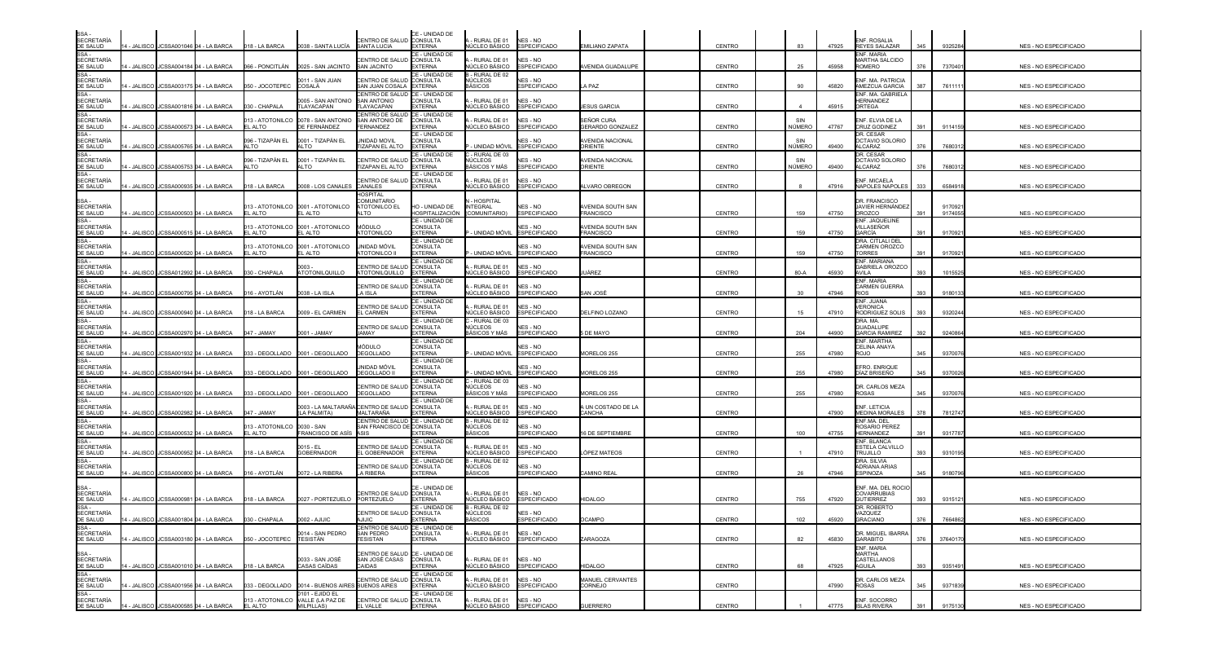| | | | | | | | | | | | | | | | | | | | |
|---|---|---|---|---|---|---|---|---|---|---|---|---|---|---|---|---|---|---|---|
| SSA - SECRETARÍA DE SALUD | 14 - JALISCO | JCSSA001046 | 04 - LA BARCA | 018 - LA BARCA | 0038 - SANTA LUCÍA | CENTRO DE SALUD SANTA LUCIA | CE - UNIDAD DE CONSULTA EXTERNA | A - RURAL DE 01 NÚCLEO BÁSICO | NES - NO ESPECIFICADO | EMILIANO ZAPATA | | CENTRO | | 83 | 47925 | ENF. ROSALIA REYES SALAZAR | 345 | 9325284 | NES - NO ESPECIFICADO |
| SSA - SECRETARÍA DE SALUD | 14 - JALISCO | JCSSA004184 | 04 - LA BARCA | 066 - PONCITLÁN | 0025 - SAN JACINTO | CENTRO DE SALUD SAN JACINTO | CE - UNIDAD DE CONSULTA EXTERNA | A - RURAL DE 01 NÚCLEO BÁSICO | NES - NO ESPECIFICADO | AVENIDA GUADALUPE | | CENTRO | | 25 | 45958 | ENF. MARIA MARTHA SALCIDO ROMERO | 376 | 7370401 | NES - NO ESPECIFICADO |
| SSA - SECRETARÍA DE SALUD | 14 - JALISCO | JCSSA003175 | 04 - LA BARCA | 050 - JOCOTEPEC | 0011 - SAN JUAN COSALÁ | CENTRO DE SALUD SAN JUAN COSALA | CE - UNIDAD DE CONSULTA EXTERNA | B - RURAL DE 02 NÚCLEOS BÁSICOS | NES - NO ESPECIFICADO | LA PAZ | | CENTRO | | 90 | 45820 | ENF. MA. PATRICIA AMEZCUA GARCIA | 387 | 7611111 | NES - NO ESPECIFICADO |
| SSA - SECRETARÍA DE SALUD | 14 - JALISCO | JCSSA001816 | 04 - LA BARCA | 030 - CHAPALA | 0005 - SAN ANTONIO TLAYACAPAN | CENTRO DE SALUD SAN ANTONIO TLAYACAPAN | CE - UNIDAD DE CONSULTA EXTERNA | A - RURAL DE 01 NÚCLEO BÁSICO | NES - NO ESPECIFICADO | JESUS GARCIA | | CENTRO | | 4 | 45915 | ENF. MA. GABRIELA HERNANDEZ ORTEGA | | | NES - NO ESPECIFICADO |
| SSA - SECRETARÍA DE SALUD | 14 - JALISCO | JCSSA000573 | 04 - LA BARCA | 013 - ATOTONILCO EL ALTO | 0078 - SAN ANTONIO DE FERNÁNDEZ | CENTRO DE SALUD SAN ANTONIO DE FERNANDEZ | CE - UNIDAD DE CONSULTA EXTERNA | A - RURAL DE 01 NÚCLEO BÁSICO | NES - NO ESPECIFICADO | SEÑOR CURA GERARDO GONZALEZ | | CENTRO | | SIN NÚMERO | 47767 | ENF. ELVIA DE LA CRUZ GODINEZ | 391 | 9114159 | NES - NO ESPECIFICADO |
| SSA - SECRETARÍA DE SALUD | 14 - JALISCO | JCSSA005765 | 04 - LA BARCA | 096 - TIZAPÁN EL ALTO | 0001 - TIZAPÁN EL ALTO | UNIDAD MOVIL TIZAPAN EL ALTO | CE - UNIDAD DE CONSULTA EXTERNA | P - UNIDAD MÓVIL | NES - NO ESPECIFICADO | AVENIDA NACIONAL ORIENTE | | CENTRO | | SIN NÚMERO | 49400 | DR. CESAR OCTAVIO SOLORIO ALCARAZ | 376 | 7680312 | NES - NO ESPECIFICADO |
| SSA - SECRETARÍA DE SALUD | 14 - JALISCO | JCSSA005753 | 04 - LA BARCA | 096 - TIZAPÁN EL ALTO | 0001 - TIZAPÁN EL ALTO | CENTRO DE SALUD TIZAPAN EL ALTO | CE - UNIDAD DE CONSULTA EXTERNA | C - RURAL DE 03 NÚCLEOS BÁSICOS Y MÁS | NES - NO ESPECIFICADO | AVENIDA NACIONAL ORIENTE | | CENTRO | | SIN NÚMERO | 49400 | DR. CESAR OCTAVIO SOLORIO ALCARAZ | 376 | 7680312 | NES - NO ESPECIFICADO |
| SSA - SECRETARÍA DE SALUD | 14 - JALISCO | JCSSA000935 | 04 - LA BARCA | 018 - LA BARCA | 0008 - LOS CANALES | CENTRO DE SALUD CANALES | CE - UNIDAD DE CONSULTA EXTERNA | A - RURAL DE 01 NÚCLEO BÁSICO | NES - NO ESPECIFICADO | ALVARO OBREGON | | CENTRO | | 8 | 47916 | ENF. MICAELA NAPOLES NAPOLES | 333 | 6584918 | NES - NO ESPECIFICADO |
| SSA - SECRETARÍA DE SALUD | 14 - JALISCO | JCSSA000503 | 04 - LA BARCA | 013 - ATOTONILCO EL ALTO | 0001 - ATOTONILCO EL ALTO | HOSPITAL COMUNITARIO ATOTONILCO EL ALTO | HO - UNIDAD DE HOSPITALIZACIÓN | N - HOSPITAL INTEGRAL (COMUNITARIO) | NES - NO ESPECIFICADO | AVENIDA SOUTH SAN FRANCISCO | | CENTRO | | 159 | 47750 | DR. FRANCISCO JAVIER HERNÁNDEZ OROZCO | 391 | 9170921 9174055 | NES - NO ESPECIFICADO |
| SSA - SECRETARÍA DE SALUD | 14 - JALISCO | JCSSA000515 | 04 - LA BARCA | 013 - ATOTONILCO EL ALTO | 0001 - ATOTONILCO EL ALTO | MÓDULO ATOTONILCO | CE - UNIDAD DE CONSULTA EXTERNA | P - UNIDAD MÓVIL | NES - NO ESPECIFICADO | AVENIDA SOUTH SAN FRANCISCO | | CENTRO | | 159 | 47750 | ENF. JAQUELINE VILLASEÑOR GARCÍA | 391 | 9170921 | NES - NO ESPECIFICADO |
| SSA - SECRETARÍA DE SALUD | 14 - JALISCO | JCSSA000520 | 04 - LA BARCA | 013 - ATOTONILCO EL ALTO | 0001 - ATOTONILCO EL ALTO | UNIDAD MÓVIL ATOTONILCO II | CE - UNIDAD DE CONSULTA EXTERNA | P - UNIDAD MÓVIL | NES - NO ESPECIFICADO | AVENIDA SOUTH SAN FRANCISCO | | CENTRO | | 159 | 47750 | DRA. CITLALI DEL CARMEN OROZCO TORRES | 391 | 9170921 | NES - NO ESPECIFICADO |
| SSA - SECRETARÍA DE SALUD | 14 - JALISCO | JCSSA012992 | 04 - LA BARCA | 030 - CHAPALA | 0003 - ATOTONILQUILLO | CENTRO DE SALUD ATOTONILQUILLO | CE - UNIDAD DE CONSULTA EXTERNA | A - RURAL DE 01 NÚCLEO BÁSICO | NES - NO ESPECIFICADO | JUÁREZ | | CENTRO | | 80-A | 45930 | ENF. MARIANA GABRIELA OROZCO AVILA | 393 | 1015525 | NES - NO ESPECIFICADO |
| SSA - SECRETARÍA DE SALUD | 14 - JALISCO | JCSSA000795 | 04 - LA BARCA | 016 - AYOTLÁN | 0038 - LA ISLA | CENTRO DE SALUD LA ISLA | CE - UNIDAD DE CONSULTA EXTERNA | A - RURAL DE 01 NÚCLEO BÁSICO | NES - NO ESPECIFICADO | SAN JOSÉ | | CENTRO | | 30 | 47946 | ENF. MARIA CARMEN GUERRA RIOS | 393 | 9180133 | NES - NO ESPECIFICADO |
| SSA - SECRETARÍA DE SALUD | 14 - JALISCO | JCSSA000940 | 04 - LA BARCA | 018 - LA BARCA | 0009 - EL CARMEN | CENTRO DE SALUD EL CARMEN | CE - UNIDAD DE CONSULTA EXTERNA | A - RURAL DE 01 NÚCLEO BÁSICO | NES - NO ESPECIFICADO | DELFINO LOZANO | | CENTRO | | 15 | 47910 | ENF. JUANA VERONICA RODRIGUEZ SOLIS | 393 | 9320244 | NES - NO ESPECIFICADO |
| SSA - SECRETARÍA DE SALUD | 14 - JALISCO | JCSSA002970 | 04 - LA BARCA | 047 - JAMAY | 0001 - JAMAY | CENTRO DE SALUD JAMAY | CE - UNIDAD DE CONSULTA EXTERNA | C - RURAL DE 03 NÚCLEOS BÁSICOS Y MÁS | NES - NO ESPECIFICADO | 5 DE MAYO | | CENTRO | | 204 | 44900 | DRA. MA. GUADALUPE GARCIA RAMIREZ | 392 | 9240864 | NES - NO ESPECIFICADO |
| SSA - SECRETARÍA DE SALUD | 14 - JALISCO | JCSSA001932 | 04 - LA BARCA | 033 - DEGOLLADO | 0001 - DEGOLLADO | MÓDULO DEGOLLADO | CE - UNIDAD DE CONSULTA EXTERNA | P - UNIDAD MÓVIL | NES - NO ESPECIFICADO | MORELOS 255 | | CENTRO | | 255 | 47980 | ENF. MARTHA CELINA ANAYA ROJO | 345 | 9370076 | NES - NO ESPECIFICADO |
| SSA - SECRETARÍA DE SALUD | 14 - JALISCO | JCSSA001944 | 04 - LA BARCA | 033 - DEGOLLADO | 0001 - DEGOLLADO | UNIDAD MÓVIL DEGOLLADO II | CE - UNIDAD DE CONSULTA EXTERNA | P - UNIDAD MÓVIL | NES - NO ESPECIFICADO | MORELOS 255 | | CENTRO | | 255 | 47980 | EFRO. ENRIQUE DIAZ BRISEÑO | 345 | 9370026 | NES - NO ESPECIFICADO |
| SSA - SECRETARÍA DE SALUD | 14 - JALISCO | JCSSA001920 | 04 - LA BARCA | 033 - DEGOLLADO | 0001 - DEGOLLADO | CENTRO DE SALUD DEGOLLADO | CE - UNIDAD DE CONSULTA EXTERNA | C - RURAL DE 03 NÚCLEOS BÁSICOS Y MÁS | NES - NO ESPECIFICADO | MORELOS 255 | | CENTRO | | 255 | 47980 | DR. CARLOS MEZA ROSAS | 345 | 9370076 | NES - NO ESPECIFICADO |
| SSA - SECRETARÍA DE SALUD | 14 - JALISCO | JCSSA002982 | 04 - LA BARCA | 047 - JAMAY | 0003 - LA MALTARAÑA (LA PALMITA) | CENTRO DE SALUD MALTARAÑA | CE - UNIDAD DE CONSULTA EXTERNA | A - RURAL DE 01 NÚCLEO BÁSICO | NES - NO ESPECIFICADO | A UN COSTADO DE LA CANCHA | | CENTRO | | | 47900 | ENF. LETICIA MEDINA MORALES | 378 | 7812747 | NES - NO ESPECIFICADO |
| SSA - SECRETARÍA DE SALUD | 14 - JALISCO | JCSSA000532 | 04 - LA BARCA | 013 - ATOTONILCO EL ALTO | 0030 - SAN FRANCISCO DE ASÍS | CENTRO DE SALUD SAN FRANCISCO DE ASIS | CE - UNIDAD DE CONSULTA EXTERNA | B - RURAL DE 02 NÚCLEOS BÁSICOS | NES - NO ESPECIFICADO | 16 DE SEPTIEMBRE | | CENTRO | | 100 | 47755 | ENF. MA. DEL ROSARIO PEREZ HERNANDEZ | 391 | 9317787 | NES - NO ESPECIFICADO |
| SSA - SECRETARÍA DE SALUD | 14 - JALISCO | JCSSA000952 | 04 - LA BARCA | 018 - LA BARCA | 0015 - EL GOBERNADOR | CENTRO DE SALUD EL GOBERNADOR | CE - UNIDAD DE CONSULTA EXTERNA | A - RURAL DE 01 NÚCLEO BÁSICO | NES - NO ESPECIFICADO | LÓPEZ MATEOS | | CENTRO | | 1 | 47910 | ENF. BLANCA ESTELA CALVILLO TRUJILLO | 393 | 9310195 | NES - NO ESPECIFICADO |
| SSA - SECRETARÍA DE SALUD | 14 - JALISCO | JCSSA000800 | 04 - LA BARCA | 016 - AYOTLÁN | 0072 - LA RIBERA | CENTRO DE SALUD LA RIBERA | CE - UNIDAD DE CONSULTA EXTERNA | B - RURAL DE 02 NÚCLEOS BÁSICOS | NES - NO ESPECIFICADO | CAMINO REAL | | CENTRO | | 26 | 47946 | DRA. SILVIA ADRIANA ARIAS ESPINOZA | 345 | 9180796 | NES - NO ESPECIFICADO |
| SSA - SECRETARÍA DE SALUD | 14 - JALISCO | JCSSA000981 | 04 - LA BARCA | 018 - LA BARCA | 0027 - PORTEZUELO | CENTRO DE SALUD PORTEZUELO | CE - UNIDAD DE CONSULTA EXTERNA | A - RURAL DE 01 NÚCLEO BÁSICO | NES - NO ESPECIFICADO | HIDALGO | | CENTRO | | 755 | 47920 | ENF. MA. DEL ROCIO COVARRUBIAS GUTIERREZ | 393 | 9315121 | NES - NO ESPECIFICADO |
| SSA - SECRETARÍA DE SALUD | 14 - JALISCO | JCSSA001804 | 04 - LA BARCA | 030 - CHAPALA | 0002 - AJIJIC | CENTRO DE SALUD AJIJIC | CE - UNIDAD DE CONSULTA EXTERNA | B - RURAL DE 02 NÚCLEOS BÁSICOS | NES - NO ESPECIFICADO | OCAMPO | | CENTRO | | 102 | 45920 | DR. ROBERTO VAZQUEZ GRACIANO | 376 | 7664862 | NES - NO ESPECIFICADO |
| SSA - SECRETARÍA DE SALUD | 14 - JALISCO | JCSSA003180 | 04 - LA BARCA | 050 - JOCOTEPEC | 0014 - SAN PEDRO TESISTÁN | CENTRO DE SALUD SAN PEDRO TESISTAN | CE - UNIDAD DE CONSULTA EXTERNA | A - RURAL DE 01 NÚCLEO BÁSICO | NES - NO ESPECIFICADO | ZARAGOZA | | CENTRO | | 82 | 45830 | DR. MIGUEL IBARRA GARABITO | 376 | 37640170 | NES - NO ESPECIFICADO |
| SSA - SECRETARÍA DE SALUD | 14 - JALISCO | JCSSA001010 | 04 - LA BARCA | 018 - LA BARCA | 0033 - SAN JOSÉ CASAS CAÍDAS | CENTRO DE SALUD SAN JOSÉ CASAS CAIDAS | CE - UNIDAD DE CONSULTA EXTERNA | A - RURAL DE 01 NÚCLEO BÁSICO | NES - NO ESPECIFICADO | HIDALGO | | CENTRO | | 68 | 47925 | ENF. MARIA MARTHA CASTELLANOS AGUILA | 393 | 9351491 | NES - NO ESPECIFICADO |
| SSA - SECRETARÍA DE SALUD | 14 - JALISCO | JCSSA001956 | 04 - LA BARCA | 033 - DEGOLLADO | 0014 - BUENOS AIRES | CENTRO DE SALUD BUENOS AIRES | CE - UNIDAD DE CONSULTA EXTERNA | A - RURAL DE 01 NÚCLEO BÁSICO | NES - NO ESPECIFICADO | MANUEL CERVANTES CORNEJO | | CENTRO | | | 47990 | DR. CARLOS MEZA ROSAS | 345 | 9371839 | NES - NO ESPECIFICADO |
| SSA - SECRETARÍA DE SALUD | 14 - JALISCO | JCSSA000585 | 04 - LA BARCA | 013 - ATOTONILCO EL ALTO | 0101 - EJIDO EL VALLE (LA PAZ DE MILPILLAS) | CENTRO DE SALUD EL VALLE | CE - UNIDAD DE CONSULTA EXTERNA | A - RURAL DE 01 NÚCLEO BÁSICO | NES - NO ESPECIFICADO | GUERRERO | | CENTRO | | 1 | 47775 | ENF. SOCORRO ISLAS RIVERA | 391 | 9175130 | NES - NO ESPECIFICADO |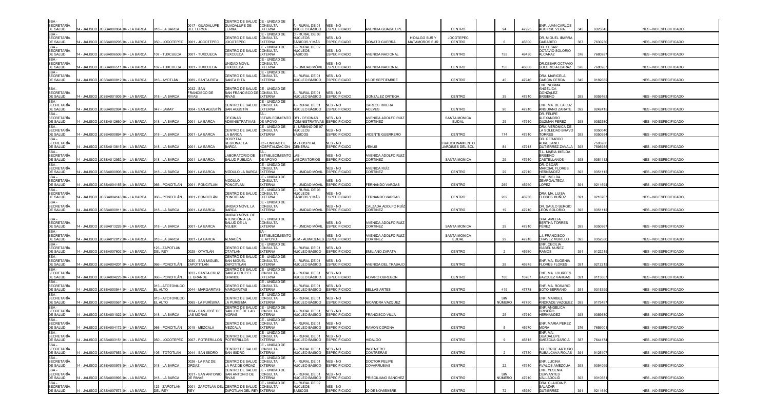| | | | | | | | | | | | | | | | | | | | |
|---|---|---|---|---|---|---|---|---|---|---|---|---|---|---|---|---|---|---|---|
| SSA - SECRETARÍA DE SALUD | 14 - JALISCO | JCSSA000964 | 04 - LA BARCA | 018 - LA BARCA | 0017 - GUADALUPE DEL LERMA | CENTRO DE SALUD GUADALUPE DE LERMA | CE - UNIDAD DE CONSULTA EXTERNA | A - RURAL DE 01 NÚCLEO BÁSICO | NES - NO ESPECIFICADO | AVENIDA GUADALUPE | | CENTRO | 94 | 47925 | ENF. JUAN CARLOS AGUIRRE VERA | 345 | 9325045 | | NES - NO ESPECIFICADO |
| SSA - SECRETARÍA DE SALUD | 14 - JALISCO | JCSSA009295 | 04 - LA BARCA | 050 - JOCOTEPEC | 0001 - JOCOTEPEC | CENTRO DE SALUD JOCOTEPEC | CE - UNIDAD DE CONSULTA EXTERNA | C - RURAL DE 03 NÚCLEOS BÁSICOS Y MÁS | NES - NO ESPECIFICADO | DONATO GUERRA | HIDALGO SUR Y MATAMOROS SUR | JOCOTEPEC CENTRO | 6 | 45800 | DR. MIGUEL IBARRA GARABITO | 387 | 7630230 | | NES - NO ESPECIFICADO |
| SSA - SECRETARÍA DE SALUD | 14 - JALISCO | JCSSA006506 | 04 - LA BARCA | 107 - TUXCUECA | 0001 - TUXCUECA | CENTRO DE SALUD TUXCUECA | CE - UNIDAD DE CONSULTA EXTERNA | B - RURAL DE 02 NÚCLEOS BÁSICOS | NES - NO ESPECIFICADO | AVENIDA NACIONAL | | CENTRO | 155 | 49430 | DR. CESAR OCTAVIO SOLORIO ALCARAZ | 376 | 7680987 | | NES - NO ESPECIFICADO |
| SSA - SECRETARÍA DE SALUD | 14 - JALISCO | JCSSA006511 | 04 - LA BARCA | 107 - TUXCUECA | 0001 - TUXCUECA | UNIDAD MÓVIL TUXCUECA | CE - UNIDAD DE CONSULTA EXTERNA | P - UNIDAD MÓVIL | NES - NO ESPECIFICADO | AVENIDA NACIONAL | | CENTRO | 155 | 45800 | DR.CESAR OCTAVIO SOLORIO ALCARAZ | 376 | 7680987 | | NES - NO ESPECIFICADO |
| SSA - SECRETARÍA DE SALUD | 14 - JALISCO | JCSSA000812 | 04 - LA BARCA | 016 - AYOTLÁN | 0089 - SANTA RITA | CENTRO DE SALUD SANTA RITA | CE - UNIDAD DE CONSULTA EXTERNA | A - RURAL DE 01 NÚCLEO BÁSICO | NES - NO ESPECIFICADO | 16 DE SEPTIEMBRE | | CENTRO | 45 | 47940 | DRA. MARICELA GARCIA CERDA | 345 | 9182682 | | NES - NO ESPECIFICADO |
| SSA - SECRETARÍA DE SALUD | 14 - JALISCO | JCSSA001005 | 04 - LA BARCA | 018 - LA BARCA | 0032 - SAN FRANCISCO DE RIVAS | CENTRO DE SALUD SAN FRANCISCO DE RIVAS | CE - UNIDAD DE CONSULTA EXTERNA | A - RURAL DE 01 NÚCLEO BÁSICO | NES - NO ESPECIFICADO | GONZALEZ ORTEGA | | CENTRO | 39 | 47910 | ENF. NORMA ANGELICA GONZALEZ BRISEÑO | 393 | 9359163 | | NES - NO ESPECIFICADO |
| SSA - SECRETARÍA DE SALUD | 14 - JALISCO | JCSSA002994 | 04 - LA BARCA | 047 - JAMAY | 0004 - SAN AGUSTÍN | CENTRO DE SALUD SAN AGUSTÍN | CE - UNIDAD DE CONSULTA EXTERNA | A - RURAL DE 01 NÚCLEO BÁSICO | NES - NO ESPECIFICADO | CARLOS RIVERA ACEVES | | CENTRO | 90 | 47910 | ENF. MA. DE LA LUZ ANGUIANO ZARATE | 392 | 9242415 | | NES - NO ESPECIFICADO |
| SSA - SECRETARÍA DE SALUD | 14 - JALISCO | JCSSA012860 | 04 - LA BARCA | 018 - LA BARCA | 0001 - LA BARCA | OFICINAS ADMINISTRATIVAS | EA - ESTABLECIMIENTO DE APOYO | OFI - OFICINAS ADMINISTRATIVAS | NES - NO ESPECIFICADO | AVENIDA ADOLFO RUIZ CORTINEZ | | SANTA MONICA EJIDAL | 29 | 47910 | DR. FELIPE ALEXANDRO GUZMAN PEREZ | 393 | 9352580 | | NES - NO ESPECIFICADO |
| SSA - SECRETARÍA DE SALUD | 14 - JALISCO | JCSSA000894 | 04 - LA BARCA | 018 - LA BARCA | 0001 - LA BARCA | CENTRO DE SALUD LA BARCA | CE - UNIDAD DE CONSULTA EXTERNA | J - URBANO DE 07 NÚCLEOS BÁSICOS | NES - NO ESPECIFICADO | VICENTE GUERRERO | | CENTRO | 174 | 47910 | DRA. VERONICA DE LA SOLEDAD BRAVO TORRES | 393 | 9350040 9350954 | | NES - NO ESPECIFICADO |
| SSA - SECRETARÍA DE SALUD | 14 - JALISCO | JCSSA013815 | 04 - LA BARCA | 018 - LA BARCA | 0001 - LA BARCA | HOSPITAL REGIONAL LA BARCA | HO - UNIDAD DE HOSPITALIZACIÓN | M - HOSPITAL GENERAL | NES - NO ESPECIFICADO | VENUS | | FRACCIONAMIENTO JARDINES DEL SOL | 84 | 47913 | DR. GERARDO AURELIANO GUTIÉRREZ ZAVALA | 393 | 7595980 7595985 | | NES - NO ESPECIFICADO |
| SSA - SECRETARÍA DE SALUD | 14 - JALISCO | JCSSA012952 | 04 - LA BARCA | 018 - LA BARCA | 0001 - LA BARCA | LABORATORIO DE SALUD PUBLICA | EA - ESTABLECIMIENTO DE APOYO | LAB - LABORATORIOS | NES - NO ESPECIFICADO | AVENIDA ADOLFO RUIZ CORTINEZ | | SANTA MONICA | 29 | 47910 | T.L. MARIA IMELDA BRISEÑO CASTELLANOS | 393 | 9351112 | | NES - NO ESPECIFICADO |
| SSA - SECRETARÍA DE SALUD | 14 - JALISCO | JCSSA000906 | 04 - LA BARCA | 018 - LA BARCA | 0001 - LA BARCA | MÓDULO LA BARCA | CE - UNIDAD DE CONSULTA EXTERNA | P - UNIDAD MÓVIL | NES - NO ESPECIFICADO | AVENIDA RUÍZ CORTINEZ | | CENTRO | 29 | 47910 | DR. OSCAR MARCIAL FLORES HERNÁNDEZ | 393 | 9351112 | | NES - NO ESPECIFICADO |
| SSA - SECRETARÍA DE SALUD | 14 - JALISCO | JCSSA004155 | 04 - LA BARCA | 066 - PONCITLÁN | 0001 - PONCITLÁN | MÓDULO PONCITLÁN | CE - UNIDAD DE CONSULTA EXTERNA | P - UNIDAD MÓVIL | NES - NO ESPECIFICADO | FERNANDO VARGAS | | CENTRO | 269 | 45950 | ENF. IMELDA ZEMPOALTECA LÓPEZ | 391 | 9211694 | | NES - NO ESPECIFICADO |
| SSA - SECRETARÍA DE SALUD | 14 - JALISCO | JCSSA004143 | 04 - LA BARCA | 066 - PONCITLÁN | 0001 - PONCITLÁN | CENTRO DE SALUD PONCITLÁN | CE - UNIDAD DE CONSULTA EXTERNA | C - RURAL DE 03 NÚCLEOS BÁSICOS Y MÁS | NES - NO ESPECIFICADO | FERNANDO VARGAS | | CENTRO | 269 | 45950 | DRA. MA. LUISA FLORES MUÑOZ | 391 | 9210767 | | NES - NO ESPECIFICADO |
| SSA - SECRETARÍA DE SALUD | 14 - JALISCO | JCSSA000911 | 04 - LA BARCA | 018 - LA BARCA | 0001 - LA BARCA | UNIDAD MÓVIL LA BARCA | CE - UNIDAD DE CONSULTA EXTERNA | P - UNIDAD MÓVIL | NES - NO ESPECIFICADO | CALZADA ADOLFO RUÍZ CORTINEZ | | CENTRO | 19 | 47910 | DR. SAULO SERGIO LEÓN SOLORIO | 393 | 9351112 | | NES - NO ESPECIFICADO |
| SSA - SECRETARÍA DE SALUD | 14 - JALISCO | JCSSA013226 | 04 - LA BARCA | 018 - LA BARCA | 0001 - LA BARCA | UNIDAD MÓVIL DE ATENCIÓN A LA SALUD DE LA MUJER | CE - UNIDAD DE CONSULTA EXTERNA | P - UNIDAD MÓVIL | NES - NO ESPECIFICADO | AVENIDA ADOLFO RUÍZ CORTINEZ | | SANTA MONICA | 29 | 47910 | DRA. AMELIA BERTHA TORRES PÉREZ | 393 | 9350967 | | NES - NO ESPECIFICADO |
| SSA - SECRETARÍA DE SALUD | 14 - JALISCO | JCSSA012812 | 04 - LA BARCA | 018 - LA BARCA | 0001 - LA BARCA | ALMACÉN | EA - ESTABLECIMIENTO DE APOYO | ALM - ALMACENES | NES - NO ESPECIFICADO | AVENIDA ADOLFO RUIZ CORTINEZ | | SANTA MONICA EJIDAL | 29 | 47910 | L.I. FRANCISCO CHAVEZ MURILLO | 393 | 9352580 | | NES - NO ESPECIFICADO |
| SSA - SECRETARÍA DE SALUD | 14 - JALISCO | JCSSA007602 | 04 - LA BARCA | 123 - ZAPOTLÁN DEL REY | 0029 - OTATLÁN | CENTRO DE SALUD OTATLAN | CE - UNIDAD DE CONSULTA EXTERNA | A - RURAL DE 01 NÚCLEO BÁSICO | NES - NO ESPECIFICADO | EMILIANO ZAPATA | | CENTRO | 2 | 45980 | ENF. CECILIA ISABEL NUÑEZ RAMOS | 391 | 9122215 | | NES - NO ESPECIFICADO |
| SSA - SECRETARÍA DE SALUD | 14 - JALISCO | JCSSA004201 | 04 - LA BARCA | 066 - PONCITLÁN | 0030 - SAN MIGUEL ZAPOTITLÁN | CENTRO DE SALUD SAN MIGUEL ZAPOTITLAN | CE - UNIDAD DE CONSULTA EXTERNA | A - RURAL DE 01 NÚCLEO BÁSICO | NES - NO ESPECIFICADO | AVENIDA DEL TRABAJO | | CENTRO | 28 | 45975 | ENF. MA. EUGENIA FLORES FLORES | 391 | 9212213 | | NES - NO ESPECIFICADO |
| SSA - SECRETARÍA DE SALUD | 14 - JALISCO | JCSSA004225 | 04 - LA BARCA | 066 - PONCITLÁN | 0033 - SANTA CRUZ EL GRANDE | CENTRO DE SALUD SANTA CRUZ EL GRANDE | CE - UNIDAD DE CONSULTA EXTERNA | A - RURAL DE 01 NÚCLEO BÁSICO | NES - NO ESPECIFICADO | ALVARO OBREGON | | CENTRO | 100 | 10767 | ENF. MA. LOURDES VAZQUEZ VARGAS | 391 | 9113007 | | NES - NO ESPECIFICADO |
| SSA - SECRETARÍA DE SALUD | 14 - JALISCO | JCSSA000544 | 04 - LA BARCA | 013 - ATOTONILCO EL ALTO | 0044 - MARGARITAS | CENTRO DE SALUD MARGARITAS | CE - UNIDAD DE CONSULTA EXTERNA | A - RURAL DE 01 NÚCLEO BÁSICO | NES - NO ESPECIFICADO | BELLAS ARTES | | CENTRO | 419 | 47778 | ENF. MA. ROSARIO SOTO SERRANO | 391 | 9315399 | | NES - NO ESPECIFICADO |
| SSA - SECRETARÍA DE SALUD | 14 - JALISCO | JCSSA000561 | 04 - LA BARCA | 013 - ATOTONILCO EL ALTO | 0065 - LA PURÍSIMA | CENTRO DE SALUD LA PURISIMA | CE - UNIDAD DE CONSULTA EXTERNA | A - RURAL DE 01 NÚCLEO BÁSICO | NES - NO ESPECIFICADO | NICANDRA VAZQUEZ | | CENTRO | SIN NÚMERO | 47750 | ENF. MARIBEL ANDRADE VAZQUEZ | 393 | 9175457 | | NES - NO ESPECIFICADO |
| SSA - SECRETARÍA DE SALUD | 14 - JALISCO | JCSSA001022 | 04 - LA BARCA | 018 - LA BARCA | 0034 - SAN JOSÉ DE LAS MORAS | CENTRO DE SALUD SAN JOSÉ DE LAS MORAS | CE - UNIDAD DE CONSULTA EXTERNA | A - RURAL DE 01 NÚCLEO BÁSICO | NES - NO ESPECIFICADO | FRANCISCO VILLA | | CENTRO | 25 | 47910 | ENF. ANGELICA BRISEÑO HERNANDEZ | 393 | 9359680 | | NES - NO ESPECIFICADO |
| SSA - SECRETARÍA DE SALUD | 14 - JALISCO | JCSSA004172 | 04 - LA BARCA | 066 - PONCITLÁN | 0019 - MEZCALA | CENTRO DE SALUD MEZCALA | CE - UNIDAD DE CONSULTA EXTERNA | A - RURAL DE 01 NÚCLEO BÁSICO | NES - NO ESPECIFICADO | RAMON CORONA | | CENTRO | 5 | 45970 | ENF. MARIA PEREZ MORA | 376 | 7659001 | | NES - NO ESPECIFICADO |
| SSA - SECRETARÍA DE SALUD | 14 - JALISCO | JCSSA003151 | 04 - LA BARCA | 050 - JOCOTEPEC | 0007 - POTRERILLOS | CENTRO DE SALUD POTRERILLOS | CE - UNIDAD DE CONSULTA EXTERNA | A - RURAL DE 01 NÚCLEO BÁSICO | NES - NO ESPECIFICADO | HIDALGO | | CENTRO | 9 | 45815 | ENF. MA. GUADALUPE AMEZCUA GARCIA | 387 | 7644174 | | NES - NO ESPECIFICADO |
| SSA - SECRETARÍA DE SALUD | 14 - JALISCO | JCSSA007853 | 04 - LA BARCA | 105 - TOTOTLÁN | 0044 - SAN ISIDRO | CENTRO DE SALUD SAN ISIDRO | CE - UNIDAD DE CONSULTA EXTERNA | A - RURAL DE 01 NÚCLEO BÁSICO | NES - NO ESPECIFICADO | INGENIERO CONTRERAS | | CENTRO | 2 | 47730 | DR. JORGE ARTURO RUBALCAVA ROJAS | 391 | 9125107 | | NES - NO ESPECIFICADO |
| SSA - SECRETARÍA DE SALUD | 14 - JALISCO | JCSSA000976 | 04 - LA BARCA | 018 - LA BARCA | 0026 - LA PAZ DE ORDAZ | CENTRO DE SALUD LA PAZ DE ORDAZ | CE - UNIDAD DE CONSULTA EXTERNA | A - RURAL DE 01 NÚCLEO BÁSICO | NES - NO ESPECIFICADO | DOCTOR FELIPE COVARRUBIAS | | CENTRO | 22 | 47910 | ENF. LUCINA AVALOS AMEZCUA | 393 | 9354099 | | NES - NO ESPECIFICADO |
| SSA - SECRETARÍA DE SALUD | 14 - JALISCO | JCSSA000993 | 04 - LA BARCA | 018 - LA BARCA | 0031 - SAN ANTONIO DE RIVAS | CENTRO DE SALUD SAN ANTONIO DE RIVAS | CE - UNIDAD DE CONSULTA EXTERNA | A - RURAL DE 01 NÚCLEO BÁSICO | NES - NO ESPECIFICADO | PRISCILIANO SANCHEZ | | CENTRO | SIN NÚMERO | 47910 | ENF. YESENIA CERVANTES VALLADOLID | 393 | 9310681 | | NES - NO ESPECIFICADO |
| SSA - SECRETARÍA DE SALUD | 14 - JALISCO | JCSSA007573 | 04 - LA BARCA | 123 - ZAPOTLÁN DEL REY | 0001 - ZAPOTLÁN DEL REY | CENTRO DE SALUD ZAPOTLAN DEL REY | CE - UNIDAD DE CONSULTA EXTERNA | B - RURAL DE 02 NÚCLEOS BÁSICOS | NES - NO ESPECIFICADO | 20 DE NOVIEMBRE | | CENTRO | 72 | 45980 | DRA. CLAUDIA P. SALAZAR GUTIERREZ | 391 | 9211640 | | NES - NO ESPECIFICADO |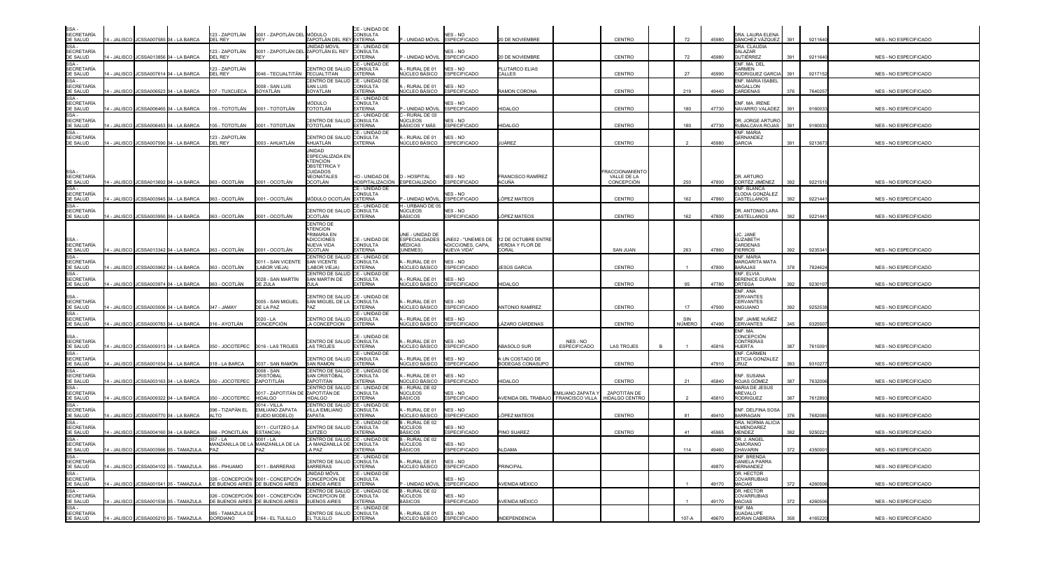| SSA - SECRETARÍA DE SALUD | 14 - JALISCO | JCSSA007585 | 04 - LA BARCA | 123 - ZAPOTLÁN DEL REY | 0001 - ZAPOTLÁN DEL REY | MÓDULO ZAPOTLÁN DEL REY | CE - UNIDAD DE CONSULTA EXTERNA | P - UNIDAD MÓVIL | NES - NO ESPECIFICADO | 20 DE NOVIEMBRE | | CENTRO | | 72 | 45980 | DRA. LAURA ELENA SÁNCHEZ VÁZQUEZ | 391 | 9211640 | NES - NO ESPECIFICADO |
|---|---|---|---|---|---|---|---|---|---|---|---|---|---|---|---|---|---|---|---|
| SSA - SECRETARÍA DE SALUD | 14 - JALISCO | JCSSA013856 | 04 - LA BARCA | 123 - ZAPOTLÁN DEL REY | 0001 - ZAPOTLÁN DEL REY | UNIDAD MÓVIL ZAPOTLÁN EL REY | CE - UNIDAD DE CONSULTA EXTERNA | P - UNIDAD MÓVIL | NES - NO ESPECIFICADO | 20 DE NOVIEMBRE | | CENTRO | | 72 | 45980 | DRA. CLAUDIA SALAZAR GUTIÉRREZ | 391 | 9211640 | NES - NO ESPECIFICADO |
| SSA - SECRETARÍA DE SALUD | 14 - JALISCO | JCSSA007614 | 04 - LA BARCA | 123 - ZAPOTLÁN DEL REY | 0046 - TECUALTITÁN | CENTRO DE SALUD TECUALTITÁN | CE - UNIDAD DE CONSULTA EXTERNA | A - RURAL DE 01 NÚCLEO BÁSICO | NES - NO ESPECIFICADO | PLUTARCO ELIAS CALLES | | CENTRO | | 27 | 45990 | ENF. MA. DEL CARMEN RODRÍGUEZ GARCIA | 391 | 9217152 | NES - NO ESPECIFICADO |
| SSA - SECRETARÍA DE SALUD | 14 - JALISCO | JCSSA006523 | 04 - LA BARCA | 107 - TUXCUECA | 0008 - SAN LUIS SOYATLÁN | CENTRO DE SALUD SAN LUIS SOYATLÁN | CE - UNIDAD DE CONSULTA EXTERNA | A - RURAL DE 01 NÚCLEO BÁSICO | NES - NO ESPECIFICADO | RAMON CORONA | | CENTRO | | 219 | 49440 | ENF. MARIA ISABEL MAGALLON CARDENAS | 376 | 7640257 | NES - NO ESPECIFICADO |
| SSA - SECRETARÍA DE SALUD | 14 - JALISCO | JCSSA006465 | 04 - LA BARCA | 105 - TOTOTLÁN | 0001 - TOTOTLÁN | MÓDULO TOTOTLÁN | CE - UNIDAD DE CONSULTA EXTERNA | P - UNIDAD MÓVIL | NES - NO ESPECIFICADO | HIDALGO | | CENTRO | | 180 | 47730 | ENF. MA. IRENE NAVARRO VALADEZ | 391 | 9160033 | NES - NO ESPECIFICADO |
| SSA - SECRETARÍA DE SALUD | 14 - JALISCO | JCSSA006453 | 04 - LA BARCA | 105 - TOTOTLÁN | 0001 - TOTOTLÁN | CENTRO DE SALUD TOTOTLÁN | CE - UNIDAD DE CONSULTA EXTERNA | C - RURAL DE 03 NÚCLEOS BÁSICOS Y MÁS | NES - NO ESPECIFICADO | HIDALGO | | CENTRO | | 180 | 47730 | DR. JORGE ARTURO RUBALCAVA ROJAS | 391 | 9160033 | NES - NO ESPECIFICADO |
| SSA - SECRETARÍA DE SALUD | 14 - JALISCO | JCSSA007590 | 04 - LA BARCA | 123 - ZAPOTLÁN DEL REY | 0003 - AHUATLÁN | CENTRO DE SALUD AHUATLÁN | CE - UNIDAD DE CONSULTA EXTERNA | A - RURAL DE 01 NÚCLEO BÁSICO | NES - NO ESPECIFICADO | JUÁREZ | | CENTRO | | 2 | 45980 | ENF. MARIA HERNANDEZ GARCIA | 391 | 9213673 | NES - NO ESPECIFICADO |
| SSA - SECRETARÍA DE SALUD | 14 - JALISCO | JCSSA013692 | 04 - LA BARCA | 063 - OCOTLÁN | 0001 - OCOTLÁN | UNIDAD ESPECIALIZADA EN ATENCIÓN OBSTÉTRICA Y CUIDADOS NEONATALES OCOTLÁN | HO - UNIDAD DE HOSPITALIZACIÓN | D - HOSPITAL ESPECIALIZADO | NES - NO ESPECIFICADO | FRANCISCO RAMÍREZ ACUÑA | | FRACCIONAMIENTO VALLE DE LA CONCEPCIÓN | | 250 | 47800 | DR. ARTURO CORTÉZ JIMÉNEZ | 392 | 9221515 | NES - NO ESPECIFICADO |
| SSA - SECRETARÍA DE SALUD | 14 - JALISCO | JCSSA003945 | 04 - LA BARCA | 063 - OCOTLÁN | 0001 - OCOTLÁN | MÓDULO OCOTLÁN | CE - UNIDAD DE CONSULTA EXTERNA | P - UNIDAD MÓVIL | NES - NO ESPECIFICADO | LÓPEZ MATEOS | | CENTRO | | 162 | 47860 | ENF. BLANCA ELODIA GONZÁLEZ CASTELLANOS | 392 | 9221441 | NES - NO ESPECIFICADO |
| SSA - SECRETARÍA DE SALUD | 14 - JALISCO | JCSSA003950 | 04 - LA BARCA | 063 - OCOTLÁN | 0001 - OCOTLÁN | CENTRO DE SALUD OCOTLÁN | CE - UNIDAD DE CONSULTA EXTERNA | H - URBANO DE 05 NÚCLEOS BÁSICOS | NES - NO ESPECIFICADO | LÓPEZ MATEOS | | CENTRO | | 162 | 47800 | DR. ANTONIO LARA CASTELLANOS | 392 | 9221441 | NES - NO ESPECIFICADO |
| SSA - SECRETARÍA DE SALUD | 14 - JALISCO | JCSSA013342 | 04 - LA BARCA | 063 - OCOTLÁN | 0001 - OCOTLÁN | CENTRO DE ATENCIÓN PRIMARIA EN ADICCIONES NUEVA VIDA OCOTLAN | CE - UNIDAD DE CONSULTA EXTERNA | UNE - UNIDAD DE ESPECIALIDADES MÉDICAS (UNEMES) | UNE02 - "UNEMES DE ADICCIONES, CAPA, NUEVA VIDA" | 12 DE OCTUBRE ENTRE VERDIA Y FLOR DE CORAL | | SAN JUAN | | 263 | 47860 | LIC. JANE ELIZABETH CARDENAS FIERROS | 392 | 9235341 | NES - NO ESPECIFICADO |
| SSA - SECRETARÍA DE SALUD | 14 - JALISCO | JCSSA003962 | 04 - LA BARCA | 063 - OCOTLÁN | 0011 - SAN VICENTE (LABOR VIEJA) | CENTRO DE SALUD SAN VICENTE (LABOR VIEJA) | CE - UNIDAD DE CONSULTA EXTERNA | A - RURAL DE 01 NÚCLEO BÁSICO | NES - NO ESPECIFICADO | JESÚS GARCIA | | CENTRO | | 1 | 47800 | ENF. MARIA MARGARITA MATA BARAJAS | 378 | 7824624 | NES - NO ESPECIFICADO |
| SSA - SECRETARÍA DE SALUD | 14 - JALISCO | JCSSA003974 | 04 - LA BARCA | 063 - OCOTLÁN | 0028 - SAN MARTÍN DE ZULA | CENTRO DE SALUD SAN MARTIN DE ZULA | CE - UNIDAD DE CONSULTA EXTERNA | A - RURAL DE 01 NÚCLEO BÁSICO | NES - NO ESPECIFICADO | HIDALGO | | CENTRO | | 95 | 47780 | ENF. ELVIA BERENICE DURAN ORTEGA | 392 | 9230107 | NES - NO ESPECIFICADO |
| SSA - SECRETARÍA DE SALUD | 14 - JALISCO | JCSSA003006 | 04 - LA BARCA | 047 - JAMAY | 0005 - SAN MIGUEL DE LA PAZ | CENTRO DE SALUD SAN MIGUEL DE LA PAZ | CE - UNIDAD DE CONSULTA EXTERNA | A - RURAL DE 01 NÚCLEO BÁSICO | NES - NO ESPECIFICADO | ANTONIO RAMÍREZ | | CENTRO | | 17 | 47900 | ENF. ANA CERVANTES CERVANTES ANGUIANO | 392 | 9252538 | NES - NO ESPECIFICADO |
| SSA - SECRETARÍA DE SALUD | 14 - JALISCO | JCSSA000783 | 04 - LA BARCA | 016 - AYOTLÁN | 0020 - LA CONCEPCIÓN | CENTRO DE SALUD LA CONCEPCIÓN | CE - UNIDAD DE CONSULTA EXTERNA | A - RURAL DE 01 NÚCLEO BÁSICO | NES - NO ESPECIFICADO | LÁZARO CÁRDENAS | | CENTRO | | SIN NÚMERO | 47490 | ENF. JAIME NUÑEZ CERVANTES | 345 | 9325507 | NES - NO ESPECIFICADO |
| SSA - SECRETARÍA DE SALUD | 14 - JALISCO | JCSSA009313 | 04 - LA BARCA | 050 - JOCOTEPEC | 0016 - LAS TROJES | CENTRO DE SALUD LAS TROJES | CE - UNIDAD DE CONSULTA EXTERNA | A - RURAL DE 01 NÚCLEO BÁSICO | NES - NO ESPECIFICADO | ABASOLO SUR | NES - NO ESPECIFICADO | LAS TROJES | B | 1 | 45816 | ENF. MA. CONCEPCIÓN CONTRERAS HUERTA | 387 | 7615091 | NES - NO ESPECIFICADO |
| SSA - SECRETARÍA DE SALUD | 14 - JALISCO | JCSSA001034 | 04 - LA BARCA | 018 - LA BARCA | 0037 - SAN RAMÓN | CENTRO DE SALUD SAN RAMON | CE - UNIDAD DE CONSULTA EXTERNA | A - RURAL DE 01 NÚCLEO BÁSICO | NES - NO ESPECIFICADO | A UN COSTADO DE BODEGAS CONASUPO | | CENTRO | | | 47910 | ENF. CARMEN LETICIA GONZALEZ CRUZ | 393 | 9310277 | NES - NO ESPECIFICADO |
| SSA - SECRETARÍA DE SALUD | 14 - JALISCO | JCSSA003163 | 04 - LA BARCA | 050 - JOCOTEPEC | 0006 - SAN CRISTÓBAL ZAPOTITLÁN | CENTRO DE SALUD SAN CRISTÓBAL ZAPOTITLÁN | CE - UNIDAD DE CONSULTA EXTERNA | A - RURAL DE 01 NÚCLEO BÁSICO | NES - NO ESPECIFICADO | HIDALGO | | CENTRO | | 21 | 45840 | ENF. SUSANA ROJAS GÓMEZ | 387 | 7632006 | NES - NO ESPECIFICADO |
| SSA - SECRETARÍA DE SALUD | 14 - JALISCO | JCSSA009322 | 04 - LA BARCA | 050 - JOCOTEPEC | 0017 - ZAPOTITÁN DE HIDALGO | CENTRO DE SALUD ZAPOTITÁN DE HIDALGO | CE - UNIDAD DE CONSULTA EXTERNA | B - RURAL DE 02 NÚCLEOS BÁSICOS | NES - NO ESPECIFICADO | AVENIDA DEL TRABAJO | EMILIANO ZAPATA Y FRANCISCO VILLA | ZAPOTITÁN DE HIDALGO CENTRO | | 2 | 45810 | MARIA DE JESUS AREVALO RODRIGUEZ | 387 | 7612893 | NES - NO ESPECIFICADO |
| SSA - SECRETARÍA DE SALUD | 14 - JALISCO | JCSSA005770 | 04 - LA BARCA | 096 - TIZAPÁN EL ALTO | 0014 - VILLA EMILIANO ZAPATA (EJIDO MODELO) | CENTRO DE SALUD VILLA EMILIANO ZAPATA | CE - UNIDAD DE CONSULTA EXTERNA | A - RURAL DE 01 NÚCLEO BÁSICO | NES - NO ESPECIFICADO | LÓPEZ MATEOS | | CENTRO | | 81 | 49410 | ENF. DELFINA SOSA BARRAGAN | 376 | 7682085 | NES - NO ESPECIFICADO |
| SSA - SECRETARÍA DE SALUD | 14 - JALISCO | JCSSA004160 | 04 - LA BARCA | 066 - PONCITLÁN | 0011 - CUITZEO (LA ESTANCIA) | CENTRO DE SALUD CUITZEO | CE - UNIDAD DE CONSULTA EXTERNA | B - RURAL DE 02 NÚCLEOS BÁSICOS | NES - NO ESPECIFICADO | PINO SUAREZ | | CENTRO | | 41 | 45965 | DRA. NORMA ALICIA ALMENDAREZ MENDEZ | 392 | 9250221 | NES - NO ESPECIFICADO |
| SSA - SECRETARÍA DE SALUD | 14 - JALISCO | JCSSA003566 | 05 - TAMAZULA | 057 - LA MANZANILLA DE LA PAZ | 0001 - LA MANZANILLA DE LA PAZ | CENTRO DE SALUD LA MANZANILLA DE LA PAZ | CE - UNIDAD DE CONSULTA EXTERNA | B - RURAL DE 02 NÚCLEOS BÁSICOS | NES - NO ESPECIFICADO | ALDAMA | | | | 114 | 49460 | DR. J. ANGEL ZAMORANO CHAVARIN | 372 | 4350001 | NES - NO ESPECIFICADO |
| SSA - SECRETARÍA DE SALUD | 14 - JALISCO | JCSSA004102 | 05 - TAMAZULA | 065 - PIHUAMO | 0011 - BARRERAS | CENTRO DE SALUD BARRERAS | CE - UNIDAD DE CONSULTA EXTERNA | A - RURAL DE 01 NÚCLEO BÁSICO | NES - NO ESPECIFICADO | PRINCIPAL | | | | | 49870 | ENF. BRENDA DANIELA PARRA HERNANDEZ | | | NES - NO ESPECIFICADO |
| SSA - SECRETARÍA DE SALUD | 14 - JALISCO | JCSSA001541 | 05 - TAMAZULA | 026 - CONCEPCIÓN DE BUENOS AIRES | 0001 - CONCEPCIÓN DE BUENOS AIRES | UNIDAD MÓVIL CONCEPCIÓN DE BUENOS AIRES | CE - UNIDAD DE CONSULTA EXTERNA | P - UNIDAD MÓVIL | NES - NO ESPECIFICADO | AVENIDA MÉXICO | | | | 1 | 49170 | DR. HECTOR COVARRUBIAS MACIAS | 372 | 4260506 | NES - NO ESPECIFICADO |
| SSA - SECRETARÍA DE SALUD | 14 - JALISCO | JCSSA001536 | 05 - TAMAZULA | 026 - CONCEPCIÓN DE BUENOS AIRES | 0001 - CONCEPCIÓN DE BUENOS AIRES | CENTRO DE SALUD CONCEPCION DE BUENOS AIRES | CE - UNIDAD DE CONSULTA EXTERNA | B - RURAL DE 02 NÚCLEOS BÁSICOS | NES - NO ESPECIFICADO | AVENIDA MÉXICO | | | | 1 | 49170 | DR. HECTOR COVARRUBIAS MACIAS | 372 | 4260506 | NES - NO ESPECIFICADO |
| SSA - SECRETARÍA DE SALUD | 14 - JALISCO | JCSSA005210 | 05 - TAMAZULA | 085 - TAMAZULA DE GORDIANO | 0164 - EL TULILLO | CENTRO DE SALUD EL TULILLO | CE - UNIDAD DE CONSULTA EXTERNA | A - RURAL DE 01 NÚCLEO BÁSICO | NES - NO ESPECIFICADO | INDEPENDENCIA | | | | 107-A | 49670 | ENF. MA. GUADALUPE MORAN CABRERA | 358 | 4165220 | NES - NO ESPECIFICADO |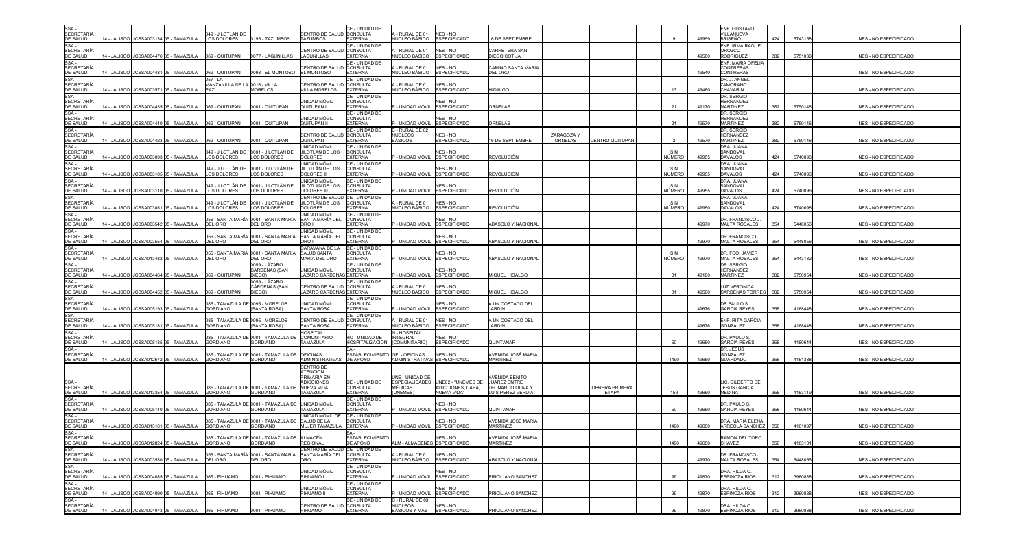| SSA - SECRETARÍA DE SALUD | 14 - JALISCO | JCSSA003134 | 05 - TAMAZULA | 049 - JILOTLÁN DE LOS DOLORES | 0195 - TAZUMBOS | CENTRO DE SALUD TAZUMBOS | CE - UNIDAD DE CONSULTA EXTERNA | A - RURAL DE 01 NÚCLEO BÁSICO | NES - NO ESPECIFICADO | 16 DE SEPTIEMBRE | | | 9 | 49959 | ENF. GUSTAVO VILLANUEVA BRISEÑO | 424 | 5743158 | NES - NO ESPECIFICADO |
|---|---|---|---|---|---|---|---|---|---|---|---|---|---|---|---|---|---|---|
| SSA - SECRETARÍA DE SALUD | 14 - JALISCO | JCSSA004476 | 05 - TAMAZULA | 069 - QUITUPAN | 0077 - LAGUNILLAS | CENTRO DE SALUD LAGUNILLAS | CE - UNIDAD DE CONSULTA EXTERNA | A - RURAL DE 01 NÚCLEO BÁSICO | NES - NO ESPECIFICADO | CARRETERA SAN DIEGO COTIJA | | | | 49580 | ENF. IRMA RAQUEL OROZCO RODRÍGUEZ | 382 | 5751039 | NES - NO ESPECIFICADO |
| SSA - SECRETARÍA DE SALUD | 14 - JALISCO | JCSSA004481 | 05 - TAMAZULA | 069 - QUITUPAN | 0098 - EL MONTOSO | CENTRO DE SALUD EL MONTOSO | CE - UNIDAD DE CONSULTA EXTERNA | A - RURAL DE 01 NÚCLEO BÁSICO | NES - NO ESPECIFICADO | CAMINO SANTA MARIA DEL ORO | | | | 49540 | ENF. MARIA OFELIA CONTRERAS CONTRERAS | | | NES - NO ESPECIFICADO |
| SSA - SECRETARÍA DE SALUD | 14 - JALISCO | JCSSA003571 | 05 - TAMAZULA | 057 - LA MANZANILLA DE LA PAZ | 0016 - VILLA MORELOS | CENTRO DE SALUD VILLA MORELOS | CE - UNIDAD DE CONSULTA EXTERNA | A - RURAL DE 01 NÚCLEO BÁSICO | NES - NO ESPECIFICADO | HIDALGO | | | 13 | 49460 | DR. J. ANGEL ZAMORANO CHAVARIN | | | NES - NO ESPECIFICADO |
| SSA - SECRETARÍA DE SALUD | 14 - JALISCO | JCSSA004435 | 05 - TAMAZULA | 069 - QUITUPAN | 0001 - QUITUPAN | UNIDAD MÓVIL QUITUPAN I | CE - UNIDAD DE CONSULTA EXTERNA | P - UNIDAD MÓVIL | NES - NO ESPECIFICADO | ORNELAS | | | 21 | 49170 | DR. SERGIO HERNANDEZ MARTINEZ | 382 | 5750146 | NES - NO ESPECIFICADO |
| SSA - SECRETARÍA DE SALUD | 14 - JALISCO | JCSSA004440 | 05 - TAMAZULA | 069 - QUITUPAN | 0001 - QUITUPAN | UNIDAD MÓVIL QUITUPAN II | CE - UNIDAD DE CONSULTA EXTERNA | P - UNIDAD MÓVIL | NES - NO ESPECIFICADO | ORNELAS | | | 21 | 49570 | DR. SERGIO HERNANDEZ MARTINEZ | 382 | 5750146 | NES - NO ESPECIFICADO |
| SSA - SECRETARÍA DE SALUD | 14 - JALISCO | JCSSA004423 | 05 - TAMAZULA | 069 - QUITUPAN | 0001 - QUITUPAN | CENTRO DE SALUD QUITUPAN | CE - UNIDAD DE CONSULTA EXTERNA | B - RURAL DE 02 NÚCLEOS BÁSICOS | NES - NO ESPECIFICADO | 16 DE SEPTIEMBRE | ZARAGOZA Y ORNELAS | CENTRO QUITUPAN | 2 | 49570 | DR. SERGIO HERNANDEZ MARTINEZ | 382 | 5750146 | NES - NO ESPECIFICADO |
| SSA - SECRETARÍA DE SALUD | 14 - JALISCO | JCSSA003093 | 05 - TAMAZULA | 049 - JILOTLÁN DE LOS DOLORES | 0001 - JILOTLÁN DE LOS DOLORES | UNIDAD MÓVIL JILOTLÁN DE LOS DOLORES | CE - UNIDAD DE CONSULTA EXTERNA | P - UNIDAD MÓVIL | NES - NO ESPECIFICADO | REVOLUCIÓN | | | SIN NÚMERO | 49955 | DRA. JUANA SANDOVAL DAVALOS | 424 | 5740096 | NES - NO ESPECIFICADO |
| SSA - SECRETARÍA DE SALUD | 14 - JALISCO | JCSSA003105 | 05 - TAMAZULA | 049 - JILOTLÁN DE LOS DOLORES | 0001 - JILOTLÁN DE LOS DOLORES | UNIDAD MÓVIL JILOTLÁN DE LOS DOLORES II | CE - UNIDAD DE CONSULTA EXTERNA | P - UNIDAD MÓVIL | NES - NO ESPECIFICADO | REVOLUCIÓN | | | SIN NÚMERO | 49955 | DRA. JUANA SANDOVAL DAVALOS | 424 | 5740096 | NES - NO ESPECIFICADO |
| SSA - SECRETARÍA DE SALUD | 14 - JALISCO | JCSSA003110 | 05 - TAMAZULA | 049 - JILOTLÁN DE LOS DOLORES | 0001 - JILOTLÁN DE LOS DOLORES | UNIDAD MÓVIL JILOTLAN DE LOS DOLORES III | CE - UNIDAD DE CONSULTA EXTERNA | P - UNIDAD MÓVIL | NES - NO ESPECIFICADO | REVOLUCIÓN | | | SIN NÚMERO | 49955 | DRA. JUANA SANDOVAL DAVALOS | 424 | 5740096 | NES - NO ESPECIFICADO |
| SSA - SECRETARÍA DE SALUD | 14 - JALISCO | JCSSA003081 | 05 - TAMAZULA | 049 - JILOTLÁN DE LOS DOLORES | 0001 - JILOTLÁN DE LOS DOLORES | CENTRO DE SALUD JILOTLÁN DE LOS DOLORES | CE - UNIDAD DE CONSULTA EXTERNA | A - RURAL DE 01 NÚCLEO BÁSICO | NES - NO ESPECIFICADO | REVOLUCIÓN | | | SIN NÚMERO | 49950 | DRA. JUANA SANDOVAL DAVALOS | 424 | 5740096 | NES - NO ESPECIFICADO |
| SSA - SECRETARÍA DE SALUD | 14 - JALISCO | JCSSA003542 | 05 - TAMAZULA | 056 - SANTA MARÍA DEL ORO | 0001 - SANTA MARÍA DEL ORO | UNIDAD MÓVIL SANTA MARÍA DEL ORO I | CE - UNIDAD DE CONSULTA EXTERNA | P - UNIDAD MÓVIL | NES - NO ESPECIFICADO | ABASOLO Y NACIONAL | | | | 49970 | DR. FRANCISCO J. MALTA ROSALES | 354 | 5448056 | NES - NO ESPECIFICADO |
| SSA - SECRETARÍA DE SALUD | 14 - JALISCO | JCSSA003554 | 05 - TAMAZULA | 056 - SANTA MARÍA DEL ORO | 0001 - SANTA MARÍA DEL ORO | UNIDAD MÓVIL SANTA MARÍA DEL ORO II | CE - UNIDAD DE CONSULTA EXTERNA | P - UNIDAD MÓVIL | NES - NO ESPECIFICADO | ABASOLO Y NACIONAL | | | | 49970 | DR. FRANCISCO J. MALTA ROSALES | 354 | 5448056 | NES - NO ESPECIFICADO |
| SSA - SECRETARÍA DE SALUD | 14 - JALISCO | JCSSA013482 | 05 - TAMAZULA | 056 - SANTA MARÍA DEL ORO | 0001 - SANTA MARÍA DEL ORO | CARAVANA DE LA SALUD SANTA MARÍA DEL ORO | CE - UNIDAD DE CONSULTA EXTERNA | P - UNIDAD MÓVIL | NES - NO ESPECIFICADO | ABASOLO Y NACIONAL | | | SIN NÚMERO | 49970 | DR. FCO. JAVIER MALTA ROSALES | 354 | 5443132 | NES - NO ESPECIFICADO |
| SSA - SECRETARÍA DE SALUD | 14 - JALISCO | JCSSA004464 | 05 - TAMAZULA | 069 - QUITUPAN | 0059 - LÁZARO CÁRDENAS (SAN DIEGO) | UNIDAD MÓVIL LÁZARO CÁRDENAS | CE - UNIDAD DE CONSULTA EXTERNA | P - UNIDAD MÓVIL | NES - NO ESPECIFICADO | MIGUEL HIDALGO | | | 31 | 49180 | DR. SERGIO HERNANDEZ MARTINEZ | 382 | 5750954 | NES - NO ESPECIFICADO |
| SSA - SECRETARÍA DE SALUD | 14 - JALISCO | JCSSA004452 | 05 - TAMAZULA | 069 - QUITUPAN | 0059 - LÁZARO CÁRDENAS (SAN DIEGO) | CENTRO DE SALUD LÁZARO CÁRDENAS | CE - UNIDAD DE CONSULTA EXTERNA | A - RURAL DE 01 NÚCLEO BÁSICO | NES - NO ESPECIFICADO | MIGUEL HIDALGO | | | 31 | 49580 | LUZ VERONICA CARDENAS TORRES | 382 | 5750954 | NES - NO ESPECIFICADO |
| SSA - SECRETARÍA DE SALUD | 14 - JALISCO | JCSSA005193 | 05 - TAMAZULA | 085 - TAMAZULA DE GORDIANO | 0095 - MORELOS (SANTA ROSA) | UNIDAD MÓVIL SANTA ROSA | CE - UNIDAD DE CONSULTA EXTERNA | P - UNIDAD MÓVIL | NES - NO ESPECIFICADO | A UN COSTADO DEL JARDIN | | | | 49676 | DR PAULO S. GARCIA REYES | 358 | 4168448 | NES - NO ESPECIFICADO |
| SSA - SECRETARÍA DE SALUD | 14 - JALISCO | JCSSA005181 | 05 - TAMAZULA | 085 - TAMAZULA DE GORDIANO | 0095 - MORELOS (SANTA ROSA) | CENTRO DE SALUD SANTA ROSA | CE - UNIDAD DE CONSULTA EXTERNA | A - RURAL DE 01 NÚCLEO BÁSICO | NES - NO ESPECIFICADO | A UN COSTADO DEL JARDIN | | | | 49676 | ENF. RITA GARCIA GONZALEZ | 358 | 4168448 | NES - NO ESPECIFICADO |
| SSA - SECRETARÍA DE SALUD | 14 - JALISCO | JCSSA005135 | 05 - TAMAZULA | 085 - TAMAZULA DE GORDIANO | 0001 - TAMAZULA DE GORDIANO | HOSPITAL COMUNITARIO TAMAZULA | HO - UNIDAD DE HOSPITALIZACIÓN | N - HOSPITAL INTEGRAL (COMUNITARIO) | NES - NO ESPECIFICADO | QUINTANAR | | | 50 | 49650 | DR. PAULO S. GARCIA REYES | 358 | 4160644 | NES - NO ESPECIFICADO |
| SSA - SECRETARÍA DE SALUD | 14 - JALISCO | JCSSA012672 | 05 - TAMAZULA | 085 - TAMAZULA DE GORDIANO | 0001 - TAMAZULA DE GORDIANO | OFICINAS ADMINISTRATIVAS | EA - ESTABLECIMIENTO DE APOYO | OFI - OFICINAS ADMINISTRATIVAS | NES - NO ESPECIFICADO | AVENIDA JOSÉ MARIA MARTINEZ | | | 1490 | 49650 | DR. JESUS GONZALEZ GUARDADO | 358 | 4161388 | NES - NO ESPECIFICADO |
| SSA - SECRETARÍA DE SALUD | 14 - JALISCO | JCSSA013354 | 05 - TAMAZULA | 085 - TAMAZULA DE GORDIANO | 0001 - TAMAZULA DE GORDIANO | CENTRO DE ATENCION PRIMARIA EN ADICCIONES NUEVA VIDA TAMAZULA | CE - UNIDAD DE CONSULTA EXTERNA | UNE - UNIDAD DE ESPECIALIDADES MÉDICAS (UNEMES) | UNE02 - "UNEMES DE ADICCIONES, CAPA, NUEVA VIDA" | AVENIDA BENITO JUÁREZ ENTRE LEONARDO OLIVA Y LUIS PEREZ VERDIA | | OBRERA PRIMERA ETAPA | 159 | 49650 | LIC. GILBERTO DE JESUS GARCIA MEDINA | 358 | 4163119 | NES - NO ESPECIFICADO |
| SSA - SECRETARÍA DE SALUD | 14 - JALISCO | JCSSA005140 | 05 - TAMAZULA | 085 - TAMAZULA DE GORDIANO | 0001 - TAMAZULA DE GORDIANO | UNIDAD MÓVIL TAMAZULA I | CE - UNIDAD DE CONSULTA EXTERNA | P - UNIDAD MÓVIL | NES - NO ESPECIFICADO | QUINTANAR | | | 50 | 49650 | DR. PAULO S. GARCIA REYES | 358 | 4160644 | NES - NO ESPECIFICADO |
| SSA - SECRETARÍA DE SALUD | 14 - JALISCO | JCSSA013161 | 05 - TAMAZULA | 085 - TAMAZULA DE GORDIANO | 0001 - TAMAZULA DE GORDIANO | UNIDAD MOVIL DE SALUD DE LA MUJER TAMAZULA | CE - UNIDAD DE CONSULTA EXTERNA | P - UNIDAD MÓVIL | NES - NO ESPECIFICADO | AVENIDA JOSÉ MARIA MARTINEZ | | | 1490 | 49650 | DRA. MARIA ELENA ARREOLA SANCHEZ | 358 | 4161097 | NES - NO ESPECIFICADO |
| SSA - SECRETARÍA DE SALUD | 14 - JALISCO | JCSSA012824 | 05 - TAMAZULA | 085 - TAMAZULA DE GORDIANO | 0001 - TAMAZULA DE GORDIANO | ALMACÉN REGIONAL | EA - ESTABLECIMIENTO DE APOYO | ALM - ALMACENES | NES - NO ESPECIFICADO | AVENIDA JOSÉ MARIA MARTINEZ | | | 1490 | 49650 | RAMON DEL TORO CHAVEZ | 358 | 4163131 | NES - NO ESPECIFICADO |
| SSA - SECRETARÍA DE SALUD | 14 - JALISCO | JCSSA003530 | 05 - TAMAZULA | 056 - SANTA MARÍA DEL ORO | 0001 - SANTA MARÍA DEL ORO | CENTRO DE SALUD SANTA MARÍA DEL ORO | CE - UNIDAD DE CONSULTA EXTERNA | A - RURAL DE 01 NÚCLEO BÁSICO | NES - NO ESPECIFICADO | ABASOLO Y NACIONAL | | | | 49970 | DR. FRANCISCO J. MALTA ROSALES | 354 | 5448056 | NES - NO ESPECIFICADO |
| SSA - SECRETARÍA DE SALUD | 14 - JALISCO | JCSSA004085 | 05 - TAMAZULA | 065 - PIHUAMO | 0001 - PIHUAMO | UNIDAD MÓVIL PIHUAMO I | CE - UNIDAD DE CONSULTA EXTERNA | P - UNIDAD MÓVIL | NES - NO ESPECIFICADO | PRICILIANO SANCHEZ | | | 99 | 49870 | DRA. HILDA C. ESPINOZA RIOS | 312 | 3960888 | NES - NO ESPECIFICADO |
| SSA - SECRETARÍA DE SALUD | 14 - JALISCO | JCSSA004090 | 05 - TAMAZULA | 065 - PIHUAMO | 0001 - PIHUAMO | UNIDAD MÓVIL PIHUAMO II | CE - UNIDAD DE CONSULTA EXTERNA | P - UNIDAD MÓVIL | NES - NO ESPECIFICADO | PRICILIANO SANCHEZ | | | 99 | 49870 | DRA. HILDA C. ESPINOZA RIOS | 312 | 3960888 | NES - NO ESPECIFICADO |
| SSA - SECRETARÍA DE SALUD | 14 - JALISCO | JCSSA004073 | 05 - TAMAZULA | 065 - PIHUAMO | 0001 - PIHUAMO | CENTRO DE SALUD PIHUAMO | CE - UNIDAD DE CONSULTA EXTERNA | C - RURAL DE 03 NÚCLEOS BÁSICOS Y MÁS | NES - NO ESPECIFICADO | PRICILIANO SANCHEZ | | | 99 | 49870 | DRA. HILDA C. ESPINOZA RIOS | 312 | 3960888 | NES - NO ESPECIFICADO |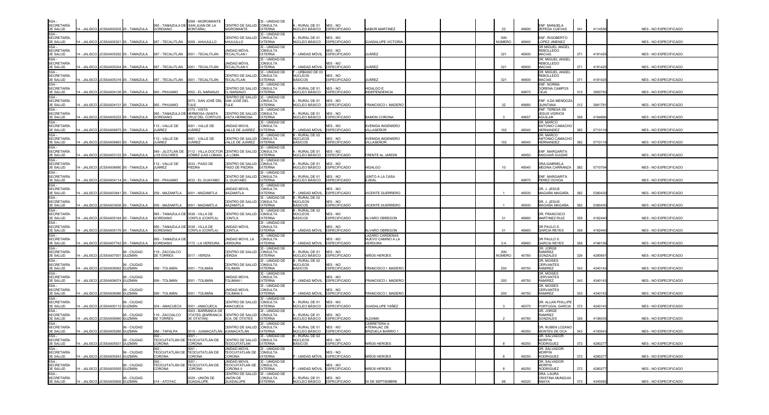| | | | | | | | | | | | | | | | | | | | | |
|---|---|---|---|---|---|---|---|---|---|---|---|---|---|---|---|---|---|---|---|---|
| SSA - SECRETARÍA DE SALUD | 14 - JALISCO | JCSSA005205 | 05 - TAMAZULA | 085 - TAMAZULA DE GORDIANO | 0098 - NIGROMANTE (SAN JUAN DE LA MONTAÑA) | CENTRO DE SALUD NIGROMANTE | CE - UNIDAD DE CONSULTA EXTERNA | A - RURAL DE 01 NÚCLEO BÁSICO | NES - NO ESPECIFICADO | NABOR MARTINEZ | | | 22 | 49690 | ENF. MANUELA ZEPEDA CUEVAS | 341 | 4114556 | | NES - NO ESPECIFICADO |
| SSA - SECRETARÍA DE SALUD | 14 - JALISCO | JCSSA005321 | 05 - TAMAZULA | 087 - TECALITLÁN | 0008 - AHUJULLO | CENTRO DE SALUD AHUJULLO | CE - UNIDAD DE CONSULTA EXTERNA | A - RURAL DE 01 NÚCLEO BÁSICO | NES - NO ESPECIFICADO | GUADALUPE VICTORIA | | | SIN NÚMERO | 49940 | ENF. RIGOBERTO LOPEZ JIMENEZ | | | | NES - NO ESPECIFICADO |
| SSA - SECRETARÍA DE SALUD | 14 - JALISCO | JCSSA005292 | 05 - TAMAZULA | 087 - TECALITLÁN | 0001 - TECALITLÁN | UNIDAD MÓVIL TECALITLAN I | CE - UNIDAD DE CONSULTA EXTERNA | P - UNIDAD MÓVIL | NES - NO ESPECIFICADO | JUÁREZ | | | 321 | 49900 | DR.MIGUEL ANGEL REBOLLEDO MACIAS | 371 | 4181425 | | NES - NO ESPECIFICADO |
| SSA - SECRETARÍA DE SALUD | 14 - JALISCO | JCSSA005304 | 05 - TAMAZULA | 087 - TECALITLÁN | 0001 - TECALITLÁN | UNIDAD MÓVIL TECALITLAN II | CE - UNIDAD DE CONSULTA EXTERNA | P - UNIDAD MÓVIL | NES - NO ESPECIFICADO | JUÁREZ | | | 321 | 49900 | DR. MIGUEL ANGEL REBOLLEDO MACIAS | 371 | 4181425 | | NES - NO ESPECIFICADO |
| SSA - SECRETARÍA DE SALUD | 14 - JALISCO | JCSSA005316 | 05 - TAMAZULA | 087 - TECALITLÁN | 0001 - TECALITLÁN | CENTRO DE SALUD TECALITLAN | CE - UNIDAD DE CONSULTA EXTERNA | F - URBANO DE 03 NÚCLEOS BÁSICOS | NES - NO ESPECIFICADO | JUÁREZ | | | 321 | 49900 | DR. MIGUEL ANGEL REBOLLEDO MACIAS | 371 | 4181425 | | NES - NO ESPECIFICADO |
| SSA - SECRETARÍA DE SALUD | 14 - JALISCO | JCSSA004126 | 05 - TAMAZULA | 065 - PIHUAMO | 0052 - EL NARANJO | CENTRO DE SALUD EL NARANJO | CE - UNIDAD DE CONSULTA EXTERNA | A - RURAL DE 01 NÚCLEO BÁSICO | NES - NO ESPECIFICADO | HIDALGO E INDEPENDENCIA | | | | 49870 | ENF. NORMA DORENA CAMPOS CEJA | 312 | 3950750 | | NES - NO ESPECIFICADO |
| SSA - SECRETARÍA DE SALUD | 14 - JALISCO | JCSSA004131 | 05 - TAMAZULA | 065 - PIHUAMO | 0073 - SAN JOSÉ DEL TULE | CENTRO DE SALUD SAN JOSÉ DEL TULE | CE - UNIDAD DE CONSULTA EXTERNA | A - RURAL DE 01 NÚCLEO BÁSICO | NES - NO ESPECIFICADO | FRANCISCO I. MADERO | | | 32 | 49880 | ENF. ILDA MENDOZA QUINTANA | 312 | 3961781 | | NES - NO ESPECIFICADO |
| SSA - SECRETARÍA DE SALUD | 14 - JALISCO | JCSSA005222 | 05 - TAMAZULA | 085 - TAMAZULA DE GORDIANO | 0173 - VISTA HERMOSA (SANTA CRUZ DEL CORTIJO) | CENTRO DE SALUD VISTA HERMOSA | CE - UNIDAD DE CONSULTA EXTERNA | A - RURAL DE 01 NÚCLEO BÁSICO | NES - NO ESPECIFICADO | RAMON CORONA | | | 3 | 49657 | ENF. TERESA DE JESUS VIDRIOS AGUILAR | 358 | 4164666 | | NES - NO ESPECIFICADO |
| SSA - SECRETARÍA DE SALUD | 14 - JALISCO | JCSSA006675 | 05 - TAMAZULA | 112 - VALLE DE JUÁREZ | 0001 - VALLE DE JUÁREZ | UNIDAD MOVIL VALLE DE JUÁREZ | CE - UNIDAD DE CONSULTA EXTERNA | P - UNIDAD MÓVIL | NES - NO ESPECIFICADO | AVENIDA INGENIERO VILLASEÑOR | | | 102 | 49540 | DR. MARCO ANTONIO CAMACHO HERNANDEZ | 382 | 5710119 | | NES - NO ESPECIFICADO |
| SSA - SECRETARÍA DE SALUD | 14 - JALISCO | JCSSA006663 | 05 - TAMAZULA | 112 - VALLE DE JUÁREZ | 0001 - VALLE DE JUÁREZ | CENTRO DE SALUD VALLE DE JUÁREZ | CE - UNIDAD DE CONSULTA EXTERNA | B - RURAL DE 02 NÚCLEOS BÁSICOS | NES - NO ESPECIFICADO | AVENIDA INGENIERO VILLASEÑOR | | | 102 | 49540 | DR. MARCO ANTONIO CAMACHO HERNANDEZ | 382 | 5710119 | | NES - NO ESPECIFICADO |
| SSA - SECRETARÍA DE SALUD | 14 - JALISCO | JCSSA003122 | 05 - TAMAZULA | 049 - JILOTLÁN DE LOS DOLORES | 0112 - VILLA DOCTOR GÓMEZ (LAS LOMAS) | CENTRO DE SALUD LA LOMA | CE - UNIDAD DE CONSULTA EXTERNA | A - RURAL DE 01 NÚCLEO BÁSICO | NES - NO ESPECIFICADO | FRENTE AL JARDIN | | | | 49950 | ENF. MARGARITA ANGUIAR GUIZAR | | | | NES - NO ESPECIFICADO |
| SSA - SECRETARÍA DE SALUD | 14 - JALISCO | JCSSA006680 | 05 - TAMAZULA | 112 - VALLE DE JUÁREZ | 0033 - PASO DE PIEDRA | CENTRO DE SALUD PASO DE PIEDRA | CE - UNIDAD DE CONSULTA EXTERNA | A - RURAL DE 01 NÚCLEO BÁSICO | NES - NO ESPECIFICADO | HIDALGO | | | 10 | 49540 | DRA.GABRIELA MEDINA CARRANZA | 382 | 5710704 | | NES - NO ESPECIFICADO |
| SSA - SECRETARÍA DE SALUD | 14 - JALISCO | JCSSA004114 | 05 - TAMAZULA | 065 - PIHUAMO | 0032 - EL GUAYABO | CENTRO DE SALUD EL GUAYABO | CE - UNIDAD DE CONSULTA EXTERNA | A - RURAL DE 01 NÚCLEO BÁSICO | NES - NO ESPECIFICADO | JUNTO A LA CASA EJIDAL | | | | 49870 | ENF. MARGARITA PEREZ OCHOA | | | | NES - NO ESPECIFICADO |
| SSA - SECRETARÍA DE SALUD | 14 - JALISCO | JCSSA003641 | 05 - TAMAZULA | 059 - MAZAMITLA | 0001 - MAZAMITLA | UNIDAD MOVIL MAZAMITLA | CE - UNIDAD DE CONSULTA EXTERNA | P - UNIDAD MÓVIL | NES - NO ESPECIFICADO | VICENTE GUERRERO | | | 1 | 49500 | DR. J. JESUS MAGAÑA MAGAÑA | 382 | 5380430 | | NES - NO ESPECIFICADO |
| SSA - SECRETARÍA DE SALUD | 14 - JALISCO | JCSSA003636 | 05 - TAMAZULA | 059 - MAZAMITLA | 0001 - MAZAMITLA | CENTRO DE SALUD MAZAMITLA | CE - UNIDAD DE CONSULTA EXTERNA | B - RURAL DE 02 NÚCLEOS BÁSICOS | NES - NO ESPECIFICADO | VICENTE GUERRERO | | | 1 | 49500 | DR. J. JESUS MAGAÑA MAGAÑA | 382 | 5380430 | | NES - NO ESPECIFICADO |
| SSA - SECRETARÍA DE SALUD | 14 - JALISCO | JCSSA005164 | 05 - TAMAZULA | 085 - TAMAZULA DE GORDIANO | 0038 - VILLA DE CONTLA (CONTLA) | CENTRO DE SALUD CONTLA | CE - UNIDAD DE CONSULTA EXTERNA | B - RURAL DE 02 NÚCLEOS BÁSICOS | NES - NO ESPECIFICADO | ALVARO OBREGON | | | 31 | 49660 | DR. FRANCISCO MARTINEZ RUIZ | 358 | 4182440 | | NES - NO ESPECIFICADO |
| SSA - SECRETARÍA DE SALUD | 14 - JALISCO | JCSSA005176 | 05 - TAMAZULA | 085 - TAMAZULA DE GORDIANO | 0038 - VILLA DE CONTLA (CONTLA) | UNIDAD MÓVIL CONTLA | CE - UNIDAD DE CONSULTA EXTERNA | P - UNIDAD MÓVIL | NES - NO ESPECIFICADO | ALVARO OBREGON | | | 31 | 49660 | DR PAULO S. GARCIA REYES | 358 | 4182440 | | NES - NO ESPECIFICADO |
| SSA - SECRETARÍA DE SALUD | 14 - JALISCO | JCSSA007742 | 05 - TAMAZULA | 085 - TAMAZULA DE GORDIANO | 0172 - LA VERDURA | UNIDAD MOVIL LA VERDURA | CE - UNIDAD DE CONSULTA EXTERNA | P - UNIDAD MÓVIL | NES - NO ESPECIFICADO | LAZARO CARDENAS NUEVO CAMINO A LA VERDURA | | | 2-A | 49660 | DR PAULO S. GARCIA REYES | 358 | 4166156 | | NES - NO ESPECIFICADO |
| SSA - SECRETARÍA DE SALUD | 14 - JALISCO | JCSSA007001 | 06 - CIUDAD GUZMÁN | 119 - ZACOALCO DE TORRES | 0017 - VERDÍA | CENTRO DE SALUD VERDIA | CE - UNIDAD DE CONSULTA EXTERNA | A - RURAL DE 01 NÚCLEO BÁSICO | NES - NO ESPECIFICADO | NIÑOS HEROES | | | SIN NÚMERO | 45780 | DR. JORGE RAMIREZ GONZALES | 326 | 4280691 | | NES - NO ESPECIFICADO |
| SSA - SECRETARÍA DE SALUD | 14 - JALISCO | JCSSA006062 | 06 - CIUDAD GUZMÁN | 099 - TOLIMÁN | 0001 - TOLIMÁN | CENTRO DE SALUD TOLIMAN | CE - UNIDAD DE CONSULTA EXTERNA | B - RURAL DE 02 NÚCLEOS BÁSICOS | NES - NO ESPECIFICADO | FRANCISCO I. MADERO | | | 200 | 49750 | DR. MOISES CERVANTES RAMIREZ | 343 | 4340143 | | NES - NO ESPECIFICADO |
| SSA - SECRETARÍA DE SALUD | 14 - JALISCO | JCSSA006074 | 06 - CIUDAD GUZMÁN | 099 - TOLIMÁN | 0001 - TOLIMÁN | UNIDAD MOVIL TOLIMAN I | CE - UNIDAD DE CONSULTA EXTERNA | P - UNIDAD MÓVIL | NES - NO ESPECIFICADO | FRANCISCO I. MADERO | | | 200 | 49750 | DR. MOISES CERVANTES RAMIREZ | 343 | 4340143 | | NES - NO ESPECIFICADO |
| SSA - SECRETARÍA DE SALUD | 14 - JALISCO | JCSSA006086 | 06 - CIUDAD GUZMÁN | 099 - TOLIMÁN | 0001 - TOLIMÁN | UNIDAD MOVIL TOLIMAN II | CE - UNIDAD DE CONSULTA EXTERNA | P - UNIDAD MÓVIL | NES - NO ESPECIFICADO | FRANCISCO I. MADERO | | | 200 | 49750 | DR. MOISES CERVANTES RAMIREZ | 343 | 4340143 | | NES - NO ESPECIFICADO |
| SSA - SECRETARÍA DE SALUD | 14 - JALISCO | JCSSA000112 | 06 - CIUDAD GUZMÁN | 004 - AMACUECA | 0001 - AMACUECA | CENTRO DE SALUD AMACUECA | CE - UNIDAD DE CONSULTA EXTERNA | A - RURAL DE 01 NÚCLEO BÁSICO | NES - NO ESPECIFICADO | GUADALUPE YAÑEZ | | | 3 | 49370 | DR. ALLAN PHILLIPE PORTUGAL GARCIA | 372 | 4240143 | | NES - NO ESPECIFICADO |
| SSA - SECRETARÍA DE SALUD | 14 - JALISCO | JCSSA006960 | 06 - CIUDAD GUZMÁN | 119 - ZACOALCO DE TORRES | 0003 - BARRANCA DE OTATES (BARRANCA DE OTATÁN) | CENTRO DE SALUD BCA. DE OTATES | CE - UNIDAD DE CONSULTA EXTERNA | A - RURAL DE 01 NÚCLEO BÁSICO | NES - NO ESPECIFICADO | ALDAMA | | | 2 | 45760 | DR. JORGE RAMIREZ GONZALES | 326 | 4106035 | | NES - NO ESPECIFICADO |
| SSA - SECRETARÍA DE SALUD | 14 - JALISCO | JCSSA005280 | 06 - CIUDAD GUZMÁN | 086 - TAPALPA | 0019 - JUANACATLÁN | CENTRO DE SALUD JUANACATLÁN | CE - UNIDAD DE CONSULTA EXTERNA | A - RURAL DE 01 NÚCLEO BÁSICO | NES - NO ESPECIFICADO | CARRETERA A ATEMAJAC DE BRIZUELA BARRIO 1 | | | | 49350 | DR. RUBEN LOZANO MONTES DE OCA | 343 | 4100043 | | NES - NO ESPECIFICADO |
| SSA - SECRETARÍA DE SALUD | 14 - JALISCO | JCSSA005531 | 06 - CIUDAD GUZMÁN | 092 - TEOCUITATLÁN DE CORONA | 0001 - TEOCUITATLÁN DE CORONA | CENTRO DE SALUD TEOCUITATLAN | CE - UNIDAD DE CONSULTA EXTERNA | B - RURAL DE 02 NÚCLEOS BÁSICOS | NES - NO ESPECIFICADO | NIÑOS HEROES | | | 8 | 49250 | DR. SALVADOR MORFIN RODRIGUEZ | 372 | 4280277 | | NES - NO ESPECIFICADO |
| SSA - SECRETARÍA DE SALUD | 14 - JALISCO | JCSSA005543 | 06 - CIUDAD GUZMÁN | 092 - TEOCUITATLÁN DE CORONA | 0001 - TEOCUITATLÁN DE CORONA | UNIDAD MOVIL TEOCUITATLAN DE CORONA | CE - UNIDAD DE CONSULTA EXTERNA | P - UNIDAD MÓVIL | NES - NO ESPECIFICADO | NIÑOS HEROES | | | 8 | 49250 | DR. SALVADOR MORFIN RODRIGUEZ | 372 | 4280277 | | NES - NO ESPECIFICADO |
| SSA - SECRETARÍA DE SALUD | 14 - JALISCO | JCSSA005555 | 06 - CIUDAD GUZMÁN | 092 - TEOCUITATLÁN DE CORONA | 0001 - TEOCUITATLÁN DE CORONA | UNIDAD MOVIL TEOCUITATLAN DE CORONA I | CE - UNIDAD DE CONSULTA EXTERNA | P - UNIDAD MÓVIL | NES - NO ESPECIFICADO | NIÑOS HEROES | | | 8 | 49250 | DR. SALVADOR MORFIN RODRIGUEZ | 372 | 4280277 | | NES - NO ESPECIFICADO |
| SSA - SECRETARÍA DE SALUD | 14 - JALISCO | JCSSA000626 | 06 - CIUDAD GUZMÁN | 014 - ATOYAC | 0029 - UNIÓN DE GUADALUPE | CENTRO DE SALUD UNIÓN DE GUADALUPE | CE - UNIDAD DE CONSULTA EXTERNA | A - RURAL DE 01 NÚCLEO BÁSICO | NES - NO ESPECIFICADO | 16 DE SEPTIEMBRE | | | 88 | 49220 | DRA. LAURA CRISTINA MUNGUIA ANAYA | 372 | 4345082 | | NES - NO ESPECIFICADO |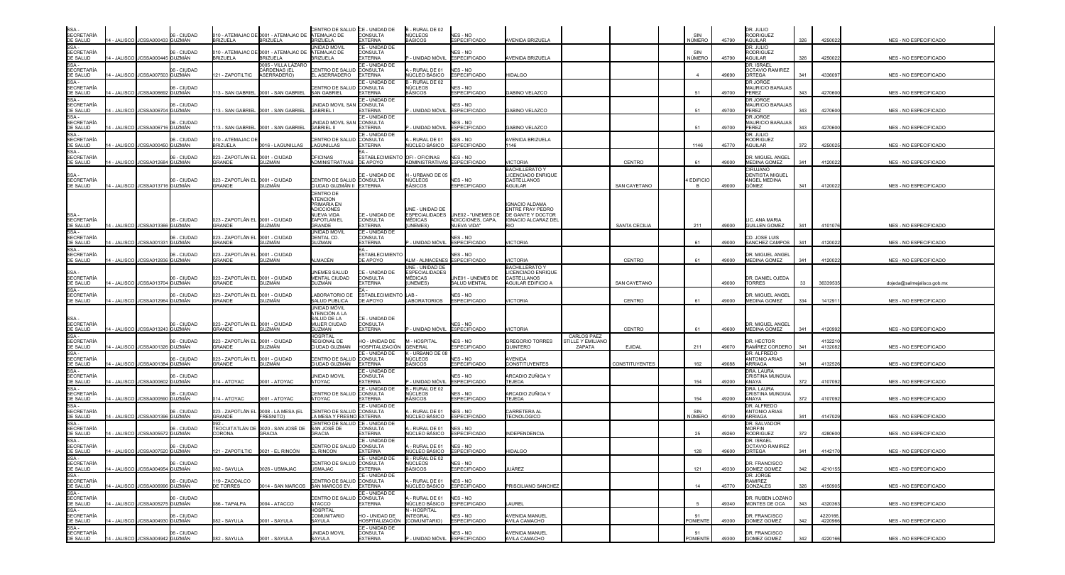| SSA - SECRETARÍA DE SALUD | 14 - JALISCO | JCSSA000433 | 06 - CIUDAD GUZMÁN | 010 - ATEMAJAC DE BRIZUELA | 0001 - ATEMAJAC DE BRIZUELA | CENTRO DE SALUD ATEMAJAC DE BRIZUELA | CE - UNIDAD DE CONSULTA EXTERNA | B - RURAL DE 02 NÚCLEOS BÁSICOS | NES - NO ESPECIFICADO | AVENIDA BRIZUELA | | | SIN NÚMERO | 45790 | DR. JULIO RODRIGUEZ AGUILAR | 326 | 4250022 | NES - NO ESPECIFICADO |
|---|---|---|---|---|---|---|---|---|---|---|---|---|---|---|---|---|---|---|
| SSA - SECRETARÍA DE SALUD | 14 - JALISCO | JCSSA000445 | 06 - CIUDAD GUZMÁN | 010 - ATEMAJAC DE BRIZUELA | 0001 - ATEMAJAC DE BRIZUELA | UNIDAD MOVIL ATEMAJAC DE BRIZUELA | CE - UNIDAD DE CONSULTA EXTERNA | P - UNIDAD MÓVIL | NES - NO ESPECIFICADO | AVENIDA BRIZUELA | | | SIN NÚMERO | 45790 | DR. JULIO RODRIGUEZ AGUILAR | 326 | 4250022 | NES - NO ESPECIFICADO |
| SSA - SECRETARÍA DE SALUD | 14 - JALISCO | JCSSA007503 | 06 - CIUDAD GUZMÁN | 121 - ZAPOTILTIC | 0005 - VILLA LÁZARO CÁRDENAS (EL ASERRADERO) | CENTRO DE SALUD EL ASERRADERO | CE - UNIDAD DE CONSULTA EXTERNA | A - RURAL DE 01 NÚCLEO BÁSICO | NES - NO ESPECIFICADO | HIDALGO | | | 4 | 49690 | DR. ISRAEL OCTAVIO RAMIREZ ORTEGA | 341 | 4336097 | NES - NO ESPECIFICADO |
| SSA - SECRETARÍA DE SALUD | 14 - JALISCO | JCSSA006692 | 06 - CIUDAD GUZMÁN | 113 - SAN GABRIEL | 0001 - SAN GABRIEL | CENTRO DE SALUD SAN GABRIEL | CE - UNIDAD DE CONSULTA EXTERNA | B - RURAL DE 02 NÚCLEOS BÁSICOS | NES - NO ESPECIFICADO | GABINO VELAZCO | | | 51 | 49700 | DR JORGE MAURICIO BARAJAS PEREZ | 343 | 4270600 | NES - NO ESPECIFICADO |
| SSA - SECRETARÍA DE SALUD | 14 - JALISCO | JCSSA006704 | 06 - CIUDAD GUZMÁN | 113 - SAN GABRIEL | 0001 - SAN GABRIEL | UNIDAD MOVIL SAN GABRIEL I | CE - UNIDAD DE CONSULTA EXTERNA | P - UNIDAD MÓVIL | NES - NO ESPECIFICADO | GABINO VELAZCO | | | 51 | 49700 | DR JORGE MAURICIO BARAJAS PEREZ | 343 | 4270600 | NES - NO ESPECIFICADO |
| SSA - SECRETARÍA DE SALUD | 14 - JALISCO | JCSSA006716 | 06 - CIUDAD GUZMÁN | 113 - SAN GABRIEL | 0001 - SAN GABRIEL | UNIDAD MOVIL SAN GABRIEL II | CE - UNIDAD DE CONSULTA EXTERNA | P - UNIDAD MÓVIL | NES - NO ESPECIFICADO | GABINO VELAZCO | | | 51 | 49700 | DR JORGE MAURICIO BARAJAS PEREZ | 343 | 4270600 | NES - NO ESPECIFICADO |
| SSA - SECRETARÍA DE SALUD | 14 - JALISCO | JCSSA000450 | 06 - CIUDAD GUZMÁN | 010 - ATEMAJAC DE BRIZUELA | 0016 - LAGUNILLAS | CENTRO DE SALUD LAGUNILLAS | CE - UNIDAD DE CONSULTA EXTERNA | A - RURAL DE 01 NÚCLEO BÁSICO | NES - NO ESPECIFICADO | AVENIDA BRIZUELA 1146 | | | 1146 | 45770 | DR. JULIO RODRIGUEZ AGUILAR | 372 | 4250025 | NES - NO ESPECIFICADO |
| SSA - SECRETARÍA DE SALUD | 14 - JALISCO | JCSSA012684 | 06 - CIUDAD GUZMÁN | 023 - ZAPOTLÁN EL GRANDE | 0001 - CIUDAD GUZMÁN | OFICINAS ADMINISTRATIVAS | EA - ESTABLECIMIENTO DE APOYO | OFI - OFICINAS ADMINISTRATIVAS | NES - NO ESPECIFICADO | VICTORIA | | CENTRO | 61 | 49000 | DR. MIGUEL ANGEL MEDINA GOMEZ | 341 | 4120022 | NES - NO ESPECIFICADO |
| SSA - SECRETARÍA DE SALUD | 14 - JALISCO | JCSSA013716 | 06 - CIUDAD GUZMÁN | 023 - ZAPOTLÁN EL GRANDE | 0001 - CIUDAD GUZMÁN | CENTRO DE SALUD CIUDAD GUZMÁN II | CE - UNIDAD DE CONSULTA EXTERNA | H - URBANO DE 05 NÚCLEOS BÁSICOS | NES - NO ESPECIFICADO | BACHILLERATO Y LICENCIADO ENRIQUE CASTELLANOS AGUILAR | | SAN CAYETANO | 4 EDIFICIO B | 49000 | CIRUJANO DENTISTA MIGUEL ANGEL MEDINA GÓMEZ | 341 | 4120022 | NES - NO ESPECIFICADO |
| SSA - SECRETARÍA DE SALUD | 14 - JALISCO | JCSSA013366 | 06 - CIUDAD GUZMÁN | 023 - ZAPOTLÁN EL GRANDE | 0001 - CIUDAD GUZMÁN | CENTRO DE ATENCION PRIMARIA EN ADICCIONES NUEVA VIDA ZAPOTLAN EL GRANDE | CE - UNIDAD DE CONSULTA EXTERNA | UNE - UNIDAD DE ESPECIALIDADES MÉDICAS (UNEMES) | UNE02 - "UNEMES DE ADICCIONES, CAPA, NUEVA VIDA" | IGNACIO ALDAMA ENTRE FRAY PEDRO DE GANTE Y DOCTOR IGNACIO ALCARAZ DEL RIO | | SANTA CECILIA | 211 | 49000 | LIC. ANA MARIA GUILLEN GOMEZ | 341 | 4101076 | NES - NO ESPECIFICADO |
| SSA - SECRETARÍA DE SALUD | 14 - JALISCO | JCSSA001331 | 06 - CIUDAD GUZMÁN | 023 - ZAPOTLÁN EL GRANDE | 0001 - CIUDAD GUZMÁN | UNIDAD MOVIL DENTAL CD. GUZMAN | CE - UNIDAD DE CONSULTA EXTERNA | P - UNIDAD MÓVIL | NES - NO ESPECIFICADO | VICTORIA | | | 61 | 49000 | CD. JOSE LUIS SANCHEZ CAMPOS | 341 | 4120022 | NES - NO ESPECIFICADO |
| SSA - SECRETARÍA DE SALUD | 14 - JALISCO | JCSSA012836 | 06 - CIUDAD GUZMÁN | 023 - ZAPOTLÁN EL GRANDE | 0001 - CIUDAD GUZMÁN | ALMACÉN | EA - ESTABLECIMIENTO DE APOYO | ALM - ALMACENES | NES - NO ESPECIFICADO | VICTORIA | | CENTRO | 61 | 49000 | DR. MIGUEL ANGEL MEDINA GOMEZ | 341 | 4120022 | NES - NO ESPECIFICADO |
| SSA - SECRETARÍA DE SALUD | 14 - JALISCO | JCSSA013704 | 06 - CIUDAD GUZMÁN | 023 - ZAPOTLÁN EL GRANDE | 0001 - CIUDAD GUZMÁN | UNEMES SALUD MENTAL CIUDAD GUZMÁN | CE - UNIDAD DE CONSULTA EXTERNA | UNE - UNIDAD DE ESPECIALIDADES MÉDICAS (UNEMES) | UNE01 - UNEMES DE SALUD MENTAL | BACHILLERATO Y LICENCIADO ENRIQUE CASTELLANOS AGUILAR EDIFICIO A | | SAN CAYETANO | | 49000 | DR. DANIEL OJEDA TORRES | 33 | 36339535 | dojeda@salmejalisco.gob.mx |
| SSA - SECRETARÍA DE SALUD | 14 - JALISCO | JCSSA012964 | 06 - CIUDAD GUZMÁN | 023 - ZAPOTLÁN EL GRANDE | 0001 - CIUDAD GUZMÁN | LABORATORIO DE SALUD PUBLICA | EA - ESTABLECIMIENTO DE APOYO | LAB - LABORATORIOS | NES - NO ESPECIFICADO | VICTORIA | | CENTRO | 61 | 49000 | DR. MIGUEL ANGEL MEDINA GOMEZ | 334 | 1412911 | NES - NO ESPECIFICADO |
| SSA - SECRETARÍA DE SALUD | 14 - JALISCO | JCSSA013243 | 06 - CIUDAD GUZMÁN | 023 - ZAPOTLÁN EL GRANDE | 0001 - CIUDAD GUZMÁN | UNIDAD MÓVIL ATENCIÓN A LA SALUD DE LA MUJER CIUDAD GUZMAN | CE - UNIDAD DE CONSULTA EXTERNA | P - UNIDAD MÓVIL | NES - NO ESPECIFICADO | VICTORIA | | CENTRO | 61 | 49600 | DR. MIGUEL ANGEL MEDINA GOMEZ | 341 | 4120992 | NES - NO ESPECIFICADO |
| SSA - SECRETARÍA DE SALUD | 14 - JALISCO | JCSSA001326 | 06 - CIUDAD GUZMÁN | 023 - ZAPOTLÁN EL GRANDE | 0001 - CIUDAD GUZMÁN | HOSPITAL REGIONAL DE CIUDAD GUZMAN | HO - UNIDAD DE HOSPITALIZACIÓN | M - HOSPITAL GENERAL | NES - NO ESPECIFICADO | GREGORIO TORRES QUINTERO | CARLOS PAEZ STILLE Y EMILIANO ZAPATA | EJIDAL | 211 | 49070 | DR. HECTOR RAMÍREZ CORDERO | 341 | 4132210 4132082 | NES - NO ESPECIFICADO |
| SSA - SECRETARÍA DE SALUD | 14 - JALISCO | JCSSA001384 | 06 - CIUDAD GUZMÁN | 023 - ZAPOTLÁN EL GRANDE | 0001 - CIUDAD GUZMÁN | CENTRO DE SALUD CIUDAD GUZMÁN | CE - UNIDAD DE CONSULTA EXTERNA | K - URBANO DE 08 NÚCLEOS BÁSICOS | NES - NO ESPECIFICADO | AVENIDA CONSTITUYENTES | | CONSTITUYENTES | 162 | 49088 | DR. ALFREDO ANTONIO ARIAS ARRIAGA | 341 | 4132526 | NES - NO ESPECIFICADO |
| SSA - SECRETARÍA DE SALUD | 14 - JALISCO | JCSSA000602 | 06 - CIUDAD GUZMÁN | 014 - ATOYAC | 0001 - ATOYAC | UNIDAD MOVIL ATOYAC | CE - UNIDAD DE CONSULTA EXTERNA | P - UNIDAD MÓVIL | NES - NO ESPECIFICADO | ARCADIO ZUÑIGA Y TEJEDA | | | 154 | 49200 | DRA. LAURA CRISTINA MUNGUIA ANAYA | 372 | 4107092 | NES - NO ESPECIFICADO |
| SSA - SECRETARÍA DE SALUD | 14 - JALISCO | JCSSA000590 | 06 - CIUDAD GUZMÁN | 014 - ATOYAC | 0001 - ATOYAC | CENTRO DE SALUD ATOYAC | CE - UNIDAD DE CONSULTA EXTERNA | B - RURAL DE 02 NÚCLEOS BÁSICOS | NES - NO ESPECIFICADO | ARCADIO ZUÑIGA Y TEJEDA | | | 154 | 49200 | DRA. LAURA CRISTINA MUNGUIA ANAYA | 372 | 4107092 | NES - NO ESPECIFICADO |
| SSA - SECRETARÍA DE SALUD | 14 - JALISCO | JCSSA001396 | 06 - CIUDAD GUZMÁN | 023 - ZAPOTLÁN EL GRANDE | 0008 - LA MESA (EL FRESNITO) | CENTRO DE SALUD LA MESA Y FRESNO | CE - UNIDAD DE CONSULTA EXTERNA | A - RURAL DE 01 NÚCLEO BÁSICO | NES - NO ESPECIFICADO | CARRETERA AL TECNOLOGICO | | | SIN NÚMERO | 49100 | DR. ALFREDO ANTONIO ARIAS ARRIAGA | 341 | 4147029 | NES - NO ESPECIFICADO |
| SSA - SECRETARÍA DE SALUD | 14 - JALISCO | JCSSA005572 | 06 - CIUDAD GUZMÁN | 092 - TEOCUITATLÁN DE CORONA | 0020 - SAN JOSÉ DE GRACIA | CENTRO DE SALUD SAN JOSÉ DE GRACIA | CE - UNIDAD DE CONSULTA EXTERNA | A - RURAL DE 01 NÚCLEO BÁSICO | NES - NO ESPECIFICADO | INDEPENDENCIA | | | 25 | 49260 | DR. SALVADOR MORFIN RODRIGUEZ | 372 | 4280600 | NES - NO ESPECIFICADO |
| SSA - SECRETARÍA DE SALUD | 14 - JALISCO | JCSSA007520 | 06 - CIUDAD GUZMÁN | 121 - ZAPOTILTIC | 0021 - EL RINCÓN | CENTRO DE SALUD EL RINCON | CE - UNIDAD DE CONSULTA EXTERNA | A - RURAL DE 01 NÚCLEO BÁSICO | NES - NO ESPECIFICADO | HIDALGO | | | 128 | 49600 | DR. ISRAEL OCTAVIO RAMIREZ ORTEGA | 341 | 4142170 | NES - NO ESPECIFICADO |
| SSA - SECRETARÍA DE SALUD | 14 - JALISCO | JCSSA004954 | 06 - CIUDAD GUZMÁN | 082 - SAYULA | 0026 - USMAJAC | CENTRO DE SALUD USMAJAC | CE - UNIDAD DE CONSULTA EXTERNA | B - RURAL DE 02 NÚCLEOS BÁSICOS | NES - NO ESPECIFICADO | JUÁREZ | | | 121 | 49330 | DR. FRANCISCO GOMEZ GOMEZ | 342 | 4210155 | NES - NO ESPECIFICADO |
| SSA - SECRETARÍA DE SALUD | 14 - JALISCO | JCSSA006996 | 06 - CIUDAD GUZMÁN | 119 - ZACOALCO DE TORRES | 0014 - SAN MARCOS | CENTRO DE SALUD SAN MARCOS EV. | CE - UNIDAD DE CONSULTA EXTERNA | A - RURAL DE 01 NÚCLEO BÁSICO | NES - NO ESPECIFICADO | PRISCILIANO SANCHEZ | | | 14 | 45770 | DR. JORGE RAMIREZ GONZALES | 326 | 4150905 | NES - NO ESPECIFICADO |
| SSA - SECRETARÍA DE SALUD | 14 - JALISCO | JCSSA005275 | 06 - CIUDAD GUZMÁN | 086 - TAPALPA | 0004 - ATACCO | CENTRO DE SALUD ATACCO | CE - UNIDAD DE CONSULTA EXTERNA | A - RURAL DE 01 NÚCLEO BÁSICO | NES - NO ESPECIFICADO | LAUREL | | | 5 | 49340 | DR. RUBEN LOZANO MONTES DE OCA | 343 | 4320363 | NES - NO ESPECIFICADO |
| SSA - SECRETARÍA DE SALUD | 14 - JALISCO | JCSSA004930 | 06 - CIUDAD GUZMÁN | 082 - SAYULA | 0001 - SAYULA | HOSPITAL COMUNITARIO SAYULA | HO - UNIDAD DE HOSPITALIZACIÓN | N - HOSPITAL INTEGRAL (COMUNITARIO) | NES - NO ESPECIFICADO | AVENIDA MANUEL AVILA CAMACHO | | | 91 PONIENTE | 49300 | DR. FRANCISCO GOMEZ GOMEZ | 342 | 4220166 4220966 | NES - NO ESPECIFICADO |
| SSA - SECRETARÍA DE SALUD | 14 - JALISCO | JCSSA004942 | 06 - CIUDAD GUZMÁN | 082 - SAYULA | 0001 - SAYULA | UNIDAD MOVIL SAYULA | CE - UNIDAD DE CONSULTA EXTERNA | P - UNIDAD MÓVIL | NES - NO ESPECIFICADO | AVENIDA MANUEL AVILA CAMACHO | | | 91 PONIENTE | 49300 | DR. FRANCISCO GOMEZ GOMEZ | 342 | 4220166 | NES - NO ESPECIFICADO |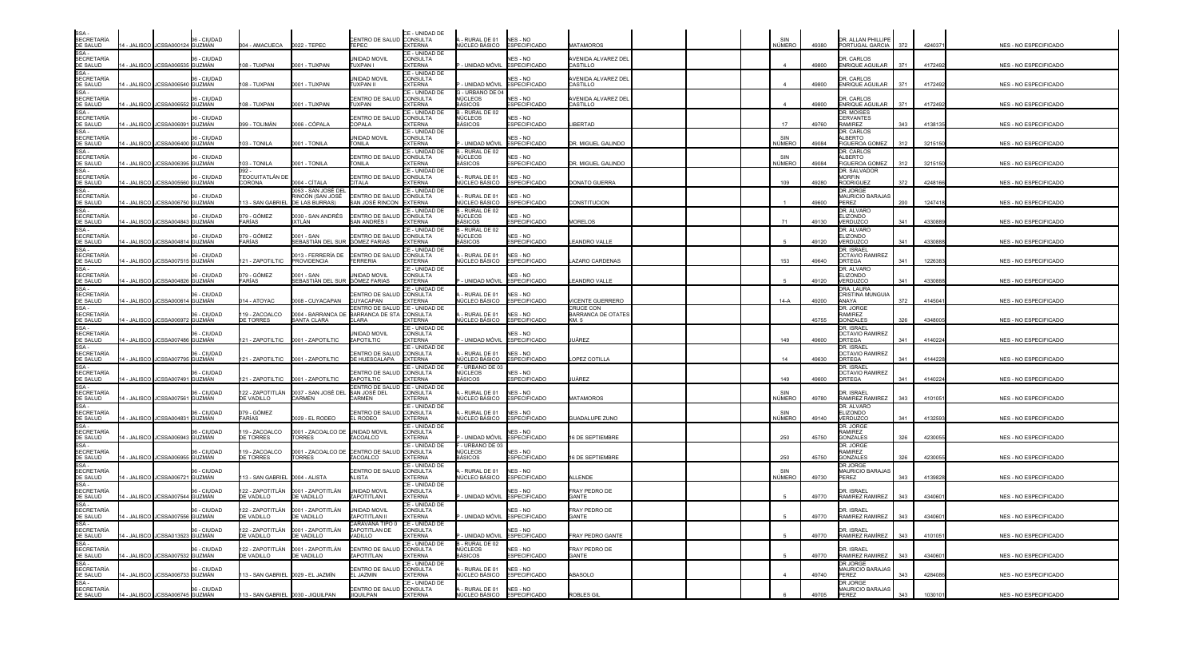| | | | | | | | | | | | | | | | | | | | | |
|---|---|---|---|---|---|---|---|---|---|---|---|---|---|---|---|---|---|---|---|---|
| SSA - SECRETARÍA DE SALUD | 14 - JALISCO | JCSSA000124 | 06 - CIUDAD GUZMÁN | 004 - AMACUECA | 0022 - TEPEC | CENTRO DE SALUD TEPEC | CE - UNIDAD DE CONSULTA EXTERNA | A - RURAL DE 01 NÚCLEO BÁSICO | NES - NO ESPECIFICADO | MATAMOROS | | | | SIN NÚMERO | 49380 | DR. ALLAN PHILLIPE PORTUGAL GARCIA | 372 | 4240371 | | NES - NO ESPECIFICADO |
| SSA - SECRETARÍA DE SALUD | 14 - JALISCO | JCSSA006535 | 06 - CIUDAD GUZMÁN | 108 - TUXPAN | 0001 - TUXPAN | UNIDAD MOVIL TUXPAN I | CE - UNIDAD DE CONSULTA EXTERNA | P - UNIDAD MÓVIL | NES - NO ESPECIFICADO | AVENIDA ALVAREZ DEL CASTILLO | | | | 4 | 49800 | DR. CARLOS ENRIQUE AGUILAR | 371 | 4172492 | | NES - NO ESPECIFICADO |
| SSA - SECRETARÍA DE SALUD | 14 - JALISCO | JCSSA006540 | 06 - CIUDAD GUZMÁN | 108 - TUXPAN | 0001 - TUXPAN | UNIDAD MOVIL TUXPAN II | CE - UNIDAD DE CONSULTA EXTERNA | P - UNIDAD MÓVIL | NES - NO ESPECIFICADO | AVENIDA ALVAREZ DEL CASTILLO | | | | 4 | 49800 | DR. CARLOS ENRIQUE AGUILAR | 371 | 4172492 | | NES - NO ESPECIFICADO |
| SSA - SECRETARÍA DE SALUD | 14 - JALISCO | JCSSA006552 | 06 - CIUDAD GUZMÁN | 108 - TUXPAN | 0001 - TUXPAN | CENTRO DE SALUD TUXPAN | CE - UNIDAD DE CONSULTA EXTERNA | G - URBANO DE 04 NÚCLEOS BÁSICOS | NES - NO ESPECIFICADO | AVENIDA ALVAREZ DEL CASTILLO | | | | 4 | 49800 | DR. CARLOS ENRIQUE AGUILAR | 371 | 4172492 | | NES - NO ESPECIFICADO |
| SSA - SECRETARÍA DE SALUD | 14 - JALISCO | JCSSA006091 | 06 - CIUDAD GUZMÁN | 099 - TOLIMÁN | 0006 - CÓPALA | CENTRO DE SALUD COPALA | CE - UNIDAD DE CONSULTA EXTERNA | B - RURAL DE 02 NÚCLEOS BÁSICOS | NES - NO ESPECIFICADO | LIBERTAD | | | | 17 | 49760 | DR. MOISES CERVANTES RAMIREZ | 343 | 4138135 | | NES - NO ESPECIFICADO |
| SSA - SECRETARÍA DE SALUD | 14 - JALISCO | JCSSA006400 | 06 - CIUDAD GUZMÁN | 103 - TONILA | 0001 - TONILA | UNIDAD MOVIL TONILA | CE - UNIDAD DE CONSULTA EXTERNA | P - UNIDAD MÓVIL | NES - NO ESPECIFICADO | DR. MIGUEL GALINDO | | | | SIN NÚMERO | 49084 | DR. CARLOS ALBERTO FIGUEROA GOMEZ | 312 | 3215150 | | NES - NO ESPECIFICADO |
| SSA - SECRETARÍA DE SALUD | 14 - JALISCO | JCSSA006395 | 06 - CIUDAD GUZMÁN | 103 - TONILA | 0001 - TONILA | CENTRO DE SALUD TONILA | CE - UNIDAD DE CONSULTA EXTERNA | B - RURAL DE 02 NÚCLEOS BÁSICOS | NES - NO ESPECIFICADO | DR. MIGUEL GALINDO | | | | SIN NÚMERO | 49084 | DR. CARLOS ALBERTO FIGUEROA GOMEZ | 312 | 3215150 | | NES - NO ESPECIFICADO |
| SSA - SECRETARÍA DE SALUD | 14 - JALISCO | JCSSA005560 | 06 - CIUDAD GUZMÁN | 092 - TEOCUITATLÁN DE CORONA | 0004 - CITALA | CENTRO DE SALUD CITALA | CE - UNIDAD DE CONSULTA EXTERNA | A - RURAL DE 01 NÚCLEO BÁSICO | NES - NO ESPECIFICADO | DONATO GUERRA | | | | 109 | 49280 | DR. SALVADOR MORFIN RODRIGUEZ | 372 | 4248166 | | NES - NO ESPECIFICADO |
| SSA - SECRETARÍA DE SALUD | 14 - JALISCO | JCSSA006750 | 06 - CIUDAD GUZMÁN | 113 - SAN GABRIEL | 0053 - SAN JOSÉ DEL RINCÓN (SAN JOSÉ DE LAS BURRAS) | CENTRO DE SALUD SAN JOSÉ RINCON | CE - UNIDAD DE CONSULTA EXTERNA | A - RURAL DE 01 NÚCLEO BÁSICO | NES - NO ESPECIFICADO | CONSTITUCION | | | | 1 | 49600 | DR JORGE MAURICIO BARAJAS PEREZ | 200 | 1247418 | | NES - NO ESPECIFICADO |
| SSA - SECRETARÍA DE SALUD | 14 - JALISCO | JCSSA004843 | 06 - CIUDAD GUZMÁN | 079 - GÓMEZ FARÍAS | 0030 - SAN ANDRÉS IXTLÁN | CENTRO DE SALUD SAN ANDRÉS I | CE - UNIDAD DE CONSULTA EXTERNA | B - RURAL DE 02 NÚCLEOS BÁSICOS | NES - NO ESPECIFICADO | MORELOS | | | | 71 | 49130 | DR. ALVARO ELIZONDO VERDUZCO | 341 | 4330889 | | NES - NO ESPECIFICADO |
| SSA - SECRETARÍA DE SALUD | 14 - JALISCO | JCSSA004814 | 06 - CIUDAD GUZMÁN | 079 - GÓMEZ FARÍAS | 0001 - SAN SEBASTIÁN DEL SUR | CENTRO DE SALUD GÓMEZ FARIAS | CE - UNIDAD DE CONSULTA EXTERNA | B - RURAL DE 02 NÚCLEOS BÁSICOS | NES - NO ESPECIFICADO | LEANDRO VALLE | | | | 5 | 49120 | DR. ALVARO ELIZONDO VERDUZCO | 341 | 4330888 | | NES - NO ESPECIFICADO |
| SSA - SECRETARÍA DE SALUD | 14 - JALISCO | JCSSA007515 | 06 - CIUDAD GUZMÁN | 121 - ZAPOTILTIC | 0013 - FERRERÍA DE PROVIDENCIA | CENTRO DE SALUD FERRERIA | CE - UNIDAD DE CONSULTA EXTERNA | A - RURAL DE 01 NÚCLEO BÁSICO | NES - NO ESPECIFICADO | LAZARO CARDENAS | | | | 153 | 49640 | DR. ISRAEL OCTAVIO RAMIREZ ORTEGA | 341 | 1226383 | | NES - NO ESPECIFICADO |
| SSA - SECRETARÍA DE SALUD | 14 - JALISCO | JCSSA004826 | 06 - CIUDAD GUZMÁN | 079 - GÓMEZ FARÍAS | 0001 - SAN SEBASTIÁN DEL SUR | UNIDAD MOVIL GÓMEZ FARIAS | CE - UNIDAD DE CONSULTA EXTERNA | P - UNIDAD MÓVIL | NES - NO ESPECIFICADO | LEANDRO VALLE | | | | 5 | 49120 | DR. ALVARO ELIZONDO VERDUZCO | 341 | 4330888 | | NES - NO ESPECIFICADO |
| SSA - SECRETARÍA DE SALUD | 14 - JALISCO | JCSSA000614 | 06 - CIUDAD GUZMÁN | 014 - ATOYAC | 0008 - CUYACAPAN | CENTRO DE SALUD CUYACAPAN | CE - UNIDAD DE CONSULTA EXTERNA | A - RURAL DE 01 NÚCLEO BÁSICO | NES - NO ESPECIFICADO | VICENTE GUERRERO | | | | 14-A | 49200 | DRA. LAURA CRISTINA MUNGUIA ANAYA | 372 | 4145041 | | NES - NO ESPECIFICADO |
| SSA - SECRETARÍA DE SALUD | 14 - JALISCO | JCSSA006972 | 06 - CIUDAD GUZMÁN | 119 - ZACOALCO DE TORRES | 0004 - BARRANCA DE SANTA CLARA | CENTRO DE SALUD BARRANCA DE STA CLARA | CE - UNIDAD DE CONSULTA EXTERNA | A - RURAL DE 01 NÚCLEO BÁSICO | NES - NO ESPECIFICADO | CRUCE CON BARRANCA DE OTATES KM. 5 | | | | | 45755 | DR. JORGE RAMIREZ GONZALES | 326 | 4348005 | | NES - NO ESPECIFICADO |
| SSA - SECRETARÍA DE SALUD | 14 - JALISCO | JCSSA007486 | 06 - CIUDAD GUZMÁN | 121 - ZAPOTILTIC | 0001 - ZAPOTILTIC | UNIDAD MOVIL ZAPOTILTIC | CE - UNIDAD DE CONSULTA EXTERNA | P - UNIDAD MÓVIL | NES - NO ESPECIFICADO | JUÁREZ | | | | 149 | 49600 | DR. ISRAEL OCTAVIO RAMIREZ ORTEGA | 341 | 4140224 | | NES - NO ESPECIFICADO |
| SSA - SECRETARÍA DE SALUD | 14 - JALISCO | JCSSA007795 | 06 - CIUDAD GUZMÁN | 121 - ZAPOTILTIC | 0001 - ZAPOTILTIC | CENTRO DE SALUD DE HUESCALAPA | CE - UNIDAD DE CONSULTA EXTERNA | A - RURAL DE 01 NÚCLEO BÁSICO | NES - NO ESPECIFICADO | LOPEZ COTILLA | | | | 14 | 49630 | DR. ISRAEL OCTAVIO RAMIREZ ORTEGA | 341 | 4144228 | | NES - NO ESPECIFICADO |
| SSA - SECRETARÍA DE SALUD | 14 - JALISCO | JCSSA007491 | 06 - CIUDAD GUZMÁN | 121 - ZAPOTILTIC | 0001 - ZAPOTILTIC | CENTRO DE SALUD ZAPOTILTIC | CE - UNIDAD DE CONSULTA EXTERNA | F - URBANO DE 03 NÚCLEOS BÁSICOS | NES - NO ESPECIFICADO | JUÁREZ | | | | 149 | 49600 | DR. ISRAEL OCTAVIO RAMIREZ ORTEGA | 341 | 4140224 | | NES - NO ESPECIFICADO |
| SSA - SECRETARÍA DE SALUD | 14 - JALISCO | JCSSA007561 | 06 - CIUDAD GUZMÁN | 122 - ZAPOTITLÁN DE VADILLO | 0037 - SAN JOSÉ DEL CARMEN | CENTRO DE SALUD SAN JOSÉ DEL CARMEN | CE - UNIDAD DE CONSULTA EXTERNA | A - RURAL DE 01 NÚCLEO BÁSICO | NES - NO ESPECIFICADO | MATAMOROS | | | | SIN NÚMERO | 49780 | DR. ISRAEL RAMIREZ RAMIREZ | 343 | 4101051 | | NES - NO ESPECIFICADO |
| SSA - SECRETARÍA DE SALUD | 14 - JALISCO | JCSSA004831 | 06 - CIUDAD GUZMÁN | 079 - GÓMEZ FARÍAS | 0029 - EL RODEO | CENTRO DE SALUD EL RODEO | CE - UNIDAD DE CONSULTA EXTERNA | A - RURAL DE 01 NÚCLEO BÁSICO | NES - NO ESPECIFICADO | GUADALUPE ZUNO | | | | SIN NÚMERO | 49140 | DR. ALVARO ELIZONDO VERDUZCO | 341 | 4132593 | | NES - NO ESPECIFICADO |
| SSA - SECRETARÍA DE SALUD | 14 - JALISCO | JCSSA006943 | 06 - CIUDAD GUZMÁN | 119 - ZACOALCO DE TORRES | 0001 - ZACOALCO DE TORRES | UNIDAD MOVIL ZACOALCO | CE - UNIDAD DE CONSULTA EXTERNA | P - UNIDAD MÓVIL | NES - NO ESPECIFICADO | 16 DE SEPTIEMBRE | | | | 250 | 45750 | DR. JORGE RAMIREZ GONZALES | 326 | 4230055 | | NES - NO ESPECIFICADO |
| SSA - SECRETARÍA DE SALUD | 14 - JALISCO | JCSSA006955 | 06 - CIUDAD GUZMÁN | 119 - ZACOALCO DE TORRES | 0001 - ZACOALCO DE TORRES | CENTRO DE SALUD ZACOALCO | CE - UNIDAD DE CONSULTA EXTERNA | F - URBANO DE 03 NÚCLEOS BÁSICOS | NES - NO ESPECIFICADO | 16 DE SEPTIEMBRE | | | | 250 | 45750 | DR. JORGE RAMIREZ GONZALES | 326 | 4230055 | | NES - NO ESPECIFICADO |
| SSA - SECRETARÍA DE SALUD | 14 - JALISCO | JCSSA006721 | 06 - CIUDAD GUZMÁN | 113 - SAN GABRIEL | 0004 - ALISTA | CENTRO DE SALUD ALISTA | CE - UNIDAD DE CONSULTA EXTERNA | A - RURAL DE 01 NÚCLEO BÁSICO | NES - NO ESPECIFICADO | ALLENDE | | | | SIN NÚMERO | 49730 | DR JORGE MAURICIO BARAJAS PEREZ | 343 | 4139828 | | NES - NO ESPECIFICADO |
| SSA - SECRETARÍA DE SALUD | 14 - JALISCO | JCSSA007544 | 06 - CIUDAD GUZMÁN | 122 - ZAPOTITLÁN DE VADILLO | 0001 - ZAPOTITLÁN DE VADILLO | UNIDAD MOVIL ZAPOTITLAN I | CE - UNIDAD DE CONSULTA EXTERNA | P - UNIDAD MÓVIL | NES - NO ESPECIFICADO | FRAY PEDRO DE GANTE | | | | 5 | 49770 | DR. ISRAEL RAMIREZ RAMIREZ | 343 | 4340601 | | NES - NO ESPECIFICADO |
| SSA - SECRETARÍA DE SALUD | 14 - JALISCO | JCSSA007556 | 06 - CIUDAD GUZMÁN | 122 - ZAPOTITLÁN DE VADILLO | 0001 - ZAPOTITLÁN DE VADILLO | UNIDAD MOVIL ZAPOTITLAN II | CE - UNIDAD DE CONSULTA EXTERNA | P - UNIDAD MÓVIL | NES - NO ESPECIFICADO | FRAY PEDRO DE GANTE | | | | 5 | 49770 | DR. ISRAEL RAMIREZ RAMIREZ | 343 | 4340601 | | NES - NO ESPECIFICADO |
| SSA - SECRETARÍA DE SALUD | 14 - JALISCO | JCSSA013523 | 06 - CIUDAD GUZMÁN | 122 - ZAPOTITLÁN DE VADILLO | 0001 - ZAPOTITLÁN DE VADILLO | CARAVANA TIPO 0 ZAPOTITLÁN DE VADILLO | CE - UNIDAD DE CONSULTA EXTERNA | P - UNIDAD MÓVIL | NES - NO ESPECIFICADO | FRAY PEDRO GANTE | | | | 5 | 49770 | DR. ISRAEL RAMIREZ RAMÍREZ | 343 | 4101051 | | NES - NO ESPECIFICADO |
| SSA - SECRETARÍA DE SALUD | 14 - JALISCO | JCSSA007532 | 06 - CIUDAD GUZMÁN | 122 - ZAPOTITLÁN DE VADILLO | 0001 - ZAPOTITLÁN DE VADILLO | CENTRO DE SALUD ZAPOTITLAN | CE - UNIDAD DE CONSULTA EXTERNA | B - RURAL DE 02 NÚCLEOS BÁSICOS | NES - NO ESPECIFICADO | FRAY PEDRO DE GANTE | | | | 5 | 49770 | DR. ISRAEL RAMIREZ RAMIREZ | 343 | 4340601 | | NES - NO ESPECIFICADO |
| SSA - SECRETARÍA DE SALUD | 14 - JALISCO | JCSSA006733 | 06 - CIUDAD GUZMÁN | 113 - SAN GABRIEL | 0029 - EL JAZMÍN | CENTRO DE SALUD EL JAZMIN | CE - UNIDAD DE CONSULTA EXTERNA | A - RURAL DE 01 NÚCLEO BÁSICO | NES - NO ESPECIFICADO | ABASOLO | | | | 4 | 49740 | DR JORGE MAURICIO BARAJAS PEREZ | 343 | 4284086 | | NES - NO ESPECIFICADO |
| SSA - SECRETARÍA DE SALUD | 14 - JALISCO | JCSSA006745 | 06 - CIUDAD GUZMÁN | 113 - SAN GABRIEL | 0030 - JIQUILPAN | CENTRO DE SALUD JIQUILPAN | CE - UNIDAD DE CONSULTA EXTERNA | A - RURAL DE 01 NÚCLEO BÁSICO | NES - NO ESPECIFICADO | ROBLES GIL | | | | 6 | 49705 | DR JORGE MAURICIO BARAJAS PEREZ | 343 | 1030101 | | NES - NO ESPECIFICADO |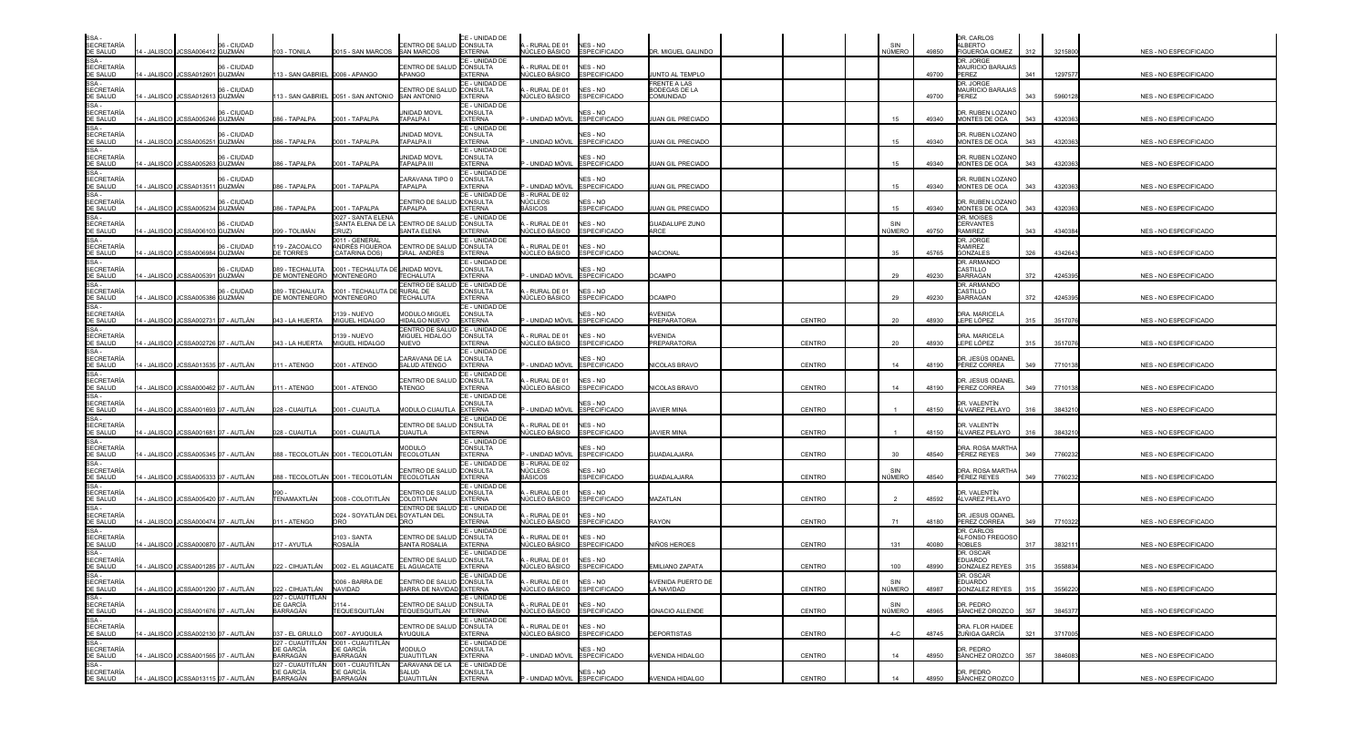| SSA - SECRETARÍA DE SALUD | 14 - JALISCO | JCSSA006412 | 06 - CIUDAD GUZMÁN | 103 - TONILA | 0015 - SAN MARCOS | CENTRO DE SALUD SAN MARCOS | CE - UNIDAD DE CONSULTA EXTERNA | A - RURAL DE 01 NÚCLEO BÁSICO | NES - NO ESPECIFICADO | DR. MIGUEL GALINDO | | | SIN NÚMERO | 49850 | DR. CARLOS ALBERTO FIGUEROA GOMEZ | 312 | 3215800 | NES - NO ESPECIFICADO |
|---|---|---|---|---|---|---|---|---|---|---|---|---|---|---|---|---|---|---|
| SSA - SECRETARÍA DE SALUD | 14 - JALISCO | JCSSA012601 | 06 - CIUDAD GUZMÁN | 113 - SAN GABRIEL | 0006 - APANGO | CENTRO DE SALUD APANGO | CE - UNIDAD DE CONSULTA EXTERNA | A - RURAL DE 01 NÚCLEO BÁSICO | NES - NO ESPECIFICADO | JUNTO AL TEMPLO | | | | 49700 | DR. JORGE MAURICIO BARAJAS PEREZ | 341 | 1297577 | NES - NO ESPECIFICADO |
| SSA - SECRETARÍA DE SALUD | 14 - JALISCO | JCSSA012613 | 06 - CIUDAD GUZMÁN | 113 - SAN GABRIEL | 0051 - SAN ANTONIO | CENTRO DE SALUD SAN ANTONIO | CE - UNIDAD DE CONSULTA EXTERNA | A - RURAL DE 01 NÚCLEO BÁSICO | NES - NO ESPECIFICADO | FRENTE A LAS BODEGAS DE LA COMUNIDAD | | | | 49700 | DR. JORGE MAURICIO BARAJAS PEREZ | 343 | 5960128 | NES - NO ESPECIFICADO |
| SSA - SECRETARÍA DE SALUD | 14 - JALISCO | JCSSA005246 | 06 - CIUDAD GUZMÁN | 086 - TAPALPA | 0001 - TAPALPA | UNIDAD MOVIL TAPALPA I | CE - UNIDAD DE CONSULTA EXTERNA | P - UNIDAD MÓVIL | NES - NO ESPECIFICADO | JUAN GIL PRECIADO | | | 15 | 49340 | DR. RUBEN LOZANO MONTES DE OCA | 343 | 4320363 | NES - NO ESPECIFICADO |
| SSA - SECRETARÍA DE SALUD | 14 - JALISCO | JCSSA005251 | 06 - CIUDAD GUZMÁN | 086 - TAPALPA | 0001 - TAPALPA | UNIDAD MOVIL TAPALPA II | CE - UNIDAD DE CONSULTA EXTERNA | P - UNIDAD MÓVIL | NES - NO ESPECIFICADO | JUAN GIL PRECIADO | | | 15 | 49340 | DR. RUBEN LOZANO MONTES DE OCA | 343 | 4320363 | NES - NO ESPECIFICADO |
| SSA - SECRETARÍA DE SALUD | 14 - JALISCO | JCSSA005263 | 06 - CIUDAD GUZMÁN | 086 - TAPALPA | 0001 - TAPALPA | UNIDAD MOVIL TAPALPA III | CE - UNIDAD DE CONSULTA EXTERNA | P - UNIDAD MÓVIL | NES - NO ESPECIFICADO | JUAN GIL PRECIADO | | | 15 | 49340 | DR. RUBEN LOZANO MONTES DE OCA | 343 | 4320363 | NES - NO ESPECIFICADO |
| SSA - SECRETARÍA DE SALUD | 14 - JALISCO | JCSSA013511 | 06 - CIUDAD GUZMÁN | 086 - TAPALPA | 0001 - TAPALPA | CARAVANA TIPO 0 TAPALPA | CE - UNIDAD DE CONSULTA EXTERNA | P - UNIDAD MÓVIL | NES - NO ESPECIFICADO | JUAN GIL PRECIADO | | | 15 | 49340 | DR. RUBEN LOZANO MONTES DE OCA | 343 | 4320363 | NES - NO ESPECIFICADO |
| SSA - SECRETARÍA DE SALUD | 14 - JALISCO | JCSSA005234 | 06 - CIUDAD GUZMÁN | 086 - TAPALPA | 0001 - TAPALPA | CENTRO DE SALUD TAPALPA | CE - UNIDAD DE CONSULTA EXTERNA | B - RURAL DE 02 NÚCLEOS BÁSICOS | NES - NO ESPECIFICADO | JUAN GIL PRECIADO | | | 15 | 49340 | DR. RUBEN LOZANO MONTES DE OCA | 343 | 4320363 | NES - NO ESPECIFICADO |
| SSA - SECRETARÍA DE SALUD | 14 - JALISCO | JCSSA006103 | 06 - CIUDAD GUZMÁN | 099 - TOLIMÁN | 0027 - SANTA ELENA (SANTA ELENA DE LA CRUZ) | CENTRO DE SALUD SANTA ELENA | CE - UNIDAD DE CONSULTA EXTERNA | A - RURAL DE 01 NÚCLEO BÁSICO | NES - NO ESPECIFICADO | GUADALUPE ZUNO ARCE | | | SIN NÚMERO | 49750 | DR. MOISES CERVANTES RAMIREZ | 343 | 4340384 | NES - NO ESPECIFICADO |
| SSA - SECRETARÍA DE SALUD | 14 - JALISCO | JCSSA006984 | 06 - CIUDAD GUZMÁN | 119 - ZACOALCO DE TORRES | 0011 - GENERAL ANDRÉS FIGUEROA (CATARINA DOS) | CENTRO DE SALUD GRAL. ANDRÉS | CE - UNIDAD DE CONSULTA EXTERNA | A - RURAL DE 01 NÚCLEO BÁSICO | NES - NO ESPECIFICADO | NACIONAL | | | 35 | 45765 | DR. JORGE RAMIREZ GONZALES | 326 | 4342643 | NES - NO ESPECIFICADO |
| SSA - SECRETARÍA DE SALUD | 14 - JALISCO | JCSSA005391 | 06 - CIUDAD GUZMÁN | 089 - TECHALUTA DE MONTENEGRO | 0001 - TECHALUTA DE MONTENEGRO | UNIDAD MOVIL TECHALUTA | CE - UNIDAD DE CONSULTA EXTERNA | P - UNIDAD MÓVIL | NES - NO ESPECIFICADO | OCAMPO | | | 29 | 49230 | DR. ARMANDO CASTILLO BARRAGAN | 372 | 4245395 | NES - NO ESPECIFICADO |
| SSA - SECRETARÍA DE SALUD | 14 - JALISCO | JCSSA005386 | 06 - CIUDAD GUZMÁN | 089 - TECHALUTA DE MONTENEGRO | 0001 - TECHALUTA DE MONTENEGRO | CENTRO DE SALUD RURAL DE TECHALUTA | CE - UNIDAD DE CONSULTA EXTERNA | A - RURAL DE 01 NÚCLEO BÁSICO | NES - NO ESPECIFICADO | OCAMPO | | | 29 | 49230 | DR. ARMANDO CASTILLO BARRAGAN | 372 | 4245395 | NES - NO ESPECIFICADO |
| SSA - SECRETARÍA DE SALUD | 14 - JALISCO | JCSSA002731 | 07 - AUTLÁN | 043 - LA HUERTA | 0139 - NUEVO MIGUEL HIDALGO | MODULO MIGUEL HIDALGO NUEVO | CE - UNIDAD DE CONSULTA EXTERNA | P - UNIDAD MÓVIL | NES - NO ESPECIFICADO | AVENIDA PREPARATORIA | CENTRO | | 20 | 48930 | DRA. MARICELA LEPE LÓPEZ | 315 | 3517076 | NES - NO ESPECIFICADO |
| SSA - SECRETARÍA DE SALUD | 14 - JALISCO | JCSSA002726 | 07 - AUTLÁN | 043 - LA HUERTA | 0139 - NUEVO MIGUEL HIDALGO | CENTRO DE SALUD MIGUEL HIDALGO NUEVO | CE - UNIDAD DE CONSULTA EXTERNA | A - RURAL DE 01 NÚCLEO BÁSICO | NES - NO ESPECIFICADO | AVENIDA PREPARATORIA | CENTRO | | 20 | 48930 | DRA. MARICELA LEPE LÓPEZ | 315 | 3517076 | NES - NO ESPECIFICADO |
| SSA - SECRETARÍA DE SALUD | 14 - JALISCO | JCSSA013535 | 07 - AUTLÁN | 011 - ATENGO | 0001 - ATENGO | CARAVANA DE LA SALUD ATENGO | CE - UNIDAD DE CONSULTA EXTERNA | P - UNIDAD MÓVIL | NES - NO ESPECIFICADO | NICOLAS BRAVO | CENTRO | | 14 | 48190 | DR. JESÚS ODANEL PÉREZ CORREA | 349 | 7710138 | NES - NO ESPECIFICADO |
| SSA - SECRETARÍA DE SALUD | 14 - JALISCO | JCSSA000462 | 07 - AUTLÁN | 011 - ATENGO | 0001 - ATENGO | CENTRO DE SALUD ATENGO | CE - UNIDAD DE CONSULTA EXTERNA | A - RURAL DE 01 NÚCLEO BÁSICO | NES - NO ESPECIFICADO | NICOLAS BRAVO | CENTRO | | 14 | 48190 | DR. JESUS ODANEL PEREZ CORREA | 349 | 7710138 | NES - NO ESPECIFICADO |
| SSA - SECRETARÍA DE SALUD | 14 - JALISCO | JCSSA001693 | 07 - AUTLÁN | 028 - CUAUTLA | 0001 - CUAUTLA | MODULO CUAUTLA | CE - UNIDAD DE CONSULTA EXTERNA | P - UNIDAD MÓVIL | NES - NO ESPECIFICADO | JAVIER MINA | CENTRO | | 1 | 48150 | DR. VALENTÍN ÁLVAREZ PELAYO | 316 | 3843210 | NES - NO ESPECIFICADO |
| SSA - SECRETARÍA DE SALUD | 14 - JALISCO | JCSSA001681 | 07 - AUTLÁN | 028 - CUAUTLA | 0001 - CUAUTLA | CENTRO DE SALUD CUAUTLA | CE - UNIDAD DE CONSULTA EXTERNA | A - RURAL DE 01 NÚCLEO BÁSICO | NES - NO ESPECIFICADO | JAVIER MINA | CENTRO | | 1 | 48150 | DR. VALENTÍN ÁLVAREZ PELAYO | 316 | 3843210 | NES - NO ESPECIFICADO |
| SSA - SECRETARÍA DE SALUD | 14 - JALISCO | JCSSA005345 | 07 - AUTLÁN | 088 - TECOLOTLÁN | 0001 - TECOLOTLÁN | MODULO TECOLOTLAN | CE - UNIDAD DE CONSULTA EXTERNA | P - UNIDAD MÓVIL | NES - NO ESPECIFICADO | GUADALAJARA | CENTRO | | 30 | 48540 | DRA. ROSA MARTHA PÉREZ REYES | 349 | 7760232 | NES - NO ESPECIFICADO |
| SSA - SECRETARÍA DE SALUD | 14 - JALISCO | JCSSA005333 | 07 - AUTLÁN | 088 - TECOLOTLÁN | 0001 - TECOLOTLÁN | CENTRO DE SALUD TECOLOTLAN | CE - UNIDAD DE CONSULTA EXTERNA | B - RURAL DE 02 NÚCLEOS BÁSICOS | NES - NO ESPECIFICADO | GUADALAJARA | CENTRO | | SIN NÚMERO | 48540 | DRA. ROSA MARTHA PÉREZ REYES | 349 | 7760232 | NES - NO ESPECIFICADO |
| SSA - SECRETARÍA DE SALUD | 14 - JALISCO | JCSSA005420 | 07 - AUTLÁN | 090 - TENAMAXTLÁN | 0008 - COLOTITLÁN | CENTRO DE SALUD COLOTITLAN | CE - UNIDAD DE CONSULTA EXTERNA | A - RURAL DE 01 NÚCLEO BÁSICO | NES - NO ESPECIFICADO | MAZATLAN | CENTRO | | 2 | 48592 | DR. VALENTÍN ÁLVAREZ PELAYO | | | NES - NO ESPECIFICADO |
| SSA - SECRETARÍA DE SALUD | 14 - JALISCO | JCSSA000474 | 07 - AUTLÁN | 011 - ATENGO | 0024 - SOYATLÁN DEL ORO | CENTRO DE SALUD SOYATLAN DEL ORO | CE - UNIDAD DE CONSULTA EXTERNA | A - RURAL DE 01 NÚCLEO BÁSICO | NES - NO ESPECIFICADO | RAYON | CENTRO | | 71 | 48180 | DR. JESUS ODANEL PEREZ CORREA | 349 | 7710322 | NES - NO ESPECIFICADO |
| SSA - SECRETARÍA DE SALUD | 14 - JALISCO | JCSSA000870 | 07 - AUTLÁN | 017 - AYUTLA | 0103 - SANTA ROSALÍA | CENTRO DE SALUD SANTA ROSALIA | CE - UNIDAD DE CONSULTA EXTERNA | A - RURAL DE 01 NÚCLEO BÁSICO | NES - NO ESPECIFICADO | NIÑOS HEROES | CENTRO | | 131 | 40080 | DR. CARLOS ALFONSO FREGOSO ROBLES | 317 | 3832111 | NES - NO ESPECIFICADO |
| SSA - SECRETARÍA DE SALUD | 14 - JALISCO | JCSSA001285 | 07 - AUTLÁN | 022 - CIHUATLÁN | 0002 - EL AGUACATE | CENTRO DE SALUD EL AGUACATE | CE - UNIDAD DE CONSULTA EXTERNA | A - RURAL DE 01 NÚCLEO BÁSICO | NES - NO ESPECIFICADO | EMILIANO ZAPATA | CENTRO | | 100 | 48990 | DR. OSCAR EDUARDO GONZALEZ REYES | 315 | 3558834 | NES - NO ESPECIFICADO |
| SSA - SECRETARÍA DE SALUD | 14 - JALISCO | JCSSA001290 | 07 - AUTLÁN | 022 - CIHUATLÁN | 0006 - BARRA DE NAVIDAD | CENTRO DE SALUD BARRA DE NAVIDAD | CE - UNIDAD DE CONSULTA EXTERNA | A - RURAL DE 01 NÚCLEO BÁSICO | NES - NO ESPECIFICADO | AVENIDA PUERTO DE LA NAVIDAD | CENTRO | | SIN NÚMERO | 48987 | DR. OSCAR EDUARDO GONZALEZ REYES | 315 | 3556220 | NES - NO ESPECIFICADO |
| SSA - SECRETARÍA DE SALUD | 14 - JALISCO | JCSSA001676 | 07 - AUTLÁN | 027 - CUAUTITLÁN DE GARCÍA BARRAGÁN | 0114 - TEQUESQUITLÁN | CENTRO DE SALUD TEQUESQUITLAN | CE - UNIDAD DE CONSULTA EXTERNA | A - RURAL DE 01 NÚCLEO BÁSICO | NES - NO ESPECIFICADO | IGNACIO ALLENDE | CENTRO | | SIN NÚMERO | 48965 | DR. PEDRO SÁNCHEZ OROZCO | 357 | 3846377 | NES - NO ESPECIFICADO |
| SSA - SECRETARÍA DE SALUD | 14 - JALISCO | JCSSA002130 | 07 - AUTLÁN | 037 - EL GRULLO | 0007 - AYUQUILA | CENTRO DE SALUD AYUQUILA | CE - UNIDAD DE CONSULTA EXTERNA | A - RURAL DE 01 NÚCLEO BÁSICO | NES - NO ESPECIFICADO | DEPORTISTAS | CENTRO | | 4-C | 48745 | DRA. FLOR HAIDEE ZÚÑIGA GARCÍA | 321 | 3717005 | NES - NO ESPECIFICADO |
| SSA - SECRETARÍA DE SALUD | 14 - JALISCO | JCSSA001565 | 07 - AUTLÁN | 027 - CUAUTITLÁN DE GARCÍA BARRAGÁN | 0001 - CUAUTITLÁN DE GARCÍA BARRAGÁN | MODULO CUAUTITLAN | CE - UNIDAD DE CONSULTA EXTERNA | P - UNIDAD MÓVIL | NES - NO ESPECIFICADO | AVENIDA HIDALGO | CENTRO | | 14 | 48950 | DR. PEDRO SÁNCHEZ OROZCO | 357 | 3846083 | NES - NO ESPECIFICADO |
| SSA - SECRETARÍA DE SALUD | 14 - JALISCO | JCSSA013115 | 07 - AUTLÁN | 027 - CUAUTITLÁN DE GARCÍA BARRAGÁN | 0001 - CUAUTITLÁN DE GARCÍA BARRAGÁN | CARAVANA DE LA SALUD CUAUTITLÁN | CE - UNIDAD DE CONSULTA EXTERNA | P - UNIDAD MÓVIL | NES - NO ESPECIFICADO | AVENIDA HIDALGO | CENTRO | | 14 | 48950 | DR. PEDRO SÁNCHEZ OROZCO | | | NES - NO ESPECIFICADO |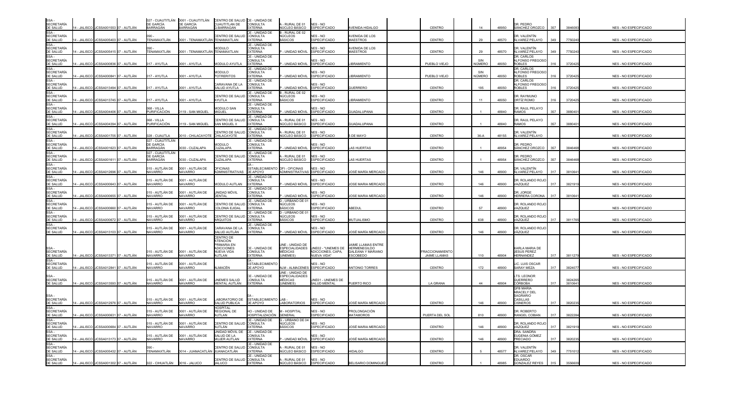| SSA - SECRETARÍA DE SALUD | 14 - JALISCO | JCSSA001553 | 07 - AUTLÁN | 027 - CUAUTITLÁN DE GARCÍA BARRAGÁN | 0001 - CUAUTITLÁN DE GARCÍA BARRAGÁN | CENTRO DE SALUD CUAUTITLAN DE G.BARRAGAN | CE - UNIDAD DE CONSULTA EXTERNA | A - RURAL DE 01 NÚCLEO BÁSICO | NES - NO ESPECIFICADO | AVENIDA HIDALGO | CENTRO | 14 | 48950 | DR. PEDRO SÁNCHEZ OROZCO | 357 | 3846083 | NES - NO ESPECIFICADO |
|---|---|---|---|---|---|---|---|---|---|---|---|---|---|---|---|---|---|
| SSA - SECRETARÍA DE SALUD | 14 - JALISCO | JCSSA005403 | 07 - AUTLÁN | 090 - TENAMAXTLÁN | 0001 - TENAMAXTLÁN | CENTRO DE SALUD TENAMAXTLAN | CE - UNIDAD DE CONSULTA EXTERNA | B - RURAL DE 02 NÚCLEOS BÁSICOS | NES - NO ESPECIFICADO | AVENIDA DE LOS MAESTROS | CENTRO | 29 | 48570 | DR. VALENTÍN ÁLVAREZ PELAYO | 349 | 7750240 | NES - NO ESPECIFICADO |
| SSA - SECRETARÍA DE SALUD | 14 - JALISCO | JCSSA005415 | 07 - AUTLÁN | 090 - TENAMAXTLÁN | 0001 - TENAMAXTLÁN | MODULO TENAMAXTLAN | CE - UNIDAD DE CONSULTA EXTERNA | P - UNIDAD MÓVIL | NES - NO ESPECIFICADO | AVENIDA DE LOS MAESTROS | CENTRO | 29 | 48570 | DR. VALENTÍN ÁLVAREZ PELAYO | 349 | 7750240 | NES - NO ESPECIFICADO |
| SSA - SECRETARÍA DE SALUD | 14 - JALISCO | JCSSA000836 | 07 - AUTLÁN | 017 - AYUTLA | 0001 - AYUTLA | MODULO AYUTLA | CE - UNIDAD DE CONSULTA EXTERNA | P - UNIDAD MÓVIL | NES - NO ESPECIFICADO | LIBRAMIENTO | PUEBLO VIEJO | SIN NÚMERO | 48050 | DR. CARLOS ALFONSO FREGOSO ROBLES | 316 | 3720425 | NES - NO ESPECIFICADO |
| SSA - SECRETARÍA DE SALUD | 14 - JALISCO | JCSSA000841 | 07 - AUTLÁN | 017 - AYUTLA | 0001 - AYUTLA | MODULO POTRERITOS | CE - UNIDAD DE CONSULTA EXTERNA | P - UNIDAD MÓVIL | NES - NO ESPECIFICADO | LIBRAMIENTO | PUEBLO VIEJO | SIN NÚMERO | 48050 | DR. CARLOS ALFONSO FREGOSO ROBLES | 316 | 3720425 | NES - NO ESPECIFICADO |
| SSA - SECRETARÍA DE SALUD | 14 - JALISCO | JCSSA013494 | 07 - AUTLÁN | 017 - AYUTLA | 0001 - AYUTLA | CARAVANA DE LA SALUD AYUTLA | CE - UNIDAD DE CONSULTA EXTERNA | P - UNIDAD MÓVIL | NES - NO ESPECIFICADO | GUERRERO | CENTRO | 195 | 48050 | DR. CARLOS ALFONSO FREGOSO ROBLES | 316 | 3720425 | NES - NO ESPECIFICADO |
| SSA - SECRETARÍA DE SALUD | 14 - JALISCO | JCSSA013745 | 07 - AUTLÁN | 017 - AYUTLA | 0001 - AYUTLA | CENTRO DE SALUD AYUTLA | CE - UNIDAD DE CONSULTA EXTERNA | B - RURAL DE 02 NÚCLEOS BÁSICOS | NES - NO ESPECIFICADO | LIBRAMIENTO | CENTRO | 11 | 48050 | DR. RAYMUNO ORTÍZ ROMO | 316 | 3720425 | NES - NO ESPECIFICADO |
| SSA - SECRETARÍA DE SALUD | 14 - JALISCO | JCSSA004406 | 07 - AUTLÁN | 068 - VILLA PURIFICACIÓN | 0119 - SAN MIGUEL | MODULO SAN MIGUEL | CE - UNIDAD DE CONSULTA EXTERNA | P - UNIDAD MÓVIL | NES - NO ESPECIFICADO | GUADALUPANA | CENTRO | 1 | 48840 | DR. RAUL PELAYO RAMOS | 357 | 3880401 | NES - NO ESPECIFICADO |
| SSA - SECRETARÍA DE SALUD | 14 - JALISCO | JCSSA004394 | 07 - AUTLÁN | 068 - VILLA PURIFICACIÓN | 0119 - SAN MIGUEL | CENTRO DE SALUD SAN MIGUEL II | CE - UNIDAD DE CONSULTA EXTERNA | A - RURAL DE 01 NÚCLEO BÁSICO | NES - NO ESPECIFICADO | GUADALUPANA | CENTRO | 1 | 48840 | DR. RAUL PELAYO RAMOS | 357 | 3880401 | NES - NO ESPECIFICADO |
| SSA - SECRETARÍA DE SALUD | 14 - JALISCO | JCSSA001705 | 07 - AUTLÁN | 028 - CUAUTLA | 0010 - CHILACAYOTE | CENTRO DE SALUD CHILACAYOTE | CE - UNIDAD DE CONSULTA EXTERNA | A - RURAL DE 01 NÚCLEO BÁSICO | NES - NO ESPECIFICADO | 5 DE MAYO | CENTRO | 36-A | 48155 | DR. VALENTÍN ÁLVAREZ PELAYO | | | NES - NO ESPECIFICADO |
| SSA - SECRETARÍA DE SALUD | 14 - JALISCO | JCSSA001623 | 07 - AUTLÁN | 027 - CUAUTITLÁN DE GARCÍA BARRAGÁN | 0030 - CUZALAPA | MODULO CUZALAPA | CE - UNIDAD DE CONSULTA EXTERNA | P - UNIDAD MÓVIL | NES - NO ESPECIFICADO | LAS HUERTAS | CENTRO | 1 | 48954 | DR. PEDRO SÁNCHEZ OROZCO | 357 | 3846468 | NES - NO ESPECIFICADO |
| SSA - SECRETARÍA DE SALUD | 14 - JALISCO | JCSSA001611 | 07 - AUTLÁN | 027 - CUAUTITLÁN DE GARCÍA BARRAGÁN | 0030 - CUZALAPA | CENTRO DE SALUD CUZALAPA | CE - UNIDAD DE CONSULTA EXTERNA | A - RURAL DE 01 NÚCLEO BÁSICO | NES - NO ESPECIFICADO | LAS HUERTAS | CENTRO | 1 | 48954 | DR. PEDRO SÁNCHEZ OROZCO | 357 | 3846468 | NES - NO ESPECIFICADO |
| SSA - SECRETARÍA DE SALUD | 14 - JALISCO | JCSSA012696 | 07 - AUTLÁN | 015 - AUTLÁN DE NAVARRO | 0001 - AUTLÁN DE NAVARRO | OFICINAS ADMINISTRATIVAS | EA - ESTABLECIMIENTO DE APOYO | OFI - OFICINAS ADMINISTRATIVAS | NES - NO ESPECIFICADO | JOSÉ MARÍA MERCADO | CENTRO | 146 | 48900 | DR. VALENTÍN ÁLVAREZ PELAYO | 317 | 3810641 | NES - NO ESPECIFICADO |
| SSA - SECRETARÍA DE SALUD | 14 - JALISCO | JCSSA000643 | 07 - AUTLÁN | 015 - AUTLÁN DE NAVARRO | 0001 - AUTLÁN DE NAVARRO | MODULO AUTLAN | CE - UNIDAD DE CONSULTA EXTERNA | P - UNIDAD MÓVIL | NES - NO ESPECIFICADO | JOSE MARIA MERCADO | CENTRO | 146 | 48900 | DR. ROLANDO ROJO VAZQUEZ | 317 | 3821919 | NES - NO ESPECIFICADO |
| SSA - SECRETARÍA DE SALUD | 14 - JALISCO | JCSSA000655 | 07 - AUTLÁN | 015 - AUTLÁN DE NAVARRO | 0001 - AUTLÁN DE NAVARRO | UNIDAD MÓVIL DENTAL | CE - UNIDAD DE CONSULTA EXTERNA | P - UNIDAD MÓVIL | NES - NO ESPECIFICADO | JOSE MARIA MERCADO | CENTRO | 146 | 48900 | DR. JORGE HERRERA CORONA | 317 | 3810641 | NES - NO ESPECIFICADO |
| SSA - SECRETARÍA DE SALUD | 14 - JALISCO | JCSSA000660 | 07 - AUTLÁN | 015 - AUTLÁN DE NAVARRO | 0001 - AUTLÁN DE NAVARRO | CENTRO DE SALUD COLONIA EJIDAL | CE - UNIDAD DE CONSULTA EXTERNA | D - URBANO DE 01 NÚCLEOS BÁSICOS | NES - NO ESPECIFICADO | ABEDUL | CENTRO | 57 | 48900 | DR. ROLANDO ROJO VAZQUEZ | | | NES - NO ESPECIFICADO |
| SSA - SECRETARÍA DE SALUD | 14 - JALISCO | JCSSA000672 | 07 - AUTLÁN | 015 - AUTLÁN DE NAVARRO | 0001 - AUTLÁN DE NAVARRO | CENTRO DE SALUD ARQUITOS | CE - UNIDAD DE CONSULTA EXTERNA | D - URBANO DE 01 NÚCLEOS BÁSICOS | NES - NO ESPECIFICADO | MUTUALISMO | CENTRO | 638 | 48900 | DR. ROLANDO ROJO VAZQUEZ | 317 | 3811765 | NES - NO ESPECIFICADO |
| SSA - SECRETARÍA DE SALUD | 14 - JALISCO | JCSSA013103 | 07 - AUTLÁN | 015 - AUTLÁN DE NAVARRO | 0001 - AUTLÁN DE NAVARRO | CARAVANA DE LA SALUD AUTLÁN | CE - UNIDAD DE CONSULTA EXTERNA | P - UNIDAD MÓVIL | NES - NO ESPECIFICADO | JOSÉ MARÍA MERCADO | CENTRO | 146 | 48900 | DR. ROLANDO ROJO VÁZQUEZ | | | NES - NO ESPECIFICADO |
| SSA - SECRETARÍA DE SALUD | 14 - JALISCO | JCSSA013371 | 07 - AUTLÁN | 015 - AUTLÁN DE NAVARRO | 0001 - AUTLÁN DE NAVARRO | CENTRO DE ATENCIÓN PRIMARIA EN ADICCIONES NUEVA VIDA AUTLAN | CE - UNIDAD DE CONSULTA EXTERNA | UNE - UNIDAD DE ESPECIALIDADES MÉDICAS (UNEMES) | UNE02 - "UNEMES DE ADICCIONES, CAPA, NUEVA VIDA" | JAIME LLAMAS ENTRE HERMENEGILDO GALEANA Y MARIANO ESCOBEDO | FRACCIONAMIENTO JAIME LLAMAS | 110 | 48904 | KARLA MARIA DE JESUS PEREZ HERNANDEZ | 317 | 3811279 | NES - NO ESPECIFICADO |
| SSA - SECRETARÍA DE SALUD | 14 - JALISCO | JCSSA012841 | 07 - AUTLÁN | 015 - AUTLÁN DE NAVARRO | 0001 - AUTLÁN DE NAVARRO | ALMACÉN | EA - ESTABLECIMIENTO DE APOYO | ALM - ALMACENES | NES - NO ESPECIFICADO | ANTONIO TORRES | CENTRO | 172 | 48900 | LIC. LUIS OSCAR SARAY MEZA | 317 | 3824077 | NES - NO ESPECIFICADO |
| SSA - SECRETARÍA DE SALUD | 14 - JALISCO | JCSSA013593 | 07 - AUTLÁN | 015 - AUTLÁN DE NAVARRO | 0001 - AUTLÁN DE NAVARRO | UNEMES SALUD MENTAL AUTLÁN | CE - UNIDAD DE CONSULTA EXTERNA | UNE - UNIDAD DE ESPECIALIDADES MÉDICAS (UNEMES) | UNE01 - UNEMES DE SALUD MENTAL | PUERTO RICO | LA GRANA | 44 | 48904 | LTS. LEONOR GUERRERO CÓRDOBA | 317 | 3824265 3810641 | NES - NO ESPECIFICADO |
| SSA - SECRETARÍA DE SALUD | 14 - JALISCO | JCSSA012976 | 07 - AUTLÁN | 015 - AUTLÁN DE NAVARRO | 0001 - AUTLÁN DE NAVARRO | LABORATORIO DE SALUD PUBLICA | EA - ESTABLECIMIENTO DE APOYO | LAB - LABORATORIOS | NES - NO ESPECIFICADO | JOSÉ MARÍA MERCADO | CENTRO | 146 | 48900 | QFB MARIA ARACELY DEL SAGRARIO CASILLAS CISNEROS | 317 | 3820235 | NES - NO ESPECIFICADO |
| SSA - SECRETARÍA DE SALUD | 14 - JALISCO | JCSSA000631 | 07 - AUTLÁN | 015 - AUTLÁN DE NAVARRO | 0001 - AUTLÁN DE NAVARRO | HOSPITAL REGIONAL DE AUTLAN | HO - UNIDAD DE HOSPITALIZACIÓN | M - HOSPITAL GENERAL | NES - NO ESPECIFICADO | PROLONGACIÓN MATAMOROS | PUERTA DEL SOL | 810 | 48900 | DR. ROBERTO RANGEL COBIAN | 317 | 3822284 | NES - NO ESPECIFICADO |
| SSA - SECRETARÍA DE SALUD | 14 - JALISCO | JCSSA000684 | 07 - AUTLÁN | 015 - AUTLÁN DE NAVARRO | 0001 - AUTLÁN DE NAVARRO | CENTRO DE SALUD AUTLÁN | CE - UNIDAD DE CONSULTA EXTERNA | G - URBANO DE 04 NÚCLEOS BÁSICOS | NES - NO ESPECIFICADO | JOSÉ MARÍA MERCADO | CENTRO | 146 | 48900 | DR. ROLANDO ROJO VAZQUEZ | 317 | 3821919 | NES - NO ESPECIFICADO |
| SSA - SECRETARÍA DE SALUD | 14 - JALISCO | JCSSA013173 | 07 - AUTLÁN | 015 - AUTLÁN DE NAVARRO | 0001 - AUTLÁN DE NAVARRO | UNIDAD MÓVIL DE SALUD DE LA MUJER AUTLAN | CE - UNIDAD DE CONSULTA EXTERNA | P - UNIDAD MÓVIL | NES - NO ESPECIFICADO | JOSÉ MARÍA MERCADO | CENTRO | 146 | 48900 | DRA. SANDRA EUGENIA GÓMEZ PRECIADO | 317 | 3820235 | NES - NO ESPECIFICADO |
| SSA - SECRETARÍA DE SALUD | 14 - JALISCO | JCSSA005432 | 07 - AUTLÁN | 090 - TENAMAXTLÁN | 0014 - JUANACATLÁN | CENTRO DE SALUD JUANACATLÁN | CE - UNIDAD DE CONSULTA EXTERNA | A - RURAL DE 01 NÚCLEO BÁSICO | NES - NO ESPECIFICADO | HIDALGO | CENTRO | 5 | 48577 | DR. VALENTÍN ÁLVAREZ PELAYO | 349 | 7751012 | NES - NO ESPECIFICADO |
| SSA - SECRETARÍA DE SALUD | 14 - JALISCO | JCSSA001302 | 07 - AUTLÁN | 022 - CIHUATLÁN | 0016 - JALUCO | CENTRO DE SALUD JALUCO | CE - UNIDAD DE CONSULTA EXTERNA | A - RURAL DE 01 NÚCLEO BÁSICO | NES - NO ESPECIFICADO | BELISARIO DOMINGUEZ | CENTRO | 1 | 48985 | DR. OSCAR EDUARDO GONZALEZ REYES | 315 | 3556609 | NES - NO ESPECIFICADO |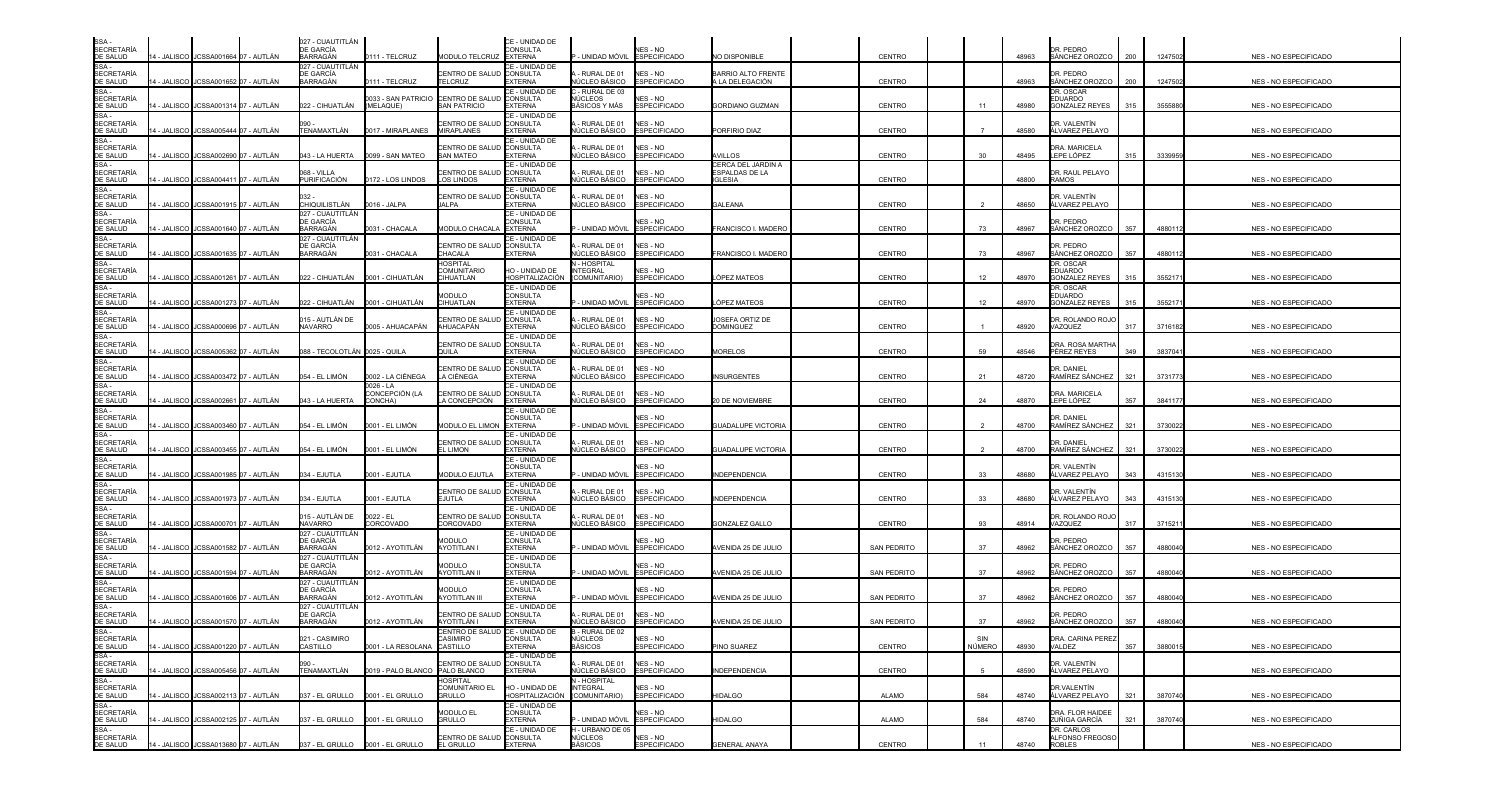| | | | | | | | | | | | | | | | | | |
|---|---|---|---|---|---|---|---|---|---|---|---|---|---|---|---|---|---|
| SSA - SECRETARÍA DE SALUD | 14 - JALISCO | JCSSA001664 | 07 - AUTLÁN | 027 - CUAUTITLÁN DE GARCÍA BARRAGÁN | 0111 - TELCRUZ | MODULO TELCRUZ | CE - UNIDAD DE CONSULTA EXTERNA | P - UNIDAD MÓVIL | NES - NO ESPECIFICADO | NO DISPONIBLE | CENTRO | | 48963 | DR. PEDRO SÁNCHEZ OROZCO | 200 | 1247502 | NES - NO ESPECIFICADO |
| SSA - SECRETARÍA DE SALUD | 14 - JALISCO | JCSSA001652 | 07 - AUTLÁN | 027 - CUAUTITLÁN DE GARCÍA BARRAGÁN | 0111 - TELCRUZ | CENTRO DE SALUD TELCRUZ | CE - UNIDAD DE CONSULTA EXTERNA | A - RURAL DE 01 NÚCLEO BÁSICO | NES - NO ESPECIFICADO | BARRIO ALTO FRENTE A LA DELEGACIÓN | CENTRO | | 48963 | DR. PEDRO SÁNCHEZ OROZCO | 200 | 1247502 | NES - NO ESPECIFICADO |
| SSA - SECRETARÍA DE SALUD | 14 - JALISCO | JCSSA001314 | 07 - AUTLÁN | 022 - CIHUATLÁN | 0033 - SAN PATRICIO (MELAQUE) | CENTRO DE SALUD SAN PATRICIO | CE - UNIDAD DE CONSULTA EXTERNA | C - RURAL DE 03 NÚCLEOS BÁSICOS Y MÁS | NES - NO ESPECIFICADO | GORDIANO GUZMAN | CENTRO | 11 | 48980 | DR. OSCAR EDUARDO GONZALEZ REYES | 315 | 3555880 | NES - NO ESPECIFICADO |
| SSA - SECRETARÍA DE SALUD | 14 - JALISCO | JCSSA005444 | 07 - AUTLÁN | 090 - TENAMAXTLÁN | 0017 - MIRAPLANES | CENTRO DE SALUD MIRAPLANES | CE - UNIDAD DE CONSULTA EXTERNA | A - RURAL DE 01 NÚCLEO BÁSICO | NES - NO ESPECIFICADO | PORFIRIO DIAZ | CENTRO | 7 | 48580 | DR. VALENTÍN ÁLVAREZ PELAYO | | | NES - NO ESPECIFICADO |
| SSA - SECRETARÍA DE SALUD | 14 - JALISCO | JCSSA002690 | 07 - AUTLÁN | 043 - LA HUERTA | 0099 - SAN MATEO | CENTRO DE SALUD SAN MATEO | CE - UNIDAD DE CONSULTA EXTERNA | A - RURAL DE 01 NÚCLEO BÁSICO | NES - NO ESPECIFICADO | AVILLOS | CENTRO | 30 | 48495 | DRA. MARICELA LEPE LÓPEZ | 315 | 3339959 | NES - NO ESPECIFICADO |
| SSA - SECRETARÍA DE SALUD | 14 - JALISCO | JCSSA004411 | 07 - AUTLÁN | 068 - VILLA PURIFICACIÓN | 0172 - LOS LINDOS | CENTRO DE SALUD LOS LINDOS | CE - UNIDAD DE CONSULTA EXTERNA | A - RURAL DE 01 NÚCLEO BÁSICO | NES - NO ESPECIFICADO | CERCA DEL JARDIN A ESPALDAS DE LA IGLESIA | CENTRO | | 48800 | DR. RAUL PELAYO RAMOS | | | NES - NO ESPECIFICADO |
| SSA - SECRETARÍA DE SALUD | 14 - JALISCO | JCSSA001915 | 07 - AUTLÁN | 032 - CHIQUILISTLÁN | 0016 - JALPA | CENTRO DE SALUD JALPA | CE - UNIDAD DE CONSULTA EXTERNA | A - RURAL DE 01 NÚCLEO BÁSICO | NES - NO ESPECIFICADO | GALEANA | CENTRO | 2 | 48650 | DR. VALENTÍN ÁLVAREZ PELAYO | | | NES - NO ESPECIFICADO |
| SSA - SECRETARÍA DE SALUD | 14 - JALISCO | JCSSA001640 | 07 - AUTLÁN | 027 - CUAUTITLÁN DE GARCÍA BARRAGÁN | 0031 - CHACALA | MODULO CHACALA | CE - UNIDAD DE CONSULTA EXTERNA | P - UNIDAD MÓVIL | NES - NO ESPECIFICADO | FRANCISCO I. MADERO | CENTRO | 73 | 48967 | DR. PEDRO SÁNCHEZ OROZCO | 357 | 4880112 | NES - NO ESPECIFICADO |
| SSA - SECRETARÍA DE SALUD | 14 - JALISCO | JCSSA001635 | 07 - AUTLÁN | 027 - CUAUTITLÁN DE GARCÍA BARRAGÁN | 0031 - CHACALA | CENTRO DE SALUD CHACALA | CE - UNIDAD DE CONSULTA EXTERNA | A - RURAL DE 01 NÚCLEO BÁSICO | NES - NO ESPECIFICADO | FRANCISCO I. MADERO | CENTRO | 73 | 48967 | DR. PEDRO SÁNCHEZ OROZCO | 357 | 4880112 | NES - NO ESPECIFICADO |
| SSA - SECRETARÍA DE SALUD | 14 - JALISCO | JCSSA001261 | 07 - AUTLÁN | 022 - CIHUATLÁN | 0001 - CIHUATLÁN | HOSPITAL COMUNITARIO CIHUATLAN | HO - UNIDAD DE HOSPITALIZACIÓN | N - HOSPITAL INTEGRAL (COMUNITARIO) | NES - NO ESPECIFICADO | LÓPEZ MATEOS | CENTRO | 12 | 48970 | DR. OSCAR EDUARDO GONZALEZ REYES | 315 | 3552171 | NES - NO ESPECIFICADO |
| SSA - SECRETARÍA DE SALUD | 14 - JALISCO | JCSSA001273 | 07 - AUTLÁN | 022 - CIHUATLÁN | 0001 - CIHUATLÁN | MODULO CIHUATLAN | CE - UNIDAD DE CONSULTA EXTERNA | P - UNIDAD MÓVIL | NES - NO ESPECIFICADO | LÓPEZ MATEOS | CENTRO | 12 | 48970 | DR. OSCAR EDUARDO GONZALEZ REYES | 315 | 3552171 | NES - NO ESPECIFICADO |
| SSA - SECRETARÍA DE SALUD | 14 - JALISCO | JCSSA000696 | 07 - AUTLÁN | 015 - AUTLÁN DE NAVARRO | 0005 - AHUACAPÁN | CENTRO DE SALUD AHUACAPÁN | CE - UNIDAD DE CONSULTA EXTERNA | A - RURAL DE 01 NÚCLEO BÁSICO | NES - NO ESPECIFICADO | JOSEFA ORTIZ DE DOMINGUEZ | CENTRO | 1 | 48920 | DR. ROLANDO ROJO VAZQUEZ | 317 | 3716182 | NES - NO ESPECIFICADO |
| SSA - SECRETARÍA DE SALUD | 14 - JALISCO | JCSSA005362 | 07 - AUTLÁN | 088 - TECOLOTLÁN | 0025 - QUILA | CENTRO DE SALUD QUILA | CE - UNIDAD DE CONSULTA EXTERNA | A - RURAL DE 01 NÚCLEO BÁSICO | NES - NO ESPECIFICADO | MORELOS | CENTRO | 59 | 48546 | DRA. ROSA MARTHA PÉREZ REYES | 349 | 3837041 | NES - NO ESPECIFICADO |
| SSA - SECRETARÍA DE SALUD | 14 - JALISCO | JCSSA003472 | 07 - AUTLÁN | 054 - EL LIMÓN | 0002 - LA CIÉNEGA | CENTRO DE SALUD LA CIÉNEGA | CE - UNIDAD DE CONSULTA EXTERNA | A - RURAL DE 01 NÚCLEO BÁSICO | NES - NO ESPECIFICADO | INSURGENTES | CENTRO | 21 | 48720 | DR. DANIEL RAMÍREZ SÁNCHEZ | 321 | 3731773 | NES - NO ESPECIFICADO |
| SSA - SECRETARÍA DE SALUD | 14 - JALISCO | JCSSA002661 | 07 - AUTLÁN | 043 - LA HUERTA | 0026 - LA CONCEPCIÓN (LA CONCHA) | CENTRO DE SALUD LA CONCEPCIÓN | CE - UNIDAD DE CONSULTA EXTERNA | A - RURAL DE 01 NÚCLEO BÁSICO | NES - NO ESPECIFICADO | 20 DE NOVIEMBRE | CENTRO | 24 | 48870 | DRA. MARICELA LEPE LÓPEZ | 357 | 3841177 | NES - NO ESPECIFICADO |
| SSA - SECRETARÍA DE SALUD | 14 - JALISCO | JCSSA003460 | 07 - AUTLÁN | 054 - EL LIMÓN | 0001 - EL LIMÓN | MODULO EL LIMON | CE - UNIDAD DE CONSULTA EXTERNA | P - UNIDAD MÓVIL | NES - NO ESPECIFICADO | GUADALUPE VICTORIA | CENTRO | 2 | 48700 | DR. DANIEL RAMÍREZ SÁNCHEZ | 321 | 3730022 | NES - NO ESPECIFICADO |
| SSA - SECRETARÍA DE SALUD | 14 - JALISCO | JCSSA003455 | 07 - AUTLÁN | 054 - EL LIMÓN | 0001 - EL LIMÓN | CENTRO DE SALUD EL LIMON | CE - UNIDAD DE CONSULTA EXTERNA | A - RURAL DE 01 NÚCLEO BÁSICO | NES - NO ESPECIFICADO | GUADALUPE VICTORIA | CENTRO | 2 | 48700 | DR. DANIEL RAMÍREZ SÁNCHEZ | 321 | 3730022 | NES - NO ESPECIFICADO |
| SSA - SECRETARÍA DE SALUD | 14 - JALISCO | JCSSA001985 | 07 - AUTLÁN | 034 - EJUTLA | 0001 - EJUTLA | MODULO EJUTLA | CE - UNIDAD DE CONSULTA EXTERNA | P - UNIDAD MÓVIL | NES - NO ESPECIFICADO | INDEPENDENCIA | CENTRO | 33 | 48680 | DR. VALENTÍN ÁLVAREZ PELAYO | 343 | 4315130 | NES - NO ESPECIFICADO |
| SSA - SECRETARÍA DE SALUD | 14 - JALISCO | JCSSA001973 | 07 - AUTLÁN | 034 - EJUTLA | 0001 - EJUTLA | CENTRO DE SALUD EJUTLA | CE - UNIDAD DE CONSULTA EXTERNA | A - RURAL DE 01 NÚCLEO BÁSICO | NES - NO ESPECIFICADO | INDEPENDENCIA | CENTRO | 33 | 48680 | DR. VALENTÍN ÁLVAREZ PELAYO | 343 | 4315130 | NES - NO ESPECIFICADO |
| SSA - SECRETARÍA DE SALUD | 14 - JALISCO | JCSSA000701 | 07 - AUTLÁN | 015 - AUTLÁN DE NAVARRO | 0022 - EL CORCOVADO | CENTRO DE SALUD CORCOVADO | CE - UNIDAD DE CONSULTA EXTERNA | A - RURAL DE 01 NÚCLEO BÁSICO | NES - NO ESPECIFICADO | GONZALEZ GALLO | CENTRO | 93 | 48914 | DR. ROLANDO ROJO VAZQUEZ | 317 | 3715211 | NES - NO ESPECIFICADO |
| SSA - SECRETARÍA DE SALUD | 14 - JALISCO | JCSSA001582 | 07 - AUTLÁN | 027 - CUAUTITLÁN DE GARCÍA BARRAGÁN | 0012 - AYOTITLÁN | MODULO AYOTITLAN I | CE - UNIDAD DE CONSULTA EXTERNA | P - UNIDAD MÓVIL | NES - NO ESPECIFICADO | AVENIDA 25 DE JULIO | SAN PEDRITO | 37 | 48962 | DR. PEDRO SÁNCHEZ OROZCO | 357 | 4880040 | NES - NO ESPECIFICADO |
| SSA - SECRETARÍA DE SALUD | 14 - JALISCO | JCSSA001594 | 07 - AUTLÁN | 027 - CUAUTITLÁN DE GARCÍA BARRAGÁN | 0012 - AYOTITLÁN | MODULO AYOTITLAN II | CE - UNIDAD DE CONSULTA EXTERNA | P - UNIDAD MÓVIL | NES - NO ESPECIFICADO | AVENIDA 25 DE JULIO | SAN PEDRITO | 37 | 48962 | DR. PEDRO SÁNCHEZ OROZCO | 357 | 4880040 | NES - NO ESPECIFICADO |
| SSA - SECRETARÍA DE SALUD | 14 - JALISCO | JCSSA001606 | 07 - AUTLÁN | 027 - CUAUTITLÁN DE GARCÍA BARRAGÁN | 0012 - AYOTITLÁN | MODULO AYOTITLAN III | CE - UNIDAD DE CONSULTA EXTERNA | P - UNIDAD MÓVIL | NES - NO ESPECIFICADO | AVENIDA 25 DE JULIO | SAN PEDRITO | 37 | 48962 | DR. PEDRO SÁNCHEZ OROZCO | 357 | 4880040 | NES - NO ESPECIFICADO |
| SSA - SECRETARÍA DE SALUD | 14 - JALISCO | JCSSA001570 | 07 - AUTLÁN | 027 - CUAUTITLÁN DE GARCÍA BARRAGÁN | 0012 - AYOTITLÁN | CENTRO DE SALUD AYOTITLAN I | CE - UNIDAD DE CONSULTA EXTERNA | A - RURAL DE 01 NÚCLEO BÁSICO | NES - NO ESPECIFICADO | AVENIDA 25 DE JULIO | SAN PEDRITO | 37 | 48962 | DR. PEDRO SÁNCHEZ OROZCO | 357 | 4880040 | NES - NO ESPECIFICADO |
| SSA - SECRETARÍA DE SALUD | 14 - JALISCO | JCSSA001220 | 07 - AUTLÁN | 021 - CASIMIRO CASTILLO | 0001 - LA RESOLANA | CENTRO DE SALUD CASIMIRO CASTILLO | CE - UNIDAD DE CONSULTA EXTERNA | B - RURAL DE 02 NÚCLEOS BÁSICOS | NES - NO ESPECIFICADO | PINO SUAREZ | CENTRO | SIN NÚMERO | 48930 | DRA. CARINA PEREZ VALDEZ | 357 | 3880015 | NES - NO ESPECIFICADO |
| SSA - SECRETARÍA DE SALUD | 14 - JALISCO | JCSSA005456 | 07 - AUTLÁN | 090 - TENAMAXTLÁN | 0019 - PALO BLANCO | CENTRO DE SALUD PALO BLANCO | CE - UNIDAD DE CONSULTA EXTERNA | A - RURAL DE 01 NÚCLEO BÁSICO | NES - NO ESPECIFICADO | INDEPENDENCIA | CENTRO | 5 | 48590 | DR. VALENTÍN ÁLVAREZ PELAYO | | | NES - NO ESPECIFICADO |
| SSA - SECRETARÍA DE SALUD | 14 - JALISCO | JCSSA002113 | 07 - AUTLÁN | 037 - EL GRULLO | 0001 - EL GRULLO | HOSPITAL COMUNITARIO EL GRULLO | HO - UNIDAD DE HOSPITALIZACIÓN | N - HOSPITAL INTEGRAL (COMUNITARIO) | NES - NO ESPECIFICADO | HIDALGO | ALAMO | 584 | 48740 | DR.VALENTÍN ÁLVAREZ PELAYO | 321 | 3870740 | NES - NO ESPECIFICADO |
| SSA - SECRETARÍA DE SALUD | 14 - JALISCO | JCSSA002125 | 07 - AUTLÁN | 037 - EL GRULLO | 0001 - EL GRULLO | MODULO EL GRULLO | CE - UNIDAD DE CONSULTA EXTERNA | P - UNIDAD MÓVIL | NES - NO ESPECIFICADO | HIDALGO | ALAMO | 584 | 48740 | DRA. FLOR HAIDEE ZUÑIGA GARCÍA | 321 | 3870740 | NES - NO ESPECIFICADO |
| SSA - SECRETARÍA DE SALUD | 14 - JALISCO | JCSSA013680 | 07 - AUTLÁN | 037 - EL GRULLO | 0001 - EL GRULLO | CENTRO DE SALUD EL GRULLO | CE - UNIDAD DE CONSULTA EXTERNA | H - URBANO DE 05 NÚCLEOS BÁSICOS | NES - NO ESPECIFICADO | GENERAL ANAYA | CENTRO | 11 | 48740 | DR. CARLOS ALFONSO FREGOSO ROBLES | | | NES - NO ESPECIFICADO |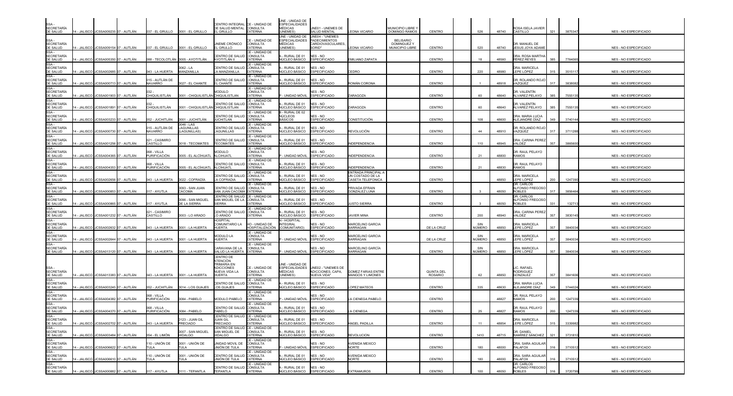| SSA - SECRETARÍA DE SALUD | 14 - JALISCO | JCSSA009235 | 07 - AUTLÁN | 037 - EL GRULLO | 0001 - EL GRULLO | CENTRO INTEGRAL DE SALUD MENTAL EL GRULLO | CE - UNIDAD DE CONSULTA EXTERNA | UNE - UNIDAD DE ESPECIALIDADES MÉDICAS (UNEMES) | UNE01 - UNEMES DE SALUD MENTAL | LEONA VICARIO | MUNICIPIO LIBRE Y DOMINGO RAMOS | CENTRO | 526 | 48740 | ROSA ISELA JAVIER CASTILLO | 321 | 3875347 | NES - NO ESPECIFICADO |
|---|---|---|---|---|---|---|---|---|---|---|---|---|---|---|---|---|---|---|
| SSA - SECRETARÍA DE SALUD | 14 - JALISCO | JCSSA009154 | 07 - AUTLÁN | 037 - EL GRULLO | 0001 - EL GRULLO | UNEME CRÓNICO EL GRULLO | CE - UNIDAD DE CONSULTA EXTERNA | UNE - UNIDAD DE ESPECIALIDADES MÉDICAS (UNEMES) | UNE04 - "UNEMES PADECIMIENTOS CARDIOVASCULARES, SORID" | LEONA VICARIO | BELISARIO DOMINGUEZ Y MUNICIPIO LIBRE | CENTRO | 520 | 48740 | DR. MANUEL DE JESUS JOYA ADAME | | | NES - NO ESPECIFICADO |
| SSA - SECRETARÍA DE SALUD | 14 - JALISCO | JCSSA005350 | 07 - AUTLÁN | 088 - TECOLOTLÁN | 0005 - AYOTITLÁN | CENTRO DE SALUD AYOTITLÁN II | CE - UNIDAD DE CONSULTA EXTERNA | A - RURAL DE 01 NÚCLEO BÁSICO | NES - NO ESPECIFICADO | EMILIANO ZAPATA | | CENTRO | 18 | 48560 | DRA. ROSA MARTHA PÉREZ REYES | 385 | 7764065 | NES - NO ESPECIFICADO |
| SSA - SECRETARÍA DE SALUD | 14 - JALISCO | JCSSA002685 | 07 - AUTLÁN | 043 - LA HUERTA | 0062 - LA MANZANILLA | CENTRO DE SALUD LA MANZANILLA | CE - UNIDAD DE CONSULTA EXTERNA | A - RURAL DE 01 NÚCLEO BÁSICO | NES - NO ESPECIFICADO | CEDRO | | CENTRO | 220 | 48980 | DRA. MARICELA LEPE LÓPEZ | 315 | 3515117 | NES - NO ESPECIFICADO |
| SSA - SECRETARÍA DE SALUD | 14 - JALISCO | JCSSA000713 | 07 - AUTLÁN | 015 - AUTLÁN DE NAVARRO | 0027 - EL CHANTE | CENTRO DE SALUD EL CHANTE | CE - UNIDAD DE CONSULTA EXTERNA | A - RURAL DE 01 NÚCLEO BÁSICO | NES - NO ESPECIFICADO | ROMÁN CORONA | | CENTRO | 1 | 48918 | DR. ROLANDO ROJO VAZQUEZ | 317 | 3838082 | NES - NO ESPECIFICADO |
| SSA - SECRETARÍA DE SALUD | 14 - JALISCO | JCSSA001903 | 07 - AUTLÁN | 032 - CHIQUILISTLÁN | 0001 - CHIQUILISTLÁN | MODULO CHIQUILISTLAN | CE - UNIDAD DE CONSULTA EXTERNA | P - UNIDAD MÓVIL | NES - NO ESPECIFICADO | ZARAGOZA | | CENTRO | 60 | 48640 | DR. VALENTÍN ÁLVAREZ PELAYO | 385 | 7555135 | NES - NO ESPECIFICADO |
| SSA - SECRETARÍA DE SALUD | 14 - JALISCO | JCSSA001891 | 07 - AUTLÁN | 032 - CHIQUILISTLÁN | 0001 - CHIQUILISTLÁN | CENTRO DE SALUD CHIQUILISTLAN | CE - UNIDAD DE CONSULTA EXTERNA | A - RURAL DE 01 NÚCLEO BÁSICO | NES - NO ESPECIFICADO | ZARAGOZA | | CENTRO | 60 | 48640 | DR. VALENTÍN ÁLVAREZ PELAYO | 385 | 7555135 | NES - NO ESPECIFICADO |
| SSA - SECRETARÍA DE SALUD | 14 - JALISCO | JCSSA003233 | 07 - AUTLÁN | 052 - JUCHITLÁN | 0001 - JUCHITLÁN | CENTRO DE SALUD JUCHITLAN | CE - UNIDAD DE CONSULTA EXTERNA | B - RURAL DE 02 NÚCLEOS BÁSICOS | NES - NO ESPECIFICADO | CONSTITUCIÓN | | CENTRO | 108 | 48600 | DRA. MARIA LUCIA ALEJANDRE DÍAZ | 349 | 3740144 | NES - NO ESPECIFICADO |
| SSA - SECRETARÍA DE SALUD | 14 - JALISCO | JCSSA000730 | 07 - AUTLÁN | 015 - AUTLÁN DE NAVARRO | 0046 - LAS LAGUNILLAS (LAGUNILLAS) | CENTRO DE SALUD LAGUNILLAS | CE - UNIDAD DE CONSULTA EXTERNA | A - RURAL DE 01 NÚCLEO BÁSICO | NES - NO ESPECIFICADO | REVOLUCIÓN | | CENTRO | 44 | 48910 | DR. ROLANDO ROJO VAZQUEZ | 317 | 3711288 | NES - NO ESPECIFICADO |
| SSA - SECRETARÍA DE SALUD | 14 - JALISCO | JCSSA001256 | 07 - AUTLÁN | 021 - CASIMIRO CASTILLO | 0018 - TECOMATES | CENTRO DE SALUD TECOMATES | CE - UNIDAD DE CONSULTA EXTERNA | A - RURAL DE 01 NÚCLEO BÁSICO | NES - NO ESPECIFICADO | INDEPENDENCIA | | CENTRO | 110 | 48945 | DRA. CARINA PEREZ VALDEZ | 357 | 3865600 | NES - NO ESPECIFICADO |
| SSA - SECRETARÍA DE SALUD | 14 - JALISCO | JCSSA004365 | 07 - AUTLÁN | 068 - VILLA PURIFICACIÓN | 0005 - EL ALCÍHUATL | MODULO ALCIHUATL | CE - UNIDAD DE CONSULTA EXTERNA | P - UNIDAD MÓVIL | NES - NO ESPECIFICADO | INDEPENDENCIA | | CENTRO | 21 | 48800 | DR. RAUL PELAYO RAMOS | | | NES - NO ESPECIFICADO |
| SSA - SECRETARÍA DE SALUD | 14 - JALISCO | JCSSA004353 | 07 - AUTLÁN | 068 - VILLA PURIFICACIÓN | 0005 - EL ALCÍHUATL | CENTRO DE SALUD ALCÍHUATL | CE - UNIDAD DE CONSULTA EXTERNA | A - RURAL DE 01 NÚCLEO BÁSICO | NES - NO ESPECIFICADO | INDEPENDENCIA | | CENTRO | 21 | 48830 | DR. RAUL PELAYO RAMOS | | | NES - NO ESPECIFICADO |
| SSA - SECRETARÍA DE SALUD | 14 - JALISCO | JCSSA002656 | 07 - AUTLÁN | 043 - LA HUERTA | 0022 - COFRADÍA | CENTRO DE SALUD LA COFRADIA | CE - UNIDAD DE CONSULTA EXTERNA | A - RURAL DE 01 NÚCLEO BÁSICO | NES - NO ESPECIFICADO | ENTRADA PRINCIPAL A UN COSTADO DE LA CASETA TELEFONICA | | CENTRO | | 48850 | DRA. MARICELA LEPE LÓPEZ | 200 | 1247390 | NES - NO ESPECIFICADO |
| SSA - SECRETARÍA DE SALUD | 14 - JALISCO | JCSSA000853 | 07 - AUTLÁN | 017 - AYUTLA | 0093 - SAN JUAN CACOMA | CENTRO DE SALUD SAN JUAN CACOMA | CE - UNIDAD DE CONSULTA EXTERNA | A - RURAL DE 01 NÚCLEO BÁSICO | NES - NO ESPECIFICADO | PRIVADA EFRAIN GONZALEZ LUNA | | CENTRO | 3 | 48050 | DR. CARLOS ALFONSO FREGOSO ROBLES | 317 | 3856464 | NES - NO ESPECIFICADO |
| SSA - SECRETARÍA DE SALUD | 14 - JALISCO | JCSSA000865 | 07 - AUTLÁN | 017 - AYUTLA | 0096 - SAN MIGUEL DE LA SIERRA | CENTRO DE SALUD SAN MIGUEL DE LA SIERRA | CE - UNIDAD DE CONSULTA EXTERNA | A - RURAL DE 01 NÚCLEO BÁSICO | NES - NO ESPECIFICADO | JUSTO SIERRA | | CENTRO | 3 | 48050 | DR. CARLOS ALFONSO FREGOSO ROBLES | 331 | 132713 | NES - NO ESPECIFICADO |
| SSA - SECRETARÍA DE SALUD | 14 - JALISCO | JCSSA001232 | 07 - AUTLÁN | 021 - CASIMIRO CASTILLO | 0003 - LO ARADO | CENTRO DE SALUD LO ARADO | CE - UNIDAD DE CONSULTA EXTERNA | A - RURAL DE 01 NÚCLEO BÁSICO | NES - NO ESPECIFICADO | JAVIER MINA | | CENTRO | 200 | 48940 | DRA. CARINA PEREZ VALDEZ | 357 | 3830145 | NES - NO ESPECIFICADO |
| SSA - SECRETARÍA DE SALUD | 14 - JALISCO | JCSSA002632 | 07 - AUTLÁN | 043 - LA HUERTA | 0001 - LA HUERTA | HOSPITAL COMUNITARIO LA HUERTA | HO - UNIDAD DE HOSPITALIZACIÓN | N - HOSPITAL INTEGRAL (COMUNITARIO) | NES - NO ESPECIFICADO | MARCELINO GARCIA BARRAGAN | | DE LA CRUZ | SIN NÚMERO | 48850 | DRA. MARICELA LEPE LÓPEZ | 357 | 3840034 | NES - NO ESPECIFICADO |
| SSA - SECRETARÍA DE SALUD | 14 - JALISCO | JCSSA002644 | 07 - AUTLÁN | 043 - LA HUERTA | 0001 - LA HUERTA | MODULO LA HUERTA | CE - UNIDAD DE CONSULTA EXTERNA | P - UNIDAD MÓVIL | NES - NO ESPECIFICADO | MARCELINO GARCIA BARRAGAN | | DE LA CRUZ | SIN NÚMERO | 48850 | DRA. MARICELA LEPE LÓPEZ | 357 | 3840034 | NES - NO ESPECIFICADO |
| SSA - SECRETARÍA DE SALUD | 14 - JALISCO | JCSSA013120 | 07 - AUTLÁN | 043 - LA HUERTA | 0001 - LA HUERTA | CARAVANA DE LA SALUD LA HUERTA | CE - UNIDAD DE CONSULTA EXTERNA | P - UNIDAD MÓVIL | NES - NO ESPECIFICADO | MARCELINO GARCÍA BARRAGAN | | CENTRO | SIN NÚMERO | 48850 | DRA. MARICELA LEPE LÓPEZ | 357 | 3840034 | NES - NO ESPECIFICADO |
| SSA - SECRETARÍA DE SALUD | 14 - JALISCO | JCSSA013383 | 07 - AUTLÁN | 043 - LA HUERTA | 0001 - LA HUERTA | CENTRO DE ATENCIÓN PRIMARIA EN ADICCIONES NUEVA VIDA LA HUERTA | CE - UNIDAD DE CONSULTA EXTERNA | UNE - UNIDAD DE ESPECIALIDADES MÉDICAS (UNEMES) | UNE02 - "UNEMES DE ADICCIONES, CAPA, NUEVA VIDA" | GOMEZ FARIAS ENTRE MANGOS Y LIMONES | | QUINTA DEL ROSARIO | 62 | 48850 | LIC. RAFAEL RODRIGUEZ GONZALEZ | 357 | 3841606 | NES - NO ESPECIFICADO |
| SSA - SECRETARÍA DE SALUD | 14 - JALISCO | JCSSA003245 | 07 - AUTLÁN | 052 - JUCHITLÁN | 0014 - LOS GUAJES | CENTRO DE SALUD LOS GUAJES | CE - UNIDAD DE CONSULTA EXTERNA | A - RURAL DE 01 NÚCLEO BÁSICO | NES - NO ESPECIFICADO | LOPEZ MATEOS | | CENTRO | 335 | 48630 | DRA. MARIA LUCIA ALEJANDRE DÍAZ | 349 | 3744024 | NES - NO ESPECIFICADO |
| SSA - SECRETARÍA DE SALUD | 14 - JALISCO | JCSSA004382 | 07 - AUTLÁN | 068 - VILLA PURIFICACIÓN | 0084 - PABELO | MODULO PABELO | CE - UNIDAD DE CONSULTA EXTERNA | P - UNIDAD MÓVIL | NES - NO ESPECIFICADO | LA CIENEGA PABELO | | CENTRO | | 48827 | DR. RAUL PELAYO RAMOS | 200 | 1247339 | NES - NO ESPECIFICADO |
| SSA - SECRETARÍA DE SALUD | 14 - JALISCO | JCSSA004370 | 07 - AUTLÁN | 068 - VILLA PURIFICACIÓN | 0084 - PABELO | CENTRO DE SALUD PABELO | CE - UNIDAD DE CONSULTA EXTERNA | A - RURAL DE 01 NÚCLEO BÁSICO | NES - NO ESPECIFICADO | LA CIENEGA | | CENTRO | 25 | 48827 | DR. RAUL PELAYO RAMOS | 200 | 1247339 | NES - NO ESPECIFICADO |
| SSA - SECRETARÍA DE SALUD | 14 - JALISCO | JCSSA002702 | 07 - AUTLÁN | 043 - LA HUERTA | 0123 - JUAN GIL PRECIADO | CENTRO DE SALUD JUAN GIL PRECIADO | CE - UNIDAD DE CONSULTA EXTERNA | A - RURAL DE 01 NÚCLEO BÁSICO | NES - NO ESPECIFICADO | ANGEL PADILLA | | CENTRO | 11 | 48854 | DRA. MARICELA LEPE LÓPEZ | 315 | 3339982 | NES - NO ESPECIFICADO |
| SSA - SECRETARÍA DE SALUD | 14 - JALISCO | JCSSA003484 | 07 - AUTLÁN | 054 - EL LIMÓN | 0007 - SAN MIGUEL HIDALGO | CENTRO DE SALUD SAN MIGUEL DE HIDALGO | CE - UNIDAD DE CONSULTA EXTERNA | A - RURAL DE 01 NÚCLEO BÁSICO | NES - NO ESPECIFICADO | REVOLUCION | | CENTRO | 1410 | 48715 | DR. DANIEL RAMÍREZ SÁNCHEZ | 321 | 3731810 | NES - NO ESPECIFICADO |
| SSA - SECRETARÍA DE SALUD | 14 - JALISCO | JCSSA006622 | 07 - AUTLÁN | 110 - UNIÓN DE TULA | 0001 - UNIÓN DE TULA | UNIDAD MOVIL DE UNIÓN DE TULA | CE - UNIDAD DE CONSULTA EXTERNA | P - UNIDAD MÓVIL | NES - NO ESPECIFICADO | AVENIDA MEXICO NORTE | | CENTRO | 180 | 48000 | DRA. SARA AGUILAR PALAFOX | 316 | 3710512 | NES - NO ESPECIFICADO |
| SSA - SECRETARÍA DE SALUD | 14 - JALISCO | JCSSA006610 | 07 - AUTLÁN | 110 - UNIÓN DE TULA | 0001 - UNIÓN DE TULA | CENTRO DE SALUD UNIÓN DE TULA | CE - UNIDAD DE CONSULTA EXTERNA | A - RURAL DE 01 NÚCLEO BÁSICO | NES - NO ESPECIFICADO | AVENIDA MEXICO NORTE | | CENTRO | 180 | 48000 | DRA. SARA AGUILAR PALAFOX | 316 | 3710512 | NES - NO ESPECIFICADO |
| SSA - SECRETARÍA DE SALUD | 14 - JALISCO | JCSSA000882 | 07 - AUTLÁN | 017 - AYUTLA | 0111 - TEPANTLA | CENTRO DE SALUD TEPANTLA | CE - UNIDAD DE CONSULTA EXTERNA | A - RURAL DE 01 NÚCLEO BÁSICO | NES - NO ESPECIFICADO | EXTRAMUROS | | CENTRO | 100 | 48050 | DR. CARLOS ALFONSO FREGOSO ROBLES | 316 | 3720799 | NES - NO ESPECIFICADO |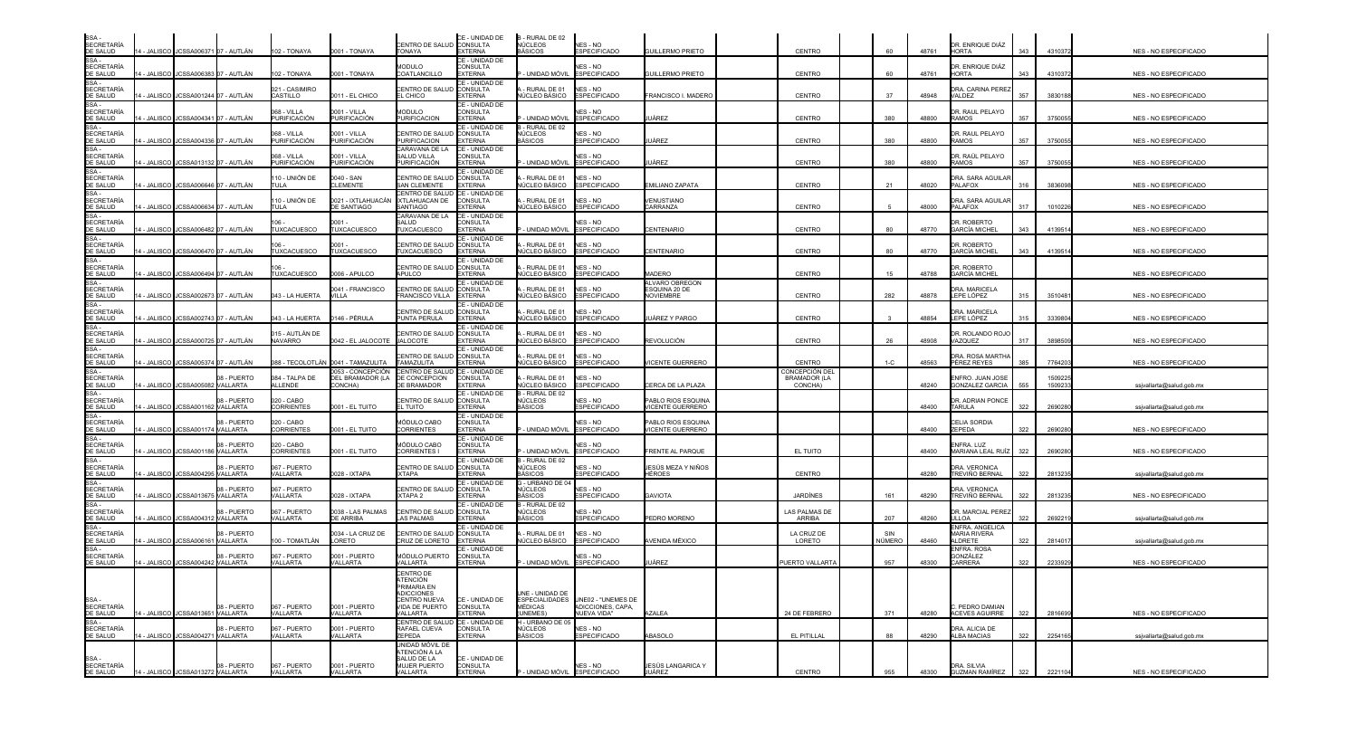| SSA - SECRETARÍA DE SALUD | 14 - JALISCO | JCSSA006371 | 07 - AUTLÁN | 102 - TONAYA | 0001 - TONAYA | CENTRO DE SALUD TONAYA | CE - UNIDAD DE CONSULTA EXTERNA | B - RURAL DE 02 NÚCLEOS BÁSICOS | NES - NO ESPECIFICADO | GUILLERMO PRIETO | CENTRO | 60 | 48761 | DR. ENRIQUE DIÁZ HORTA | 343 | 4310372 | NES - NO ESPECIFICADO |
|---|---|---|---|---|---|---|---|---|---|---|---|---|---|---|---|---|---|
| SSA - SECRETARÍA DE SALUD | 14 - JALISCO | JCSSA006383 | 07 - AUTLÁN | 102 - TONAYA | 0001 - TONAYA | MODULO COATLANCILLO | CE - UNIDAD DE CONSULTA EXTERNA | P - UNIDAD MÓVIL | NES - NO ESPECIFICADO | GUILLERMO PRIETO | CENTRO | 60 | 48761 | DR. ENRIQUE DIÁZ HORTA | 343 | 4310372 | NES - NO ESPECIFICADO |
| SSA - SECRETARÍA DE SALUD | 14 - JALISCO | JCSSA001244 | 07 - AUTLÁN | 021 - CASIMIRO CASTILLO | 0011 - EL CHICO | CENTRO DE SALUD EL CHICO | CE - UNIDAD DE CONSULTA EXTERNA | A - RURAL DE 01 NÚCLEO BÁSICO | NES - NO ESPECIFICADO | FRANCISCO I. MADERO | CENTRO | 37 | 48948 | DRA. CARINA PEREZ VALDEZ | 357 | 3830188 | NES - NO ESPECIFICADO |
| SSA - SECRETARÍA DE SALUD | 14 - JALISCO | JCSSA004341 | 07 - AUTLÁN | 068 - VILLA PURIFICACIÓN | 0001 - VILLA PURIFICACIÓN | MODULO PURIFICACION | CE - UNIDAD DE CONSULTA EXTERNA | P - UNIDAD MÓVIL | NES - NO ESPECIFICADO | JUÁREZ | CENTRO | 380 | 48800 | DR. RAUL PELAYO RAMOS | 357 | 3750055 | NES - NO ESPECIFICADO |
| SSA - SECRETARÍA DE SALUD | 14 - JALISCO | JCSSA004336 | 07 - AUTLÁN | 068 - VILLA PURIFICACIÓN | 0001 - VILLA PURIFICACIÓN | CENTRO DE SALUD PURIFICACION | CE - UNIDAD DE CONSULTA EXTERNA | B - RURAL DE 02 NÚCLEOS BÁSICOS | NES - NO ESPECIFICADO | JUÁREZ | CENTRO | 380 | 48800 | DR. RAUL PELAYO RAMOS | 357 | 3750055 | NES - NO ESPECIFICADO |
| SSA - SECRETARÍA DE SALUD | 14 - JALISCO | JCSSA013132 | 07 - AUTLÁN | 068 - VILLA PURIFICACIÓN | 0001 - VILLA PURIFICACIÓN | CARAVANA DE LA SALUD VILLA PURIFICACIÓN | CE - UNIDAD DE CONSULTA EXTERNA | P - UNIDAD MÓVIL | NES - NO ESPECIFICADO | JUÁREZ | CENTRO | 380 | 48800 | DR. RAUL PELAYO RAMOS | 357 | 3750055 | NES - NO ESPECIFICADO |
| SSA - SECRETARÍA DE SALUD | 14 - JALISCO | JCSSA006646 | 07 - AUTLÁN | 110 - UNIÓN DE TULA | 0040 - SAN CLEMENTE | CENTRO DE SALUD SAN CLEMENTE | CE - UNIDAD DE CONSULTA EXTERNA | A - RURAL DE 01 NÚCLEO BÁSICO | NES - NO ESPECIFICADO | EMILIANO ZAPATA | CENTRO | 21 | 48020 | DRA. SARA AGUILAR PALAFOX | 316 | 3836098 | NES - NO ESPECIFICADO |
| SSA - SECRETARÍA DE SALUD | 14 - JALISCO | JCSSA006634 | 07 - AUTLÁN | 110 - UNIÓN DE TULA | 0021 - IXTLAHUACÁN DE SANTIAGO | CENTRO DE SALUD IXTLAHUACAN DE SANTIAGO | CE - UNIDAD DE CONSULTA EXTERNA | A - RURAL DE 01 NÚCLEO BÁSICO | NES - NO ESPECIFICADO | VENUSTIANO CARRANZA | CENTRO | 5 | 48000 | DRA. SARA AGUILAR PALAFOX | 317 | 1010226 | NES - NO ESPECIFICADO |
| SSA - SECRETARÍA DE SALUD | 14 - JALISCO | JCSSA006482 | 07 - AUTLÁN | 106 - TUXCACUESCO | 0001 - TUXCACUESCO | CARAVANA DE LA SALUD TUXCACUESCO | CE - UNIDAD DE CONSULTA EXTERNA | P - UNIDAD MÓVIL | NES - NO ESPECIFICADO | CENTENARIO | CENTRO | 80 | 48770 | DR. ROBERTO GARCÍA MICHEL | 343 | 4139514 | NES - NO ESPECIFICADO |
| SSA - SECRETARÍA DE SALUD | 14 - JALISCO | JCSSA006470 | 07 - AUTLÁN | 106 - TUXCACUESCO | 0001 - TUXCACUESCO | CENTRO DE SALUD TUXCACUESCO | CE - UNIDAD DE CONSULTA EXTERNA | A - RURAL DE 01 NÚCLEO BÁSICO | NES - NO ESPECIFICADO | CENTENARIO | CENTRO | 80 | 48770 | DR. ROBERTO GARCÍA MICHEL | 343 | 4139514 | NES - NO ESPECIFICADO |
| SSA - SECRETARÍA DE SALUD | 14 - JALISCO | JCSSA006494 | 07 - AUTLÁN | 106 - TUXCACUESCO | 0006 - APULCO | CENTRO DE SALUD APULCO | CE - UNIDAD DE CONSULTA EXTERNA | A - RURAL DE 01 NÚCLEO BÁSICO | NES - NO ESPECIFICADO | MADERO | CENTRO | 15 | 48788 | DR. ROBERTO GARCÍA MICHEL | | | NES - NO ESPECIFICADO |
| SSA - SECRETARÍA DE SALUD | 14 - JALISCO | JCSSA002673 | 07 - AUTLÁN | 043 - LA HUERTA | 0041 - FRANCISCO VILLA | CENTRO DE SALUD FRANCISCO VILLA | CE - UNIDAD DE CONSULTA EXTERNA | A - RURAL DE 01 NÚCLEO BÁSICO | NES - NO ESPECIFICADO | ÁLVARO OBREGÓN ESQUINA 20 DE NOVIEMBRE | CENTRO | 282 | 48878 | DRA. MARICELA LEPE LÓPEZ | 315 | 3510481 | NES - NO ESPECIFICADO |
| SSA - SECRETARÍA DE SALUD | 14 - JALISCO | JCSSA002743 | 07 - AUTLÁN | 043 - LA HUERTA | 0146 - PÉRULA | CENTRO DE SALUD PUNTA PERULA | CE - UNIDAD DE CONSULTA EXTERNA | A - RURAL DE 01 NÚCLEO BÁSICO | NES - NO ESPECIFICADO | JUÁREZ Y PARGO | CENTRO | 3 | 48854 | DRA. MARICELA LEPE LÓPEZ | 315 | 3339804 | NES - NO ESPECIFICADO |
| SSA - SECRETARÍA DE SALUD | 14 - JALISCO | JCSSA000725 | 07 - AUTLÁN | 015 - AUTLÁN DE NAVARRO | 0042 - EL JALOCOTE | CENTRO DE SALUD JALOCOTE | CE - UNIDAD DE CONSULTA EXTERNA | A - RURAL DE 01 NÚCLEO BÁSICO | NES - NO ESPECIFICADO | REVOLUCIÓN | CENTRO | 26 | 48908 | DR. ROLANDO ROJO VAZQUEZ | 317 | 3898509 | NES - NO ESPECIFICADO |
| SSA - SECRETARÍA DE SALUD | 14 - JALISCO | JCSSA005374 | 07 - AUTLÁN | 088 - TECOLOTLÁN | 0041 - TAMAZULITA | CENTRO DE SALUD TAMAZULITA | CE - UNIDAD DE CONSULTA EXTERNA | A - RURAL DE 01 NÚCLEO BÁSICO | NES - NO ESPECIFICADO | VICENTE GUERRERO | CENTRO | 1-C | 48563 | DRA. ROSA MARTHA PÉREZ REYES | 385 | 7764203 | NES - NO ESPECIFICADO |
| SSA - SECRETARÍA DE SALUD | 14 - JALISCO | JCSSA005082 | 08 - PUERTO VALLARTA | 084 - TALPA DE ALLENDE | 0053 - CONCEPCIÓN DEL BRAMADOR (LA CONCHA) | CENTRO DE SALUD DE CONCEPCION DE BRAMADOR | CE - UNIDAD DE CONSULTA EXTERNA | A - RURAL DE 01 NÚCLEO BÁSICO | NES - NO ESPECIFICADO | CERCA DE LA PLAZA | CONCEPCIÓN DEL BRAMADOR (LA CONCHA) | | 48240 | ENFRO. JUAN JOSE GONZALEZ GARCIA | 555 | 1509225 1509233 | ssjvallarta@salud.gob.mx |
| SSA - SECRETARÍA DE SALUD | 14 - JALISCO | JCSSA001162 | 08 - PUERTO VALLARTA | 020 - CABO CORRIENTES | 0001 - EL TUITO | CENTRO DE SALUD EL TUITO | CE - UNIDAD DE CONSULTA EXTERNA | B - RURAL DE 02 NÚCLEOS BÁSICOS | NES - NO ESPECIFICADO | PABLO RIOS ESQUINA VICENTE GUERRERO | | | 48400 | DR. ADRIAN PONCE TARULA | 322 | 2690280 | ssjvallarta@salud.gob.mx |
| SSA - SECRETARÍA DE SALUD | 14 - JALISCO | JCSSA001174 | 08 - PUERTO VALLARTA | 020 - CABO CORRIENTES | 0001 - EL TUITO | MÓDULO CABO CORRIENTES | CE - UNIDAD DE CONSULTA EXTERNA | P - UNIDAD MÓVIL | NES - NO ESPECIFICADO | PABLO RIOS ESQUINA VICENTE GUERRERO | | | 48400 | CELIA SORDIA ZEPEDA | 322 | 2690280 | NES - NO ESPECIFICADO |
| SSA - SECRETARÍA DE SALUD | 14 - JALISCO | JCSSA001186 | 08 - PUERTO VALLARTA | 020 - CABO CORRIENTES | 0001 - EL TUITO | MÓDULO CABO CORRIENTES I | CE - UNIDAD DE CONSULTA EXTERNA | P - UNIDAD MÓVIL | NES - NO ESPECIFICADO | FRENTE AL PARQUE | EL TUITO | | 48400 | ENFRA. LUZ MARIANA LEAL RUÍZ | 322 | 2690280 | NES - NO ESPECIFICADO |
| SSA - SECRETARÍA DE SALUD | 14 - JALISCO | JCSSA004295 | 08 - PUERTO VALLARTA | 067 - PUERTO VALLARTA | 0028 - IXTAPA | CENTRO DE SALUD IXTAPA | CE - UNIDAD DE CONSULTA EXTERNA | B - RURAL DE 02 NÚCLEOS BÁSICOS | NES - NO ESPECIFICADO | JESÚS MEZA Y NIÑOS HÉROES | CENTRO | | 48280 | DRA. VERONICA TREVIÑO BERNAL | 322 | 2813235 | ssjvallarta@salud.gob.mx |
| SSA - SECRETARÍA DE SALUD | 14 - JALISCO | JCSSA013675 | 08 - PUERTO VALLARTA | 067 - PUERTO VALLARTA | 0028 - IXTAPA | CENTRO DE SALUD IXTAPA 2 | CE - UNIDAD DE CONSULTA EXTERNA | G - URBANO DE 04 NÚCLEOS BÁSICOS | NES - NO ESPECIFICADO | GAVIOTA | JARDÍNES | 161 | 48290 | DRA. VERONICA TREVIÑO BERNAL | 322 | 2813235 | ssjvallarta@salud.gob.mx |
| SSA - SECRETARÍA DE SALUD | 14 - JALISCO | JCSSA004312 | 08 - PUERTO VALLARTA | 067 - PUERTO VALLARTA | 0038 - LAS PALMAS DE ARRIBA | CENTRO DE SALUD LAS PALMAS | CE - UNIDAD DE CONSULTA EXTERNA | B - RURAL DE 02 NÚCLEOS BÁSICOS | NES - NO ESPECIFICADO | PEDRO MORENO | LAS PALMAS DE ARRIBA | 207 | 48260 | DR. MARCIAL PEREZ ULLOA | 322 | 2692219 | ssjvallarta@salud.gob.mx |
| SSA - SECRETARÍA DE SALUD | 14 - JALISCO | JCSSA006161 | 08 - PUERTO VALLARTA | 100 - TOMATLÁN | 0034 - LA CRUZ DE LORETO | CENTRO DE SALUD CRUZ DE LORETO | CE - UNIDAD DE CONSULTA EXTERNA | A - RURAL DE 01 NÚCLEO BÁSICO | NES - NO ESPECIFICADO | AVENIDA MÉXICO | LA CRUZ DE LORETO | SIN NÚMERO | 48460 | ENFRA. ANGELICA MARIA RIVERA ALDRETE | 322 | 2814017 | ssjvallarta@salud.gob.mx |
| SSA - SECRETARÍA DE SALUD | 14 - JALISCO | JCSSA004242 | 08 - PUERTO VALLARTA | 067 - PUERTO VALLARTA | 0001 - PUERTO VALLARTA | MÓDULO PUERTO VALLARTA | CE - UNIDAD DE CONSULTA EXTERNA | P - UNIDAD MÓVIL | NES - NO ESPECIFICADO | JUÁREZ | PUERTO VALLARTA | 957 | 48300 | ENFRA. ROSA GONZÁLEZ CARRERA | 322 | 2233929 | NES - NO ESPECIFICADO |
| SSA - SECRETARÍA DE SALUD | 14 - JALISCO | JCSSA013651 | 08 - PUERTO VALLARTA | 067 - PUERTO VALLARTA | 0001 - PUERTO VALLARTA | CENTRO DE ATENCIÓN PRIMARIA EN ADICCIONES CENTRO NUEVA VIDA DE PUERTO VALLARTA | CE - UNIDAD DE CONSULTA EXTERNA | UNE - UNIDAD DE ESPECIALIDADES MÉDICAS (UNEMES) | UNE02 - "UNEMES DE ADICCIONES, CAPA, NUEVA VIDA" | AZALEA | 24 DE FEBRERO | 371 | 48280 | C. PEDRO DAMIAN ACEVES AGUIRRE | 322 | 2816699 | NES - NO ESPECIFICADO |
| SSA - SECRETARÍA DE SALUD | 14 - JALISCO | JCSSA004271 | 08 - PUERTO VALLARTA | 067 - PUERTO VALLARTA | 0001 - PUERTO VALLARTA | CENTRO DE SALUD RAFAEL CUEVA ZEPEDA | CE - UNIDAD DE CONSULTA EXTERNA | H - URBANO DE 05 NÚCLEOS BÁSICOS | NES - NO ESPECIFICADO | ABASOLO | EL PITILLAL | 88 | 48290 | DRA. ALICIA DE ALBA MACIAS | 322 | 2254165 | ssjvallarta@salud.gob.mx |
| SSA - SECRETARÍA DE SALUD | 14 - JALISCO | JCSSA013272 | 08 - PUERTO VALLARTA | 067 - PUERTO VALLARTA | 0001 - PUERTO VALLARTA | UNIDAD MÓVIL DE ATENCIÓN A LA SALUD DE LA MUJER PUERTO VALLARTA | CE - UNIDAD DE CONSULTA EXTERNA | P - UNIDAD MÓVIL | NES - NO ESPECIFICADO | JESÚS LANGARICA Y JUÁREZ | CENTRO | 955 | 48300 | DRA. SILVIA GUZMAN RAMÍREZ | 322 | 2221104 | NES - NO ESPECIFICADO |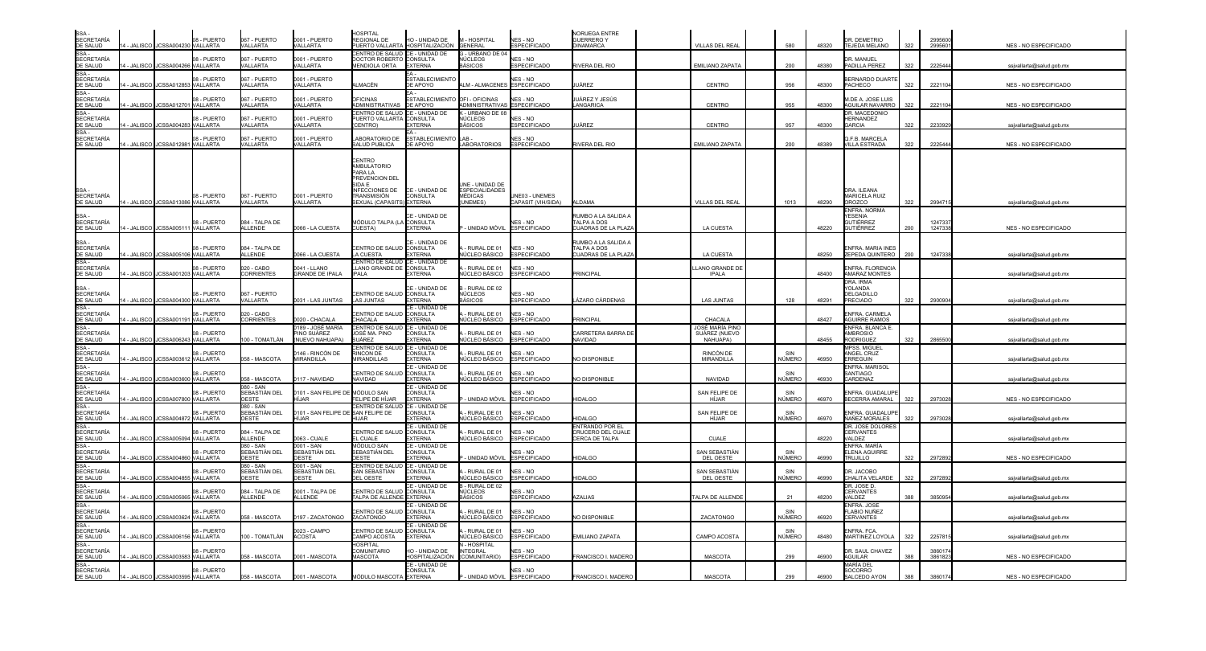| | | | | | | | | | | | | | | | | | | |
|---|---|---|---|---|---|---|---|---|---|---|---|---|---|---|---|---|---|---|
| SSA - SECRETARÍA DE SALUD | 14 - JALISCO | JCSSA004230 | 08 - PUERTO VALLARTA | 067 - PUERTO VALLARTA | 0001 - PUERTO VALLARTA | HOSPITAL REGIONAL DE PUERTO VALLARTA | HO - UNIDAD DE HOSPITALIZACIÓN | M - HOSPITAL GENERAL | NES - NO ESPECIFICADO | NORUEGA ENTRE GUERRERO Y DINAMARCA | | VILLAS DEL REAL | 580 | 48320 | DR. DEMETRIO TEJEDA MELANO | 322 | 2995600 2995601 | NES - NO ESPECIFICADO |
| SSA - SECRETARÍA DE SALUD | 14 - JALISCO | JCSSA004266 | 08 - PUERTO VALLARTA | 067 - PUERTO VALLARTA | 0001 - PUERTO VALLARTA | CENTRO DE SALUD DOCTOR ROBERTO MENDIOLA ORTA | CE - UNIDAD DE CONSULTA EXTERNA | G - URBANO DE 04 NÚCLEOS BÁSICOS | NES - NO ESPECIFICADO | RIVERA DEL RIO | | EMILIANO ZAPATA | 200 | 48380 | DR. MANUEL PADILLA PEREZ | 322 | 2225444 | ssjvallarta@salud.gob.mx |
| SSA - SECRETARÍA DE SALUD | 14 - JALISCO | JCSSA012853 | 08 - PUERTO VALLARTA | 067 - PUERTO VALLARTA | 0001 - PUERTO VALLARTA | ALMACÉN | EA - ESTABLECIMIENTO DE APOYO | ALM - ALMACENES | NES - NO ESPECIFICADO | JUÁREZ | | CENTRO | 956 | 48300 | BERNARDO DUARTE PACHECO | 322 | 2221104 | NES - NO ESPECIFICADO |
| SSA - SECRETARÍA DE SALUD | 14 - JALISCO | JCSSA012701 | 08 - PUERTO VALLARTA | 067 - PUERTO VALLARTA | 0001 - PUERTO VALLARTA | OFICINAS ADMINISTRATIVAS | EA - ESTABLECIMIENTO DE APOYO | OFI - OFICINAS ADMINISTRATIVAS | NES - NO ESPECIFICADO | JUÁREZ Y JESÚS LANGARICA | | CENTRO | 955 | 48300 | M.DE A. JOSE LUIS AGUILAR NAVARRO | 322 | 2221104 | NES - NO ESPECIFICADO |
| SSA - SECRETARÍA DE SALUD | 14 - JALISCO | JCSSA004283 | 08 - PUERTO VALLARTA | 067 - PUERTO VALLARTA | 0001 - PUERTO VALLARTA | CENTRO DE SALUD PUERTO VALLARTA (CENTRO) | CE - UNIDAD DE CONSULTA EXTERNA | K - URBANO DE 08 NÚCLEOS BÁSICOS | NES - NO ESPECIFICADO | JUÁREZ | | CENTRO | 957 | 48300 | DR. MACEDONIO HERNANDEZ GARCIA | 322 | 2233929 | ssjvallarta@salud.gob.mx |
| SSA - SECRETARÍA DE SALUD | 14 - JALISCO | JCSSA012981 | 08 - PUERTO VALLARTA | 067 - PUERTO VALLARTA | 0001 - PUERTO VALLARTA | LABORATORIO DE SALUD PUBLICA | EA - ESTABLECIMIENTO DE APOYO | LAB - LABORATORIOS | NES - NO ESPECIFICADO | RIVERA DEL RIO | | EMILIANO ZAPATA | 200 | 48389 | Q.F.B. MARCELA VILLA ESTRADA | 322 | 2225444 | NES - NO ESPECIFICADO |
| SSA - SECRETARÍA DE SALUD | 14 - JALISCO | JCSSA013086 | 08 - PUERTO VALLARTA | 067 - PUERTO VALLARTA | 0001 - PUERTO VALLARTA | CENTRO AMBULATORIO PARA LA PREVENCION DEL SIDA E INFECCIONES DE TRANSMISIÓN SEXUAL (CAPASITS) | CE - UNIDAD DE CONSULTA EXTERNA | UNE - UNIDAD DE ESPECIALIDADES MÉDICAS (UNEMES) | UNE03 - UNEMES CAPASIT (VIH/SIDA) | ALDAMA | | VILLAS DEL REAL | 1013 | 48290 | DRA. ILEANA MARICELA RUIZ OROZCO | 322 | 2994715 | ssjvallarta@salud.gob.mx |
| SSA - SECRETARÍA DE SALUD | 14 - JALISCO | JCSSA005111 | 08 - PUERTO VALLARTA | 084 - TALPA DE ALLENDE | 0066 - LA CUESTA | MÓDULO TALPA (LA CUESTA) | CE - UNIDAD DE CONSULTA EXTERNA | P - UNIDAD MÓVIL | NES - NO ESPECIFICADO | RUMBO A LA SALIDA A TALPA A DOS CUADRAS DE LA PLAZA | | LA CUESTA | | 48220 | ENFRA. NORMA YESENIA GUTIÉRREZ GUTIÉRREZ | 200 | 1247337 1247338 | NES - NO ESPECIFICADO |
| SSA - SECRETARÍA DE SALUD | 14 - JALISCO | JCSSA005106 | 08 - PUERTO VALLARTA | 084 - TALPA DE ALLENDE | 0066 - LA CUESTA | CENTRO DE SALUD LA CUESTA | CE - UNIDAD DE CONSULTA EXTERNA | A - RURAL DE 01 NÚCLEO BÁSICO | NES - NO ESPECIFICADO | RUMBO A LA SALIDA A TALPA A DOS CUADRAS DE LA PLAZA | | LA CUESTA | | 48250 | ENFRA. MARIA INES ZEPEDA QUINTERO | 200 | 1247338 | ssjvallarta@salud.gob.mx |
| SSA - SECRETARÍA DE SALUD | 14 - JALISCO | JCSSA001203 | 08 - PUERTO VALLARTA | 020 - CABO CORRIENTES | 0041 - LLANO GRANDE DE IPALA | CENTRO DE SALUD LLANO GRANDE DE IPALA | CE - UNIDAD DE CONSULTA EXTERNA | A - RURAL DE 01 NÚCLEO BÁSICO | NES - NO ESPECIFICADO | PRINCIPAL | | LLANO GRANDE DE IPALA | | 48400 | ENFRA. FLORENCIA AMARAZ MONTES | | | ssjvallarta@salud.gob.mx |
| SSA - SECRETARÍA DE SALUD | 14 - JALISCO | JCSSA004300 | 08 - PUERTO VALLARTA | 067 - PUERTO VALLARTA | 0031 - LAS JUNTAS | CENTRO DE SALUD LAS JUNTAS | CE - UNIDAD DE CONSULTA EXTERNA | B - RURAL DE 02 NÚCLEOS BÁSICOS | NES - NO ESPECIFICADO | LÁZARO CÁRDENAS | | LAS JUNTAS | 128 | 48291 | DRA. IRMA YOLANDA DELGADILLO PRECIADO | 322 | 2900904 | ssjvallarta@salud.gob.mx |
| SSA - SECRETARÍA DE SALUD | 14 - JALISCO | JCSSA001191 | 08 - PUERTO VALLARTA | 020 - CABO CORRIENTES | 0020 - CHACALA | CENTRO DE SALUD CHACALA | CE - UNIDAD DE CONSULTA EXTERNA | A - RURAL DE 01 NÚCLEO BÁSICO | NES - NO ESPECIFICADO | PRINCIPAL | | CHACALA | | 48427 | ENFRA. CARMELA AGUIRRE RAMOS | | | ssjvallarta@salud.gob.mx |
| SSA - SECRETARÍA DE SALUD | 14 - JALISCO | JCSSA006243 | 08 - PUERTO VALLARTA | 100 - TOMATLÁN | 0189 - JOSÉ MARÍA PINO SUÁREZ (NUEVO NAHUAPA) | CENTRO DE SALUD JOSÉ MA. PINO SUÁREZ | CE - UNIDAD DE CONSULTA EXTERNA | A - RURAL DE 01 NÚCLEO BÁSICO | NES - NO ESPECIFICADO | CARRETERA BARRA DE NAVIDAD | | JOSÉ MARÍA PINO SUÁREZ (NUEVO NAHUAPA) | | 48455 | ENFRA. BLANCA E. AMBROSIO RODRIGUEZ | 322 | 2865500 | ssjvallarta@salud.gob.mx |
| SSA - SECRETARÍA DE SALUD | 14 - JALISCO | JCSSA003612 | 08 - PUERTO VALLARTA | 058 - MASCOTA | 0146 - RINCÓN DE MIRANDILLA | CENTRO DE SALUD RINCON DE MIRANDILLAS | CE - UNIDAD DE CONSULTA EXTERNA | A - RURAL DE 01 NÚCLEO BÁSICO | NES - NO ESPECIFICADO | NO DISPONIBLE | | RINCÓN DE MIRANDILLA | SIN NÚMERO | 46950 | MPSS. MIGUEL ANGEL CRUZ ERREGUIN | | | ssjvallarta@salud.gob.mx |
| SSA - SECRETARÍA DE SALUD | 14 - JALISCO | JCSSA003600 | 08 - PUERTO VALLARTA | 058 - MASCOTA | 0117 - NAVIDAD | CENTRO DE SALUD NAVIDAD | CE - UNIDAD DE CONSULTA EXTERNA | A - RURAL DE 01 NÚCLEO BÁSICO | NES - NO ESPECIFICADO | NO DISPONIBLE | | NAVIDAD | SIN NÚMERO | 46930 | ENFRA. MARISOL SANTIAGO CARDENAZ | | | ssjvallarta@salud.gob.mx |
| SSA - SECRETARÍA DE SALUD | 14 - JALISCO | JCSSA007800 | 08 - PUERTO VALLARTA | 080 - SAN SEBASTIÁN DEL OESTE | 0101 - SAN FELIPE DE HÍJAR | MÓDULO SAN FELIPE DE HÍJAR | CE - UNIDAD DE CONSULTA EXTERNA | P - UNIDAD MÓVIL | NES - NO ESPECIFICADO | HIDALGO | | SAN FELIPE DE HÍJAR | SIN NÚMERO | 46970 | ENFRA. GUADALUPE BECERRA AMARAL | 322 | 2973028 | NES - NO ESPECIFICADO |
| SSA - SECRETARÍA DE SALUD | 14 - JALISCO | JCSSA004872 | 08 - PUERTO VALLARTA | 080 - SAN SEBASTIÁN DEL OESTE | 0101 - SAN FELIPE DE HÍJAR | CENTRO DE SALUD SAN FELIPE DE HÍJAR | CE - UNIDAD DE CONSULTA EXTERNA | A - RURAL DE 01 NÚCLEO BÁSICO | NES - NO ESPECIFICADO | HIDALGO | | SAN FELIPE DE HÍJAR | SIN NÚMERO | 46970 | ENFRA. GUADALUPE NAÑEZ MORALES | 322 | 2973028 | ssjvallarta@salud.gob.mx |
| SSA - SECRETARÍA DE SALUD | 14 - JALISCO | JCSSA005094 | 08 - PUERTO VALLARTA | 084 - TALPA DE ALLENDE | 0063 - CUALE | CENTRO DE SALUD EL CUALE | CE - UNIDAD DE CONSULTA EXTERNA | A - RURAL DE 01 NÚCLEO BÁSICO | NES - NO ESPECIFICADO | ENTRANDO POR EL CRUCERO DEL CUALE CERCA DE TALPA | | CUALE | | 48220 | DR. JOSE DOLORES CERVANTES VALDEZ | | | ssjvallarta@salud.gob.mx |
| SSA - SECRETARÍA DE SALUD | 14 - JALISCO | JCSSA004860 | 08 - PUERTO VALLARTA | 080 - SAN SEBASTIÁN DEL OESTE | 0001 - SAN SEBASTIÁN DEL OESTE | MÓDULO SAN SEBASTIÁN DEL OESTE | CE - UNIDAD DE CONSULTA EXTERNA | P - UNIDAD MÓVIL | NES - NO ESPECIFICADO | HIDALGO | | SAN SEBASTIÁN DEL OESTE | SIN NÚMERO | 46990 | ENFRA. MARÍA ELENA AGUIRRE TRUJILLO | 322 | 2972892 | NES - NO ESPECIFICADO |
| SSA - SECRETARÍA DE SALUD | 14 - JALISCO | JCSSA004855 | 08 - PUERTO VALLARTA | 080 - SAN SEBASTIÁN DEL OESTE | 0001 - SAN SEBASTIÁN DEL OESTE | CENTRO DE SALUD SAN SEBASTIAN DEL OESTE | CE - UNIDAD DE CONSULTA EXTERNA | A - RURAL DE 01 NÚCLEO BÁSICO | NES - NO ESPECIFICADO | HIDALGO | | SAN SEBASTIÁN DEL OESTE | SIN NÚMERO | 46990 | DR. JACOBO CHALITA VELARDE | 322 | 2972892 | ssjvallarta@salud.gob.mx |
| SSA - SECRETARÍA DE SALUD | 14 - JALISCO | JCSSA005065 | 08 - PUERTO VALLARTA | 084 - TALPA DE ALLENDE | 0001 - TALPA DE ALLENDE | CENTRO DE SALUD TALPA DE ALLENDE | CE - UNIDAD DE CONSULTA EXTERNA | B - RURAL DE 02 NÚCLEOS BÁSICOS | NES - NO ESPECIFICADO | AZALIAS | | TALPA DE ALLENDE | 21 | 48200 | DR. JOSE D. CERVANTES VALDEZ | 388 | 3850954 | ssjvallarta@salud.gob.mx |
| SSA - SECRETARÍA DE SALUD | 14 - JALISCO | JCSSA003624 | 08 - PUERTO VALLARTA | 058 - MASCOTA | 0197 - ZACATONGO | CENTRO DE SALUD ZACATONGO | CE - UNIDAD DE CONSULTA EXTERNA | A - RURAL DE 01 NÚCLEO BÁSICO | NES - NO ESPECIFICADO | NO DISPONIBLE | | ZACATONGO | SIN NÚMERO | 46920 | ENFRA. JOSÉ FLABIO NUÑEZ CERVANTES | | | ssjvallarta@salud.gob.mx |
| SSA - SECRETARÍA DE SALUD | 14 - JALISCO | JCSSA006156 | 08 - PUERTO VALLARTA | 100 - TOMATLÁN | 0023 - CAMPO ACOSTA | CENTRO DE SALUD CAMPO ACOSTA | CE - UNIDAD DE CONSULTA EXTERNA | A - RURAL DE 01 NÚCLEO BÁSICO | NES - NO ESPECIFICADO | EMILIANO ZAPATA | | CAMPO ACOSTA | SIN NÚMERO | 48480 | ENFRA. FCA. MARTINEZ LOYOLA | 322 | 2257815 | ssjvallarta@salud.gob.mx |
| SSA - SECRETARÍA DE SALUD | 14 - JALISCO | JCSSA003583 | 08 - PUERTO VALLARTA | 058 - MASCOTA | 0001 - MASCOTA | HOSPITAL COMUNITARIO MASCOTA | HO - UNIDAD DE HOSPITALIZACIÓN | N - HOSPITAL INTEGRAL (COMUNITARIO) | NES - NO ESPECIFICADO | FRANCISCO I. MADERO | | MASCOTA | 299 | 46900 | DR. SAUL CHAVEZ AGUILAR | 388 | 3860174 3861823 | NES - NO ESPECIFICADO |
| SSA - SECRETARÍA DE SALUD | 14 - JALISCO | JCSSA003595 | 08 - PUERTO VALLARTA | 058 - MASCOTA | 0001 - MASCOTA | MÓDULO MASCOTA | CE - UNIDAD DE CONSULTA EXTERNA | P - UNIDAD MÓVIL | NES - NO ESPECIFICADO | FRANCISCO I. MADERO | | MASCOTA | 299 | 46900 | MARÍA DEL SOCORRO SALCEDO AYON | 388 | 3860174 | NES - NO ESPECIFICADO |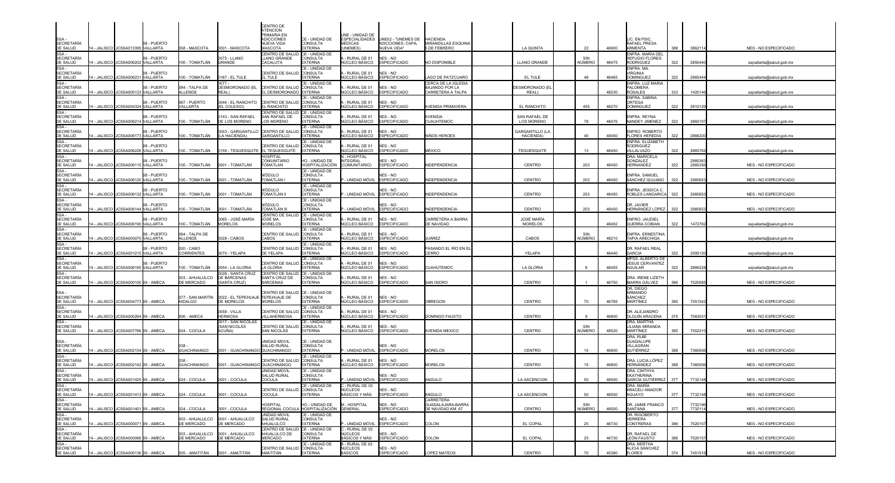| | | | | | | | | | | | | | | | | | |
|---|---|---|---|---|---|---|---|---|---|---|---|---|---|---|---|---|---|
| SSA - SECRETARÍA DE SALUD | 14 - JALISCO | JCSSA013395 | 08 - PUERTO VALLARTA | 058 - MASCOTA | 0001 - MASCOTA | CENTRO DE ATENCION PRIMARIA EN ADICCIONES NUEVA VIDA MASCOTA | CE - UNIDAD DE CONSULTA EXTERNA | UNE - UNIDAD DE ESPECIALIDADES MÉDICAS (UNEMES) | UNE02 - "UNEMES DE ADICCIONES, CAPA, NUEVA VIDA" | HACIENDA MIRANDILLAS ESQUINA 5 DE FEBRERO | LA QUINTA | 22 | 46900 | LIC. EN PSIC. RAFAEL PRESA ARMENTA | 388 | 3862114 | NES - NO ESPECIFICADO |
| SSA - SECRETARÍA DE SALUD | 14 - JALISCO | JCSSA006202 | 08 - PUERTO VALLARTA | 100 - TOMATLÁN | 0075 - LLANO GRANDE | CENTRO DE SALUD LLANO GRANDE CACALUTA | CE - UNIDAD DE CONSULTA EXTERNA | A - RURAL DE 01 NÚCLEO BÁSICO | NES - NO ESPECIFICADO | NO DISPONIBLE | LLANO GRANDE | SIN NÚMERO | 48475 | ENFRA. MARIA DEL REFUGIO FLORES RODRIGUEZ | 322 | 2850440 | ssjvallarta@salud.gob.mx |
| SSA - SECRETARÍA DE SALUD | 14 - JALISCO | JCSSA006231 | 08 - PUERTO VALLARTA | 100 - TOMATLÁN | 0167 - EL TULE | CENTRO DE SALUD EL TULE | CE - UNIDAD DE CONSULTA EXTERNA | A - RURAL DE 01 NÚCLEO BÁSICO | NES - NO ESPECIFICADO | LAGO DE PATZCUARO | EL TULE | 48 | 48465 | ENFRA. MA. VIRGINIA DOMINGUEZ | 322 | 2865444 | ssjvallarta@salud.gob.mx |
| SSA - SECRETARÍA DE SALUD | 14 - JALISCO | JCSSA005123 | 08 - PUERTO VALLARTA | 084 - TALPA DE ALLENDE | 0077 - DESMORONADO (EL REAL) | CENTRO DE SALUD EL DESMORONADO | CE - UNIDAD DE CONSULTA EXTERNA | A - RURAL DE 01 NÚCLEO BÁSICO | NES - NO ESPECIFICADO | CERCA DE LA IGLESIA BAJANDO POR LA CARRETERA A TALPA | DESMORONADO (EL REAL) | | 48230 | ENFRA. LUZ MARIA PALOMERA ROSALES | 333 | 1420146 | ssjvallarta@salud.gob.mx |
| SSA - SECRETARÍA DE SALUD | 14 - JALISCO | JCSSA004324 | 08 - PUERTO VALLARTA | 067 - PUERTO VALLARTA | 0044 - EL RANCHITO (EL COLESIO) | CENTRO DE SALUD EL RANCHITO | CE - UNIDAD DE CONSULTA EXTERNA | A - RURAL DE 01 NÚCLEO BÁSICO | NES - NO ESPECIFICADO | AVENIDA PRIMAVERA | EL RANCHITO | 455 | 48270 | ENFRA. SABINA ORTEGA DOMINGUEZ | 322 | 2810129 | ssjvallarta@salud.gob.mx |
| SSA - SECRETARÍA DE SALUD | 14 - JALISCO | JCSSA006214 | 08 - PUERTO VALLARTA | 100 - TOMATLÁN | 0143 - SAN RAFAEL DE LOS MORENO | CENTRO DE SALUD SAN RAFAEL DE LOS MORENO | CE - UNIDAD DE CONSULTA EXTERNA | A - RURAL DE 01 NÚCLEO BÁSICO | NES - NO ESPECIFICADO | AVENIDA CUAUHTEMOC | SAN RAFAEL DE LOS MORENO | 78 | 48476 | ENFRA. REYNA NANDEY JIMENEZ | 322 | 2865107 | ssjvallarta@salud.gob.mx |
| SSA - SECRETARÍA DE SALUD | 14 - JALISCO | JCSSA006173 | 08 - PUERTO VALLARTA | 100 - TOMATLÁN | 0053 - GARGANTILLO (LA HACIENDA) | CENTRO DE SALUD GARGANTILLO | CE - UNIDAD DE CONSULTA EXTERNA | A - RURAL DE 01 NÚCLEO BÁSICO | NES - NO ESPECIFICADO | NIÑOS HEROES | GARGANTILLO (LA HACIENDA) | 40 | 48450 | ENFRO. ROBERTO FLORES HEREDIA | 322 | 2866220 | ssjvallarta@salud.gob.mx |
| SSA - SECRETARÍA DE SALUD | 14 - JALISCO | JCSSA006226 | 08 - PUERTO VALLARTA | 100 - TOMATLÁN | 0159 - TEQUESQUITE | CENTRO DE SALUD EL TEQUESQUITE | CE - UNIDAD DE CONSULTA EXTERNA | A - RURAL DE 01 NÚCLEO BÁSICO | NES - NO ESPECIFICADO | MÉXICO | TEQUESQUITE | 13 | 48450 | ENFRA. ELIZABETH RODRIGUEZ VILLALVAZO | 322 | 2865762 | ssjvallarta@salud.gob.mx |
| SSA - SECRETARÍA DE SALUD | 14 - JALISCO | JCSSA006115 | 08 - PUERTO VALLARTA | 100 - TOMATLÁN | 0001 - TOMATLÁN | HOSPITAL COMUNITARIO TOMATLAN | HO - UNIDAD DE HOSPITALIZACIÓN | N - HOSPITAL INTEGRAL (COMUNITARIO) | NES - NO ESPECIFICADO | INDEPENDENCIA | CENTRO | 203 | 48450 | DRA. MARICELA GONZALEZ HERNANDEZ | 322 | 2985363 2985356 | NES - NO ESPECIFICADO |
| SSA - SECRETARÍA DE SALUD | 14 - JALISCO | JCSSA006120 | 08 - PUERTO VALLARTA | 100 - TOMATLÁN | 0001 - TOMATLÁN | MÓDULO TOMATLÁN I | CE - UNIDAD DE CONSULTA EXTERNA | P - UNIDAD MÓVIL | NES - NO ESPECIFICADO | INDEPENDENCIA | CENTRO | 203 | 48450 | ENFRA. SAMUEL SÁNCHEZ QUIJANO | 322 | 2985653 | NES - NO ESPECIFICADO |
| SSA - SECRETARÍA DE SALUD | 14 - JALISCO | JCSSA006132 | 08 - PUERTO VALLARTA | 100 - TOMATLÁN | 0001 - TOMATLÁN | MÓDULO TOMATLÁN II | CE - UNIDAD DE CONSULTA EXTERNA | P - UNIDAD MÓVIL | NES - NO ESPECIFICADO | INDEPENDENCIA | CENTRO | 203 | 48450 | ENFRA. JESSICA C. ROBLES LANGARICA | 322 | 2985653 | NES - NO ESPECIFICADO |
| SSA - SECRETARÍA DE SALUD | 14 - JALISCO | JCSSA006144 | 08 - PUERTO VALLARTA | 100 - TOMATLÁN | 0001 - TOMATLÁN | MÓDULO TOMATLÁN III | CE - UNIDAD DE CONSULTA EXTERNA | P - UNIDAD MÓVIL | NES - NO ESPECIFICADO | INDEPENDENCIA | CENTRO | 203 | 48450 | DR. JAVIER HERNÁNDEZ LÓPEZ | 322 | 2985653 | NES - NO ESPECIFICADO |
| SSA - SECRETARÍA DE SALUD | 14 - JALISCO | JCSSA006190 | 08 - PUERTO VALLARTA | 100 - TOMATLÁN | 0065 - JOSÉ MARÍA MORELOS | CENTRO DE SALUD JOSÉ MA. MORELOS | CE - UNIDAD DE CONSULTA EXTERNA | A - RURAL DE 01 NÚCLEO BÁSICO | NES - NO ESPECIFICADO | CARRETERA A BARRA DE NAVIDAD | JOSÉ MARÍA MORELOS | | 48492 | ENFRO. JAUDIEL GUERRA COBIAN | 322 | 1472762 | ssjvallarta@salud.gob.mx |
| SSA - SECRETARÍA DE SALUD | 14 - JALISCO | JCSSA005070 | 08 - PUERTO VALLARTA | 084 - TALPA DE ALLENDE | 0028 - CABOS | CENTRO DE SALUD CABOS | CE - UNIDAD DE CONSULTA EXTERNA | A - RURAL DE 01 NÚCLEO BÁSICO | NES - NO ESPECIFICADO | JUÁREZ | CABOS | SIN NÚMERO | 48210 | ENFRA. ERNESTINA TAPIA ARECHIGA | | | ssjvallarta@salud.gob.mx |
| SSA - SECRETARÍA DE SALUD | 14 - JALISCO | JCSSA001215 | 08 - PUERTO VALLARTA | 020 - CABO CORRIENTES | 0070 - YELAPA | CENTRO DE SALUD DE YELAPA | CE - UNIDAD DE CONSULTA EXTERNA | A - RURAL DE 01 NÚCLEO BÁSICO | NES - NO ESPECIFICADO | PASANDO EL RÍO EN EL CERRO | YELAPA | | 48440 | DR. RAFAEL REAL GARCIA | 322 | 2095120 | ssjvallarta@salud.gob.mx |
| SSA - SECRETARÍA DE SALUD | 14 - JALISCO | JCSSA006185 | 08 - PUERTO VALLARTA | 100 - TOMATLÁN | 0054 - LA GLORIA | CENTRO DE SALUD LA GLORIA | CE - UNIDAD DE CONSULTA EXTERNA | A - RURAL DE 01 NÚCLEO BÁSICO | NES - NO ESPECIFICADO | CUAHUTEMOC | LA GLORIA | 8 | 48455 | MPSS. ALBERTO DE JESUS CERVANTEZ AGUILAR | 322 | 2866228 | ssjvallarta@salud.gob.mx |
| SSA - SECRETARÍA DE SALUD | 14 - JALISCO | JCSSA000100 | 09 - AMECA | 003 - AHUALULCO DE MERCADO | 0028 - SANTA CRUZ DE BÁRCENAS (SANTA CRUZ) | CENTRO DE SALUD SANTA CRUZ DE BARCENAS | CE - UNIDAD DE CONSULTA EXTERNA | A - RURAL DE 01 NÚCLEO BÁSICO | NES - NO ESPECIFICADO | SAN ISIDRO | CENTRO | 1 | 46750 | DRA. IRENE LIZETH IBARRA GÁLVEZ | 386 | 7520585 | NES - NO ESPECIFICADO |
| SSA - SECRETARÍA DE SALUD | 14 - JALISCO | JCSSA004773 | 09 - AMECA | 077 - SAN MARTÍN HIDALGO | 0022 - EL TEPEHUAJE DE MORELOS | CENTRO DE SALUD TEPEHUAJE DE MORELOS | CE - UNIDAD DE CONSULTA EXTERNA | A - RURAL DE 01 NÚCLEO BÁSICO | NES - NO ESPECIFICADO | OBREGON | CENTRO | 70 | 46785 | DR. DIEGO ARMANDO SÁNCHEZ MARTÍNEZ | 385 | 7551542 | NES - NO ESPECIFICADO |
| SSA - SECRETARÍA DE SALUD | 14 - JALISCO | JCSSA000264 | 09 - AMECA | 006 - AMECA | 0058 - VILLA HERMOSA | CENTRO DE SALUD VILLAHERMOSA | CE - UNIDAD DE CONSULTA EXTERNA | A - RURAL DE 01 NÚCLEO BÁSICO | NES - NO ESPECIFICADO | DOMINGO FAUSTO | CENTRO | 9 | 46600 | DR. ALEJANDRO OLGUÍN ARACENA | 375 | 7583031 | NES - NO ESPECIFICADO |
| SSA - SECRETARÍA DE SALUD | 14 - JALISCO | JCSSA007766 | 09 - AMECA | 024 - COCULA | 0017 - SAN NICOLÁS (SAN NICOLÁS ACUÑA) | CENTRO DE SALUD SAN NICOLAS | CE - UNIDAD DE CONSULTA EXTERNA | A - RURAL DE 01 NÚCLEO BÁSICO | NES - NO ESPECIFICADO | AVENIDA MEXICO | CENTRO | SIN NÚMERO | 48520 | DRA. MARTHA LILIANA MIRANDA MARTÍNEZ | 385 | 7552210 | NES - NO ESPECIFICADO |
| SSA - SECRETARÍA DE SALUD | 14 - JALISCO | JCSSA002154 | 09 - AMECA | 038 - GUACHINANGO | 0001 - GUACHINANGO | UNIDAD MOVIL SALUD RURAL GUACHINANGO | CE - UNIDAD DE CONSULTA EXTERNA | P - UNIDAD MÓVIL | NES - NO ESPECIFICADO | MORELOS | CENTRO | 15 | 46800 | DRA. RUBÍ GUADALUPE VILLAGRAN GUTIÉRREZ | 388 | 7360056 | NES - NO ESPECIFICADO |
| SSA - SECRETARÍA DE SALUD | 14 - JALISCO | JCSSA002142 | 09 - AMECA | 038 - GUACHINANGO | 0001 - GUACHINANGO | CENTRO DE SALUD GUACHINANGO | CE - UNIDAD DE CONSULTA EXTERNA | A - RURAL DE 01 NÚCLEO BÁSICO | NES - NO ESPECIFICADO | MORELOS | CENTRO | 15 | 46800 | DRA. LUCIA LÓPEZ HERNÁNDEZ | 388 | 7360056 | NES - NO ESPECIFICADO |
| SSA - SECRETARÍA DE SALUD | 14 - JALISCO | JCSSA001425 | 09 - AMECA | 024 - COCULA | 0001 - COCULA | UNIDAD MOVIL SALUD RURAL COCULA | CE - UNIDAD DE CONSULTA EXTERNA | P - UNIDAD MÓVIL | NES - NO ESPECIFICADO | ANGULO | LA ASCENCION | 50 | 48500 | DRA. CINTHYA EKATHERINA GARCÍA GUTIÉRREZ | 377 | 7732148 | NES - NO ESPECIFICADO |
| SSA - SECRETARÍA DE SALUD | 14 - JALISCO | JCSSA001413 | 09 - AMECA | 024 - COCULA | 0001 - COCULA | CENTRO DE SALUD COCULA | CE - UNIDAD DE CONSULTA EXTERNA | C - RURAL DE 03 NÚCLEOS BÁSICOS Y MÁS | NES - NO ESPECIFICADO | ANGULO | LA ASCENCION | 50 | 48500 | DRA. MARÍA ARACELI AMADOR AGUAYO | 377 | 7732148 | NES - NO ESPECIFICADO |
| SSA - SECRETARÍA DE SALUD | 14 - JALISCO | JCSSA001401 | 09 - AMECA | 024 - COCULA | 0001 - COCULA | HOSPITAL REGIONAL COCULA | HO - UNIDAD DE HOSPITALIZACIÓN | M - HOSPITAL GENERAL | NES - NO ESPECIFICADO | CARRETERA GUADALAJARA-BARRA DE NAVIDAD KM. 67 | CENTRO | SIN NÚMERO | 48500 | DR. JAIME FRANCO SANTANA | 377 | 7732196 7732114 | NES - NO ESPECIFICADO |
| SSA - SECRETARÍA DE SALUD | 14 - JALISCO | JCSSA000071 | 09 - AMECA | 003 - AHUALULCO DE MERCADO | 0001 - AHUALULCO DE MERCADO | UNIDAD MOVIL SALUD RURAL AHUALULCO | CE - UNIDAD DE CONSULTA EXTERNA | P - UNIDAD MÓVIL | NES - NO ESPECIFICADO | COLON | EL COPAL | 25 | 46730 | DR. RIGOBERTO HERRERA CONTRERAS | 386 | 7520157 | NES - NO ESPECIFICADO |
| SSA - SECRETARÍA DE SALUD | 14 - JALISCO | JCSSA000066 | 09 - AMECA | 003 - AHUALULCO DE MERCADO | 0001 - AHUALULCO DE MERCADO | CENTRO DE SALUD AHUALULCO DE MERCADO | CE - UNIDAD DE CONSULTA EXTERNA | C - RURAL DE 03 NÚCLEOS BÁSICOS Y MÁS | NES - NO ESPECIFICADO | COLON | EL COPAL | 25 | 46730 | DR. RAFAEL DE LEÓN FAUSTO | 386 | 7520157 | NES - NO ESPECIFICADO |
| SSA - SECRETARÍA DE SALUD | 14 - JALISCO | JCSSA000136 | 09 - AMECA | 005 - AMATITÁN | 0001 - AMATITÁN | CENTRO DE SALUD AMATITÁN | CE - UNIDAD DE CONSULTA EXTERNA | B - RURAL DE 02 NÚCLEOS BÁSICOS | NES - NO ESPECIFICADO | LOPEZ MATEOS | CENTRO | 70 | 45380 | DRA. BERTHA ALICIA SÁNCHEZ FLORES | 374 | 7451516 | NES - NO ESPECIFICADO |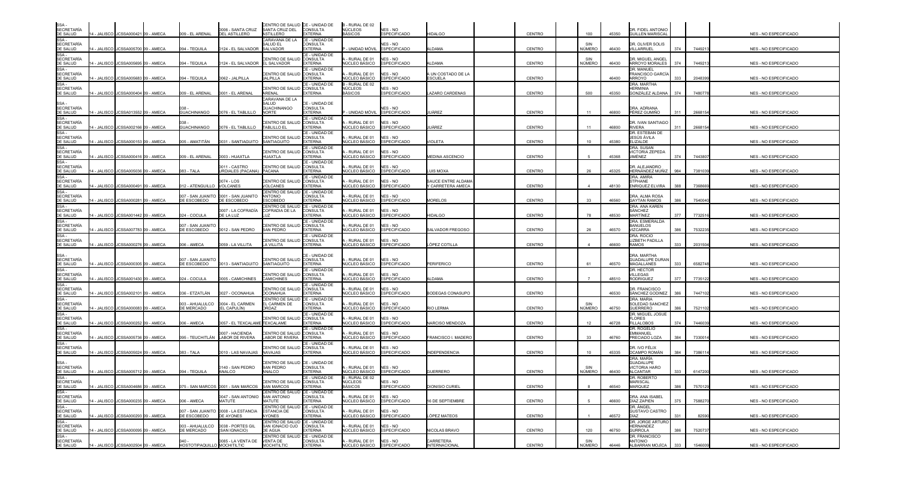| | | | | | | | | | | | | | | | | | | |
|---|---|---|---|---|---|---|---|---|---|---|---|---|---|---|---|---|---|---|
| SSA - SECRETARÍA DE SALUD | 14 - JALISCO | JCSSA000421 | 09 - AMECA | 009 - EL ARENAL | 0006 - SANTA CRUZ DEL ASTILLERO | CENTRO DE SALUD SANTA CRUZ DEL ASTILLERO | CE - UNIDAD DE CONSULTA EXTERNA | B - RURAL DE 02 NÚCLEOS BÁSICOS | NES - NO ESPECIFICADO | HIDALGO | CENTRO | 100 | 45350 | DR. FIDEL ANTONIO GUILLEN MARISCAL | | | NES - NO ESPECIFICADO |
| SSA - SECRETARÍA DE SALUD | 14 - JALISCO | JCSSA005700 | 09 - AMECA | 094 - TEQUILA | 0124 - EL SALVADOR | CARAVANA DE LA SALUD EL SALVADOR | CE - UNIDAD DE CONSULTA EXTERNA | P - UNIDAD MÓVIL | NES - NO ESPECIFICADO | ALDAMA | CENTRO | SIN NÚMERO | 46430 | DR. OLIVER SOLIS VILLARRUEL | 374 | 7449213 | NES - NO ESPECIFICADO |
| SSA - SECRETARÍA DE SALUD | 14 - JALISCO | JCSSA005695 | 09 - AMECA | 094 - TEQUILA | 0124 - EL SALVADOR | CENTRO DE SALUD EL SALVADOR | CE - UNIDAD DE CONSULTA EXTERNA | A - RURAL DE 01 NÚCLEO BÁSICO | NES - NO ESPECIFICADO | ALDAMA | CENTRO | SIN NÚMERO | 46430 | DR. MIGUEL ANGEL ARROYO MORALES | 374 | 7449213 | NES - NO ESPECIFICADO |
| SSA - SECRETARÍA DE SALUD | 14 - JALISCO | JCSSA005683 | 09 - AMECA | 094 - TEQUILA | 0062 - JALPILLA | CENTRO DE SALUD JALPILLA | CE - UNIDAD DE CONSULTA EXTERNA | A - RURAL DE 01 NÚCLEO BÁSICO | NES - NO ESPECIFICADO | A UN COSTADO DE LA ESCUELA | CENTRO | | 46400 | DR. MANUEL FRANCISCO GARCÍA ARROYO | 333 | 2048399 | NES - NO ESPECIFICADO |
| SSA - SECRETARÍA DE SALUD | 14 - JALISCO | JCSSA000404 | 09 - AMECA | 009 - EL ARENAL | 0001 - EL ARENAL | CENTRO DE SALUD ARENAL | CE - UNIDAD DE CONSULTA EXTERNA | B - RURAL DE 02 NÚCLEOS BÁSICOS | NES - NO ESPECIFICADO | LAZARO CARDENAS | CENTRO | 500 | 45350 | DRA. MARTHA HERMINIA GONZÁLEZ ALDANA | 374 | 7480778 | NES - NO ESPECIFICADO |
| SSA - SECRETARÍA DE SALUD | 14 - JALISCO | JCSSA013552 | 09 - AMECA | 038 - GUACHINANGO | 0076 - EL TABLILLO | CARAVANA DE LA SALUD GUACHINANGO NORTE | CE - UNIDAD DE CONSULTA EXTERNA | P - UNIDAD MÓVIL | NES - NO ESPECIFICADO | JUÁREZ | CENTRO | 11 | 46800 | DRA. ADRIANA PÉREZ GUMIÑO | 311 | 2668154 | NES - NO ESPECIFICADO |
| SSA - SECRETARÍA DE SALUD | 14 - JALISCO | JCSSA002166 | 09 - AMECA | 038 - GUACHINANGO | 0076 - EL TABLILLO | CENTRO DE SALUD TABLILLO EL | CE - UNIDAD DE CONSULTA EXTERNA | A - RURAL DE 01 NÚCLEO BÁSICO | NES - NO ESPECIFICADO | JUÁREZ | CENTRO | 11 | 46800 | DR. IVAN SANTIAGO RIVERA | 311 | 2668154 | NES - NO ESPECIFICADO |
| SSA - SECRETARÍA DE SALUD | 14 - JALISCO | JCSSA000153 | 09 - AMECA | 005 - AMATITÁN | 0031 - SANTIAGUITO | CENTRO DE SALUD SANTIAGUITO | CE - UNIDAD DE CONSULTA EXTERNA | A - RURAL DE 01 NÚCLEO BÁSICO | NES - NO ESPECIFICADO | VIOLETA | CENTRO | 10 | 45380 | DR. ESTEBAN DE JESÚS ÁVILA ELIZALDE | | | NES - NO ESPECIFICADO |
| SSA - SECRETARÍA DE SALUD | 14 - JALISCO | JCSSA000416 | 09 - AMECA | 009 - EL ARENAL | 0003 - HUAXTLA | CENTRO DE SALUD HUAXTLA | CE - UNIDAD DE CONSULTA EXTERNA | A - RURAL DE 01 NÚCLEO BÁSICO | NES - NO ESPECIFICADO | MEDINA ASCENCIO | CENTRO | 5 | 45368 | DRA. SUSAN VICTORIA ZEPEDA JIMÉNEZ | 374 | 7443807 | NES - NO ESPECIFICADO |
| SSA - SECRETARÍA DE SALUD | 14 - JALISCO | JCSSA005036 | 09 - AMECA | 083 - TALA | 0011 - CASTRO URDIALES (PACANA) | CENTRO DE SALUD PACANA | CE - UNIDAD DE CONSULTA EXTERNA | A - RURAL DE 01 NÚCLEO BÁSICO | NES - NO ESPECIFICADO | LUIS MOXA | CENTRO | 26 | 45325 | DR. ALEJANDRO HERNÁNDEZ MUÑIZ | 384 | 7381039 | NES - NO ESPECIFICADO |
| SSA - SECRETARÍA DE SALUD | 14 - JALISCO | JCSSA000491 | 09 - AMECA | 012 - ATENGUILLO | 0074 - LOS VOLCANES | CENTRO DE SALUD VOLCANES | CE - UNIDAD DE CONSULTA EXTERNA | A - RURAL DE 01 NÚCLEO BÁSICO | NES - NO ESPECIFICADO | SAUCE ENTRE ALDAMA Y CARRETERA AMECA | CENTRO | 4 | 48130 | DRA. AMIRA STPHANE ENRIQUEZ ELVIRA | 388 | 7368669 | NES - NO ESPECIFICADO |
| SSA - SECRETARÍA DE SALUD | 14 - JALISCO | JCSSA000281 | 09 - AMECA | 007 - SAN JUANITO DE ESCOBEDO | 0001 - SAN JUANITO DE ESCOBEDO | CENTRO DE SALUD ANTONIO ESCOBEDO | CE - UNIDAD DE CONSULTA EXTERNA | A - RURAL DE 01 NÚCLEO BÁSICO | NES - NO ESPECIFICADO | MORELOS | CENTRO | 33 | 46560 | DRA. ALMA ROSA GAYTAN RAMOS | 386 | 7540040 | NES - NO ESPECIFICADO |
| SSA - SECRETARÍA DE SALUD | 14 - JALISCO | JCSSA001442 | 09 - AMECA | 024 - COCULA | 0007 - LA COFRADÍA DE LA LUZ | CENTRO DE SALUD COFRADIA DE LA LUZ | CE - UNIDAD DE CONSULTA EXTERNA | A - RURAL DE 01 NÚCLEO BÁSICO | NES - NO ESPECIFICADO | HIDALGO | CENTRO | 78 | 48530 | DRA. ANA KAREN SÁNCHEZ MARTÍNEZ | 377 | 7732516 | NES - NO ESPECIFICADO |
| SSA - SECRETARÍA DE SALUD | 14 - JALISCO | JCSSA007783 | 09 - AMECA | 007 - SAN JUANITO DE ESCOBEDO | 0012 - SAN PEDRO | CENTRO DE SALUD SAN PEDRO | CE - UNIDAD DE CONSULTA EXTERNA | A - RURAL DE 01 NÚCLEO BÁSICO | NES - NO ESPECIFICADO | SALVADOR FREGOSO | CENTRO | 26 | 46570 | DRA. ESMERALDA BANUELOS VIZCARRA | 386 | 7532235 | NES - NO ESPECIFICADO |
| SSA - SECRETARÍA DE SALUD | 14 - JALISCO | JCSSA000276 | 09 - AMECA | 006 - AMECA | 0059 - LA VILLITA | CENTRO DE SALUD LA VILLITA | CE - UNIDAD DE CONSULTA EXTERNA | A - RURAL DE 01 NÚCLEO BÁSICO | NES - NO ESPECIFICADO | LÓPEZ COTILLA | CENTRO | 4 | 46600 | DRA. ROCIO LIZBETH PADILLA RAMOS | 333 | 2031504 | NES - NO ESPECIFICADO |
| SSA - SECRETARÍA DE SALUD | 14 - JALISCO | JCSSA000305 | 09 - AMECA | 007 - SAN JUANITO DE ESCOBEDO | 0013 - SANTIAGUITO | CENTRO DE SALUD SANTIAGUITO | CE - UNIDAD DE CONSULTA EXTERNA | A - RURAL DE 01 NÚCLEO BÁSICO | NES - NO ESPECIFICADO | PERIFERICO | CENTRO | 61 | 46570 | DRA. MARTHA GUADALUPE DURAN MAGALLANES | 333 | 6582748 | NES - NO ESPECIFICADO |
| SSA - SECRETARÍA DE SALUD | 14 - JALISCO | JCSSA001430 | 09 - AMECA | 024 - COCULA | 0005 - CAMICHINES | CENTRO DE SALUD CAMICHINES | CE - UNIDAD DE CONSULTA EXTERNA | A - RURAL DE 01 NÚCLEO BÁSICO | NES - NO ESPECIFICADO | ALDAMA | CENTRO | 7 | 48510 | DR. HECTOR VILLEGAS RODRIGUEZ | 377 | 7735122 | NES - NO ESPECIFICADO |
| SSA - SECRETARÍA DE SALUD | 14 - JALISCO | JCSSA002101 | 09 - AMECA | 036 - ETZATLÁN | 0027 - OCONAHUA | CENTRO DE SALUD OCONAHUA | CE - UNIDAD DE CONSULTA EXTERNA | A - RURAL DE 01 NÚCLEO BÁSICO | NES - NO ESPECIFICADO | BODEGAS CONASUPO | CENTRO | | 46530 | DR. FRANCISCO SÁNCHEZ GODINEZ | 386 | 7447102 | NES - NO ESPECIFICADO |
| SSA - SECRETARÍA DE SALUD | 14 - JALISCO | JCSSA000083 | 09 - AMECA | 003 - AHUALULCO DE MERCADO | 0004 - EL CARMEN (EL CAPULÍN) | CENTRO DE SALUD EL CARMEN DE ORDAZ | CE - UNIDAD DE CONSULTA EXTERNA | A - RURAL DE 01 NÚCLEO BÁSICO | NES - NO ESPECIFICADO | RIO LERMA | CENTRO | SIN NÚMERO | 46750 | DRA. MARÍA SOLEDAD SANCHEZ GUERRERO | 386 | 7521102 | NES - NO ESPECIFICADO |
| SSA - SECRETARÍA DE SALUD | 14 - JALISCO | JCSSA000252 | 09 - AMECA | 006 - AMECA | 0057 - EL TEXCALAME | CENTRO DE SALUD TEXCALAME | CE - UNIDAD DE CONSULTA EXTERNA | A - RURAL DE 01 NÚCLEO BÁSICO | NES - NO ESPECIFICADO | NARCISO MENDOZA | CENTRO | 12 | 46728 | DR. MIGUEL JOSUE FLORES FILLALOBOS | 374 | 7446039 | NES - NO ESPECIFICADO |
| SSA - SECRETARÍA DE SALUD | 14 - JALISCO | JCSSA005736 | 09 - AMECA | 095 - TEUCHITLÁN | 0007 - HACIENDA LABOR DE RIVERA | CENTRO DE SALUD LABOR DE RIVERA | CE - UNIDAD DE CONSULTA EXTERNA | A - RURAL DE 01 NÚCLEO BÁSICO | NES - NO ESPECIFICADO | FRANCISCO I. MADERO | CENTRO | 33 | 46760 | DR. ROGELIO EMMANUEL PRECIADO LOZA | 384 | 7330014 | NES - NO ESPECIFICADO |
| SSA - SECRETARÍA DE SALUD | 14 - JALISCO | JCSSA005024 | 09 - AMECA | 083 - TALA | 0010 - LAS NAVAJAS | CENTRO DE SALUD NAVAJAS | CE - UNIDAD DE CONSULTA EXTERNA | A - RURAL DE 01 NÚCLEO BÁSICO | NES - NO ESPECIFICADO | INDEPENDENCIA | CENTRO | 10 | 45335 | DR. IVO FÉLIX OCAMPO ROMÁN | 384 | 7386114 | NES - NO ESPECIFICADO |
| SSA - SECRETARÍA DE SALUD | 14 - JALISCO | JCSSA005712 | 09 - AMECA | 094 - TEQUILA | 0140 - SAN PEDRO ANALCO | CENTRO DE SALUD SAN PEDRO ANALCO | CE - UNIDAD DE CONSULTA EXTERNA | A - RURAL DE 01 NÚCLEO BÁSICO | NES - NO ESPECIFICADO | GUERRERO | CENTRO | SIN NÚMERO | 46430 | DRA. MARÍA GUADALUPE VICTORIA HARO ALCANTAR | 333 | 6147200 | NES - NO ESPECIFICADO |
| SSA - SECRETARÍA DE SALUD | 14 - JALISCO | JCSSA004686 | 09 - AMECA | 075 - SAN MARCOS | 0001 - SAN MARCOS | CENTRO DE SALUD SAN MARCOS | CE - UNIDAD DE CONSULTA EXTERNA | B - RURAL DE 02 NÚCLEOS BÁSICOS | NES - NO ESPECIFICADO | DIONISIO CURIEL | CENTRO | 8 | 46540 | DR. ROBERTO MARISCAL MARQUEZ | 386 | 7570129 | NES - NO ESPECIFICADO |
| SSA - SECRETARÍA DE SALUD | 14 - JALISCO | JCSSA000235 | 09 - AMECA | 006 - AMECA | 0047 - SAN ANTONIO MATUTE | CENTRO DE SALUD SAN ANTONIO MATUTE | CE - UNIDAD DE CONSULTA EXTERNA | A - RURAL DE 01 NÚCLEO BÁSICO | NES - NO ESPECIFICADO | 16 DE SEPTIEMBRE | CENTRO | 5 | 46600 | DRA. ANA ISABEL DÍAZ ZAPIEN | 375 | 7588270 | NES - NO ESPECIFICADO |
| SSA - SECRETARÍA DE SALUD | 14 - JALISCO | JCSSA000293 | 09 - AMECA | 007 - SAN JUANITO DE ESCOBEDO | 0008 - LA ESTANCIA DE AYONES | CENTRO DE SALUD ESTANCIA DE AYONES | CE - UNIDAD DE CONSULTA EXTERNA | A - RURAL DE 01 NÚCLEO BÁSICO | NES - NO ESPECIFICADO | LÓPEZ MATEOS | CENTRO | 1 | 46572 | DR. ÁNGEL GUSTAVO CASTRO DÍAZ | 331 | 82590 | NES - NO ESPECIFICADO |
| SSA - SECRETARÍA DE SALUD | 14 - JALISCO | JCSSA000095 | 09 - AMECA | 003 - AHUALULCO DE MERCADO | 0038 - PORTES GIL (SAN IGNACIO) | CENTRO DE SALUD SAN IGNACIO OJO DE AGUA | CE - UNIDAD DE CONSULTA EXTERNA | A - RURAL DE 01 NÚCLEO BÁSICO | NES - NO ESPECIFICADO | NICOLAS BRAVO | CENTRO | 120 | 46750 | DR. JORGE ARTURO HERNANDEZ GURROLA | 386 | 7520737 | NES - NO ESPECIFICADO |
| SSA - SECRETARÍA DE SALUD | 14 - JALISCO | JCSSA002504 | 09 - AMECA | 040 - HOSTOTIPAQUILLO | 0085 - LA VENTA DE MOCHITILTIC | CENTRO DE SALUD VENTA DE MOCHITILTIC | CE - UNIDAD DE CONSULTA EXTERNA | A - RURAL DE 01 NÚCLEO BÁSICO | NES - NO ESPECIFICADO | CARRETERA INTERNACIONAL | CENTRO | SIN NÚMERO | 46446 | DR. FRANCISCO ANTONIO ALBARRAN MOJÍCA | 333 | 1546009 | NES - NO ESPECIFICADO |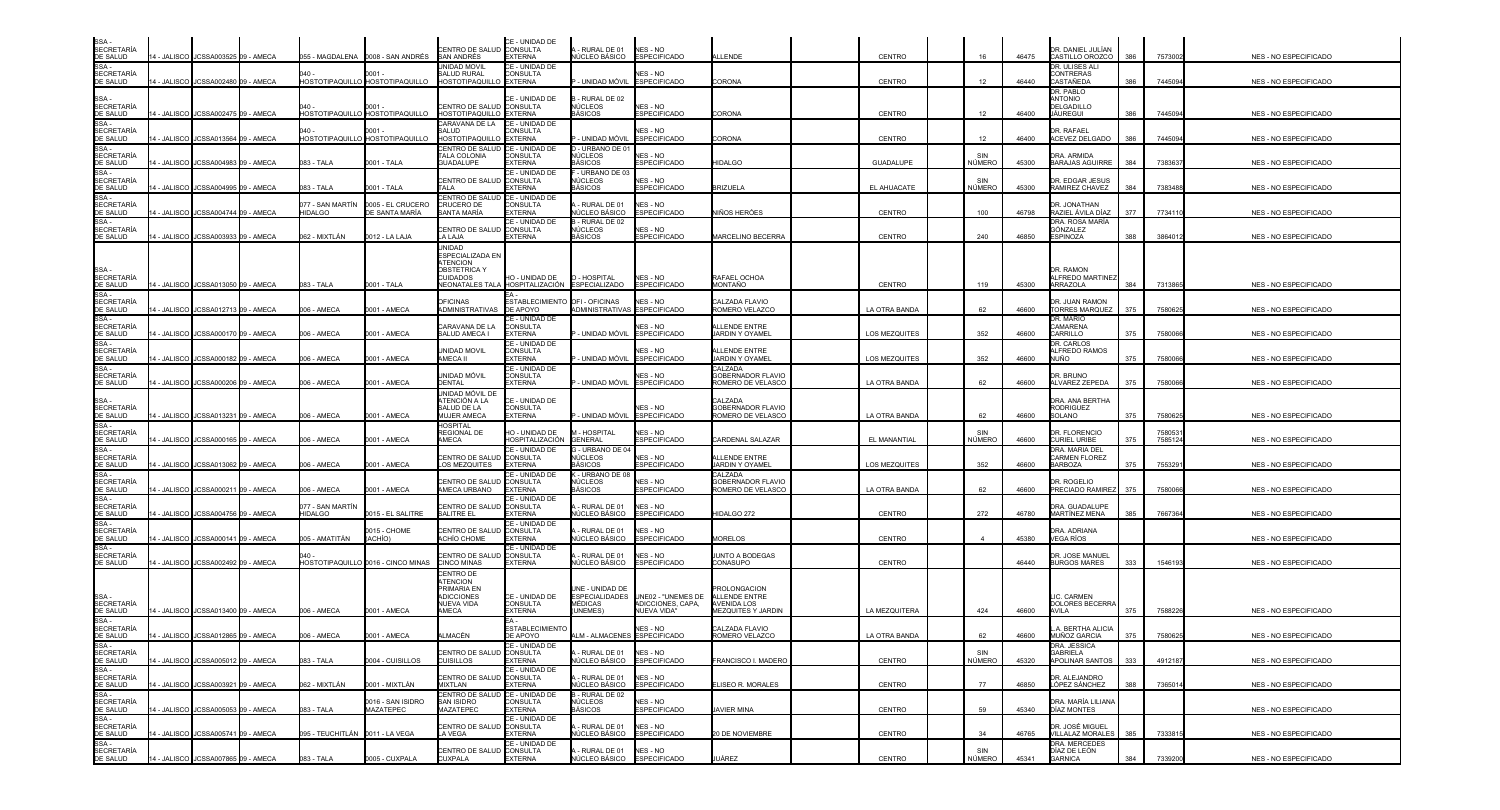| | | | | | | | | | | | | | | | | | | | |
|---|---|---|---|---|---|---|---|---|---|---|---|---|---|---|---|---|---|---|---|
| SSA - SECRETARÍA DE SALUD | 14 - JALISCO | JCSSA003525 | 09 - AMECA | 055 - MAGDALENA | 0008 - SAN ANDRÉS | CENTRO DE SALUD SAN ANDRÉS | CE - UNIDAD DE CONSULTA EXTERNA | A - RURAL DE 01 NÚCLEO BÁSICO | NES - NO ESPECIFICADO | ALLENDE | | CENTRO | 16 | 46475 | DR. DANIEL JULIÁN CASTILLO OROZCO | 386 | 7573002 | | NES - NO ESPECIFICADO |
| SSA - SECRETARÍA DE SALUD | 14 - JALISCO | JCSSA002480 | 09 - AMECA | 040 - HOSTOTIPAQUILLO | 0001 - HOSTOTIPAQUILLO | UNIDAD MÓVIL SALUD RURAL HOSTOTIPAQUILLO | CE - UNIDAD DE CONSULTA EXTERNA | P - UNIDAD MÓVIL | NES - NO ESPECIFICADO | CORONA | | CENTRO | 12 | 46440 | DR. ULISES ALÍ CONTRERAS CASTAÑEDA | 386 | 7445094 | | NES - NO ESPECIFICADO |
| SSA - SECRETARÍA DE SALUD | 14 - JALISCO | JCSSA002475 | 09 - AMECA | 040 - HOSTOTIPAQUILLO | 0001 - HOSTOTIPAQUILLO | CENTRO DE SALUD HOSTOTIPAQUILLO | CE - UNIDAD DE CONSULTA EXTERNA | B - RURAL DE 02 NÚCLEOS BÁSICOS | NES - NO ESPECIFICADO | CORONA | | CENTRO | 12 | 46400 | DR. PABLO ANTONIO DELGADILLO JÁUREGUI | 386 | 7445094 | | NES - NO ESPECIFICADO |
| SSA - SECRETARÍA DE SALUD | 14 - JALISCO | JCSSA013564 | 09 - AMECA | 040 - HOSTOTIPAQUILLO | 0001 - HOSTOTIPAQUILLO | CARAVANA DE LA SALUD HOSTOTIPAQUILLO | CE - UNIDAD DE CONSULTA EXTERNA | P - UNIDAD MÓVIL | NES - NO ESPECIFICADO | CORONA | | CENTRO | 12 | 46400 | DR. RAFAEL ACEVEZ DELGADO | 386 | 7445094 | | NES - NO ESPECIFICADO |
| SSA - SECRETARÍA DE SALUD | 14 - JALISCO | JCSSA004983 | 09 - AMECA | 083 - TALA | 0001 - TALA | CENTRO DE SALUD TALA COLONIA GUADALUPE | CE - UNIDAD DE CONSULTA EXTERNA | D - URBANO DE 01 NÚCLEOS BÁSICOS | NES - NO ESPECIFICADO | HIDALGO | | GUADALUPE | SIN NÚMERO | 45300 | DRA. ARMIDA BARAJAS AGUIRRE | 384 | 7383637 | | NES - NO ESPECIFICADO |
| SSA - SECRETARÍA DE SALUD | 14 - JALISCO | JCSSA004995 | 09 - AMECA | 083 - TALA | 0001 - TALA | CENTRO DE SALUD TALA | CE - UNIDAD DE CONSULTA EXTERNA | F - URBANO DE 03 NÚCLEOS BÁSICOS | NES - NO ESPECIFICADO | BRIZUELA | | EL AHUACATE | SIN NÚMERO | 45300 | DR. EDGAR JESUS RAMIREZ CHAVEZ | 384 | 7383488 | | NES - NO ESPECIFICADO |
| SSA - SECRETARÍA DE SALUD | 14 - JALISCO | JCSSA004744 | 09 - AMECA | 077 - SAN MARTÍN HIDALGO | 0005 - EL CRUCERO DE SANTA MARÍA | CENTRO DE SALUD CRUCERO DE SANTA MARÍA | CE - UNIDAD DE CONSULTA EXTERNA | A - RURAL DE 01 NÚCLEO BÁSICO | NES - NO ESPECIFICADO | NIÑOS HÉROES | | CENTRO | 100 | 46798 | DR. JONATHAN RAZIEL ÁVILA DÍAZ | 377 | 7734110 | | NES - NO ESPECIFICADO |
| SSA - SECRETARÍA DE SALUD | 14 - JALISCO | JCSSA003933 | 09 - AMECA | 062 - MIXTLÁN | 0012 - LA LAJA | CENTRO DE SALUD LA LAJA | CE - UNIDAD DE CONSULTA EXTERNA | B - RURAL DE 02 NÚCLEOS BÁSICOS | NES - NO ESPECIFICADO | MARCELINO BECERRA | | CENTRO | 240 | 46850 | DRA. ROSA MARÍA GÓNZALEZ ESPINOZA | 388 | 3864012 | | NES - NO ESPECIFICADO |
| SSA - SECRETARÍA DE SALUD | 14 - JALISCO | JCSSA013050 | 09 - AMECA | 083 - TALA | 0001 - TALA | UNIDAD ESPECIALIZADA EN ATENCIÓN OBSTETRICA Y CUIDADOS NEONATALES TALA | HO - UNIDAD DE HOSPITALIZACIÓN | O - HOSPITAL ESPECIALIZADO | NES - NO ESPECIFICADO | RAFAEL OCHOA MONTAÑO | | CENTRO | 119 | 45300 | DR. RAMON ALFREDO MARTINEZ ARRAZOLA | 384 | 7313865 | | NES - NO ESPECIFICADO |
| SSA - SECRETARÍA DE SALUD | 14 - JALISCO | JCSSA012713 | 09 - AMECA | 006 - AMECA | 0001 - AMECA | OFICINAS ADMINISTRATIVAS | EA - ESTABLECIMIENTO DE APOYO | OFI - OFICINAS ADMINISTRATIVAS | NES - NO ESPECIFICADO | CALZADA FLAVIO ROMERO VELAZCO | | LA OTRA BANDA | 62 | 46600 | DR. JUAN RAMON TORRES MARQUEZ | 375 | 7580625 | | NES - NO ESPECIFICADO |
| SSA - SECRETARÍA DE SALUD | 14 - JALISCO | JCSSA000170 | 09 - AMECA | 006 - AMECA | 0001 - AMECA | CARAVANA DE LA SALUD AMECA I | CE - UNIDAD DE CONSULTA EXTERNA | P - UNIDAD MÓVIL | NES - NO ESPECIFICADO | ALLENDE ENTRE JARDIN Y OYAMEL | | LOS MEZQUITES | 352 | 46600 | DR. MARIO CAMARENA CARRILLO | 375 | 7580066 | | NES - NO ESPECIFICADO |
| SSA - SECRETARÍA DE SALUD | 14 - JALISCO | JCSSA000182 | 09 - AMECA | 006 - AMECA | 0001 - AMECA | UNIDAD MOVIL AMECA II | CE - UNIDAD DE CONSULTA EXTERNA | P - UNIDAD MÓVIL | NES - NO ESPECIFICADO | ALLENDE ENTRE JARDIN Y OYAMEL | | LOS MEZQUITES | 352 | 46600 | DR. CARLOS ALFREDO RAMOS NUÑO | 375 | 7580066 | | NES - NO ESPECIFICADO |
| SSA - SECRETARÍA DE SALUD | 14 - JALISCO | JCSSA000206 | 09 - AMECA | 006 - AMECA | 0001 - AMECA | UNIDAD MÓVIL DENTAL | CE - UNIDAD DE CONSULTA EXTERNA | P - UNIDAD MÓVIL | NES - NO ESPECIFICADO | CALZADA GOBERNADOR FLAVIO ROMERO DE VELASCO | | LA OTRA BANDA | 62 | 46600 | DR. BRUNO ALVAREZ ZEPEDA | 375 | 7580066 | | NES - NO ESPECIFICADO |
| SSA - SECRETARÍA DE SALUD | 14 - JALISCO | JCSSA013231 | 09 - AMECA | 006 - AMECA | 0001 - AMECA | UNIDAD MÓVIL DE ATENCIÓN A LA SALUD DE LA MUJER AMECA | CE - UNIDAD DE CONSULTA EXTERNA | P - UNIDAD MÓVIL | NES - NO ESPECIFICADO | CALZADA GOBERNADOR FLAVIO ROMERO DE VELASCO | | LA OTRA BANDA | 62 | 46600 | DRA. ANA BERTHA RODRIGUEZ SOLANO | 375 | 7580625 | | NES - NO ESPECIFICADO |
| SSA - SECRETARÍA DE SALUD | 14 - JALISCO | JCSSA000165 | 09 - AMECA | 006 - AMECA | 0001 - AMECA | HOSPITAL REGIONAL DE AMECA | HO - UNIDAD DE HOSPITALIZACIÓN | M - HOSPITAL GENERAL | NES - NO ESPECIFICADO | CARDENAL SALAZAR | | EL MANANTIAL | SIN NÚMERO | 46600 | DR. FLORENCIO CURIEL URIBE | 375 | 7580531 7585124 | | NES - NO ESPECIFICADO |
| SSA - SECRETARÍA DE SALUD | 14 - JALISCO | JCSSA013062 | 09 - AMECA | 006 - AMECA | 0001 - AMECA | CENTRO DE SALUD LOS MEZQUITES | CE - UNIDAD DE CONSULTA EXTERNA | G - URBANO DE 04 NÚCLEOS BÁSICOS | NES - NO ESPECIFICADO | ALLENDE ENTRE JARDIN Y OYAMEL | | LOS MEZQUITES | 352 | 46600 | DRA. MARIA DEL CARMEN FLOREZ BARBOZA | 375 | 7553291 | | NES - NO ESPECIFICADO |
| SSA - SECRETARÍA DE SALUD | 14 - JALISCO | JCSSA000211 | 09 - AMECA | 006 - AMECA | 0001 - AMECA | CENTRO DE SALUD AMECA URBANO | CE - UNIDAD DE CONSULTA EXTERNA | K - URBANO DE 08 NÚCLEOS BÁSICOS | NES - NO ESPECIFICADO | CALZADA GOBERNADOR FLAVIO ROMERO DE VELASCO | | LA OTRA BANDA | 62 | 46600 | DR. ROGELIO PRECIADO RAMIREZ | 375 | 7580066 | | NES - NO ESPECIFICADO |
| SSA - SECRETARÍA DE SALUD | 14 - JALISCO | JCSSA004756 | 09 - AMECA | 077 - SAN MARTÍN HIDALGO | 0015 - EL SALITRE | CENTRO DE SALUD SALITRE EL | CE - UNIDAD DE CONSULTA EXTERNA | A - RURAL DE 01 NÚCLEO BÁSICO | NES - NO ESPECIFICADO | HIDALGO 272 | | CENTRO | 272 | 46780 | DRA. GUADALUPE MARTÍNEZ MENA | 385 | 7667364 | | NES - NO ESPECIFICADO |
| SSA - SECRETARÍA DE SALUD | 14 - JALISCO | JCSSA000141 | 09 - AMECA | 005 - AMATITÁN | 0015 - CHOME (ACHÍO) | CENTRO DE SALUD ACHÍO CHOME | CE - UNIDAD DE CONSULTA EXTERNA | A - RURAL DE 01 NÚCLEO BÁSICO | NES - NO ESPECIFICADO | MORELOS | | CENTRO | 4 | 45380 | DRA. ADRIANA VEGA RÍOS | | | | NES - NO ESPECIFICADO |
| SSA - SECRETARÍA DE SALUD | 14 - JALISCO | JCSSA002492 | 09 - AMECA | 040 - HOSTOTIPAQUILLO | 0016 - CINCO MINAS | CENTRO DE SALUD CINCO MINAS | CE - UNIDAD DE CONSULTA EXTERNA | A - RURAL DE 01 NÚCLEO BÁSICO | NES - NO ESPECIFICADO | JUNTO A BODEGAS CONASUPO | | CENTRO | | 46440 | DR. JOSE MANUEL BURGOS MARES | 333 | 1546193 | | NES - NO ESPECIFICADO |
| SSA - SECRETARÍA DE SALUD | 14 - JALISCO | JCSSA013400 | 09 - AMECA | 006 - AMECA | 0001 - AMECA | CENTRO DE ATENCION PRIMARIA EN ADICCIONES NUEVA VIDA AMECA | CE - UNIDAD DE CONSULTA EXTERNA | UNE - UNIDAD DE ESPECIALIDADES MÉDICAS (UNEMES) | UNE02 - "UNEMES DE ADICCIONES, CAPA, NUEVA VIDA" | PROLONGACION ALLENDE ENTRE AVENIDA LOS MEZQUITES Y JARDIN | | LA MEZQUITERA | 424 | 46600 | LIC. CARMEN DOLORES BECERRA AVILA | 375 | 7588226 | | NES - NO ESPECIFICADO |
| SSA - SECRETARÍA DE SALUD | 14 - JALISCO | JCSSA012865 | 09 - AMECA | 006 - AMECA | 0001 - AMECA | ALMACÉN | EA - ESTABLECIMIENTO DE APOYO | ALM - ALMACENES | NES - NO ESPECIFICADO | CALZADA FLAVIO ROMERO VELAZCO | | LA OTRA BANDA | 62 | 46600 | L.A. BERTHA ALICIA MUÑOZ GARCIA | 375 | 7580625 | | NES - NO ESPECIFICADO |
| SSA - SECRETARÍA DE SALUD | 14 - JALISCO | JCSSA005012 | 09 - AMECA | 083 - TALA | 0004 - CUISILLOS | CENTRO DE SALUD CUISILLOS | CE - UNIDAD DE CONSULTA EXTERNA | A - RURAL DE 01 NÚCLEO BÁSICO | NES - NO ESPECIFICADO | FRANCISCO I. MADERO | | CENTRO | SIN NÚMERO | 45320 | DRA. JESSICA GABRIELA APOLINAR SANTOS | 333 | 4912187 | | NES - NO ESPECIFICADO |
| SSA - SECRETARÍA DE SALUD | 14 - JALISCO | JCSSA003921 | 09 - AMECA | 062 - MIXTLÁN | 0001 - MIXTLÁN | CENTRO DE SALUD MIXTLAN | CE - UNIDAD DE CONSULTA EXTERNA | A - RURAL DE 01 NÚCLEO BÁSICO | NES - NO ESPECIFICADO | ELISEO R. MORALES | | CENTRO | 77 | 46850 | DR. ALEJANDRO LÓPEZ SÁNCHEZ | 388 | 7365014 | | NES - NO ESPECIFICADO |
| SSA - SECRETARÍA DE SALUD | 14 - JALISCO | JCSSA005053 | 09 - AMECA | 083 - TALA | 0016 - SAN ISIDRO MAZATEPEC | CENTRO DE SALUD SAN ISIDRO MAZATEPEC | CE - UNIDAD DE CONSULTA EXTERNA | B - RURAL DE 02 NÚCLEOS BÁSICOS | NES - NO ESPECIFICADO | JAVIER MINA | | CENTRO | 59 | 45340 | DRA. MARÍA LILIANA DÍAZ MONTES | | | | NES - NO ESPECIFICADO |
| SSA - SECRETARÍA DE SALUD | 14 - JALISCO | JCSSA005741 | 09 - AMECA | 095 - TEUCHITLÁN | 0011 - LA VEGA | CENTRO DE SALUD LA VEGA | CE - UNIDAD DE CONSULTA EXTERNA | A - RURAL DE 01 NÚCLEO BÁSICO | NES - NO ESPECIFICADO | 20 DE NOVIEMBRE | | CENTRO | 34 | 46765 | DR. JOSÉ MIGUEL VILLALAZ MORALES | 385 | 7333815 | | NES - NO ESPECIFICADO |
| SSA - SECRETARÍA DE SALUD | 14 - JALISCO | JCSSA007865 | 09 - AMECA | 083 - TALA | 0005 - CUXPALA | CENTRO DE SALUD CUXPALA | CE - UNIDAD DE CONSULTA EXTERNA | A - RURAL DE 01 NÚCLEO BÁSICO | NES - NO ESPECIFICADO | JUÁREZ | | CENTRO | SIN NÚMERO | 45341 | DRA. MERCEDES DÍAZ DE LEÓN GARNICA | 384 | 7339200 | | NES - NO ESPECIFICADO |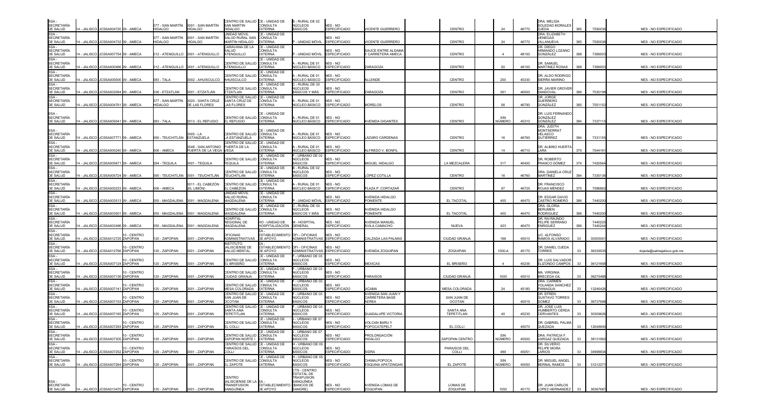| SSA - SECRETARÍA DE SALUD | 14 - JALISCO | JCSSA004720 | 09 - AMECA | 077 - SAN MARTÍN HIDALGO | 0001 - SAN MARTÍN HIDALGO | CENTRO DE SALUD SAN MARTIN HIDALGO | CE - UNIDAD DE CONSULTA EXTERNA | B - RURAL DE 02 NÚCLEOS BÁSICOS | NES - NO ESPECIFICADO | VICENTE GUERRERO | CENTRO | 24 | 46770 | DRA. MELIDA SOLEDAD MORALES OJEDA | 385 | 7550036 | NES - NO ESPECIFICADO |
|---|---|---|---|---|---|---|---|---|---|---|---|---|---|---|---|---|---|
| SSA - SECRETARÍA DE SALUD | 14 - JALISCO | JCSSA004732 | 09 - AMECA | 077 - SAN MARTÍN HIDALGO | 0001 - SAN MARTÍN HIDALGO | UNIDAD MOVIL SALUD RURAL SAN MARTIN HIDALGO | CE - UNIDAD DE CONSULTA EXTERNA | P - UNIDAD MÓVIL | NES - NO ESPECIFICADO | VICENTE GUERRERO | CENTRO | 24 | 46770 | DRA. ELIZABETH VENEGAS VILLANUEVA | 385 | 7550036 | NES - NO ESPECIFICADO |
| SSA - SECRETARÍA DE SALUD | 14 - JALISCO | JCSSA007754 | 09 - AMECA | 012 - ATENGUILLO | 0001 - ATENGUILLO | CARAVANA DE LA SALUD ATENGUILLO | CE - UNIDAD DE CONSULTA EXTERNA | P - UNIDAD MÓVIL | NES - NO ESPECIFICADO | SAUCE ENTRE ALDAMA Y CARRETERA AMECA | CENTRO | 4 | 48100 | DR. DIEGO ARMANDO LOZANO GONZÁLEZ | 388 | 7369003 | NES - NO ESPECIFICADO |
| SSA - SECRETARÍA DE SALUD | 14 - JALISCO | JCSSA000486 | 09 - AMECA | 012 - ATENGUILLO | 0001 - ATENGUILLO | CENTRO DE SALUD ATENGUILLO | CE - UNIDAD DE CONSULTA EXTERNA | A - RURAL DE 01 NÚCLEO BÁSICO | NES - NO ESPECIFICADO | ZARAGOZA | CENTRO | 50 | 48100 | DR. SAMUEL MARTÍNEZ ROSAS | 388 | 7369003 | NES - NO ESPECIFICADO |
| SSA - SECRETARÍA DE SALUD | 14 - JALISCO | JCSSA005000 | 09 - AMECA | 083 - TALA | 0002 - AHUISCULCO | CENTRO DE SALUD AHUISCULCO | CE - UNIDAD DE CONSULTA EXTERNA | A - RURAL DE 01 NÚCLEO BÁSICO | NES - NO ESPECIFICADO | ALLENDE | CENTRO | 200 | 45330 | DR. ALDO RODRIGO SIERRA MARINO | | | NES - NO ESPECIFICADO |
| SSA - SECRETARÍA DE SALUD | 14 - JALISCO | JCSSA002084 | 09 - AMECA | 036 - ETZATLÁN | 0001 - ETZATLÁN | CENTRO DE SALUD ETZATLAN | CE - UNIDAD DE CONSULTA EXTERNA | C - RURAL DE 03 NÚCLEOS BÁSICOS Y MÁS | NES - NO ESPECIFICADO | ZARAGOZA | CENTRO | 261 | 46500 | DR. JAVIER GROVER SANDOVAL | 386 | 7530198 | NES - NO ESPECIFICADO |
| SSA - SECRETARÍA DE SALUD | 14 - JALISCO | JCSSA004761 | 09 - AMECA | 077 - SAN MARTÍN HIDALGO | 0020 - SANTA CRUZ DE LAS FLORES | CENTRO DE SALUD SANTA CRUZ DE LAS FLORES | CE - UNIDAD DE CONSULTA EXTERNA | A - RURAL DE 01 NÚCLEO BÁSICO | NES - NO ESPECIFICADO | MORELOS | CENTRO | 56 | 46790 | DR. JORGE GUERRERO GONZÁLEZ | 385 | 7551153 | NES - NO ESPECIFICADO |
| SSA - SECRETARÍA DE SALUD | 14 - JALISCO | JCSSA005041 | 09 - AMECA | 083 - TALA | 0013 - EL REFUGIO | CENTRO DE SALUD EL REFUGIO | CE - UNIDAD DE CONSULTA EXTERNA | A - RURAL DE 01 NÚCLEO BÁSICO | NES - NO ESPECIFICADO | AVENIDA GIGANTES | CENTRO | SIN NÚMERO | 45310 | DR. LUIS FERNANDO GONZÁLEZ GONZÁLEZ | 384 | 7337115 | NES - NO ESPECIFICADO |
| SSA - SECRETARÍA DE SALUD | 14 - JALISCO | JCSSA007771 | 09 - AMECA | 095 - TEUCHITLÁN | 0005 - LA ESTANZUELA | CENTRO DE SALUD LA ESTANZUELA | CE - UNIDAD DE CONSULTA EXTERNA | A - RURAL DE 01 NÚCLEO BÁSICO | NES - NO ESPECIFICADO | LÁZARO CÁRDENAS | CENTRO | 16 | 46760 | DRA. JUDITH MONTSERRAT VELASCO GUTIÉRREZ | 384 | 7331155 | NES - NO ESPECIFICADO |
| SSA - SECRETARÍA DE SALUD | 14 - JALISCO | JCSSA000240 | 09 - AMECA | 006 - AMECA | 0048 - SAN ANTONIO PUERTA DE LA VEGA | CENTRO DE SALUD PUERTA DE LA VEGA | CE - UNIDAD DE CONSULTA EXTERNA | A - RURAL DE 01 NÚCLEO BÁSICO | NES - NO ESPECIFICADO | ALFREDO V. BONFIL | CENTRO | 14 | 46710 | DR. ALBINO HUERTA LARA | 375 | 7544161 | NES - NO ESPECIFICADO |
| SSA - SECRETARÍA DE SALUD | 14 - JALISCO | JCSSA005671 | 09 - AMECA | 094 - TEQUILA | 0001 - TEQUILA | CENTRO DE SALUD TEQUILA | CE - UNIDAD DE CONSULTA EXTERNA | F - URBANO DE 03 NÚCLEOS BÁSICOS | NES - NO ESPECIFICADO | MIGUEL HIDALGO | LA MEZCALERA | 317 | 46400 | DR. ROBERTO FRANCO GÓMEZ | 374 | 7420564 | NES - NO ESPECIFICADO |
| SSA - SECRETARÍA DE SALUD | 14 - JALISCO | JCSSA005724 | 09 - AMECA | 095 - TEUCHITLÁN | 0001 - TEUCHITLÁN | CENTRO DE SALUD TEUCHITLAN | CE - UNIDAD DE CONSULTA EXTERNA | B - RURAL DE 02 NÚCLEOS BÁSICOS | NES - NO ESPECIFICADO | LÓPEZ COTILLA | CENTRO | 16 | 46760 | DRA. DANIELA CRUZ MARTÍNEZ | 384 | 7330136 | NES - NO ESPECIFICADO |
| SSA - SECRETARÍA DE SALUD | 14 - JALISCO | JCSSA000223 | 09 - AMECA | 006 - AMECA | 0011 - EL CABEZÓN (EL LIMÓN) | CENTRO DE SALUD EL CABEZON | CE - UNIDAD DE CONSULTA EXTERNA | A - RURAL DE 01 NÚCLEO BÁSICO | NES - NO ESPECIFICADO | PLAZA P. CORTAZAR | CENTRO | 97 | 46725 | DR. FRANCISCO ROJAS MÉNDEZ | 375 | 7586862 | NES - NO ESPECIFICADO |
| SSA - SECRETARÍA DE SALUD | 14 - JALISCO | JCSSA003513 | 09 - AMECA | 055 - MAGDALENA | 0001 - MAGDALENA | UNIDAD MÓVIL SALUD RURAL MAGDALENA | CE - UNIDAD DE CONSULTA EXTERNA | P - UNIDAD MÓVIL | NES - NO ESPECIFICADO | AVENIDA HIDALGO PONIENTE | EL TACOTAL | 400 | 46470 | DR. EDGAR DAVID CASTRO ROMERO | 386 | 7440200 | NES - NO ESPECIFICADO |
| SSA - SECRETARÍA DE SALUD | 14 - JALISCO | JCSSA003501 | 09 - AMECA | 055 - MAGDALENA | 0001 - MAGDALENA | CENTRO DE SALUD MAGDALENA | CE - UNIDAD DE CONSULTA EXTERNA | C - RURAL DE 03 NÚCLEOS BÁSICOS Y MÁS | NES - NO ESPECIFICADO | AVENIDA HIDALGO PONIENTE | EL TACOTAL | 400 | 46470 | DRA. GLORIA BERUMEN RODRÍGUEZ | 386 | 7440200 | NES - NO ESPECIFICADO |
| SSA - SECRETARÍA DE SALUD | 14 - JALISCO | JCSSA003496 | 09 - AMECA | 055 - MAGDALENA | 0001 - MAGDALENA | HOSPITAL REGIONAL DE MAGDALENA | HO - UNIDAD DE HOSPITALIZACIÓN | M - HOSPITAL GENERAL | NES - NO ESPECIFICADO | AVENIDA MANUEL ÁVILA CAMACHO | NUEVA | 423 | 46470 | DR. RAYMUNDO FELIPE SERRANO ENRIQUEZ | 386 | 7440225 7440244 | NES - NO ESPECIFICADO |
| SSA - SECRETARÍA DE SALUD | 14 - JALISCO | JCSSA012725 | 10 - CENTRO ZAPOPAN | 120 - ZAPOPAN | 0001 - ZAPOPAN | OFICINAS ADMINISTRATIVAS | EA - ESTABLECIMIENTO DE APOYO | OFI - OFICINAS ADMINISTRATIVAS | NES - NO ESPECIFICADO | CALZADA LAS PALMAS | CIUDAD GRANJA | 166 | 45010 | LIC. ALFONSO RAMOS ALVARADO | 33 | 30305601 | NES - NO ESPECIFICADO |
| SSA - SECRETARÍA DE SALUD | 14 - JALISCO | JCSSA012766 | 10 - CENTRO ZAPOPAN | 120 - ZAPOPAN | 0001 - ZAPOPAN | INSTITUTO JALISCIENSE DE SALUD MENTAL | EA - ESTABLECIMIENTO DE APOYO | OFI - OFICINAS ADMINISTRATIVAS | NES - NO ESPECIFICADO | AVENIDA ZOQUIPAN | ZOQUIPAN | 1000-A | 45170 | DR. DANIEL OJEDA TORRES | 33 | 36339535 | dojeda@salmejalisco.gob.mx |
| SSA - SECRETARÍA DE SALUD | 14 - JALISCO | JCSSA007124 | 10 - CENTRO ZAPOPAN | 120 - ZAPOPAN | 0001 - ZAPOPAN | CENTRO DE SALUD EL BRISEÑO | CE - UNIDAD DE CONSULTA EXTERNA | F - URBANO DE 03 NÚCLEOS BÁSICOS | NES - NO ESPECIFICADO | MEXICAS | EL BRISEÑO | 4 | 45236 | DR. LUIS SALVADOR ELIZONDO CAMPOS | 33 | 36121658 | NES - NO ESPECIFICADO |
| SSA - SECRETARÍA DE SALUD | 14 - JALISCO | JCSSA007136 | 10 - CENTRO ZAPOPAN | 120 - ZAPOPAN | 0001 - ZAPOPAN | CENTRO DE SALUD CIUDAD GRANJA | CE - UNIDAD DE CONSULTA EXTERNA | F - URBANO DE 03 NÚCLEOS BÁSICOS | NES - NO ESPECIFICADO | PARAISOS | CIUDAD GRANJA | 1000 | 45010 | MA. VIRGINIA BRECEDA GIL | 33 | 36275488 | NES - NO ESPECIFICADO |
| SSA - SECRETARÍA DE SALUD | 14 - JALISCO | JCSSA007141 | 10 - CENTRO ZAPOPAN | 120 - ZAPOPAN | 0001 - ZAPOPAN | CENTRO DE SALUD MESA COLORADA | CE - UNIDAD DE CONSULTA EXTERNA | F - URBANO DE 03 NÚCLEOS BÁSICOS | NES - NO ESPECIFICADO | JICAMA | MESA COLORADA | 24 | 45180 | DRA. CARMEN YOLANDA SANCHEZ PANIAGUA | 33 | 13246426 | NES - NO ESPECIFICADO |
| SSA - SECRETARÍA DE SALUD | 14 - JALISCO | JCSSA007153 | 10 - CENTRO ZAPOPAN | 120 - ZAPOPAN | 0001 - ZAPOPAN | CENTRO DE SALUD SAN JUAN DE OCOTAN | CE - UNIDAD DE CONSULTA EXTERNA | F - URBANO DE 03 NÚCLEOS BÁSICOS | NES - NO ESPECIFICADO | AVENIDA SAN JUAN Y CARRETERA BASE AEREA | SAN JUAN DE OCOTAN | | 45019 | DR. EFREN GUSTAVO TORRES GOMEZ | 33 | 36737698 | NES - NO ESPECIFICADO |
| SSA - SECRETARÍA DE SALUD | 14 - JALISCO | JCSSA007165 | 10 - CENTRO ZAPOPAN | 120 - ZAPOPAN | 0001 - ZAPOPAN | CENTRO DE SALUD SANTA ANA TEPETITLAN | CE - UNIDAD DE CONSULTA EXTERNA | F - URBANO DE 03 NÚCLEOS BÁSICOS | NES - NO ESPECIFICADO | GUADALUPE VICTORIA | SANTA ANA TEPETITLAN | 40 | 45230 | DR. JOSE LUIS HUMBERTO CERDA CERVANTES | 33 | 30309626 | NES - NO ESPECIFICADO |
| SSA - SECRETARÍA DE SALUD | 14 - JALISCO | JCSSA007293 | 10 - CENTRO ZAPOPAN | 120 - ZAPOPAN | 0001 - ZAPOPAN | CENTRO DE SALUD EL COLLI | CE - UNIDAD DE CONSULTA EXTERNA | J - URBANO DE 07 NÚCLEOS BÁSICOS | NES - NO ESPECIFICADO | VOLCAN BARU Y POPOCATEPELT | EL COLLI | | 45070 | DR. GABRIEL PALMA QUEZADA | 33 | 12048845 | NES - NO ESPECIFICADO |
| SSA - SECRETARÍA DE SALUD | 14 - JALISCO | JCSSA007305 | 10 - CENTRO ZAPOPAN | 120 - ZAPOPAN | 0001 - ZAPOPAN | CENTRO DE SALUD ZAPOPAN NORTE I | CE - UNIDAD DE CONSULTA EXTERNA | J - URBANO DE 07 NÚCLEOS BÁSICOS | NES - NO ESPECIFICADO | PROLONGACIÓN HIDALGO | ZAPOPAN CENTRO | SIN NÚMERO | 45500 | DRA. PATRICIA F. VARGAZ QUEZADA | 33 | 38131862 | NES - NO ESPECIFICADO |
| SSA - SECRETARÍA DE SALUD | 14 - JALISCO | JCSSA007252 | 10 - CENTRO ZAPOPAN | 120 - ZAPOPAN | 0001 - ZAPOPAN | CENTRO DE SALUD PARAÍSOS DEL COLLI | CE - UNIDAD DE CONSULTA EXTERNA | H - URBANO DE 05 NÚCLEOS BÁSICOS | NES - NO ESPECIFICADO | SIDRA | PARAISOS DEL COLLI | 489 | 45051 | DR. SILVERIO FELIPE MORA LARIOS | 33 | 34998834 | NES - NO ESPECIFICADO |
| SSA - SECRETARÍA DE SALUD | 14 - JALISCO | JCSSA007264 | 10 - CENTRO ZAPOPAN | 120 - ZAPOPAN | 0001 - ZAPOPAN | CENTRO DE SALUD EL ZAPOTE | CE - UNIDAD DE CONSULTA EXTERNA | H - URBANO DE 05 NÚCLEOS BÁSICOS | NES - NO ESPECIFICADO | CHIMALPOPOCA ESQUINA APATZINGAN | EL ZAPOTE | SIN NÚMERO | 45050 | DR. MIGUEL ANGEL BERNAL RAMOS | 33 | 31212271 | NES - NO ESPECIFICADO |
| SSA - SECRETARÍA DE SALUD | 14 - JALISCO | JCSSA013470 | 10 - CENTRO ZAPOPAN | 120 - ZAPOPAN | 0001 - ZAPOPAN | CENTRO JALISCIENSE DE LA TRANSFUSION SANGUÍNEA | EA - ESTABLECIMIENTO DE APOYO | CTS - CENTRO ESTATAL DE TRASFUSION SANGUÍNEA (BANCOS DE SANGRE) | NES - NO ESPECIFICADO | AVENIDA LOMAS DE ZOQUIPAN | LOMAS DE ZOQUIPAN | 1050 | 45170 | DR. JUAN CARLOS LOPEZ HERNANDEZ | 33 | 36367667 | NES - NO ESPECIFICADO |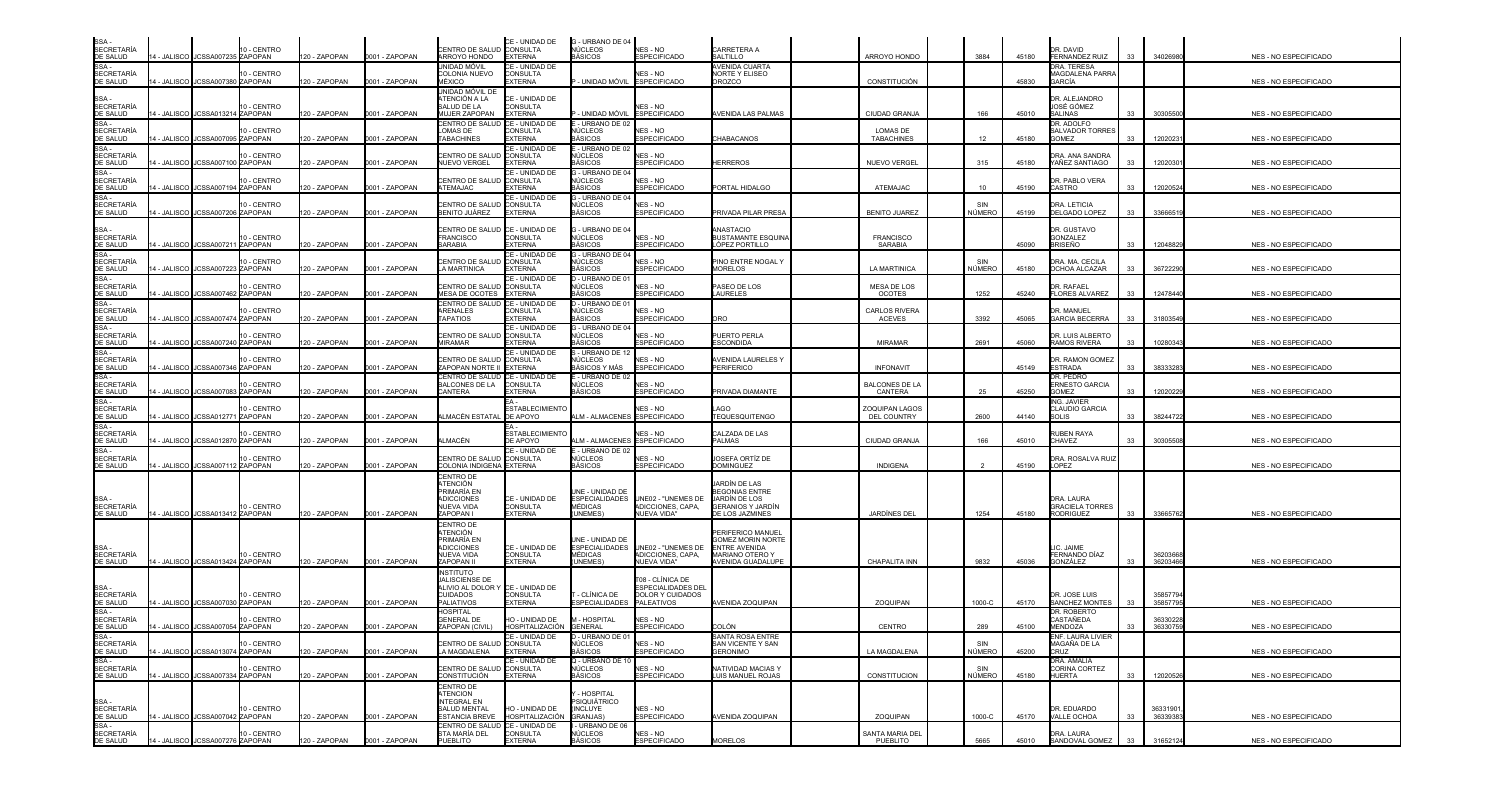| | | | | | | | | | | | | | | | | | | |
|---|---|---|---|---|---|---|---|---|---|---|---|---|---|---|---|---|---|---|
| SSA - SECRETARÍA DE SALUD | 14 - JALISCO | JCSSA007235 | 10 - CENTRO ZAPOPAN | 120 - ZAPOPAN | 0001 - ZAPOPAN | CENTRO DE SALUD ARROYO HONDO | CE - UNIDAD DE CONSULTA EXTERNA | G - URBANO DE 04 NÚCLEOS BÁSICOS | NES - NO ESPECIFICADO | CARRETERA A SALTILLO | | ARROYO HONDO | 3884 | 45180 | DR. DAVID FERNANDEZ RUIZ | 33 | 34026980 | NES - NO ESPECIFICADO |
| SSA - SECRETARÍA DE SALUD | 14 - JALISCO | JCSSA007380 | 10 - CENTRO ZAPOPAN | 120 - ZAPOPAN | 0001 - ZAPOPAN | UNIDAD MÓVIL COLONIA NUEVO MÉXICO | CE - UNIDAD DE CONSULTA EXTERNA | P - UNIDAD MÓVIL | NES - NO ESPECIFICADO | AVENIDA CUARTA NORTE Y ELISEO OROZCO | | CONSTITUCIÓN | | 45830 | DRA. TERESA MAGDALENA PARRA GARCÍA | | | NES - NO ESPECIFICADO |
| SSA - SECRETARÍA DE SALUD | 14 - JALISCO | JCSSA013214 | 10 - CENTRO ZAPOPAN | 120 - ZAPOPAN | 0001 - ZAPOPAN | UNIDAD MÓVIL DE ATENCIÓN A LA SALUD DE LA MUJER ZAPOPAN | CE - UNIDAD DE CONSULTA EXTERNA | P - UNIDAD MÓVIL | NES - NO ESPECIFICADO | AVENIDA LAS PALMAS | | CIUDAD GRANJA | 166 | 45010 | DR. ALEJANDRO JOSÉ GÓMEZ SALINAS | 33 | 30305500 | NES - NO ESPECIFICADO |
| SSA - SECRETARÍA DE SALUD | 14 - JALISCO | JCSSA007095 | 10 - CENTRO ZAPOPAN | 120 - ZAPOPAN | 0001 - ZAPOPAN | CENTRO DE SALUD LOMAS DE TABACHINES | CE - UNIDAD DE CONSULTA EXTERNA | E - URBANO DE 02 NÚCLEOS BÁSICOS | NES - NO ESPECIFICADO | CHABACANOS | | LOMAS DE TABACHINES | 12 | 45180 | DR. ADOLFO SALVADOR TORRES GOMEZ | 33 | 12020231 | NES - NO ESPECIFICADO |
| SSA - SECRETARÍA DE SALUD | 14 - JALISCO | JCSSA007100 | 10 - CENTRO ZAPOPAN | 120 - ZAPOPAN | 0001 - ZAPOPAN | CENTRO DE SALUD NUEVO VERGEL | CE - UNIDAD DE CONSULTA EXTERNA | E - URBANO DE 02 NÚCLEOS BÁSICOS | NES - NO ESPECIFICADO | HERREROS | | NUEVO VERGEL | 315 | 45180 | DRA. ANA SANDRA YAÑEZ SANTIAGO | 33 | 12020301 | NES - NO ESPECIFICADO |
| SSA - SECRETARÍA DE SALUD | 14 - JALISCO | JCSSA007194 | 10 - CENTRO ZAPOPAN | 120 - ZAPOPAN | 0001 - ZAPOPAN | CENTRO DE SALUD ATEMAJAC | CE - UNIDAD DE CONSULTA EXTERNA | G - URBANO DE 04 NÚCLEOS BÁSICOS | NES - NO ESPECIFICADO | PORTAL HIDALGO | | ATEMAJAC | 10 | 45190 | DR. PABLO VERA CASTRO | 33 | 12020524 | NES - NO ESPECIFICADO |
| SSA - SECRETARÍA DE SALUD | 14 - JALISCO | JCSSA007206 | 10 - CENTRO ZAPOPAN | 120 - ZAPOPAN | 0001 - ZAPOPAN | CENTRO DE SALUD BENITO JUÁREZ | CE - UNIDAD DE CONSULTA EXTERNA | G - URBANO DE 04 NÚCLEOS BÁSICOS | NES - NO ESPECIFICADO | PRIVADA PILAR PRESA | | BENITO JUAREZ | SIN NÚMERO | 45199 | DRA. LETICIA DELGADO LOPEZ | 33 | 33666519 | NES - NO ESPECIFICADO |
| SSA - SECRETARÍA DE SALUD | 14 - JALISCO | JCSSA007211 | 10 - CENTRO ZAPOPAN | 120 - ZAPOPAN | 0001 - ZAPOPAN | CENTRO DE SALUD FRANCISCO SARABIA | CE - UNIDAD DE CONSULTA EXTERNA | G - URBANO DE 04 NÚCLEOS BÁSICOS | NES - NO ESPECIFICADO | ANASTACIO BUSTAMANTE ESQUINA LÓPEZ PORTILLO | | FRANCISCO SARABIA | | 45090 | DR. GUSTAVO GONZALEZ BRISEÑO | 33 | 12048829 | NES - NO ESPECIFICADO |
| SSA - SECRETARÍA DE SALUD | 14 - JALISCO | JCSSA007223 | 10 - CENTRO ZAPOPAN | 120 - ZAPOPAN | 0001 - ZAPOPAN | CENTRO DE SALUD LA MARTINICA | CE - UNIDAD DE CONSULTA EXTERNA | G - URBANO DE 04 NÚCLEOS BÁSICOS | NES - NO ESPECIFICADO | PINO ENTRE NOGAL Y MORELOS | | LA MARTINICA | SIN NÚMERO | 45180 | DRA. MA. CECILIA OCHOA ALCAZAR | 33 | 36722290 | NES - NO ESPECIFICADO |
| SSA - SECRETARÍA DE SALUD | 14 - JALISCO | JCSSA007462 | 10 - CENTRO ZAPOPAN | 120 - ZAPOPAN | 0001 - ZAPOPAN | CENTRO DE SALUD MESA DE OCOTES | CE - UNIDAD DE CONSULTA EXTERNA | D - URBANO DE 01 NÚCLEOS BÁSICOS | NES - NO ESPECIFICADO | PASEO DE LOS LAURELES | | MESA DE LOS OCOTES | 1252 | 45240 | DR. RAFAEL FLORES ALVAREZ | 33 | 12478440 | NES - NO ESPECIFICADO |
| SSA - SECRETARÍA DE SALUD | 14 - JALISCO | JCSSA007474 | 10 - CENTRO ZAPOPAN | 120 - ZAPOPAN | 0001 - ZAPOPAN | CENTRO DE SALUD ARENALES TAPATIOS | CE - UNIDAD DE CONSULTA EXTERNA | D - URBANO DE 01 NÚCLEOS BÁSICOS | NES - NO ESPECIFICADO | ORO | | CARLOS RIVERA ACEVES | 3392 | 45065 | DR. MANUEL GARCIA BECERRA | 33 | 31803549 | NES - NO ESPECIFICADO |
| SSA - SECRETARÍA DE SALUD | 14 - JALISCO | JCSSA007240 | 10 - CENTRO ZAPOPAN | 120 - ZAPOPAN | 0001 - ZAPOPAN | CENTRO DE SALUD MIRAMAR | CE - UNIDAD DE CONSULTA EXTERNA | G - URBANO DE 04 NÚCLEOS BÁSICOS | NES - NO ESPECIFICADO | PUERTO PERLA ESCONDIDA | | MIRAMAR | 2691 | 45060 | DR. LUIS ALBERTO RAMOS RIVERA | 33 | 10280343 | NES - NO ESPECIFICADO |
| SSA - SECRETARÍA DE SALUD | 14 - JALISCO | JCSSA007346 | 10 - CENTRO ZAPOPAN | 120 - ZAPOPAN | 0001 - ZAPOPAN | CENTRO DE SALUD ZAPOPAN NORTE II | CE - UNIDAD DE CONSULTA EXTERNA | S - URBANO DE 12 NÚCLEOS BÁSICOS Y MÁS | NES - NO ESPECIFICADO | AVENIDA LAURELES Y PERIFERICO | | INFONAVIT | | 45149 | DR. RAMON GOMEZ ESTRADA | 33 | 38333283 | NES - NO ESPECIFICADO |
| SSA - SECRETARÍA DE SALUD | 14 - JALISCO | JCSSA007083 | 10 - CENTRO ZAPOPAN | 120 - ZAPOPAN | 0001 - ZAPOPAN | CENTRO DE SALUD BALCONES DE LA CANTERA | CE - UNIDAD DE CONSULTA EXTERNA | E - URBANO DE 02 NÚCLEOS BÁSICOS | NES - NO ESPECIFICADO | PRIVADA DIAMANTE | | BALCONES DE LA CANTERA | 25 | 45250 | DR. PEDRO ERNESTO GARCIA GOMEZ | 33 | 12020229 | NES - NO ESPECIFICADO |
| SSA - SECRETARÍA DE SALUD | 14 - JALISCO | JCSSA012771 | 10 - CENTRO ZAPOPAN | 120 - ZAPOPAN | 0001 - ZAPOPAN | ALMACÉN ESTATAL | EA - ESTABLECIMIENTO DE APOYO | ALM - ALMACENES | NES - NO ESPECIFICADO | LAGO TEQUESQUITENGO | | ZOQUIPAN LAGOS DEL COUNTRY | 2600 | 44140 | ING. JAVIER CLAUDIO GARCIA SOLIS | 33 | 38244722 | NES - NO ESPECIFICADO |
| SSA - SECRETARÍA DE SALUD | 14 - JALISCO | JCSSA012870 | 10 - CENTRO ZAPOPAN | 120 - ZAPOPAN | 0001 - ZAPOPAN | ALMACÉN | EA - ESTABLECIMIENTO DE APOYO | ALM - ALMACENES | NES - NO ESPECIFICADO | CALZADA DE LAS PALMAS | | CIUDAD GRANJA | 166 | 45010 | RUBEN RAYA CHAVEZ | 33 | 30305508 | NES - NO ESPECIFICADO |
| SSA - SECRETARÍA DE SALUD | 14 - JALISCO | JCSSA007112 | 10 - CENTRO ZAPOPAN | 120 - ZAPOPAN | 0001 - ZAPOPAN | CENTRO DE SALUD COLONIA INDIGENA | CE - UNIDAD DE CONSULTA EXTERNA | E - URBANO DE 02 NÚCLEOS BÁSICOS | NES - NO ESPECIFICADO | JOSEFA ORTÍZ DE DOMINGUEZ | | INDIGENA | 2 | 45190 | DRA. ROSALVA RUIZ LOPEZ | | | NES - NO ESPECIFICADO |
| SSA - SECRETARÍA DE SALUD | 14 - JALISCO | JCSSA013412 | 10 - CENTRO ZAPOPAN | 120 - ZAPOPAN | 0001 - ZAPOPAN | CENTRO DE ATENCIÓN PRIMARIA EN ADICCIONES NUEVA VIDA ZAPOPAN I | CE - UNIDAD DE CONSULTA EXTERNA | UNE - UNIDAD DE ESPECIALIDADES MÉDICAS (UNEMES) | UNE02 - "UNEMES DE ADICCIONES, CAPA, NUEVA VIDA" | JARDÍN DE LAS BEGONIAS ENTRE JARDÍN DE LOS GERANIOS Y JARDÍN DE LOS JAZMINES | | JARDÍNES DEL | 1254 | 45180 | DRA. LAURA GRACIELA TORRES RODRIGUEZ | 33 | 33665762 | NES - NO ESPECIFICADO |
| SSA - SECRETARÍA DE SALUD | 14 - JALISCO | JCSSA013424 | 10 - CENTRO ZAPOPAN | 120 - ZAPOPAN | 0001 - ZAPOPAN | CENTRO DE ATENCIÓN PRIMARIA EN ADICCIONES NUEVA VIDA ZAPOPAN II | CE - UNIDAD DE CONSULTA EXTERNA | UNE - UNIDAD DE ESPECIALIDADES MÉDICAS (UNEMES) | UNE02 - "UNEMES DE ADICCIONES, CAPA, NUEVA VIDA" | PERIFERICO MANUEL GOMEZ MORIN NORTE ENTRE AVENIDA MARIANO OTERO Y AVENIDA GUADALUPE | | CHAPALITA INN | 9832 | 45036 | LIC. JAIME FERNANDO DÍAZ GONZÁLEZ | 33 | 36203668 36203466 | NES - NO ESPECIFICADO |
| SSA - SECRETARÍA DE SALUD | 14 - JALISCO | JCSSA007030 | 10 - CENTRO ZAPOPAN | 120 - ZAPOPAN | 0001 - ZAPOPAN | INSTITUTO JALISCIENSE DE ALIVIO AL DOLOR Y CUIDADOS PALIATIVOS | CE - UNIDAD DE CONSULTA EXTERNA | T - CLÍNICA DE ESPECIALIDADES | T08 - CLÍNICA DE ESPECIALIDADES DEL DOLOR Y CUIDADOS PALEATIVOS | AVENIDA ZOQUIPAN | | ZOQUIPAN | 1000-C | 45170 | DR. JOSE LUIS SANCHEZ MONTES | 33 | 35857794 35857795 | NES - NO ESPECIFICADO |
| SSA - SECRETARÍA DE SALUD | 14 - JALISCO | JCSSA007054 | 10 - CENTRO ZAPOPAN | 120 - ZAPOPAN | 0001 - ZAPOPAN | HOSPITAL GENERAL DE ZAPOPAN (CIVIL) | HO - UNIDAD DE HOSPITALIZACIÓN | M - HOSPITAL GENERAL | NES - NO ESPECIFICADO | COLÓN | | CENTRO | 289 | 45100 | DR. ROBERTO CASTAÑEDA MENDOZA | 33 | 36330228 36330759 | NES - NO ESPECIFICADO |
| SSA - SECRETARÍA DE SALUD | 14 - JALISCO | JCSSA013074 | 10 - CENTRO ZAPOPAN | 120 - ZAPOPAN | 0001 - ZAPOPAN | CENTRO DE SALUD LA MAGDALENA | CE - UNIDAD DE CONSULTA EXTERNA | D - URBANO DE 01 NÚCLEOS BÁSICOS | NES - NO ESPECIFICADO | SANTA ROSA ENTRE SAN VICENTE Y SAN GERONIMO | | LA MAGDALENA | SIN NÚMERO | 45200 | ENF. LAURA LIVIER MAGAÑA DE LA CRUZ | | | NES - NO ESPECIFICADO |
| SSA - SECRETARÍA DE SALUD | 14 - JALISCO | JCSSA007334 | 10 - CENTRO ZAPOPAN | 120 - ZAPOPAN | 0001 - ZAPOPAN | CENTRO DE SALUD CONSTITUCIÓN | CE - UNIDAD DE CONSULTA EXTERNA | Q - URBANO DE 10 NÚCLEOS BÁSICOS | NES - NO ESPECIFICADO | NATIVIDAD MACIAS Y LUIS MANUEL ROJAS | | CONSTITUCION | SIN NÚMERO | 45180 | DRA. AMALIA CORINA CORTEZ HUERTA | 33 | 12020526 | NES - NO ESPECIFICADO |
| SSA - SECRETARÍA DE SALUD | 14 - JALISCO | JCSSA007042 | 10 - CENTRO ZAPOPAN | 120 - ZAPOPAN | 0001 - ZAPOPAN | CENTRO DE ATENCIÓN INTEGRAL EN SALUD MENTAL ESTANCIA BREVE | HO - UNIDAD DE HOSPITALIZACIÓN | Y - HOSPITAL PSIQUIÁTRICO (INCLUYE GRANJAS) | NES - NO ESPECIFICADO | AVENIDA ZOQUIPAN | | ZOQUIPAN | 1000-C | 45170 | DR. EDUARDO VALLE OCHOA | 33 | 36331901, 36339383 | NES - NO ESPECIFICADO |
| SSA - SECRETARÍA DE SALUD | 14 - JALISCO | JCSSA007276 | 10 - CENTRO ZAPOPAN | 120 - ZAPOPAN | 0001 - ZAPOPAN | CENTRO DE SALUD STA MARÍA DEL PUEBLITO | CE - UNIDAD DE CONSULTA EXTERNA | I - URBANO DE 06 NÚCLEOS BÁSICOS | NES - NO ESPECIFICADO | MORELOS | | SANTA MARIA DEL PUEBLITO | 5665 | 45010 | DRA. LAURA SANDOVAL GOMEZ | 33 | 31652124 | NES - NO ESPECIFICADO |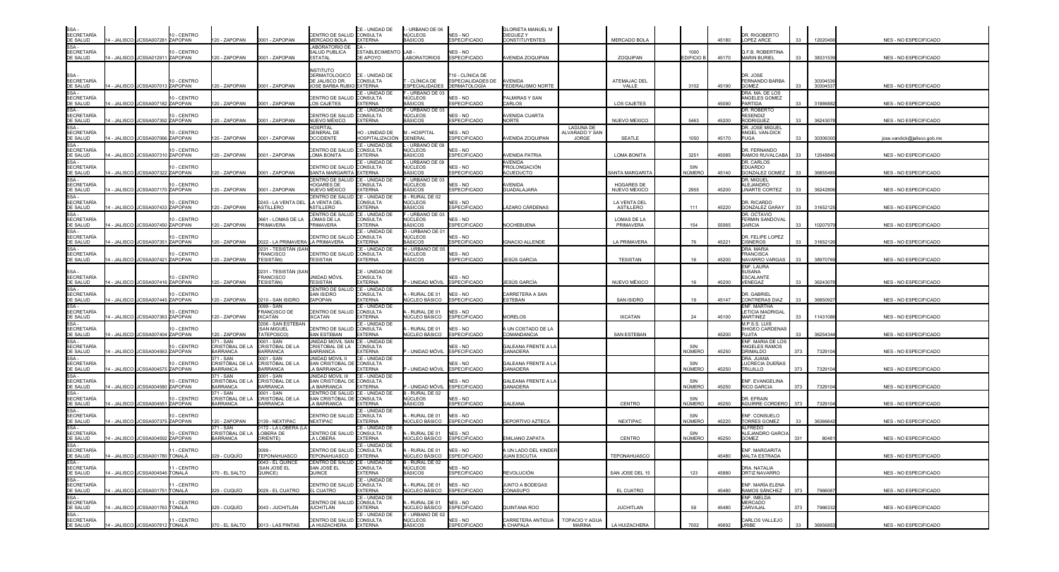| | | | | | | | | | | | | | | | | | | | |
|---|---|---|---|---|---|---|---|---|---|---|---|---|---|---|---|---|---|---|---|
| SSA - SECRETARÍA DE SALUD | 14 - JALISCO | JCSSA007281 | 10 - CENTRO ZAPOPAN | 120 - ZAPOPAN | 0001 - ZAPOPAN | CENTRO DE SALUD MERCADO BOLA | CE - UNIDAD DE CONSULTA EXTERNA | I - URBANO DE 06 NÚCLEOS BÁSICOS | NES - NO ESPECIFICADO | GLORIETA MANUEL M DIEGUEZ Y CONSTITUYENTES | | MERCADO BOLA | | 45180 | DR. RIGOBERTO LOPEZ ARCE | 33 | 12020456 | | NES - NO ESPECIFICADO |
| SSA - SECRETARÍA DE SALUD | 14 - JALISCO | JCSSA012911 | 10 - CENTRO ZAPOPAN | 120 - ZAPOPAN | 0001 - ZAPOPAN | LABORATORIO DE SALUD PUBLICA ESTATAL | EA - ESTABLECIMIENTO DE APOYO | LAB - LABORATORIOS | NES - NO ESPECIFICADO | AVENIDA ZOQUIPAN | | ZOQUIPAN | 1000 EDIFICIO B | 45170 | Q.F.B. ROBERTINA MARIN BURIEL | 33 | 38331539 | | NES - NO ESPECIFICADO |
| SSA - SECRETARÍA DE SALUD | 14 - JALISCO | JCSSA007013 | 10 - CENTRO ZAPOPAN | 120 - ZAPOPAN | 0001 - ZAPOPAN | INSTITUTO DERMATOLOGICO DE JALISCO DR. JOSE BARBA RUBIO | CE - UNIDAD DE CONSULTA EXTERNA | T - CLÍNICA DE ESPECIALIDADES | T10 - CLÍNICA DE ESPECIALIDADES DE DERMATOLOGÍA | AVENIDA FEDERALISMO NORTE | | ATEMAJAC DEL VALLE | 3102 | 45190 | DR. JOSE FERNANDO BARBA GOMEZ | 33 | 30304536 30304537 | | NES - NO ESPECIFICADO |
| SSA - SECRETARÍA DE SALUD | 14 - JALISCO | JCSSA007182 | 10 - CENTRO ZAPOPAN | 120 - ZAPOPAN | 0001 - ZAPOPAN | CENTRO DE SALUD LOS CAJETES | CE - UNIDAD DE CONSULTA EXTERNA | F - URBANO DE 03 NÚCLEOS BÁSICOS | NES - NO ESPECIFICADO | PALMIRAS Y SAN CARLOS | | LOS CAJETES | | 45090 | DRA. MA. DE LOS ANGELES GOMEZ PARTIDA | 33 | 31866882 | | NES - NO ESPECIFICADO |
| SSA - SECRETARÍA DE SALUD | 14 - JALISCO | JCSSA007392 | 10 - CENTRO ZAPOPAN | 120 - ZAPOPAN | 0001 - ZAPOPAN | CENTRO DE SALUD NUEVO MÉXICO | CE - UNIDAD DE CONSULTA EXTERNA | F - URBANO DE 03 NÚCLEOS BÁSICOS | NES - NO ESPECIFICADO | AVENIDA CUARTA NORTE | | NUEVO MEXICO | 5463 | 45200 | DR. ROBERTO RESENDIZ RODRIGUEZ | 33 | 36243078 | | NES - NO ESPECIFICADO |
| SSA - SECRETARÍA DE SALUD | 14 - JALISCO | JCSSA007066 | 10 - CENTRO ZAPOPAN | 120 - ZAPOPAN | 0001 - ZAPOPAN | HOSPITAL GENERAL DE OCCIDENTE | HO - UNIDAD DE HOSPITALIZACIÓN | M - HOSPITAL GENERAL | NES - NO ESPECIFICADO | AVENIDA ZOQUIPAN | LAGUNA DE ALVARADO Y SAN JORGE | SEATLE | 1050 | 45170 | DR. JOSE MIGUEL ANGEL VAN-DICK PUGA | 33 | 30306300 | jose.vandick@jalisco.gob.mx | NES - NO ESPECIFICADO |
| SSA - SECRETARÍA DE SALUD | 14 - JALISCO | JCSSA007310 | 10 - CENTRO ZAPOPAN | 120 - ZAPOPAN | 0001 - ZAPOPAN | CENTRO DE SALUD LOMA BONITA | CE - UNIDAD DE CONSULTA EXTERNA | L - URBANO DE 09 NÚCLEOS BÁSICOS | NES - NO ESPECIFICADO | AVENIDA PATRIA | | LOMA BONITA | 3251 | 45085 | DR. FERNANDO RAMOS RUVALCABA | 33 | 12048840 | | NES - NO ESPECIFICADO |
| SSA - SECRETARÍA DE SALUD | 14 - JALISCO | JCSSA007322 | 10 - CENTRO ZAPOPAN | 120 - ZAPOPAN | 0001 - ZAPOPAN | CENTRO DE SALUD SANTA MARGARITA | CE - UNIDAD DE CONSULTA EXTERNA | L - URBANO DE 09 NÚCLEOS BÁSICOS | NES - NO ESPECIFICADO | AVENIDA PROLONGACIÓN ACUEDUCTO | | SANTA MARGARITA | SIN NÚMERO | 45140 | DR. CARLOS EDUARDO GONZALEZ GOMEZ | 33 | 36855485 | | NES - NO ESPECIFICADO |
| SSA - SECRETARÍA DE SALUD | 14 - JALISCO | JCSSA007170 | 10 - CENTRO ZAPOPAN | 120 - ZAPOPAN | 0001 - ZAPOPAN | CENTRO DE SALUD HOGARES DE NUEVO MÉXICO | CE - UNIDAD DE CONSULTA EXTERNA | F - URBANO DE 03 NÚCLEOS BÁSICOS | NES - NO ESPECIFICADO | AVENIDA GUADALAJARA | | HOGARES DE NUEVO MEXICO | 2955 | 45200 | DR. MIGUEL ALEJANDRO LINARTE CORTEZ | 33 | 36242806 | | NES - NO ESPECIFICADO |
| SSA - SECRETARÍA DE SALUD | 14 - JALISCO | JCSSA007433 | 10 - CENTRO ZAPOPAN | 120 - ZAPOPAN | 0243 - LA VENTA DEL ASTILLERO | CENTRO DE SALUD LA VENTA DEL ASTILLERO | CE - UNIDAD DE CONSULTA EXTERNA | B - RURAL DE 02 NÚCLEOS BÁSICOS | NES - NO ESPECIFICADO | LÁZARO CÁRDENAS | | LA VENTA DEL ASTILLERO | 111 | 45220 | DR. RICARDO GONZALEZ GARAY | 33 | 31652125 | | NES - NO ESPECIFICADO |
| SSA - SECRETARÍA DE SALUD | 14 - JALISCO | JCSSA007450 | 10 - CENTRO ZAPOPAN | 120 - ZAPOPAN | 0661 - LOMAS DE LA PRIMAVERA | CENTRO DE SALUD LOMAS DE LA PRIMAVERA | CE - UNIDAD DE CONSULTA EXTERNA | F - URBANO DE 03 NÚCLEOS BÁSICOS | NES - NO ESPECIFICADO | NOCHEBUENA | | LOMAS DE LA PRIMAVERA | 154 | 55065 | DR. OCTAVIO FERMIN SANDOVAL GARCIA | 33 | 10207979 | | NES - NO ESPECIFICADO |
| SSA - SECRETARÍA DE SALUD | 14 - JALISCO | JCSSA007351 | 10 - CENTRO ZAPOPAN | 120 - ZAPOPAN | 0022 - LA PRIMAVERA | CENTRO DE SALUD LA PRIMAVERA | CE - UNIDAD DE CONSULTA EXTERNA | D - URBANO DE 01 NÚCLEOS BÁSICOS | NES - NO ESPECIFICADO | IGNACIO ALLENDE | | LA PRIMAVERA | 76 | 45221 | DR. FELIPE LOPEZ CISNEROS | 33 | 31652126 | | NES - NO ESPECIFICADO |
| SSA - SECRETARÍA DE SALUD | 14 - JALISCO | JCSSA007421 | 10 - CENTRO ZAPOPAN | 120 - ZAPOPAN | 0231 - TESISTÁN (SAN FRANCISCO TESISTÁN) | CENTRO DE SALUD TESISTAN | CE - UNIDAD DE CONSULTA EXTERNA | H - URBANO DE 05 NÚCLEOS BÁSICOS | NES - NO ESPECIFICADO | JESÚS GARCÍA | | TESISTAN | 16 | 45200 | DRA. MARÍA FRANCISCA NAVARRO VARGAS | 33 | 38970769 | | NES - NO ESPECIFICADO |
| SSA - SECRETARÍA DE SALUD | 14 - JALISCO | JCSSA007416 | 10 - CENTRO ZAPOPAN | 120 - ZAPOPAN | 0231 - TESISTÁN (SAN FRANCISCO TESISTÁN) | UNIDAD MÓVIL TESISTÁN | CE - UNIDAD DE CONSULTA EXTERNA | P - UNIDAD MÓVIL | NES - NO ESPECIFICADO | JESÚS GARCÍA | | NUEVO MÉXICO | 16 | 45200 | ENF. LAURA SUSANA ESCALANTE VENEGAZ | 33 | 36243078 | | NES - NO ESPECIFICADO |
| SSA - SECRETARÍA DE SALUD | 14 - JALISCO | JCSSA007445 | 10 - CENTRO ZAPOPAN | 120 - ZAPOPAN | 0210 - SAN ISIDRO | CENTRO DE SALUD SAN ISIDRO ZAPOPAN | CE - UNIDAD DE CONSULTA EXTERNA | A - RURAL DE 01 NÚCLEO BÁSICO | NES - NO ESPECIFICADO | CARRETERA A SAN ESTEBAN | | SAN ISIDRO | 19 | 45147 | DR. GABRIEL CONTRERAS DIAZ | 33 | 36850927 | | NES - NO ESPECIFICADO |
| SSA - SECRETARÍA DE SALUD | 14 - JALISCO | JCSSA007363 | 10 - CENTRO ZAPOPAN | 120 - ZAPOPAN | 0099 - SAN FRANCISCO DE IXCATÁN | CENTRO DE SALUD IXCATAN | CE - UNIDAD DE CONSULTA EXTERNA | A - RURAL DE 01 NÚCLEO BÁSICO | NES - NO ESPECIFICADO | MORELOS | | IXCATAN | 24 | 45100 | ENF. MARTHA LETICIA MADRIGAL MARTINEZ | 33 | 11431086 | | NES - NO ESPECIFICADO |
| SSA - SECRETARÍA DE SALUD | 14 - JALISCO | JCSSA007404 | 10 - CENTRO ZAPOPAN | 120 - ZAPOPAN | 0206 - SAN ESTEBAN (SAN MIGUEL TATEPOSCO) | CENTRO DE SALUD SAN ESTEBAN | CE - UNIDAD DE CONSULTA EXTERNA | A - RURAL DE 01 NÚCLEO BÁSICO | NES - NO ESPECIFICADO | A UN COSTADO DE LA COMANDANCIA | | SAN ESTEBAN | | 45200 | M.P.S.S. LUIS SHIGEO CARDENAS FUJITA | 33 | 36254344 | | NES - NO ESPECIFICADO |
| SSA - SECRETARÍA DE SALUD | 14 - JALISCO | JCSSA004563 | 10 - CENTRO ZAPOPAN | 071 - SAN CRISTÓBAL DE LA BARRANCA | 0001 - SAN CRISTÓBAL DE LA BARRANCA | UNIDAD MOVIL SAN CRISTOBAL DE LA BARRANCA | CE - UNIDAD DE CONSULTA EXTERNA | P - UNIDAD MÓVIL | NES - NO ESPECIFICADO | GALEANA FRENTE A LA GANADERA | | | SIN NÚMERO | 45250 | ENF. MARIA DE LOS ANGELES RAMOS GRIMALDO | 373 | 7329104 | | NES - NO ESPECIFICADO |
| SSA - SECRETARÍA DE SALUD | 14 - JALISCO | JCSSA004575 | 10 - CENTRO ZAPOPAN | 071 - SAN CRISTÓBAL DE LA BARRANCA | 0001 - SAN CRISTÓBAL DE LA BARRANCA | UNIDAD MOVIL II SAN CRISTOBAL DE LA BARRANCA | CE - UNIDAD DE CONSULTA EXTERNA | P - UNIDAD MÓVIL | NES - NO ESPECIFICADO | GALEANA FRENTE A LA GANADERA | | | SIN NÚMERO | 45250 | DRA. JUANA LUCRECIA DUEÑAS TRUJILLO | 373 | 7329104 | | NES - NO ESPECIFICADO |
| SSA - SECRETARÍA DE SALUD | 14 - JALISCO | JCSSA004580 | 10 - CENTRO ZAPOPAN | 071 - SAN CRISTÓBAL DE LA BARRANCA | 0001 - SAN CRISTÓBAL DE LA BARRANCA | UNIDAD MOVIL III SAN CRISTOBAL DE LA BARRANCA | CE - UNIDAD DE CONSULTA EXTERNA | P - UNIDAD MÓVIL | NES - NO ESPECIFICADO | GALEANA FRENTE A LA GANADERA | | | SIN NÚMERO | 45250 | ENF. EVANGELINA RICO GARCIA | 373 | 7329104 | | NES - NO ESPECIFICADO |
| SSA - SECRETARÍA DE SALUD | 14 - JALISCO | JCSSA004551 | 10 - CENTRO ZAPOPAN | 071 - SAN CRISTÓBAL DE LA BARRANCA | 0001 - SAN CRISTÓBAL DE LA BARRANCA | CENTRO DE SALUD SAN CRISTÓBAL DE LA BARRANCA | CE - UNIDAD DE CONSULTA EXTERNA | B - RURAL DE 02 NÚCLEOS BÁSICOS | NES - NO ESPECIFICADO | GALEANA | | CENTRO | SIN NÚMERO | 45250 | DR. EFRAIN AGUIRRE CORDERO | 373 | 7329104 | | NES - NO ESPECIFICADO |
| SSA - SECRETARÍA DE SALUD | 14 - JALISCO | JCSSA007375 | 10 - CENTRO ZAPOPAN | 120 - ZAPOPAN | 0139 - NEXTIPAC | CENTRO DE SALUD NEXTIPAC | CE - UNIDAD DE CONSULTA EXTERNA | A - RURAL DE 01 NÚCLEO BÁSICO | NES - NO ESPECIFICADO | DEPORTIVO AZTECA | | NEXTIPAC | SIN NÚMERO | 45220 | ENF. CONSUELO TORRES GOMEZ | 33 | 36366642 | | NES - NO ESPECIFICADO |
| SSA - SECRETARÍA DE SALUD | 14 - JALISCO | JCSSA004592 | 10 - CENTRO ZAPOPAN | 071 - SAN CRISTÓBAL DE LA BARRANCA | 0172 - LA LOBERA (LA LOBERA DE ORIENTE) | CENTRO DE SALUD LA LOBERA | CE - UNIDAD DE CONSULTA EXTERNA | A - RURAL DE 01 NÚCLEO BÁSICO | NES - NO ESPECIFICADO | EMILIANO ZAPATA | | CENTRO | SIN NÚMERO | 45250 | ALFREDO ALEJANDRO GARCIA GOMEZ | 331 | 80481 | | NES - NO ESPECIFICADO |
| SSA - SECRETARÍA DE SALUD | 14 - JALISCO | JCSSA001780 | 11 - CENTRO TONALÁ | 029 - CUQUÍO | 0099 - TEPONAHUASCO | CENTRO DE SALUD TEPONAHUASCO | CE - UNIDAD DE CONSULTA EXTERNA | A - RURAL DE 01 NÚCLEO BÁSICO | NES - NO ESPECIFICADO | A UN LADO DEL KINDER JUAN ESCUTIA | | TEPONAHUASCO | | 45480 | ENF. MARGARITA MALTA ESTRADA | | | | NES - NO ESPECIFICADO |
| SSA - SECRETARÍA DE SALUD | 14 - JALISCO | JCSSA004546 | 11 - CENTRO TONALÁ | 070 - EL SALTO | 0043 - EL QUINCE (SAN JOSÉ EL QUINCE) | CENTRO DE SALUD SAN JOSÉ EL QUINCE | CE - UNIDAD DE CONSULTA EXTERNA | B - RURAL DE 02 NÚCLEOS BÁSICOS | NES - NO ESPECIFICADO | REVOLUCIÓN | | SAN JOSE DEL 15 | 123 | 45880 | DRA. NATALIA ORTIZ NAVARRO | | | | NES - NO ESPECIFICADO |
| SSA - SECRETARÍA DE SALUD | 14 - JALISCO | JCSSA001751 | 11 - CENTRO TONALÁ | 029 - CUQUÍO | 0029 - EL CUATRO | CENTRO DE SALUD EL CUATRO | CE - UNIDAD DE CONSULTA EXTERNA | A - RURAL DE 01 NÚCLEO BÁSICO | NES - NO ESPECIFICADO | JUNTO A BODEGAS CONASUPO | | EL CUATRO | | 45480 | ENF. MARÍA ELENA RAMOS SÁNCHEZ | 373 | 7966087 | | NES - NO ESPECIFICADO |
| SSA - SECRETARÍA DE SALUD | 14 - JALISCO | JCSSA001763 | 11 - CENTRO TONALÁ | 029 - CUQUÍO | 0043 - JUCHITLÁN | CENTRO DE SALUD JUCHITLÁN | CE - UNIDAD DE CONSULTA EXTERNA | A - RURAL DE 01 NÚCLEO BÁSICO | NES - NO ESPECIFICADO | QUINTANA ROO | | JUCHITLAN | 59 | 45480 | ENF. IMELDA MERCADO CARVAJAL | 373 | 7966332 | | NES - NO ESPECIFICADO |
| SSA - SECRETARÍA DE SALUD | 14 - JALISCO | JCSSA007812 | 11 - CENTRO TONALÁ | 070 - EL SALTO | 0013 - LAS PINTAS | CENTRO DE SALUD LA HUIZACHERA | CE - UNIDAD DE CONSULTA EXTERNA | E - URBANO DE 02 NÚCLEOS BÁSICOS | NES - NO ESPECIFICADO | CARRETERA ANTIGUA A CHAPALA | TOPACIO Y AGUA MARINA | LA HUIZACHERA | 7002 | 45692 | CARLOS VALLEJO URIBE | 33 | 36956853 | | NES - NO ESPECIFICADO |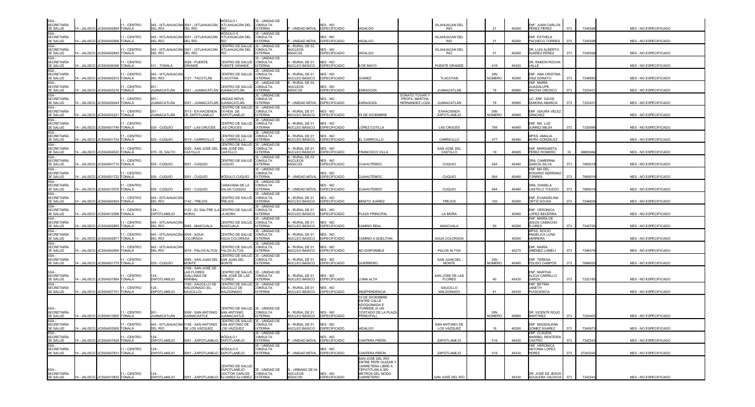| SSA - SECRETARÍA DE SALUD | 14 - JALISCO | JCSSA002854 | 11 - CENTRO TONALÁ | 045 - IXTLAHUACÁN DEL RÍO | 0001 - IXTLAHUACÁN DEL RÍO | MÓDULO I IXTLAHUACÁN DEL RÍO | CE - UNIDAD DE CONSULTA EXTERNA | P - UNIDAD MÓVIL | NES - NO ESPECIFICADO | HIDALGO | | IXLAHUACAN DEL RIO | 21 | 45260 | ENF. JUAN CARLOS PÉREZ PÉREZ | 373 | 7345598 | NES - NO ESPECIFICADO |
|---|---|---|---|---|---|---|---|---|---|---|---|---|---|---|---|---|---|---|
| SSA - SECRETARÍA DE SALUD | 14 - JALISCO | JCSSA002866 | 11 - CENTRO TONALÁ | 045 - IXTLAHUACÁN DEL RÍO | 0001 - IXTLAHUACÁN DEL RÍO | MÓDULO II IXTLAHUACÁN DEL RÍO | CE - UNIDAD DE CONSULTA EXTERNA | P - UNIDAD MÓVIL | NES - NO ESPECIFICADO | HIDALGO | | IXLAHUACAN DEL RIO | 21 | 45260 | ENF. ESTHELA PACHECO TORRES | 373 | 7345598 | NES - NO ESPECIFICADO |
| SSA - SECRETARÍA DE SALUD | 14 - JALISCO | JCSSA002842 | 11 - CENTRO TONALÁ | 045 - IXTLAHUACÁN DEL RÍO | 0001 - IXTLAHUACÁN DEL RÍO | CENTRO DE SALUD IXTLAHUACÁN DEL RÍO | CE - UNIDAD DE CONSULTA EXTERNA | B - RURAL DE 02 NÚCLEOS BÁSICOS | NES - NO ESPECIFICADO | HIDALGO | | IXLAHUACAN DEL RIO | 21 | 45260 | DR. LUIS ALBERTO SUÁREZ PÉREZ | 373 | 7345598 | NES - NO ESPECIFICADO |
| SSA - SECRETARÍA DE SALUD | 14 - JALISCO | JCSSA006366 | 11 - CENTRO TONALÁ | 101 - TONALÁ | 0026 - PUENTE GRANDE | CENTRO DE SALUD PUENTE GRANDE | CE - UNIDAD DE CONSULTA EXTERNA | A - RURAL DE 01 NÚCLEO BÁSICO | NES - NO ESPECIFICADO | 5 DE MAYO | | PUENTE GRANDE | 416 | 45420 | DR. RAMON ROCHA VALLE | | | NES - NO ESPECIFICADO |
| SSA - SECRETARÍA DE SALUD | 14 - JALISCO | JCSSA002912 | 11 - CENTRO TONALÁ | 045 - IXTLAHUACÁN DEL RÍO | 0127 - TACOTLÁN | CENTRO DE SALUD TLACOTÁN | CE - UNIDAD DE CONSULTA EXTERNA | A - RURAL DE 01 NÚCLEO BÁSICO | NES - NO ESPECIFICADO | JUÁREZ | | TLACOTAN | SIN NÚMERO | 45280 | ENF. ANA CRISTINA DIAZ DONATO | 373 | 7346883 | NES - NO ESPECIFICADO |
| SSA - SECRETARÍA DE SALUD | 14 - JALISCO | JCSSA003216 | 11 - CENTRO TONALÁ | 051 - JUANACATLÁN | 0001 - JUANACATLÁN | CENTRO DE SALUD JUANACATLÁN | CE - UNIDAD DE CONSULTA EXTERNA | B - RURAL DE 02 NÚCLEOS BÁSICOS | NES - NO ESPECIFICADO | ZARAGOZA | | JUANACATLAN | 78 | 45880 | ENF. MARÍA GUADALUPE MACÍAS OROSCO | 373 | 7323431 | NES - NO ESPECIFICADO |
| SSA - SECRETARÍA DE SALUD | 14 - JALISCO | JCSSA009244 | 11 - CENTRO TONALÁ | 051 - JUANACATLÁN | 0001 - JUANACATLÁN | UNIDAD MÓVIL JUANACATLÁN | CE - UNIDAD DE CONSULTA EXTERNA | P - UNIDAD MÓVIL | NES - NO ESPECIFICADO | ZARAGOZA | DONATO TOVAR Y PROFA. MARTHA HERNANDEZ LOZA | JUANACATLAN | 78 | 45880 | LIC. ENF. DAVID ZAMORA ABARCA | 373 | 7323431 | NES - NO ESPECIFICADO |
| SSA - SECRETARÍA DE SALUD | 14 - JALISCO | JCSSA003221 | 11 - CENTRO TONALÁ | 051 - JUANACATLÁN | 0013 - EX-HACIENDA DE ZAPOTLANEJO | CENTRO DE SALUD EX-HDA. DE ZAPOTLANEJO | CE - UNIDAD DE CONSULTA EXTERNA | A - RURAL DE 01 NÚCLEO BÁSICO | NES - NO ESPECIFICADO | 19 DE DICIEMBRE | | EXHACIENDA ZAPOTLANEJO | SIN NÚMERO | 45880 | ENF. ISAURA VÉLEZ SÁNCHEZ | | | NES - NO ESPECIFICADO |
| SSA - SECRETARÍA DE SALUD | 14 - JALISCO | JCSSA001746 | 11 - CENTRO TONALÁ | 029 - CUQUÍO | 0027 - LAS CRUCES | CENTRO DE SALUD LAS CRUCES | CE - UNIDAD DE CONSULTA EXTERNA | A - RURAL DE 01 NÚCLEO BÁSICO | NES - NO ESPECIFICADO | LÓPEZ COTILLA | | LAS CRUCES | 756 | 45480 | ENF. MA. LUZ JUÁREZ MEJÍA | 373 | 7320066 | NES - NO ESPECIFICADO |
| SSA - SECRETARÍA DE SALUD | 14 - JALISCO | JCSSA001734 | 11 - CENTRO TONALÁ | 029 - CUQUÍO | 0019 - CARRICILLO | CENTRO DE SALUD EL CARRICILLO | CE - UNIDAD DE CONSULTA EXTERNA | A - RURAL DE 01 NÚCLEO BÁSICO | NES - NO ESPECIFICADO | EL CARRICILLO | | CARRICILLO | 477 | 45480 | MPSS. AMALIA MORA GONZALEZ | | | NES - NO ESPECIFICADO |
| SSA - SECRETARÍA DE SALUD | 14 - JALISCO | JCSSA004522 | 11 - CENTRO TONALÁ | 070 - EL SALTO | 0020 - SAN JOSÉ DEL CASTILLO | CENTRO DE SALUD SAN JOSÉ DEL CASTILLO | CE - UNIDAD DE CONSULTA EXTERNA | A - RURAL DE 01 NÚCLEO BÁSICO | NES - NO ESPECIFICADO | FRANCISCO VILLA | | SAN JOSE DEL CASTILLO | 19 | 45685 | ENF. MARGARITA PÉREZ ROMERO | 33 | 36883464 | NES - NO ESPECIFICADO |
| SSA - SECRETARÍA DE SALUD | 14 - JALISCO | JCSSA001710 | 11 - CENTRO TONALÁ | 029 - CUQUÍO | 0001 - CUQUÍO | CENTRO DE SALUD CUQUÍO | CE - UNIDAD DE CONSULTA EXTERNA | B - RURAL DE 02 NÚCLEOS BÁSICOS | NES - NO ESPECIFICADO | CUAHUTÉMOC | | CUQUIO | 564 | 45480 | DRA. CAMERINA GARCÍA SILVA | 373 | 7965018 | NES - NO ESPECIFICADO |
| SSA - SECRETARÍA DE SALUD | 14 - JALISCO | JCSSA001722 | 11 - CENTRO TONALÁ | 029 - CUQUÍO | 0001 - CUQUÍO | MÓDULO CUQUÍO | CE - UNIDAD DE CONSULTA EXTERNA | P - UNIDAD MÓVIL | NES - NO ESPECIFICADO | CUAHUTÉMOC | | CUQUIO | 564 | 45480 | ENF. MA DEL ROSARIO SERRANO TORRES | 373 | 7965018 | NES - NO ESPECIFICADO |
| SSA - SECRETARÍA DE SALUD | 14 - JALISCO | JCSSA013576 | 11 - CENTRO TONALÁ | 029 - CUQUÍO | 0001 - CUQUÍO | CARAVANA DE LA SALUD CUQUIO | CE - UNIDAD DE CONSULTA EXTERNA | P - UNIDAD MÓVIL | NES - NO ESPECIFICADO | CUAHUTEMOC | | CUQUIO | 564 | 45480 | DRA. DANIELA CASTELO TOLEDO | 373 | 7965018 | NES - NO ESPECIFICADO |
| SSA - SECRETARÍA DE SALUD | 14 - JALISCO | JCSSA002924 | 11 - CENTRO TONALÁ | 045 - IXTLAHUACÁN DEL RÍO | 0142 - TREJOS | CENTRO DE SALUD TREJOS | CE - UNIDAD DE CONSULTA EXTERNA | A - RURAL DE 01 NÚCLEO BÁSICO | NES - NO ESPECIFICADO | BENITO JUÁREZ | | TREJOS | 100 | 45280 | ENF. EVANGELINA ORTIZ SOUSA | 373 | 7346828 | NES - NO ESPECIFICADO |
| SSA - SECRETARÍA DE SALUD | 14 - JALISCO | JCSSA012596 | 11 - CENTRO TONALÁ | 124 - ZAPOTLANEJO | 0122 - EL SALITRE (LA MORA) | CENTRO DE SALUD LA MORA | CE - UNIDAD DE CONSULTA EXTERNA | A - RURAL DE 01 NÚCLEO BÁSICO | NES - NO ESPECIFICADO | PLAZA PRINCIPAL | | LA MORA | | 45460 | ENF. VERONICA LOPEZ BECERRA | | | NES - NO ESPECIFICADO |
| SSA - SECRETARÍA DE SALUD | 14 - JALISCO | JCSSA002883 | 11 - CENTRO TONALÁ | 045 - IXTLAHUACÁN DEL RÍO | 0065 - MASCUALA | CENTRO DE SALUD MASCUALA | CE - UNIDAD DE CONSULTA EXTERNA | A - RURAL DE 01 NÚCLEO BÁSICO | NES - NO ESPECIFICADO | CAMINO REAL | | MASCUALA | 59 | 45280 | ENF. MARÍA DE JESÚS CAMACHO FLORES | 373 | 7345755 | NES - NO ESPECIFICADO |
| SSA - SECRETARÍA DE SALUD | 14 - JALISCO | JCSSA002871 | 11 - CENTRO TONALÁ | 045 - IXTLAHUACÁN DEL RÍO | 0005 - AGUA COLORADA | CENTRO DE SALUD AGUA COLORADA | CE - UNIDAD DE CONSULTA EXTERNA | A - RURAL DE 01 NÚCLEO BÁSICO | NES - NO ESPECIFICADO | CAMINO A QUELITAN | | AGUA COLORADA | | 45260 | MPSS. ROCIO ANGELICA LUNA HERRERA | | | NES - NO ESPECIFICADO |
| SSA - SECRETARÍA DE SALUD | 14 - JALISCO | JCSSA002895 | 11 - CENTRO TONALÁ | 045 - IXTLAHUACÁN DEL RÍO | 0078 - PALOS ALTOS | CENTRO DE SALUD PALOS ALTOS | CE - UNIDAD DE CONSULTA EXTERNA | A - RURAL DE 01 NÚCLEO BÁSICO | NES - NO ESPECIFICADO | NO DISPONIBLE | | PALOS ALTOS | | 45270 | ENF. MARÍA JIMÉNEZ LOMELÍ | 373 | 7346376 | NES - NO ESPECIFICADO |
| SSA - SECRETARÍA DE SALUD | 14 - JALISCO | JCSSA001775 | 11 - CENTRO TONALÁ | 029 - CUQUÍO | 0085 - SAN JUAN DEL MONTE | CENTRO DE SALUD SAN JUAN DEL MONTE | CE - UNIDAD DE CONSULTA EXTERNA | A - RURAL DE 01 NÚCLEO BÁSICO | NES - NO ESPECIFICADO | GUERRERO | | SAN JUAN DEL MONTE | SIN NÚMERO | 45480 | ENF. TERESA PULIDO CAMPOS | 373 | 7966020 | NES - NO ESPECIFICADO |
| SSA - SECRETARÍA DE SALUD | 14 - JALISCO | JCSSA007684 | 11 - CENTRO TONALÁ | 124 - ZAPOTLANEJO | 0168 - SAN JOSÉ DE LAS FLORES (GALLINAS DE ARRIBA) | CENTRO DE SALUD SAN JOSÉ DE LAS FLORES | CE - UNIDAD DE CONSULTA EXTERNA | A - RURAL DE 01 NÚCLEO BÁSICO | NES - NO ESPECIFICADO | LOMA ALTA | | SAN JOSE DE LAS FLORES | 40 | 45430 | ENF. MARTHA ALICIA CARRILLO GARZA | 373 | 7322185 | NES - NO ESPECIFICADO |
| SSA - SECRETARÍA DE SALUD | 14 - JALISCO | JCSSA007701 | 11 - CENTRO TONALÁ | 124 - ZAPOTLANEJO | 0180 - SAUCILLO DE MALDONADO (EL SAUCILLO) | CENTRO DE SALUD SAUCILLO DE MALDONADO | CE - UNIDAD DE CONSULTA EXTERNA | A - RURAL DE 01 NÚCLEO BÁSICO | NES - NO ESPECIFICADO | INDEPENDENCIA | | SAUCILLO MALDONADO | 81 | 45430 | ENF. BETINA JANETH PLASCENCIA | | | NES - NO ESPECIFICADO |
| SSA - SECRETARÍA DE SALUD | 14 - JALISCO | JCSSA013820 | 11 - CENTRO TONALÁ | 051 - JUANACATLÁN | 0008 - SAN ANTONIO JUANACAXTLE | CENTRO DE SALUD SAN ANTONIO JUANACAXTLE | CE - UNIDAD DE CONSULTA EXTERNA | A - RURAL DE 01 NÚCLEO BÁSICO | NES - NO ESPECIFICADO | 19 DE DICIEMBRE ENTRE CALLE ADOQUINADA E TURBIDE (A UN COSTADO DE LA PLAZA PRINCIPAL) | | | SIN NÚMERO | 45880 | DR. VICENTE ROJO MARTÍNEZ | 373 | 7324403 | NES - NO ESPECIFICADO |
| SSA - SECRETARÍA DE SALUD | 14 - JALISCO | JCSSA002900 | 11 - CENTRO TONALÁ | 045 - IXTLAHUACÁN DEL RÍO | 0106 - SAN ANTONIO DE LOS VÁZQUEZ | CENTRO DE SALUD SAN ANTONIO DE LOS VÁZQUEZ | CE - UNIDAD DE CONSULTA EXTERNA | A - RURAL DE 01 NÚCLEO BÁSICO | NES - NO ESPECIFICADO | HIDALGO | | SAN ANTONIO DE LOS VÁZQUEZ | 18 | 45290 | ENF. MAGDALENA GÓMEZ SUÁREZ | 373 | 7345973 | NES - NO ESPECIFICADO |
| SSA - SECRETARÍA DE SALUD | 14 - JALISCO | JCSSA007626 | 11 - CENTRO TONALÁ | 124 - ZAPOTLANEJO | 0001 - ZAPOTLANEJO | MÓDULO I ZAPOTLANEJO | CE - UNIDAD DE CONSULTA EXTERNA | P - UNIDAD MÓVIL | NES - NO ESPECIFICADO | CANTERA PIÑÓN | | ZAPOTLANEJO | 516 | 45430 | ENF. CLAUDIA MARIBEL RENTERÍA CASTRO | 373 | 7342243 | NES - NO ESPECIFICADO |
| SSA - SECRETARÍA DE SALUD | 14 - JALISCO | JCSSA007631 | 11 - CENTRO TONALÁ | 124 - ZAPOTLANEJO | 0001 - ZAPOTLANEJO | MÓDULO II ZAPOTLANEJO | CE - UNIDAD DE CONSULTA EXTERNA | P - UNIDAD MÓVIL | NES - NO ESPECIFICADO | CANTERA PIÑÓN | | ZAPOTLANEJO | 516 | 45430 | ENF. VERONICA ANTONIA LOPEZ PEREZ | 373 | 37342243 | NES - NO ESPECIFICADO |
| SSA - SECRETARÍA DE SALUD | 14 - JALISCO | JCSSA013832 | 11 - CENTRO TONALÁ | 124 - ZAPOTLANEJO | 0001 - ZAPOTLANEJO | CENTRO DE SALUD ZAPOTLANEJO DOCTOR CARLOS ÁLVAREZ ÁLVAREZ | CE - UNIDAD DE CONSULTA EXTERNA | G - URBANO DE 04 NÚCLEOS BÁSICOS | NES - NO ESPECIFICADO | SAN JOSÉ DEL RÍO ENTRE PEPE GUIZAR Y CARRETERA LIBRE A TEPATITLÁN A 300 METROS DEL NODO CARRETERO | | SAN JOSÉ DEL RÍO | | 45430 | DR. JOSÉ DE JESÚS AGUILERA VALDIVIA | 373 | 7342243 | NES - NO ESPECIFICADO |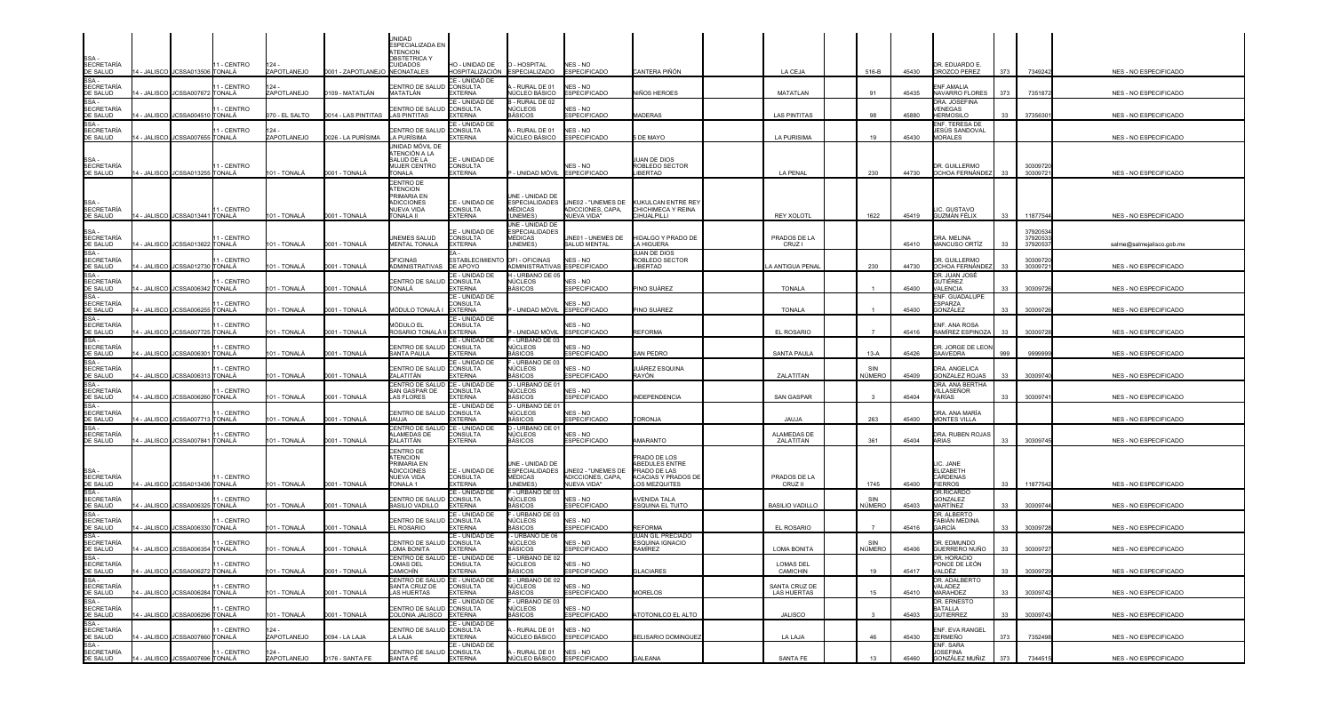| | | | | | | | | | | | | | | | | | | |
|---|---|---|---|---|---|---|---|---|---|---|---|---|---|---|---|---|---|---|
| SSA - SECRETARÍA DE SALUD | 14 - JALISCO | JCSSA013506 | 11 - CENTRO TONALÁ | 124 - ZAPOTLANEJO | 0001 - ZAPOTLANEJO | UNIDAD ESPECIALIZADA EN ATENCION OBSTETRICA Y CUIDADOS NEONATALES | HO - UNIDAD DE HOSPITALIZACIÓN | O - HOSPITAL ESPECIALIZADO | NES - NO ESPECIFICADO | CANTERA PIÑÓN | | LA CEJA | 516-B | 45430 | DR. EDUARDO E. OROZCO PEREZ | 373 | 7349242 | NES - NO ESPECIFICADO |
| SSA - SECRETARÍA DE SALUD | 14 - JALISCO | JCSSA007672 | 11 - CENTRO TONALÁ | 124 - ZAPOTLANEJO | 0109 - MATATLÁN | CENTRO DE SALUD MATATLÁN | CE - UNIDAD DE CONSULTA EXTERNA | A - RURAL DE 01 NÚCLEO BÁSICO | NES - NO ESPECIFICADO | NIÑOS HEROES | | MATATLAN | 91 | 45435 | ENF AMALIA NAVARRO FLORES | 373 | 7351872 | NES - NO ESPECIFICADO |
| SSA - SECRETARÍA DE SALUD | 14 - JALISCO | JCSSA004510 | 11 - CENTRO TONALÁ | 070 - EL SALTO | 0014 - LAS PINTITAS | CENTRO DE SALUD LAS PINTITAS | CE - UNIDAD DE CONSULTA EXTERNA | B - RURAL DE 02 NÚCLEOS BÁSICOS | NES - NO ESPECIFICADO | MADERAS | | LAS PINTITAS | 98 | 45880 | DRA. JOSEFINA VENEGAS HERMOSILLO | 33 | 37356301 | NES - NO ESPECIFICADO |
| SSA - SECRETARÍA DE SALUD | 14 - JALISCO | JCSSA007655 | 11 - CENTRO TONALÁ | 124 - ZAPOTLANEJO | 0026 - LA PURÍSIMA | CENTRO DE SALUD LA PURÍSIMA | CE - UNIDAD DE CONSULTA EXTERNA | A - RURAL DE 01 NÚCLEO BÁSICO | NES - NO ESPECIFICADO | 5 DE MAYO | | LA PURISIMA | 19 | 45430 | ENF. TERESA DE JESÚS SANDOVAL MORALES | | | NES - NO ESPECIFICADO |
| SSA - SECRETARÍA DE SALUD | 14 - JALISCO | JCSSA013255 | 11 - CENTRO TONALÁ | 101 - TONALÁ | 0001 - TONALÁ | UNIDAD MÓVIL DE ATENCIÓN A LA SALUD DE LA MUJER CENTRO TONALA | CE - UNIDAD DE CONSULTA EXTERNA | P - UNIDAD MÓVIL | NES - NO ESPECIFICADO | JUAN DE DIOS ROBLEDO SECTOR LIBERTAD | | LA PENAL | 230 | 44730 | DR. GUILLERMO OCHOA FERNÁNDEZ | 33 | 30309720 30309721 | NES - NO ESPECIFICADO |
| SSA - SECRETARÍA DE SALUD | 14 - JALISCO | JCSSA013441 | 11 - CENTRO TONALÁ | 101 - TONALÁ | 0001 - TONALÁ | CENTRO DE ATENCION PRIMARIA EN ADICCIONES NUEVA VIDA TONALA II | CE - UNIDAD DE CONSULTA EXTERNA | UNE - UNIDAD DE ESPECIALIDADES MÉDICAS (UNEMES) | UNE02 - "UNEMES DE ADICCIONES, CAPA, NUEVA VIDA" | KUKULCAN ENTRE REY CHICHIMECA Y REINA CIHUALPILLI | | REY XOLOTL | 1622 | 45419 | LIC. GUSTAVO GUZMÁN FÉLIX | 33 | 11877544 | NES - NO ESPECIFICADO |
| SSA - SECRETARÍA DE SALUD | 14 - JALISCO | JCSSA013622 | 11 - CENTRO TONALÁ | 101 - TONALÁ | 0001 - TONALÁ | UNEMES SALUD MENTAL TONALA | CE - UNIDAD DE CONSULTA EXTERNA | UNE - UNIDAD DE ESPECIALIDADES MÉDICAS (UNEMES) | UNE01 - UNEMES DE SALUD MENTAL | HIDALGO Y PRADO DE LA HIGUERA | | PRADOS DE LA CRUZ I | | 45410 | DRA. MELINA MANCUSO ORTÍZ | 33 | 37920534 37920533 37920537 | salme@salmejalisco.gob.mx |
| SSA - SECRETARÍA DE SALUD | 14 - JALISCO | JCSSA012730 | 11 - CENTRO TONALÁ | 101 - TONALÁ | 0001 - TONALÁ | OFICINAS ADMINISTRATIVAS | EA - ESTABLECIMIENTO DE APOYO | OFI - OFICINAS ADMINISTRATIVAS | NES - NO ESPECIFICADO | JUAN DE DIOS ROBLEDO SECTOR LIBERTAD | | LA ANTIGUA PENAL | 230 | 44730 | DR. GUILLERMO OCHOA FERNÁNDEZ | 33 | 30309720 30309721 | NES - NO ESPECIFICADO |
| SSA - SECRETARÍA DE SALUD | 14 - JALISCO | JCSSA006342 | 11 - CENTRO TONALÁ | 101 - TONALÁ | 0001 - TONALÁ | CENTRO DE SALUD TONALÁ | CE - UNIDAD DE CONSULTA EXTERNA | H - URBANO DE 05 NÚCLEOS BÁSICOS | NES - NO ESPECIFICADO | PINO SUÁREZ | | TONALA | 1 | 45400 | DR. JUAN JOSÉ GUTIÉRREZ VALENCIA | 33 | 30309726 | NES - NO ESPECIFICADO |
| SSA - SECRETARÍA DE SALUD | 14 - JALISCO | JCSSA006255 | 11 - CENTRO TONALÁ | 101 - TONALÁ | 0001 - TONALÁ | MÓDULO TONALÁ I | CE - UNIDAD DE CONSULTA EXTERNA | P - UNIDAD MÓVIL | NES - NO ESPECIFICADO | PINO SUÁREZ | | TONALA | 1 | 45400 | ENF. GUADALUPE ESPARZA GONZÁLEZ | 33 | 30309726 | NES - NO ESPECIFICADO |
| SSA - SECRETARÍA DE SALUD | 14 - JALISCO | JCSSA007725 | 11 - CENTRO TONALÁ | 101 - TONALÁ | 0001 - TONALÁ | MÓDULO EL ROSARIO TONALÁ II | CE - UNIDAD DE CONSULTA EXTERNA | P - UNIDAD MÓVIL | NES - NO ESPECIFICADO | REFORMA | | EL ROSARIO | 7 | 45416 | ENF. ANA ROSA RAMÍREZ ESPINOZA | 33 | 30309728 | NES - NO ESPECIFICADO |
| SSA - SECRETARÍA DE SALUD | 14 - JALISCO | JCSSA006301 | 11 - CENTRO TONALÁ | 101 - TONALÁ | 0001 - TONALÁ | CENTRO DE SALUD SANTA PAULA | CE - UNIDAD DE CONSULTA EXTERNA | F - URBANO DE 03 NÚCLEOS BÁSICOS | NES - NO ESPECIFICADO | SAN PEDRO | | SANTA PAULA | 13-A | 45426 | DR. JORGE DE LEON SAAVEDRA | 999 | 9999999 | NES - NO ESPECIFICADO |
| SSA - SECRETARÍA DE SALUD | 14 - JALISCO | JCSSA006313 | 11 - CENTRO TONALÁ | 101 - TONALÁ | 0001 - TONALÁ | CENTRO DE SALUD ZALATITÁN | CE - UNIDAD DE CONSULTA EXTERNA | F - URBANO DE 03 NÚCLEOS BÁSICOS | NES - NO ESPECIFICADO | JUÁREZ ESQUINA RAYÓN | | ZALATITAN | SIN NÚMERO | 45409 | DRA. ANGELICA GONZALEZ ROJAS | 33 | 30309740 | NES - NO ESPECIFICADO |
| SSA - SECRETARÍA DE SALUD | 14 - JALISCO | JCSSA006260 | 11 - CENTRO TONALÁ | 101 - TONALÁ | 0001 - TONALÁ | CENTRO DE SALUD SAN GASPAR DE LAS FLORES | CE - UNIDAD DE CONSULTA EXTERNA | D - URBANO DE 01 NÚCLEOS BÁSICOS | NES - NO ESPECIFICADO | INDEPENDENCIA | | SAN GASPAR | 3 | 45404 | DRA. ANA BERTHA VILLASEÑOR FARÍAS | 33 | 30309741 | NES - NO ESPECIFICADO |
| SSA - SECRETARÍA DE SALUD | 14 - JALISCO | JCSSA007713 | 11 - CENTRO TONALÁ | 101 - TONALÁ | 0001 - TONALÁ | CENTRO DE SALUD JAUJA | CE - UNIDAD DE CONSULTA EXTERNA | D - URBANO DE 01 NÚCLEOS BÁSICOS | NES - NO ESPECIFICADO | TORONJA | | JAUJA | 263 | 45400 | DRA. ANA MARÍA MONTES VILLA | | | NES - NO ESPECIFICADO |
| SSA - SECRETARÍA DE SALUD | 14 - JALISCO | JCSSA007841 | 11 - CENTRO TONALÁ | 101 - TONALÁ | 0001 - TONALÁ | CENTRO DE SALUD ALAMEDAS DE ZALATITÁN | CE - UNIDAD DE CONSULTA EXTERNA | D - URBANO DE 01 NÚCLEOS BÁSICOS | NES - NO ESPECIFICADO | AMARANTO | | ALAMEDAS DE ZALATITAN | 361 | 45404 | DRA. RUBEN ROJAS ARIAS | 33 | 30309745 | NES - NO ESPECIFICADO |
| SSA - SECRETARÍA DE SALUD | 14 - JALISCO | JCSSA013436 | 11 - CENTRO TONALÁ | 101 - TONALÁ | 0001 - TONALÁ | CENTRO DE ATENCION PRIMARIA EN ADICCIONES NUEVA VIDA TONALA 1 | CE - UNIDAD DE CONSULTA EXTERNA | UNE - UNIDAD DE ESPECIALIDADES MÉDICAS (UNEMES) | UNE02 - "UNEMES DE ADICCIONES, CAPA, NUEVA VIDA" | PRADO DE LOS ABEDULES ENTRE PRADO DE LAS ACACIAS Y PRADOS DE LOS MEZQUITES | | PRADOS DE LA CRUZ II | 1745 | 45400 | LIC. JANE ELIZABETH CÁRDENAS FIERROS | 33 | 11877542 | NES - NO ESPECIFICADO |
| SSA - SECRETARÍA DE SALUD | 14 - JALISCO | JCSSA006325 | 11 - CENTRO TONALÁ | 101 - TONALÁ | 0001 - TONALÁ | CENTRO DE SALUD BASILIO VADILLO | CE - UNIDAD DE CONSULTA EXTERNA | F - URBANO DE 03 NÚCLEOS BÁSICOS | NES - NO ESPECIFICADO | AVENIDA TALA ESQUINA EL TUITO | | BASILIO VADILLO | SIN NÚMERO | 45403 | DR.RICARDO GONZALEZ MARTÍNEZ | 33 | 30309744 | NES - NO ESPECIFICADO |
| SSA - SECRETARÍA DE SALUD | 14 - JALISCO | JCSSA006330 | 11 - CENTRO TONALÁ | 101 - TONALÁ | 0001 - TONALÁ | CENTRO DE SALUD EL ROSARIO | CE - UNIDAD DE CONSULTA EXTERNA | F - URBANO DE 03 NÚCLEOS BÁSICOS | NES - NO ESPECIFICADO | REFORMA | | EL ROSARIO | 7 | 45416 | DR. ALBERTO FABIÁN MEDINA GARCÍA | 33 | 30309728 | NES - NO ESPECIFICADO |
| SSA - SECRETARÍA DE SALUD | 14 - JALISCO | JCSSA006354 | 11 - CENTRO TONALÁ | 101 - TONALÁ | 0001 - TONALÁ | CENTRO DE SALUD LOMA BONITA | CE - UNIDAD DE CONSULTA EXTERNA | I - URBANO DE 06 NÚCLEOS BÁSICOS | NES - NO ESPECIFICADO | JUAN GIL PRECIADO ESQUINA IGNACIO RAMÍREZ | | LOMA BONITA | SIN NÚMERO | 45406 | DR. EDMUNDO GUERRERO NUÑO | 33 | 30309727 | NES - NO ESPECIFICADO |
| SSA - SECRETARÍA DE SALUD | 14 - JALISCO | JCSSA006272 | 11 - CENTRO TONALÁ | 101 - TONALÁ | 0001 - TONALÁ | CENTRO DE SALUD LOMAS DEL CAMICHÍN | CE - UNIDAD DE CONSULTA EXTERNA | E - URBANO DE 02 NÚCLEOS BÁSICOS | NES - NO ESPECIFICADO | GLACIARES | | LOMAS DEL CAMICHIN | 19 | 45417 | DR. HORACIO PONCE DE LEÓN VALDÉZ | 33 | 30309729 | NES - NO ESPECIFICADO |
| SSA - SECRETARÍA DE SALUD | 14 - JALISCO | JCSSA006284 | 11 - CENTRO TONALÁ | 101 - TONALÁ | 0001 - TONALÁ | CENTRO DE SALUD SANTA CRUZ DE LAS HUERTAS | CE - UNIDAD DE CONSULTA EXTERNA | E - URBANO DE 02 NÚCLEOS BÁSICOS | NES - NO ESPECIFICADO | MORELOS | | SANTA CRUZ DE LAS HUERTAS | 15 | 45410 | DR. ADALBERTO VALADEZ MARAVIDEZ | 33 | 30309742 | NES - NO ESPECIFICADO |
| SSA - SECRETARÍA DE SALUD | 14 - JALISCO | JCSSA006296 | 11 - CENTRO TONALÁ | 101 - TONALÁ | 0001 - TONALÁ | CENTRO DE SALUD COLONIA JALISCO | CE - UNIDAD DE CONSULTA EXTERNA | F - URBANO DE 03 NÚCLEOS BÁSICOS | NES - NO ESPECIFICADO | ATOTONILCO EL ALTO | | JALISCO | 3 | 45403 | DR. ERNESTO BATALLA GUTIERREZ | 33 | 30309743 | NES - NO ESPECIFICADO |
| SSA - SECRETARÍA DE SALUD | 14 - JALISCO | JCSSA007660 | 11 - CENTRO TONALÁ | 124 - ZAPOTLANEJO | 0094 - LA LAJA | CENTRO DE SALUD LA LAJA | CE - UNIDAD DE CONSULTA EXTERNA | A - RURAL DE 01 NÚCLEO BÁSICO | NES - NO ESPECIFICADO | BELISARIO DOMINGUEZ | | LA LAJA | 46 | 45430 | ENF. EVA RANGEL ZERMEÑO | 373 | 7352498 | NES - NO ESPECIFICADO |
| SSA - SECRETARÍA DE SALUD | 14 - JALISCO | JCSSA007696 | 11 - CENTRO TONALÁ | 124 - ZAPOTLANEJO | 0176 - SANTA FE | CENTRO DE SALUD SANTA FÉ | CE - UNIDAD DE CONSULTA EXTERNA | A - RURAL DE 01 NÚCLEO BÁSICO | NES - NO ESPECIFICADO | GALEANA | | SANTA FE | 13 | 45460 | ENF. SARA JOSEFINA GONZÁLEZ MUÑIZ | 373 | 7344515 | NES - NO ESPECIFICADO |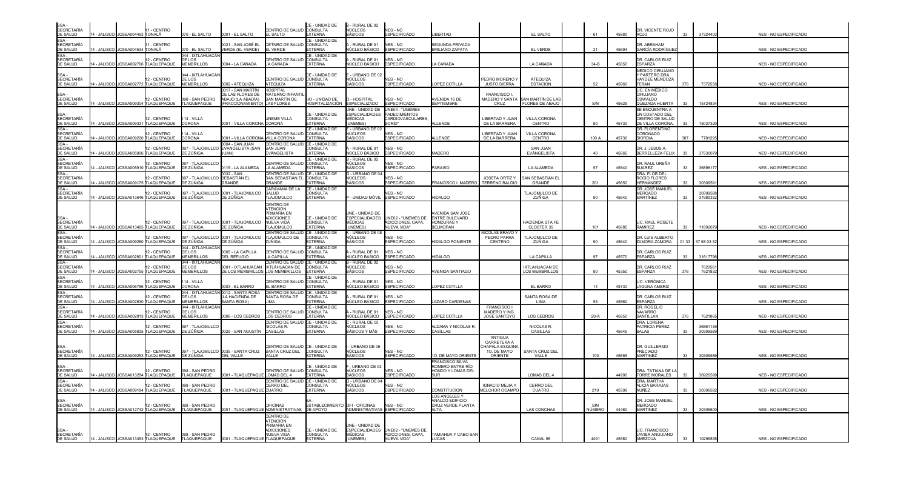| | | | | | | | | | | | | | | | | | | | |
|---|---|---|---|---|---|---|---|---|---|---|---|---|---|---|---|---|---|---|---|
| SSA - SECRETARÍA DE SALUD | 14 - JALISCO | JCSSA004493 | 11 - CENTRO TONALÁ | 070 - EL SALTO | 0001 - EL SALTO | CENTRO DE SALUD EL SALTO | CE - UNIDAD DE CONSULTA EXTERNA | B - RURAL DE 02 NÚCLEOS BÁSICOS | NES - NO ESPECIFICADO | LIBERTAD | | EL SALTO | 61 | 45880 | DR. VICENTE ROJO ROJO | 33 | 37324403 | | NES - NO ESPECIFICADO |
| SSA - SECRETARÍA DE SALUD | 14 - JALISCO | JCSSA004534 | 11 - CENTRO TONALÁ | 070 - EL SALTO | 0021 - SAN JOSÉ EL VERDE (EL VERDE) | CETNRO DE SALUD EL VERDE | CE - UNIDAD DE CONSULTA EXTERNA | A - RURAL DE 01 NÚCLEO BÁSICO | NES - NO ESPECIFICADO | SEGUNDA PRIVADA EMILIANO ZAPATA | | EL VERDE | 21 | 45694 | DR. ABRAHAM GARCÍA RODRÍGUEZ | | | | NES - NO ESPECIFICADO |
| SSA - SECRETARÍA DE SALUD | 14 - JALISCO | JCSSA002796 | 12 - CENTRO TLAQUEPAQUE | 044 - IXTLAHUACÁN DE LOS MEMBRILLOS | 0004 - LA CAÑADA | CENTRO DE SALUD LA CAÑADA | CE - UNIDAD DE CONSULTA EXTERNA | A - RURAL DE 01 NÚCLEO BÁSICO | NES - NO ESPECIFICADO | LA CAÑADA | | LA CAÑADA | 34-B | 45850 | DR. CARLOS RUIZ ESPARZA | | | | NES - NO ESPECIFICADO |
| SSA - SECRETARÍA DE SALUD | 14 - JALISCO | JCSSA002772 | 12 - CENTRO TLAQUEPAQUE | 044 - IXTLAHUACÁN DE LOS MEMBRILLOS | 0002 - ATEQUIZA | CENTRO DE SALUD ATEQUIZA | CE - UNIDAD DE CONSULTA EXTERNA | E - URBANO DE 02 NÚCLEOS BÁSICOS | NES - NO ESPECIFICADO | LOPEZ COTILLA | PEDRO MORENO Y JUSTO SIERRA | ATEQUIZA ESTACION | 52 | 45860 | MEDICO CIRUJANO Y PARTERO DRA. HAYDEE MENDOZA TERAN | 376 | 7372558 | | NES - NO ESPECIFICADO |
| SSA - SECRETARÍA DE SALUD | 14 - JALISCO | JCSSA009304 | 12 - CENTRO TLAQUEPAQUE | 098 - SAN PEDRO TLAQUEPAQUE | 0017 - SAN MARTÍN DE LAS FLORES DE ABAJO (LA ABADÍA) [FRACCIONAMIENTO] | HOSPITAL MATERNO INFANTIL SAN MARTÍN DE LAS FLORES | HO - UNIDAD DE HOSPITALIZACIÓN | O - HOSPITAL ESPECIALIZADO | NES - NO ESPECIFICADO | AVENIDA 16 DE SEPTIEMBRE | FRANCISCO I. MADERO Y SANTA CRUZ | SAN MARTÍN DE LAS FLORES DE ABAJO | S/N | 45629 | LIC. EN MÉDICO CIRUJANO OSWALDO QUEZADA HUERTA | 33 | 15724834 | | NES - NO ESPECIFICADO |
| SSA - SECRETARÍA DE SALUD | 14 - JALISCO | JCSSA009331 | 12 - CENTRO TLAQUEPAQUE | 114 - VILLA CORONA | 0001 - VILLA CORONA | UNEME VILLA CORONA | CE - UNIDAD DE CONSULTA EXTERNA | UNE - UNIDAD DE ESPECIALIDADES MÉDICAS (UNEMES) | UNE04 - "UNEMES PADECIMIENTOS CARDIOVASCULARES, SORID" | ALLENDE | LIBERTAD Y JUAN DE LA BARRERA | VILLA CORONA CENTRO | 80 | 45730 | SE ENCUENTRA A UN COSTADO DEL CENTRO DE SALUD DE VILLA CORONA. | 33 | 15037320 | | NES - NO ESPECIFICADO |
| SSA - SECRETARÍA DE SALUD | 14 - JALISCO | JCSSA009220 | 12 - CENTRO TLAQUEPAQUE | 114 - VILLA CORONA | 0001 - VILLA CORONA | CENTRO DE SALUD VILLA CORONA | CE - UNIDAD DE CONSULTA EXTERNA | E - URBANO DE 02 NÚCLEOS BÁSICOS | NES - NO ESPECIFICADO | ALLENDE | LIBERTAD Y JUAN DE LA BARRERA | VILLA CORONA CENTRO | 100 A | 45730 | DR. FLORENTINO CORONADO SIORDIA | 387 | 7781295 | | NES - NO ESPECIFICADO |
| SSA - SECRETARÍA DE SALUD | 14 - JALISCO | JCSSA005806 | 12 - CENTRO TLAQUEPAQUE | 097 - TLAJOMULCO DE ZÚÑIGA | 0004 - SAN JUAN EVANGELISTA (SAN JUAN) | CENTRO DE SALUD SAN JUAN EVÁNGELISTA | CE - UNIDAD DE CONSULTA EXTERNA | A - RURAL DE 01 NÚCLEO BÁSICO | NES - NO ESPECIFICADO | MADERO | | SAN JUAN EVÁNGELISTA | 40 | 45665 | DR. J. JESUS A. BERRELLEZA FELIX | 33 | 37530079 | | NES - NO ESPECIFICADO |
| SSA - SECRETARÍA DE SALUD | 14 - JALISCO | JCSSA005910 | 12 - CENTRO TLAQUEPAQUE | 097 - TLAJOMULCO DE ZÚÑIGA | 0115 - LA ALAMEDA | CENTRO DE SALUD LA ALAMEDA | CE - UNIDAD DE CONSULTA EXTERNA | B - RURAL DE 02 NÚCLEOS BÁSICOS | NES - NO ESPECIFICADO | PARAISO | | LA ALAMEDA | 57 | 45640 | DR. RAUL UREÑA SUAREZ | 33 | 36898177 | | NES - NO ESPECIFICADO |
| SSA - SECRETARÍA DE SALUD | 14 - JALISCO | JCSSA009175 | 12 - CENTRO TLAQUEPAQUE | 097 - TLAJOMULCO DE ZÚÑIGA | 0032 - SAN SEBASTIÁN EL GRANDE | CENTRO DE SALUD SAN SEBASTIÁN EL GRANDE | CE - UNIDAD DE CONSULTA EXTERNA | G - URBANO DE 04 NÚCLEOS BÁSICOS | NES - NO ESPECIFICADO | FRANCISCO I. MADERO | JOSEFA ORTÍZ Y TERRENO BALDIO | SAN SEBASTIÁN EL GRANDE | 201 | 45650 | DRA. FLOR DEL ROCÍO FLORES HERNÁNDEZ | 33 | 30309591 | | NES - NO ESPECIFICADO |
| SSA - SECRETARÍA DE SALUD | 14 - JALISCO | JCSSA013646 | 12 - CENTRO TLAQUEPAQUE | 097 - TLAJOMULCO DE ZÚÑIGA | 0001 - TLAJOMULCO DE ZÚÑIGA | CARAVANA DE LA SALUD TLAJOMULCO | CE - UNIDAD DE CONSULTA EXTERNA | P - UNIDAD MÓVIL | NES - NO ESPECIFICADO | HIDALGO | | TLAJOMULCO DE ZUÑIGA | 90 | 45640 | DR. JOSÉ MANUEL MERCADO MARTÍNEZ | 33 | 30309588 37980332 | | NES - NO ESPECIFICADO |
| SSA - SECRETARÍA DE SALUD | 14 - JALISCO | JCSSA013465 | 12 - CENTRO TLAQUEPAQUE | 097 - TLAJOMULCO DE ZÚÑIGA | 0001 - TLAJOMULCO DE ZÚÑIGA | CENTRO DE ATENCIÓN PRIMARIA EN ADICCIONES NUEVA VIDA TLAJOMULCO | CE - UNIDAD DE CONSULTA EXTERNA | UNE - UNIDAD DE ESPECIALIDADES MÉDICAS (UNEMES) | UNE02 - "UNEMES DE ADICCIONES, CAPA, NUEVA VIDA" | AVENIDA SAN JOSE ENTRE BULEVARD HONDURAS Y BELMOPAN | | HACIENDA STA FE CLOSTER 35 | 101 | 45685 | LIC. RAUL ROSETE RAMIREZ | 33 | 11892079 | | NES - NO ESPECIFICADO |
| SSA - SECRETARÍA DE SALUD | 14 - JALISCO | JCSSA009280 | 12 - CENTRO TLAQUEPAQUE | 097 - TLAJOMULCO DE ZÚÑIGA | 0001 - TLAJOMULCO DE ZÚÑIGA | CENTRO DE SALUD TLAJOMULCO DE ZÚÑIGA | CE - UNIDAD DE CONSULTA EXTERNA | K - URBANO DE 08 NÚCLEOS BÁSICOS | NES - NO ESPECIFICADO | HIDALGO PONIENTE | NICOLAS BRAVO Y PEDRO PARRA CENTENO | TLAJOMULCO DE ZUÑIGA | 90 | 45640 | DR. LUIS ALBERTO ZAMORA ZAMORA | 01 33 | 37 98 03 32 | | NES - NO ESPECIFICADO |
| SSA - SECRETARÍA DE SALUD | 14 - JALISCO | JCSSA002801 | 12 - CENTRO TLAQUEPAQUE | 044 - IXTLAHUACÁN DE LOS MEMBRILLOS | 0005 - LA CAPILLA DEL REFUGIO | CENTRO DE SALUD LA CAPILLA | CE - UNIDAD DE CONSULTA EXTERNA | A - RURAL DE 01 NÚCLEO BÁSICO | NES - NO ESPECIFICADO | HIDALGO | | LA CAPILLA | 97 | 45570 | DR. CARLOS RUIZ ESPARZA | 33 | 31617796 | | NES - NO ESPECIFICADO |
| SSA - SECRETARÍA DE SALUD | 14 - JALISCO | JCSSA002755 | 12 - CENTRO TLAQUEPAQUE | 044 - IXTLAHUACÁN DE LOS MEMBRILLOS | 0001 - IXTLAHUACÁN DE LOS MEMBRILLOS | CENTRO DE SALUD IXTLÁHUACAN DE LOS MEMBRILLOS | CE - UNIDAD DE CONSULTA EXTERNA | B - RURAL DE 02 NÚCLEOS BÁSICOS | NES - NO ESPECIFICADO | AVENIDA SANTIAGO | | IXTLAHUACAN DE LOS MEMBRILLOS | 80 | 45350 | DR. CARLOS RUIZ ESPARZA | 376 | 7620561 7621832 | | NES - NO ESPECIFICADO |
| SSA - SECRETARÍA DE SALUD | 14 - JALISCO | JCSSA006786 | 12 - CENTRO TLAQUEPAQUE | 114 - VILLA CORONA | 0003 - EL BARRO | CENTRO DE SALUD EL BARRO | CE - UNIDAD DE CONSULTA EXTERNA | A - RURAL DE 01 NÚCLEO BÁSICO | NES - NO ESPECIFICADO | LOPEZ COTILLA | | EL BARRO | 14 | 45730 | LIC. VERÓNICA LAGUNA AMBRIZ | | | | NES - NO ESPECIFICADO |
| SSA - SECRETARÍA DE SALUD | 14 - JALISCO | JCSSA002830 | 12 - CENTRO TLAQUEPAQUE | 044 - IXTLAHUACÁN DE LOS MEMBRILLOS | 0012 - SANTA ROSA (LA HACIENDA DE SANTA ROSA) | CENTRO DE SALUD SANTA ROSA DE LIMA | CE - UNIDAD DE CONSULTA EXTERNA | A - RURAL DE 01 NÚCLEO BÁSICO | NES - NO ESPECIFICADO | LAZARO CARDENAS | | SANTA ROSA DE LIMA | 55 | 45860 | DR. CARLOS RUIZ ESPARZA | | | | NES - NO ESPECIFICADO |
| SSA - SECRETARÍA DE SALUD | 14 - JALISCO | JCSSA002813 | 12 - CENTRO TLAQUEPAQUE | 044 - IXTLAHUACÁN DE LOS MEMBRILLOS | 0006 - LOS CEDROS | CENTRO DE SALUD LOS CEDROS | CE - UNIDAD DE CONSULTA EXTERNA | A - RURAL DE 01 NÚCLEO BÁSICO | NES - NO ESPECIFICADO | LOPEZ COTILLA | FRANCISCO I MADERO Y ING. JOSE SANTOYO | LOS CEDROS | 20-A | 45850 | DR. ROGELIO NAVARRO SANTILLAN | 376 | 7621865 | | NES - NO ESPECIFICADO |
| SSA - SECRETARÍA DE SALUD | 14 - JALISCO | JCSSA005835 | 12 - CENTRO TLAQUEPAQUE | 097 - TLAJOMULCO DE ZÚÑIGA | 0025 - SAN AGUSTÍN | CENTRO DE SALUD NICOLÁS R. CASILLAS | CE - UNIDAD DE CONSULTA EXTERNA | C - RURAL DE 03 NÚCLEOS BÁSICOS Y MÁS | NES - NO ESPECIFICADO | ALDAMA Y NICOLAS R. CASILLAS | | NICOLAS R. CASILLAS | | 45645 | DRA. LORENA PATRICIA PEREZ SALAS | 33 | 36861139 30309589 | | NES - NO ESPECIFICADO |
| SSA - SECRETARÍA DE SALUD | 14 - JALISCO | JCSSA009253 | 12 - CENTRO TLAQUEPAQUE | 097 - TLAJOMULCO DE ZÚÑIGA | 0035 - SANTA CRUZ DEL VALLE | CENTRO DE SALUD SANTA CRUZ DEL VALLE | CE - UNIDAD DE CONSULTA EXTERNA | I - URBANO DE 06 NÚCLEOS BÁSICOS | NES - NO ESPECIFICADO | 1O. DE MAYO ORIENTE | ANTIGUA CARRETERA A CHAPALA ESQUINA 1O. DE MAYO ORIENTE | SANTA CRUZ DEL VALLE | 100 | 45655 | DR. GUILLERMO PRECIADO MARTINEZ | 33 | 30309589 | | NES - NO ESPECIFICADO |
| SSA - SECRETARÍA DE SALUD | 14 - JALISCO | JCSSA013284 | 12 - CENTRO TLAQUEPAQUE | 098 - SAN PEDRO TLAQUEPAQUE | 0001 - TLAQUEPAQUE | CENTRO DE SALUD LOMAS DEL 4 | CE - UNIDAD DE CONSULTA EXTERNA | F - URBANO DE 03 NÚCLEOS BÁSICOS | NES - NO ESPECIFICADO | FRANCISCO SILVA ROMERO ENTRE RÍO HONDO Y LOMAS DEL SUR | | LOMAS DEL 4 | | 44990 | DRA. TATIANA DE LA TORRE MORALES | 33 | 36920599 | | NES - NO ESPECIFICADO |
| SSA - SECRETARÍA DE SALUD | 14 - JALISCO | JCSSA009184 | 12 - CENTRO TLAQUEPAQUE | 098 - SAN PEDRO TLAQUEPAQUE | 0001 - TLAQUEPAQUE | CENTRO DE SALUD CERRO DEL CUATRO | CE - UNIDAD DE CONSULTA EXTERNA | G - URBANO DE 04 NÚCLEOS BÁSICOS | NES - NO ESPECIFICADO | CONSTITUCION | IGNACIO MEJIA Y MELCHOR OCAMPO | CERRO DEL CUATRO | 210 | 45599 | DRA. MARTHA ALICIA BARAJAS NUÑEZ | 33 | 30309582 | | NES - NO ESPECIFICADO |
| SSA - SECRETARÍA DE SALUD | 14 - JALISCO | JCSSA012742 | 12 - CENTRO TLAQUEPAQUE | 098 - SAN PEDRO TLAQUEPAQUE | 0001 - TLAQUEPAQUE | OFICINAS ADMINISTRATIVAS | EA - ESTABLECIMIENTO DE APOYO | OFI - OFICINAS ADMINISTRATIVAS | NES - NO ESPECIFICADO | LOS ANGELES Y ANALCO EDIFICIO CRUZ VERDE PLANTA ALTA | | LAS CONCHAS | SIN NÚMERO | 44460 | DR. JOSE MANUEL MERCADO MARTINEZ | 33 | 30305600 | | NES - NO ESPECIFICADO |
| SSA - SECRETARÍA DE SALUD | 14 - JALISCO | JCSSA013453 | 12 - CENTRO TLAQUEPAQUE | 098 - SAN PEDRO TLAQUEPAQUE | 0001 - TLAQUEPAQUE | CENTRO DE ATENCIÓN PRIMARIA EN ADICCIONES NUEVA VIDA TLAQUEPAQUE | CE - UNIDAD DE CONSULTA EXTERNA | UNE - UNIDAD DE ESPECIALIDADES MÉDICAS (UNEMES) | UNE02 - "UNEMES DE ADICCIONES, CAPA, NUEVA VIDA" | TAMIAHUA Y CABO SAN LUCAS | | CANAL 58 | 4491 | 45580 | LIC. FRANCISCO JAVIER ANGUIANO AMEZCUA | 33 | 10296895 | | NES - NO ESPECIFICADO |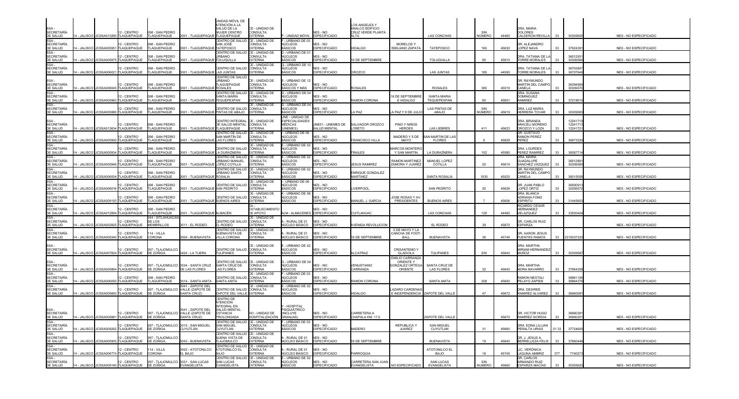| SSA - SECRETARÍA DE SALUD | 14 - JALISCO | JCSSA013260 | 12 - CENTRO TLAQUEPAQUE | 098 - SAN PEDRO TLAQUEPAQUE | 0001 - TLAQUEPAQUE | UNIDAD MÓVIL DE ATENCIÓN A LA SALUD DE LA MUJER CENTRO TLAQUEPAQUE | CE - UNIDAD DE CONSULTA EXTERNA | P - UNIDAD MÓVIL | NES - NO ESPECIFICADO | LOS ANGELES Y ANALCO EDIFICIO CRUZ VERDE PLANTA ALTA | | LAS CONCHAS | SIN NÚMERO | 44460 | DRA. MARIA DOLORES CALDERON REVILLA | 33 | 30305600 | NES - NO ESPECIFICADO |
|---|---|---|---|---|---|---|---|---|---|---|---|---|---|---|---|---|---|---|
| SSA - SECRETARÍA DE SALUD | 14 - JALISCO | JCSSA005951 | 12 - CENTRO TLAQUEPAQUE | 098 - SAN PEDRO TLAQUEPAQUE | 0001 - TLAQUEPAQUE | CENTRO DE SALUD SAN JOSÉ TATEPOSCO | CE - UNIDAD DE CONSULTA EXTERNA | F - URBANO DE 03 NÚCLEOS BÁSICOS | NES - NO ESPECIFICADO | HIDALGO | MORELOS Y EMILIANO ZAPATA | TATEPOSCO | 165 | 45630 | DR. ALEJANDRO LOPEZ NAVA | 33 | 37924391 | NES - NO ESPECIFICADO |
| SSA - SECRETARÍA DE SALUD | 14 - JALISCO | JCSSA005975 | 12 - CENTRO TLAQUEPAQUE | 098 - SAN PEDRO TLAQUEPAQUE | 0001 - TLAQUEPAQUE | CENTRO DE SALUD URBANO TOLUQUILLA | CE - UNIDAD DE CONSULTA EXTERNA | D - URBANO DE 01 NÚCLEOS BÁSICOS | NES - NO ESPECIFICADO | 16 DE SEPTIEMBRE | | TOLUQUILLA | 90 | 45610 | DRA. TATIANA DE LA TORRE MORALES | 33 | 36012931 30309584 | NES - NO ESPECIFICADO |
| SSA - SECRETARÍA DE SALUD | 14 - JALISCO | JCSSA006021 | 12 - CENTRO TLAQUEPAQUE | 098 - SAN PEDRO TLAQUEPAQUE | 0001 - TLAQUEPAQUE | CENTRO DE SALUD LAS JUNTAS | CE - UNIDAD DE CONSULTA EXTERNA | Q - URBANO DE 10 NÚCLEOS BÁSICOS | NES - NO ESPECIFICADO | OROZCO | | LAS JUNTAS | 185 | 44590 | DRA. TATIANA DE LA TORRE MORALES | 33 | 36703847 36707646 | NES - NO ESPECIFICADO |
| SSA - SECRETARÍA DE SALUD | 14 - JALISCO | JCSSA006045 | 12 - CENTRO TLAQUEPAQUE | 098 - SAN PEDRO TLAQUEPAQUE | 0001 - TLAQUEPAQUE | CENTRO DE SALUD URBANO TLAQUEPAQUE ROSALES | CE - UNIDAD DE CONSULTA EXTERNA | S - URBANO DE 12 NÚCLEOS BÁSICOS Y MÁS | NES - NO ESPECIFICADO | ROSALES | | ROSALES | 385 | 45519 | DR. RAYMUNDO MARTIN DEL CAMPO CANELA | 33 | 36394569 30309570 | NES - NO ESPECIFICADO |
| SSA - SECRETARÍA DE SALUD | 14 - JALISCO | JCSSA005963 | 12 - CENTRO TLAQUEPAQUE | 098 - SAN PEDRO TLAQUEPAQUE | 0001 - TLAQUEPAQUE | CENTRO DE SALUD SANTA MARÍA TEQUEPEXPAN | CE - UNIDAD DE CONSULTA EXTERNA | G - URBANO DE 04 NÚCLEOS BÁSICOS | NES - NO ESPECIFICADO | RAMON CORONA | 16 DE SEPTIEMBRE E HIDALGO | SANTA MARIA TEQUEPEXPAN | 65 | 45601 | DRA. SUSANA DOMINGUEZ RAMIREZ | 33 | 37218610 | NES - NO ESPECIFICADO |
| SSA - SECRETARÍA DE SALUD | 14 - JALISCO | JCSSA005980 | 12 - CENTRO TLAQUEPAQUE | 098 - SAN PEDRO TLAQUEPAQUE | 0001 - TLAQUEPAQUE | CENTRO DE SALUD PINTAS DE ABAJO | CE - UNIDAD DE CONSULTA EXTERNA | G - URBANO DE 04 NÚCLEOS BÁSICOS | NES - NO ESPECIFICADO | LA PAZ | LA PAZ Y 8 DE JULIO | LAS PINTAS DE ABAJO | SIN NÚMERO | 45619 | DRA. LUZ MARIA HERRERA TOVAR | 33 | 30309583 | NES - NO ESPECIFICADO |
| SSA - SECRETARÍA DE SALUD | 14 - JALISCO | JCSSA013634 | 12 - CENTRO TLAQUEPAQUE | 098 - SAN PEDRO TLAQUEPAQUE | 0001 - TLAQUEPAQUE | CENTRO INTEGRAL DE SALUD MENTAL TLAQUEPAQUE | CE - UNIDAD DE CONSULTA EXTERNA | UNE - UNIDAD DE ESPECIALIDADES MÉDICAS (UNEMES) | UNE01 - UNEMES DE SALUD MENTAL | SALVADOR OROZCO LORETO | PINO Y NIÑOS HEROES | LAS LIEBRES | 411 | 45623 | DRA. BRIANDA ARACELI MORENO OROZCO Y LOZA | 33 | 12241719 12241713 12241721 | NES - NO ESPECIFICADO |
| SSA - SECRETARÍA DE SALUD | 14 - JALISCO | JCSSA005992 | 12 - CENTRO TLAQUEPAQUE | 098 - SAN PEDRO TLAQUEPAQUE | 0001 - TLAQUEPAQUE | CENTRO DE SALUD SAN MARTÍN DE LAS FLORES | CE - UNIDAD DE CONSULTA EXTERNA | I - URBANO DE 06 NÚCLEOS BÁSICOS | NES - NO ESPECIFICADO | FRANCISCO VILLA | MADERO Y 5 DE MAYO | SAN MARTIN DE LAS FLORES | 6 | 45629 | DR. GUSTAVO RAMON PEREZ PEREZ | 33 | 36973329 | NES - NO ESPECIFICADO |
| SSA - SECRETARÍA DE SALUD | 14 - JALISCO | JCSSA005934 | 12 - CENTRO TLAQUEPAQUE | 098 - SAN PEDRO TLAQUEPAQUE | 0001 - TLAQUEPAQUE | CENTRO DE SALUD LA DURAZNERA | CE - UNIDAD DE CONSULTA EXTERNA | E - URBANO DE 02 NÚCLEOS BÁSICOS | NES - NO ESPECIFICADO | FRAILES | MARCOS MONTERO Y SAN MARTIN | LA DURAZNERA | 152 | 45580 | DRA. LOURDES PEREZ RAMIREZ | 33 | 38387714 | NES - NO ESPECIFICADO |
| SSA - SECRETARÍA DE SALUD | 14 - JALISCO | JCSSA005946 | 12 - CENTRO TLAQUEPAQUE | 098 - SAN PEDRO TLAQUEPAQUE | 0001 - TLAQUEPAQUE | CENTRO DE SALUD URBANO MANUEL LÓPEZ COTILLA | CE - UNIDAD DE CONSULTA EXTERNA | E - URBANO DE 02 NÚCLEOS BÁSICOS | NES - NO ESPECIFICADO | JESUS RAMIREZ | RAMON MARTINEZ ZAMORA Y JUAREZ | MANUEL LOPEZ COTILLA | 20 | 45615 | DRA. MARIA GUADALUPE SANCHEZ VAZQUEZ | 33 | 36012891 30309585 | NES - NO ESPECIFICADO |
| SSA - SECRETARÍA DE SALUD | 14 - JALISCO | JCSSA006004 | 12 - CENTRO TLAQUEPAQUE | 098 - SAN PEDRO TLAQUEPAQUE | 0001 - TLAQUEPAQUE | CENTRO DE SALUD URBANO SANTA ROSALÍA | CE - UNIDAD DE CONSULTA EXTERNA | E - URBANO DE 02 NÚCLEOS BÁSICOS | NES - NO ESPECIFICADO | ENRIQUE GONZALEZ MARTINEZ | | SANTA ROSALIA | 1030 | 45525 | DR. RAYMUNDO MARTIN DEL CAMPO CANELA | 33 | 36015058 | NES - NO ESPECIFICADO |
| SSA - SECRETARÍA DE SALUD | 14 - JALISCO | JCSSA006016 | 12 - CENTRO TLAQUEPAQUE | 098 - SAN PEDRO TLAQUEPAQUE | 0001 - TLAQUEPAQUE | CENTRO DE SALUD SAN PEDRITO | CE - UNIDAD DE CONSULTA EXTERNA | I - URBANO DE 06 NÚCLEOS BÁSICOS | NES - NO ESPECIFICADO | LIVERPOOL | | SAN PEDRITO | 20 | 45626 | DR. JUAN PABLO LOPEZ ORTIZ | 33 | 36000913 30309572 | NES - NO ESPECIFICADO |
| SSA - SECRETARÍA DE SALUD | 14 - JALISCO | JCSSA009193 | 12 - CENTRO TLAQUEPAQUE | 098 - SAN PEDRO TLAQUEPAQUE | 0001 - TLAQUEPAQUE | CENTRO DE SALUD BUENOS AIRES | CE - UNIDAD DE CONSULTA EXTERNA | K - URBANO DE 08 NÚCLEOS BÁSICOS | NES - NO ESPECIFICADO | MANUEL J. GARCIA | JOSE ROSAS Y AV. PRESIDENTES | BUENOS AIRES | 7 | 45606 | DRA. BLANCA ADRIANA FONG ESPIRITU | 33 | 31445653 | NES - NO ESPECIFICADO |
| SSA - SECRETARÍA DE SALUD | 14 - JALISCO | JCSSA012894 | 12 - CENTRO TLAQUEPAQUE | 098 - SAN PEDRO TLAQUEPAQUE | 0001 - TLAQUEPAQUE | ALMACÉN | EA - ESTABLECIMIENTO DE APOYO | ALM - ALMACENES | NES - NO ESPECIFICADO | CUITLAHUAC | | LAS CONCHAS | 128 | 44460 | RICARDO CESAR HERNANDEZ VELAZQUEZ | 33 | 33500424 | NES - NO ESPECIFICADO |
| SSA - SECRETARÍA DE SALUD | 14 - JALISCO | JCSSA002825 | 12 - CENTRO TLAQUEPAQUE | 044 - IXTLAHUACÁN DE LOS MEMBRILLOS | 0011 - EL RODEO | CENTRO DE SALUD EL RODEO | CE - UNIDAD DE CONSULTA EXTERNA | A - RURAL DE 01 NÚCLEO BÁSICO | NES - NO ESPECIFICADO | AVENIDA REVOLUCION | | EL RODEO | 39 | 45870 | DR. CARLOS RUIZ ESPARZA | | | NES - NO ESPECIFICADO |
| SSA - SECRETARÍA DE SALUD | 14 - JALISCO | JCSSA009340 | 12 - CENTRO TLAQUEPAQUE | 114 - VILLA CORONA | 0004 - BUENAVISTA | CENTRO DE SALUD BUENAVISTA DE VILLA CORONA | CE - UNIDAD DE CONSULTA EXTERNA | A - RURAL DE 01 NÚCLEO BÁSICO | NES - NO ESPECIFICADO | 16 DE SEPTIEMBRE | 5 DE MAYO Y LA CANCHA DE FOOT-BALL | BUENAVISTA | 36 | 45746 | DR. AARON JESUS FUENTES RAMOS | 33 | 3315037320 | NES - NO ESPECIFICADO |
| SSA - SECRETARÍA DE SALUD | 14 - JALISCO | JCSSA007824 | 12 - CENTRO TLAQUEPAQUE | 097 - TLAJOMULCO DE ZÚÑIGA | 0424 - LA TIJERA | CENTRO DE SALUD TULIPANES | CE - UNIDAD DE CONSULTA EXTERNA | E - URBANO DE 02 NÚCLEOS BÁSICOS | NES - NO ESPECIFICADO | ALCATRAZ | CRISANTEMO Y GLADIOLA | TULIPANES | S/N | 45640 | DRA. MARTHA MIRIAM HERNANDEZ MUÑOZ | 33 | 30309587 | NES - NO ESPECIFICADO |
| SSA - SECRETARÍA DE SALUD | 14 - JALISCO | JCSSA005864 | 12 - CENTRO TLAQUEPAQUE | 097 - TLAJOMULCO DE ZÚÑIGA | 0034 - SANTA CRUZ DE LAS FLORES | CENTRO DE SALUD SANTA CRUZ DE LAS FLORES | CE - UNIDAD DE CONSULTA EXTERNA | G - URBANO DE 04 NÚCLEOS BÁSICOS | NES - NO ESPECIFICADO | VENUSTIANO CARRANZA | EMILIO CARRANZA ORIENTE Y GONZALEZ ORTEGA ORIENTE | SANTA CRUZ DE LAS FLORES | 32 | 45640 | DRA. MARTHA MORA NAVARRO | 33 | 37964358 | NES - NO ESPECIFICADO |
| SSA - SECRETARÍA DE SALUD | 14 - JALISCO | JCSSA006050 | 12 - CENTRO TLAQUEPAQUE | 098 - SAN PEDRO TLAQUEPAQUE | 0014 - SANTA ANITA | CENTRO DE SALUD SANTA ANITA | CE - UNIDAD DE CONSULTA EXTERNA | F - URBANO DE 03 NÚCLEOS BÁSICOS | NES - NO ESPECIFICADO | RAMON CORONA | | SANTA ANITA | 258 | 45600 | RAMON NESTALI PELAYO ZAPIEN | 33 | 36861126 36864376 | NES - NO ESPECIFICADO |
| SSA - SECRETARÍA DE SALUD | 14 - JALISCO | JCSSA005893 | 12 - CENTRO TLAQUEPAQUE | 097 - TLAJOMULCO DE ZÚÑIGA | 0041 - ZAPOTE DEL VALLE (ZAPOTE DE SANTA CRUZ) | CENTRO DE SALUD ZAPOTE DEL VALLE | CE - UNIDAD DE CONSULTA EXTERNA | E - URBANO DE 02 NÚCLEOS BÁSICOS | NES - NO ESPECIFICADO | HIDALGO | LAZARO CARDENAS E INDEPENDENCIA | ZAPOTE DEL VALLE | 47 | 45672 | DRA. DESIREE RAMIREZ ALVAREZ | 33 | 36960581 | NES - NO ESPECIFICADO |
| SSA - SECRETARÍA DE SALUD | 14 - JALISCO | JCSSA005881 | 12 - CENTRO TLAQUEPAQUE | 097 - TLAJOMULCO DE ZÚÑIGA | 0041 - ZAPOTE DEL VALLE (ZAPOTE DE SANTA CRUZ) | CENTRO DE ATENCIÓN INTEGRAL EN SALUD MENTAL ESTANCIA PROLONGADA | HO - UNIDAD DE HOSPITALIZACIÓN | Y - HOSPITAL PSIQUIÁTRICO (INCLUYE GRANJAS) | NES - NO ESPECIFICADO | CARRETERA A CHAPALA KM. 17.5 | | ZAPOTE DEL VALLE | | 45670 | DR. VICTOR HUGO RAMÍREZ SIORDIA | 33 | 36960281 36960201 | NES - NO ESPECIFICADO |
| SSA - SECRETARÍA DE SALUD | 14 - JALISCO | JCSSA009262 | 12 - CENTRO TLAQUEPAQUE | 097 - TLAJOMULCO DE ZÚÑIGA | 0015 - SAN MIGUEL CUYUTLÁN | CENTRO DE SALUD SAN MIGUEL CUYUTLÁN | CE - UNIDAD DE CONSULTA EXTERNA | F - URBANO DE 03 NÚCLEOS BÁSICOS | NES - NO ESPECIFICADO | MADERO | REPUBLICA Y JUAREZ | SAN MIGUEL CUYUTLAN | 31 | 45660 | DRA. EDNA LILLIAN PERALTA URIAS | 01 33 | 37724600 | NES - NO ESPECIFICADO |
| SSA - SECRETARÍA DE SALUD | 14 - JALISCO | JCSSA005905 | 12 - CENTRO TLAQUEPAQUE | 097 - TLAJOMULCO DE ZÚÑIGA | 0043 - BUENAVISTA | CENTRO DE SALUD BUENA VISTA DE TLAJOMULCO | CE - UNIDAD DE CONSULTA EXTERNA | A - RURAL DE 01 NÚCLEO BÁSICO | NES - NO ESPECIFICADO | 16 DE SEPTIEMBRE | | BUENAVISTA | 19 | 45640 | DR. J. JESUS A. BERRELLEZA FELIX | 33 | 37960446 | NES - NO ESPECIFICADO |
| SSA - SECRETARÍA DE SALUD | 14 - JALISCO | JCSSA006774 | 12 - CENTRO TLAQUEPAQUE | 114 - VILLA CORONA | 0002 - ATOTONILCO EL BAJO | CENTRO DE SALUD ATOTONILCO EL BAJO | CE - UNIDAD DE CONSULTA EXTERNA | A - RURAL DE 01 NÚCLEO BÁSICO | NES - NO ESPECIFICADO | PARROQUIA | | ATOTONILCO EL BAJO | 18 | 45745 | LIC. VERÓNICA LAGUNA AMBRIZ | 377 | 7740273 | NES - NO ESPECIFICADO |
| SSA - SECRETARÍA DE SALUD | 14 - JALISCO | JCSSA009160 | 12 - CENTRO TLAQUEPAQUE | 097 - TLAJOMULCO DE ZÚÑIGA | 0031 - SAN LUCAS EVANGELISTA | CENTRO DE SALUD SAN LUCAS EVANGELISTA | CE - UNIDAD DE CONSULTA EXTERNA | E - URBANO DE 02 NÚCLEOS BÁSICOS | NES - NO ESPECIFICADO | CARRETERA SAN JUAN EVANGELISTA | NO ESPECIFICADO | SAN LUCAS EVANGELISTA | SIN NUMERO | 45660 | DR. CARLOS ARMANDO RUIZ ESPARZA MACÍAS | 33 | 30305620 | NES - NO ESPECIFICADO |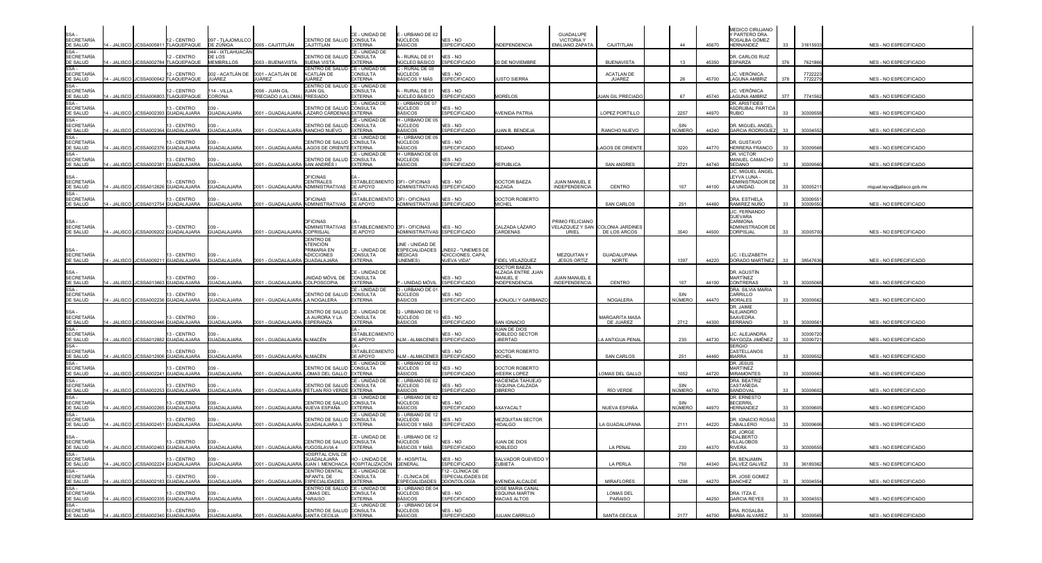| | | | | | | | | | | | | | | | | | | | | | |
|---|---|---|---|---|---|---|---|---|---|---|---|---|---|---|---|---|---|---|---|---|---|
| SSA - SECRETARÍA DE SALUD | 14 - JALISCO | JCSSA005811 | 12 - CENTRO TLAQUEPAQUE | 097 - TLAJOMULCO DE ZÚÑIGA | 0005 - CAJITITLÁN | CENTRO DE SALUD CAJITITLAN | CE - UNIDAD DE CONSULTA EXTERNA | E - URBANO DE 02 NÚCLEOS BÁSICOS | NES - NO ESPECIFICADO | INDEPENDENCIA | GUADALUPE VICTORIA Y EMILIANO ZAPATA | CAJITITLAN | | 44 | 45670 | MEDICO CIRUJANO Y PARTERO DRA. ROSALBA GÓMEZ HERNÁNDEZ | 33 | 31615933 | | NES - NO ESPECIFICADO |
| SSA - SECRETARÍA DE SALUD | 14 - JALISCO | JCSSA002784 | 12 - CENTRO TLAQUEPAQUE | 044 - IXTLAHUACÁN DE LOS MEMBRILLOS | 0003 - BUENAVISTA | CENTRO DE SALUD BUENA VISTA | CE - UNIDAD DE CONSULTA EXTERNA | A - RURAL DE 01 NÚCLEO BÁSICO | NES - NO ESPECIFICADO | 20 DE NOVIEMBRE | | BUENAVISTA | | 13 | 45350 | DR. CARLOS RUIZ ESPARZA | 376 | 7621866 | | NES - NO ESPECIFICADO |
| SSA - SECRETARÍA DE SALUD | 14 - JALISCO | JCSSA000042 | 12 - CENTRO TLAQUEPAQUE | 002 - ACATLÁN DE JUÁREZ | 0001 - ACATLÁN DE JUÁREZ | CENTRO DE SALUD ACATLÁN DE JUÁREZ | CE - UNIDAD DE CONSULTA EXTERNA | C - RURAL DE 03 NÚCLEOS BÁSICOS Y MÁS | NES - NO ESPECIFICADO | JUSTO SIERRA | | ACATLAN DE JUAREZ | | 26 | 45700 | LIC. VERÓNICA LAGUNA AMBRIZ | 378 | 7722223 7722279 | | NES - NO ESPECIFICADO |
| SSA - SECRETARÍA DE SALUD | 14 - JALISCO | JCSSA006803 | 12 - CENTRO TLAQUEPAQUE | 114 - VILLA CORONA | 0006 - JUAN GIL PRECIADO (LA LOMA) | CENTRO DE SALUD JUAN GIL PRESIADO | CE - UNIDAD DE CONSULTA EXTERNA | A - RURAL DE 01 NÚCLEO BÁSICO | NES - NO ESPECIFICADO | MORELOS | | JUAN GIL PRECIADO | | 67 | 45740 | LIC. VERÓNICA LAGUNA AMBRIZ | 377 | 7741562 | | NES - NO ESPECIFICADO |
| SSA - SECRETARÍA DE SALUD | 14 - JALISCO | JCSSA002393 | 13 - CENTRO GUADALAJARA | 039 - GUADALAJARA | 0001 - GUADALAJARA | CENTRO DE SALUD LÁZARO CÁRDENAS | CE - UNIDAD DE CONSULTA EXTERNA | J - URBANO DE 07 NÚCLEOS BÁSICOS | NES - NO ESPECIFICADO | AVENIDA PATRIA | | LOPEZ PORTILLO | | 2257 | 44970 | DR. ARISTIDES ASDRUBAL PARTIDA RUBIO | 33 | 30309558 | | NES - NO ESPECIFICADO |
| SSA - SECRETARÍA DE SALUD | 14 - JALISCO | JCSSA002364 | 13 - CENTRO GUADALAJARA | 039 - GUADALAJARA | 0001 - GUADALAJARA | CENTRO DE SALUD RANCHO NUEVO | CE - UNIDAD DE CONSULTA EXTERNA | H - URBANO DE 05 NÚCLEOS BÁSICOS | NES - NO ESPECIFICADO | JUAN B. BENDEJA | | RANCHO NUEVO | | SIN NÚMERO | 44240 | DR. MIGUEL ANGEL GARCIA RODRIGUEZ | 33 | 30304552 | | NES - NO ESPECIFICADO |
| SSA - SECRETARÍA DE SALUD | 14 - JALISCO | JCSSA002376 | 13 - CENTRO GUADALAJARA | 039 - GUADALAJARA | 0001 - GUADALAJARA | CENTRO DE SALUD LAGOS DE ORIENTE | CE - UNIDAD DE CONSULTA EXTERNA | H - URBANO DE 05 NÚCLEOS BÁSICOS | NES - NO ESPECIFICADO | SEDANO | | LAGOS DE ORIENTE | | 3220 | 44770 | DR. GUSTAVO HERRERA FRANCO | 33 | 30309568 | | NES - NO ESPECIFICADO |
| SSA - SECRETARÍA DE SALUD | 14 - JALISCO | JCSSA002381 | 13 - CENTRO GUADALAJARA | 039 - GUADALAJARA | 0001 - GUADALAJARA | CENTRO DE SALUD SAN ANDRÉS I | CE - UNIDAD DE CONSULTA EXTERNA | H - URBANO DE 05 NÚCLEOS BÁSICOS | NES - NO ESPECIFICADO | REPUBLICA | | SAN ANDRES | | 2721 | 44740 | DR. VICTOR MANUEL CAMACHO SEDANO | 33 | 30309560 | | NES - NO ESPECIFICADO |
| SSA - SECRETARÍA DE SALUD | 14 - JALISCO | JCSSA012626 | 13 - CENTRO GUADALAJARA | 039 - GUADALAJARA | 0001 - GUADALAJARA | OFICINAS CENTRALES ADMINISTRATIVAS | EA - ESTABLECIMIENTO DE APOYO | OFI - OFICINAS ADMINISTRATIVAS | NES - NO ESPECIFICADO | DOCTOR BAEZA ALZAGA | JUAN MANUEL E INDEPENDENCIA | CENTRO | | 107 | 44100 | LIC. MIGUEL ÁNGEL LEYVA LUNA - ADMINISTRADOR DE LA UNIDAD. | 33 | 30305211 | | miguel.leyva@jalisco.gob.mx |
| SSA - SECRETARÍA DE SALUD | 14 - JALISCO | JCSSA012754 | 13 - CENTRO GUADALAJARA | 039 - GUADALAJARA | 0001 - GUADALAJARA | OFICINAS ADMINISTRATIVAS | EA - ESTABLECIMIENTO DE APOYO | OFI - OFICINAS ADMINISTRATIVAS | NES - NO ESPECIFICADO | DOCTOR ROBERTO MICHEL | | SAN CARLOS | | 251 | 44460 | DRA. ESTHELA RAMIREZ NUÑO | 33 | 30309551 30309550 | | NES - NO ESPECIFICADO |
| SSA - SECRETARÍA DE SALUD | 14 - JALISCO | JCSSA009202 | 13 - CENTRO GUADALAJARA | 039 - GUADALAJARA | 0001 - GUADALAJARA | OFICINAS ADMINISTRATIVAS COPRISJAL | EA - ESTABLECIMIENTO DE APOYO | OFI - OFICINAS ADMINISTRATIVAS | NES - NO ESPECIFICADO | CALZADA LÁZARO CARDENAS | PRIMO FELICIANO VELAZQUEZ Y SAN URIEL | COLONIA JARDINES DE LOS ARCOS | | 3540 | 44500 | LIC. FERNANDO GUEVARA CARMONA ADMINISTRADOR DE COPRISJAL | 33 | 30305700 | | NES - NO ESPECIFICADO |
| SSA - SECRETARÍA DE SALUD | 14 - JALISCO | JCSSA009211 | 13 - CENTRO GUADALAJARA | 039 - GUADALAJARA | 0001 - GUADALAJARA | CENTRO DE ATENCIÓN PRIMARIA EN ADICCIONES GUADALAJARA | CE - UNIDAD DE CONSULTA EXTERNA | UNE - UNIDAD DE ESPECIALIDADES MÉDICAS (UNEMES) | UNE02 - "UNEMES DE ADICCIONES, CAPA, NUEVA VIDA" | FIDEL VELAZQUEZ | MEZQUITAN Y JESÚS ORTÍZ | GUADALUPANA NORTE | | 1397 | 44220 | LIC. I ELIZABETH DORADO MARTÍNEZ | 33 | 38547636 | | NES - NO ESPECIFICADO |
| SSA - SECRETARÍA DE SALUD | 14 - JALISCO | JCSSA013663 | 13 - CENTRO GUADALAJARA | 039 - GUADALAJARA | 0001 - GUADALAJARA | UNIDAD MÓVIL DE COLPOSCOPIA | CE - UNIDAD DE CONSULTA EXTERNA | P - UNIDAD MÓVIL | NES - NO ESPECIFICADO | DOCTOR BAEZA ALZAGA ENTRE JUAN MANUEL E INDEPENDENCIA | JUAN MANUEL E INDEPENDENCIA | CENTRO | | 107 | 44100 | DR. AGUSTÍN MARTÍNEZ CONTRERAS | 33 | 30305068 | | NES - NO ESPECIFICADO |
| SSA - SECRETARÍA DE SALUD | 14 - JALISCO | JCSSA002236 | 13 - CENTRO GUADALAJARA | 039 - GUADALAJARA | 0001 - GUADALAJARA | CENTRO DE SALUD LA NOGALERA | CE - UNIDAD DE CONSULTA EXTERNA | D - URBANO DE 01 NÚCLEOS BÁSICOS | NES - NO ESPECIFICADO | AJONJOLI Y GARBANZO | | NOGALERA | | SIN NÚMERO | 44470 | DRA. SILVIA MARIA CARRILLO MORALES | 33 | 30309562 | | NES - NO ESPECIFICADO |
| SSA - SECRETARÍA DE SALUD | 14 - JALISCO | JCSSA002446 | 13 - CENTRO GUADALAJARA | 039 - GUADALAJARA | 0001 - GUADALAJARA | CENTRO DE SALUD LA AURORA Y LA ESPERANZA | CE - UNIDAD DE CONSULTA EXTERNA | Q - URBANO DE 10 NÚCLEOS BÁSICOS | NES - NO ESPECIFICADO | SAN IGNACIO | | MARGARITA MASA DE JUAREZ | | 2712 | 44300 | DR. JAIME ALEJANDRO SAAVEDRA SERRANO | 33 | 30309561 | | NES - NO ESPECIFICADO |
| SSA - SECRETARÍA DE SALUD | 14 - JALISCO | JCSSA012882 | 13 - CENTRO GUADALAJARA | 039 - GUADALAJARA | 0001 - GUADALAJARA | ALMACÉN | EA - ESTABLECIMIENTO DE APOYO | ALM - ALMACENES | NES - NO ESPECIFICADO | JUAN DE DIOS ROBLEDO SECTOR LIBERTAD | | LA ANTIGUA PENAL | | 230 | 44730 | LIC. ALEJANDRA RAYGOZA JIMÉNEZ | 33 | 30309720 30309721 | | NES - NO ESPECIFICADO |
| SSA - SECRETARÍA DE SALUD | 14 - JALISCO | JCSSA012906 | 13 - CENTRO GUADALAJARA | 039 - GUADALAJARA | 0001 - GUADALAJARA | ALMACÉN | EA - ESTABLECIMIENTO DE APOYO | ALM - ALMACENES | NES - NO ESPECIFICADO | DOCTOR ROBERTO MICHEL | | SAN CARLOS | | 251 | 44460 | SERGIO CASTELLANOS IBARRA | 33 | 30309552 | | NES - NO ESPECIFICADO |
| SSA - SECRETARÍA DE SALUD | 14 - JALISCO | JCSSA002241 | 13 - CENTRO GUADALAJARA | 039 - GUADALAJARA | 0001 - GUADALAJARA | CENTRO DE SALUD LOMAS DEL GALLO | CE - UNIDAD DE CONSULTA EXTERNA | E - URBANO DE 02 NÚCLEOS BÁSICOS | NES - NO ESPECIFICADO | DOCTOR ROBERTO WEERK LOPEZ | | LOMAS DEL GALLO | | 1052 | 44720 | DR. JESUS MARTINEZ MIRAMONTES | 33 | 30309563 | | NES - NO ESPECIFICADO |
| SSA - SECRETARÍA DE SALUD | 14 - JALISCO | JCSSA002253 | 13 - CENTRO GUADALAJARA | 039 - GUADALAJARA | 0001 - GUADALAJARA | CENTRO DE SALUD TETLÁN RÍO VERDE | CE - UNIDAD DE CONSULTA EXTERNA | E - URBANO DE 02 NÚCLEOS BÁSICOS | NES - NO ESPECIFICADO | HACIENDA TAHUEJO ESQUINA CALZADA OBRERO | | RÍO VERDE | | SIN NÚMERO | 44700 | DRA. BEATRIZ CASTAÑEDA SANDOVAL | 33 | 30309602 | | NES - NO ESPECIFICADO |
| SSA - SECRETARÍA DE SALUD | 14 - JALISCO | JCSSA002265 | 13 - CENTRO GUADALAJARA | 039 - GUADALAJARA | 0001 - GUADALAJARA | CENTRO DE SALUD NUEVA ESPAÑA | CE - UNIDAD DE CONSULTA EXTERNA | E - URBANO DE 02 NÚCLEOS BÁSICOS | NES - NO ESPECIFICADO | AXAYACALT | | NUEVA ESPAÑA | | SIN NÚMERO | 44970 | DR. ERNESTO BECERRIL HERNANDEZ | 33 | 30309605 | | NES - NO ESPECIFICADO |
| SSA - SECRETARÍA DE SALUD | 14 - JALISCO | JCSSA002451 | 13 - CENTRO GUADALAJARA | 039 - GUADALAJARA | 0001 - GUADALAJARA | CENTRO DE SALUD GUADALAJARA 3 | CE - UNIDAD DE CONSULTA EXTERNA | S - URBANO DE 12 NÚCLEOS BÁSICOS Y MÁS | NES - NO ESPECIFICADO | MEZQUITAN SECTOR HIDALGO | | LA GUADALUPANA | | 2111 | 44220 | DR. IGNACIO ROSAS CABALLERO | 33 | 30309606 | | NES - NO ESPECIFICADO |
| SSA - SECRETARÍA DE SALUD | 14 - JALISCO | JCSSA002463 | 13 - CENTRO GUADALAJARA | 039 - GUADALAJARA | 0001 - GUADALAJARA | CENTRO DE SALUD YUGOSLAVIA 4 | CE - UNIDAD DE CONSULTA EXTERNA | S - URBANO DE 12 NÚCLEOS BÁSICOS Y MÁS | NES - NO ESPECIFICADO | JUAN DE DIOS ROBLEDO | | LA PENAL | | 230 | 44370 | DR. JORGE ADALBERTO VILLALOBOS RIVERA | 33 | 30309555 | | NES - NO ESPECIFICADO |
| SSA - SECRETARÍA DE SALUD | 14 - JALISCO | JCSSA002224 | 13 - CENTRO GUADALAJARA | 039 - GUADALAJARA | 0001 - GUADALAJARA | HOSPITAL CIVIL DE GUADALAJARA JUAN I. MENCHACA | HO - UNIDAD DE HOSPITALIZACIÓN | M - HOSPITAL GENERAL | NES - NO ESPECIFICADO | SALVADOR QUEVEDO Y ZUBIETA | | LA PERLA | | 750 | 44340 | DR. BENJAMIN GALVEZ GALVEZ | 33 | 36189362 | | NES - NO ESPECIFICADO |
| SSA - SECRETARÍA DE SALUD | 14 - JALISCO | JCSSA002183 | 13 - CENTRO GUADALAJARA | 039 - GUADALAJARA | 0001 - GUADALAJARA | CENTRO DENTAL INFANTIL DE ESPECIALIDADES | CE - UNIDAD DE CONSULTA EXTERNA | T - CLÍNICA DE ESPECIALIDADES | T12 - CLÍNICA DE ESPECIALIDADES DE ODONTOLOGÍA | AVENIDA ALCALDE | | MIRAFLORES | | 1298 | 44270 | DR. JOSE GOMEZ SANCHEZ | 33 | 30304554 | | NES - NO ESPECIFICADO |
| SSA - SECRETARÍA DE SALUD | 14 - JALISCO | JCSSA002335 | 13 - CENTRO GUADALAJARA | 039 - GUADALAJARA | 0001 - GUADALAJARA | CENTRO DE SALUD LOMAS DEL PARAISO | CE - UNIDAD DE CONSULTA EXTERNA | G - URBANO DE 04 NÚCLEOS BÁSICOS | NES - NO ESPECIFICADO | JOSE MARIA CANAL ESQUINA MARTIN MACIAS ALTOS | | LOMAS DEL PARAISO | | | 44250 | DRA. ITZA E. GARCIA REYES | 33 | 30304553 | | NES - NO ESPECIFICADO |
| SSA - SECRETARÍA DE SALUD | 14 - JALISCO | JCSSA002340 | 13 - CENTRO GUADALAJARA | 039 - GUADALAJARA | 0001 - GUADALAJARA | CENTRO DE SALUD SANTA CECILIA | CE - UNIDAD DE CONSULTA EXTERNA | G - URBANO DE 04 NÚCLEOS BÁSICOS | NES - NO ESPECIFICADO | JULIAN CARRILLO | | SANTA CECILIA | | 2177 | 44700 | DRA. ROSALBA BARBA ALVAREZ | 33 | 30309569 | | NES - NO ESPECIFICADO |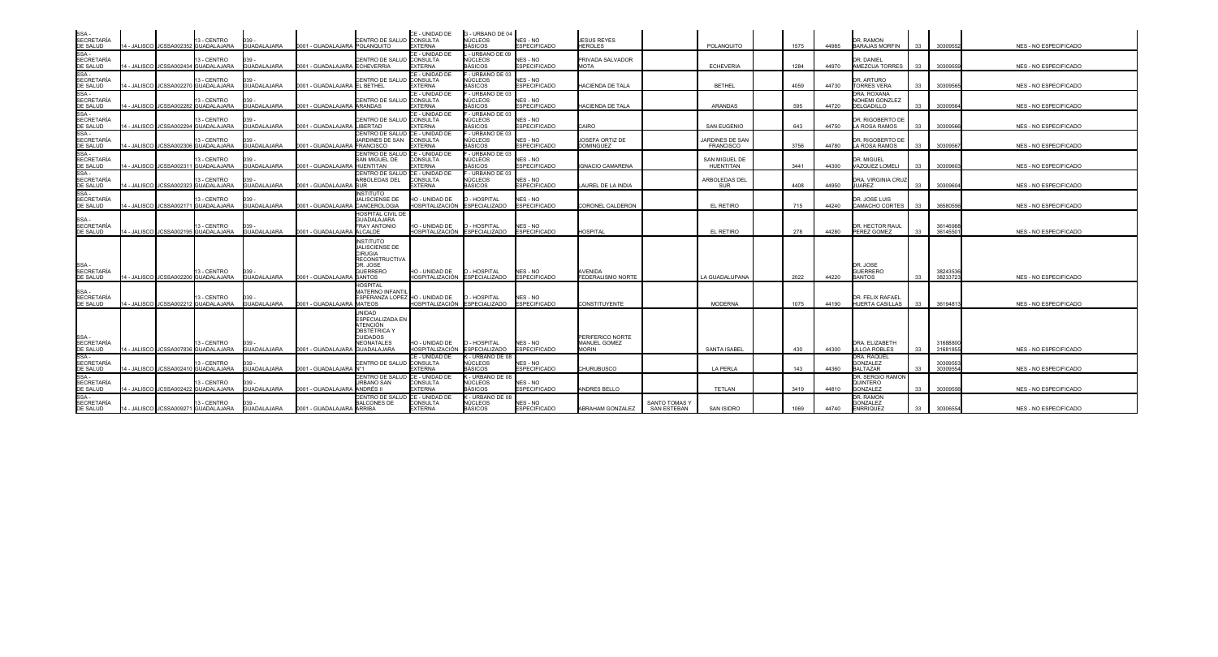| | | | | | | | | | | | | | | | | | | | |
|---|---|---|---|---|---|---|---|---|---|---|---|---|---|---|---|---|---|---|---|
| SSA - SECRETARÍA DE SALUD | 14 - JALISCO | JCSSA002352 | 13 - CENTRO GUADALAJARA | 039 - GUADALAJARA | 0001 - GUADALAJARA | CENTRO DE SALUD POLANQUITO | CE - UNIDAD DE CONSULTA EXTERNA | G - URBANO DE 04 NÚCLEOS BÁSICOS | NES - NO ESPECIFICADO | JESUS REYES HEROLES | | POLANQUITO | | 1575 | 44985 | DR. RAMON BARAJAS MORFIN | 33 | 30309552 | | NES - NO ESPECIFICADO |
| SSA - SECRETARÍA DE SALUD | 14 - JALISCO | JCSSA002434 | 13 - CENTRO GUADALAJARA | 039 - GUADALAJARA | 0001 - GUADALAJARA | CENTRO DE SALUD ECHEVERRIA | CE - UNIDAD DE CONSULTA EXTERNA | L - URBANO DE 09 NÚCLEOS BÁSICOS | NES - NO ESPECIFICADO | PRIVADA SALVADOR MOTA | | ECHEVERIA | | 1284 | 44970 | DR. DANIEL AMEZCUA TORRES | 33 | 30309559 | | NES - NO ESPECIFICADO |
| SSA - SECRETARÍA DE SALUD | 14 - JALISCO | JCSSA002270 | 13 - CENTRO GUADALAJARA | 039 - GUADALAJARA | 0001 - GUADALAJARA | CENTRO DE SALUD EL BETHEL | CE - UNIDAD DE CONSULTA EXTERNA | F - URBANO DE 03 NÚCLEOS BÁSICOS | NES - NO ESPECIFICADO | HACIENDA DE TALA | | BETHEL | | 4059 | 44730 | DR. ARTURO TORRES VERA | 33 | 30309565 | | NES - NO ESPECIFICADO |
| SSA - SECRETARÍA DE SALUD | 14 - JALISCO | JCSSA002282 | 13 - CENTRO GUADALAJARA | 039 - GUADALAJARA | 0001 - GUADALAJARA | CENTRO DE SALUD ARANDAS | CE - UNIDAD DE CONSULTA EXTERNA | F - URBANO DE 03 NÚCLEOS BÁSICOS | NES - NO ESPECIFICADO | HACIENDA DE TALA | | ARANDAS | | 595 | 44720 | DRA. ROXANA NOHEMI GONZLEZ DELGADILLO | 33 | 30309564 | | NES - NO ESPECIFICADO |
| SSA - SECRETARÍA DE SALUD | 14 - JALISCO | JCSSA002294 | 13 - CENTRO GUADALAJARA | 039 - GUADALAJARA | 0001 - GUADALAJARA | CENTRO DE SALUD LIBERTAD | CE - UNIDAD DE CONSULTA EXTERNA | F - URBANO DE 03 NÚCLEOS BÁSICOS | NES - NO ESPECIFICADO | CAIRO | | SAN EUGENIO | | 643 | 44750 | DR. RIGOBERTO DE LA ROSA RAMOS | 33 | 30309566 | | NES - NO ESPECIFICADO |
| SSA - SECRETARÍA DE SALUD | 14 - JALISCO | JCSSA002306 | 13 - CENTRO GUADALAJARA | 039 - GUADALAJARA | 0001 - GUADALAJARA | CENTRO DE SALUD JARDINES DE SAN FRANCISCO | CE - UNIDAD DE CONSULTA EXTERNA | F - URBANO DE 03 NÚCLEOS BÁSICOS | NES - NO ESPECIFICADO | JOSEFA ORTIZ DE DOMINGUEZ | | JARDINES DE SAN FRANCISCO | | 3756 | 44780 | DR. RIGOBERTO DE LA ROSA RAMOS | 33 | 30309567 | | NES - NO ESPECIFICADO |
| SSA - SECRETARÍA DE SALUD | 14 - JALISCO | JCSSA002311 | 13 - CENTRO GUADALAJARA | 039 - GUADALAJARA | 0001 - GUADALAJARA | CENTRO DE SALUD SAN MIGUEL DE HUENTITAN | CE - UNIDAD DE CONSULTA EXTERNA | F - URBANO DE 03 NÚCLEOS BÁSICOS | NES - NO ESPECIFICADO | IGNACIO CAMARENA | | SAN MIGUEL DE HUENTITAN | | 3441 | 44300 | DR. MIGUEL VAZQUEZ LOMELI | 33 | 30309603 | | NES - NO ESPECIFICADO |
| SSA - SECRETARÍA DE SALUD | 14 - JALISCO | JCSSA002323 | 13 - CENTRO GUADALAJARA | 039 - GUADALAJARA | 0001 - GUADALAJARA | CENTRO DE SALUD ARBOLEDAS DEL SUR | CE - UNIDAD DE CONSULTA EXTERNA | F - URBANO DE 03 NÚCLEOS BÁSICOS | NES - NO ESPECIFICADO | LAUREL DE LA INDIA | | ARBOLEDAS DEL SUR | | 4408 | 44950 | DRA. VIRGINIA CRUZ JUAREZ | 33 | 30309604 | | NES - NO ESPECIFICADO |
| SSA - SECRETARÍA DE SALUD | 14 - JALISCO | JCSSA002171 | 13 - CENTRO GUADALAJARA | 039 - GUADALAJARA | 0001 - GUADALAJARA | INSTITUTO JALISCIENSE DE CANCEROLOGIA | HO - UNIDAD DE HOSPITALIZACIÓN | D - HOSPITAL ESPECIALIZADO | NES - NO ESPECIFICADO | CORONEL CALDERON | | EL RETIRO | | 715 | 44240 | DR. JOSE LUIS CAMACHO CORTES | 33 | 36580596 | | NES - NO ESPECIFICADO |
| SSA - SECRETARÍA DE SALUD | 14 - JALISCO | JCSSA002195 | 13 - CENTRO GUADALAJARA | 039 - GUADALAJARA | 0001 - GUADALAJARA | HOSPITAL CIVIL DE GUADALAJARA FRAY ANTONIO ALCALDE | HO - UNIDAD DE HOSPITALIZACIÓN | D - HOSPITAL ESPECIALIZADO | NES - NO ESPECIFICADO | HOSPITAL | | EL RETIRO | | 278 | 44280 | DR. HECTOR RAUL PEREZ GOMEZ | 33 | 36146988 36145501 | | NES - NO ESPECIFICADO |
| SSA - SECRETARÍA DE SALUD | 14 - JALISCO | JCSSA002200 | 13 - CENTRO GUADALAJARA | 039 - GUADALAJARA | 0001 - GUADALAJARA | INSTITUTO JALISCIENSE DE CIRUGIA RECONSTRUCTIVA DR. JOSE GUERRERO SANTOS | HO - UNIDAD DE HOSPITALIZACIÓN | D - HOSPITAL ESPECIALIZADO | NES - NO ESPECIFICADO | AVENIDA FEDERALISMO NORTE | | LA GUADALUPANA | | 2022 | 44220 | DR. JOSE GUERRERO SANTOS | 33 | 38243536 38233723 | | NES - NO ESPECIFICADO |
| SSA - SECRETARÍA DE SALUD | 14 - JALISCO | JCSSA002212 | 13 - CENTRO GUADALAJARA | 039 - GUADALAJARA | 0001 - GUADALAJARA | HOSPITAL MATERNO INFANTIL ESPERANZA LOPEZ MATEOS | HO - UNIDAD DE HOSPITALIZACIÓN | D - HOSPITAL ESPECIALIZADO | NES - NO ESPECIFICADO | CONSTITUYENTE | | MODERNA | | 1075 | 44190 | DR. FELIX RAFAEL HUERTA CASILLAS | 33 | 36194813 | | NES - NO ESPECIFICADO |
| SSA - SECRETARÍA DE SALUD | 14 - JALISCO | JCSSA007836 | 13 - CENTRO GUADALAJARA | 039 - GUADALAJARA | 0001 - GUADALAJARA | UNIDAD ESPECIALIZADA EN ATENCIÓN OBSTÉTRICA Y CUIDADOS NEONATALES GUADALAJARA | HO - UNIDAD DE HOSPITALIZACIÓN | D - HOSPITAL ESPECIALIZADO | NES - NO ESPECIFICADO | PERIFERICO NORTE MANUEL GOMEZ MORIN | | SANTA ISABEL | | 430 | 44300 | DRA. ELIZABETH ULLOA ROBLES | 33 | 31688800 31681855 | | NES - NO ESPECIFICADO |
| SSA - SECRETARÍA DE SALUD | 14 - JALISCO | JCSSA002410 | 13 - CENTRO GUADALAJARA | 039 - GUADALAJARA | 0001 - GUADALAJARA | CENTRO DE SALUD N°1 | CE - UNIDAD DE CONSULTA EXTERNA | K - URBANO DE 08 NÚCLEOS BÁSICOS | NES - NO ESPECIFICADO | CHURUBUSCO | | LA PERLA | | 143 | 44360 | DRA. RAQUEL GONZALEZ BALTAZAR | 33 | 30309553 30309554 | | NES - NO ESPECIFICADO |
| SSA - SECRETARÍA DE SALUD | 14 - JALISCO | JCSSA002422 | 13 - CENTRO GUADALAJARA | 039 - GUADALAJARA | 0001 - GUADALAJARA | CENTRO DE SALUD URBANO SAN ANDRÉS II | CE - UNIDAD DE CONSULTA EXTERNA | K - URBANO DE 08 NÚCLEOS BÁSICOS | NES - NO ESPECIFICADO | ANDRES BELLO | | TETLAN | | 3419 | 44810 | DR. SERGIO RAMON QUINTERO GONZALEZ | 33 | 30309556 | | NES - NO ESPECIFICADO |
| SSA - SECRETARÍA DE SALUD | 14 - JALISCO | JCSSA009271 | 13 - CENTRO GUADALAJARA | 039 - GUADALAJARA | 0001 - GUADALAJARA | CENTRO DE SALUD BALCONES DE ARRIBA | CE - UNIDAD DE CONSULTA EXTERNA | K - URBANO DE 08 NÚCLEOS BÁSICOS | NES - NO ESPECIFICADO | ABRAHAM GONZALEZ | SANTO TOMAS Y SAN ESTEBAN | SAN ISIDRO | | 1069 | 44740 | DR. RAMON GONZALEZ ENRRIQUEZ | 33 | 30306554 | | NES - NO ESPECIFICADO |